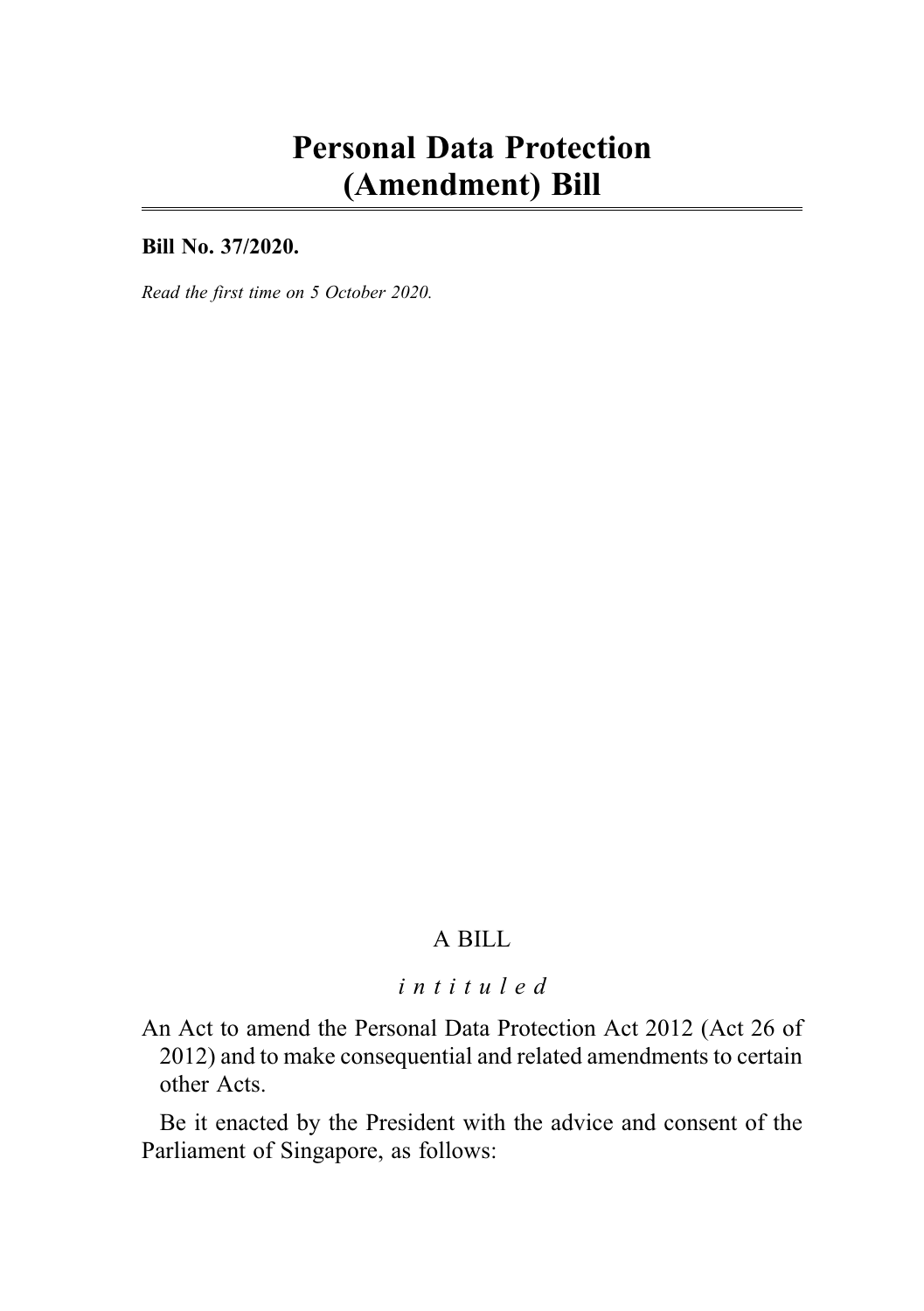# Personal Data Protection (Amendment) Bill

**Bill No. 37/2020.**

*Read the first time on 5 October 2020.*

A BILL

*intituled*

An Act to amend the Personal Data Protection Act 2012 (Act 26 of 2012) and to make consequential and related amendments to certain other Acts.

Be it enacted by the President with the advice and consent of the Parliament of Singapore, as follows: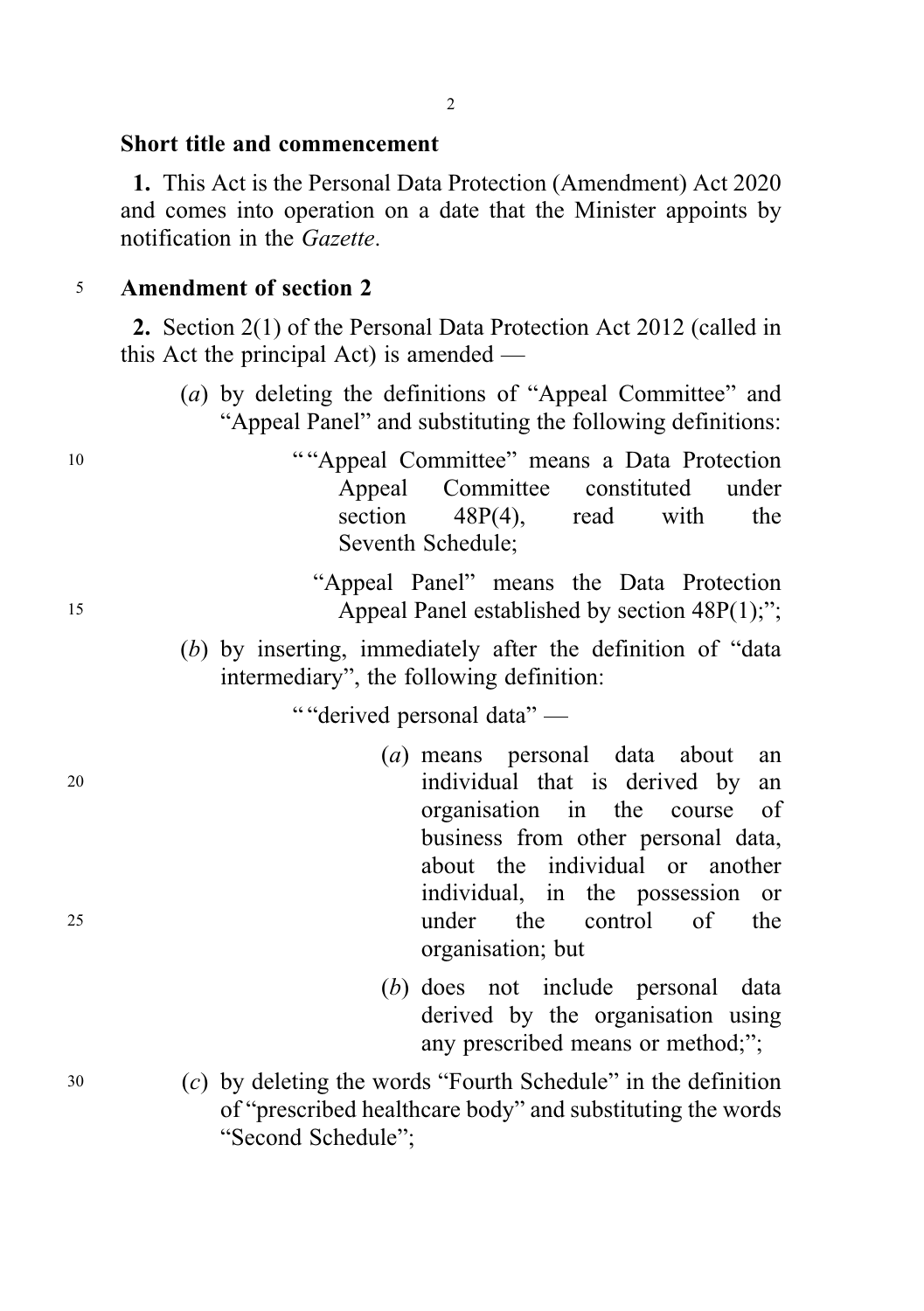**Short title and commencement**

**1.** This Act is the Personal Data Protection (Amendment) Act 2020 and comes into operation on a date that the Minister appoints by notification in the *Gazette*.

**Amendment of section 2**

**2.** Section 2(1) of the Personal Data Protection Act 2012 (called in this Act the principal Act) is amended —

(*a*) by deleting the definitions of "Appeal Committee" and "Appeal Panel" and substituting the following definitions:

> ""Appeal Committee" means a Data Protection Appeal Committee constituted under section 48P(4), read with the Seventh Schedule;
>
> "Appeal Panel" means the Data Protection Appeal Panel established by section 48P(1);";

(*b*) by inserting, immediately after the definition of "data intermediary", the following definition:

> ""derived personal data" —
>
> (*a*) means personal data about an individual that is derived by an organisation in the course of business from other personal data, about the individual or another individual, in the possession or under the control of the organisation; but
>
> (*b*) does not include personal data derived by the organisation using any prescribed means or method;";

(*c*) by deleting the words "Fourth Schedule" in the definition of "prescribed healthcare body" and substituting the words "Second Schedule";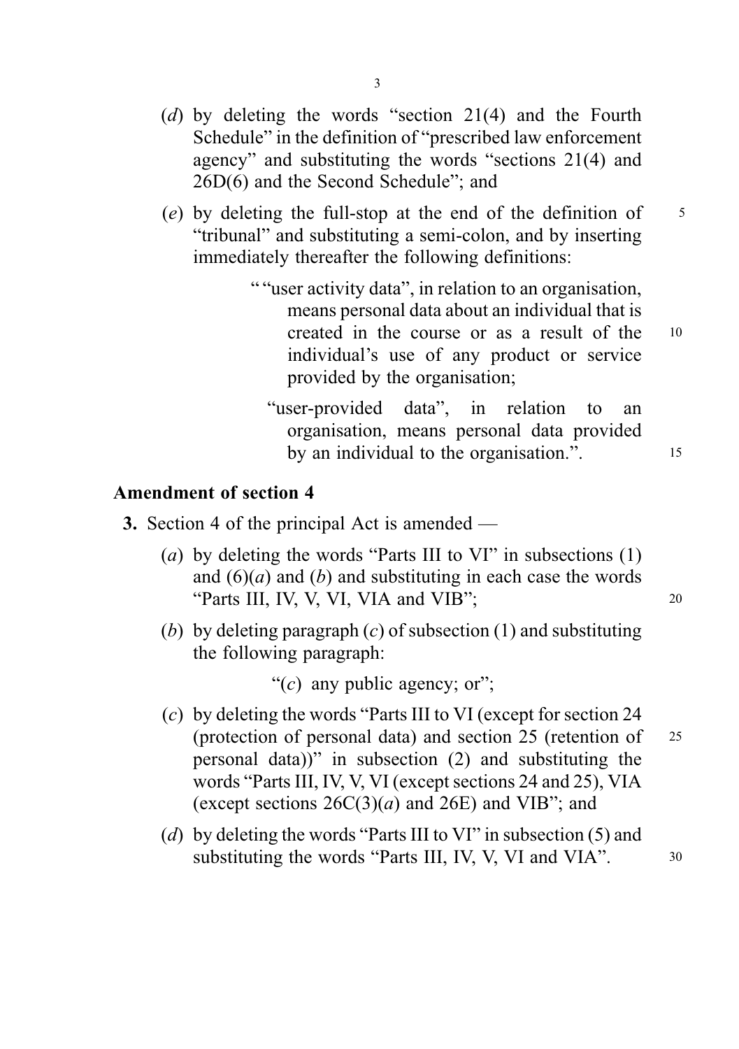(*d*) by deleting the words "section 21(4) and the Fourth Schedule" in the definition of "prescribed law enforcement agency" and substituting the words "sections 21(4) and 26D(6) and the Second Schedule"; and

(*e*) by deleting the full-stop at the end of the definition of "tribunal" and substituting a semi-colon, and by inserting immediately thereafter the following definitions:

> " "user activity data", in relation to an organisation, means personal data about an individual that is created in the course or as a result of the individual's use of any product or service provided by the organisation;
>
> "user-provided data", in relation to an organisation, means personal data provided by an individual to the organisation.".

### Amendment of section 4

**3.** Section 4 of the principal Act is amended —

(*a*) by deleting the words "Parts III to VI" in subsections (1) and (6)(*a*) and (*b*) and substituting in each case the words "Parts III, IV, V, VI, VIA and VIB";

(*b*) by deleting paragraph (*c*) of subsection (1) and substituting the following paragraph:

> "(*c*) any public agency; or";

(*c*) by deleting the words "Parts III to VI (except for section 24 (protection of personal data) and section 25 (retention of personal data))" in subsection (2) and substituting the words "Parts III, IV, V, VI (except sections 24 and 25), VIA (except sections 26C(3)(*a*) and 26E) and VIB"; and

(*d*) by deleting the words "Parts III to VI" in subsection (5) and substituting the words "Parts III, IV, V, VI and VIA".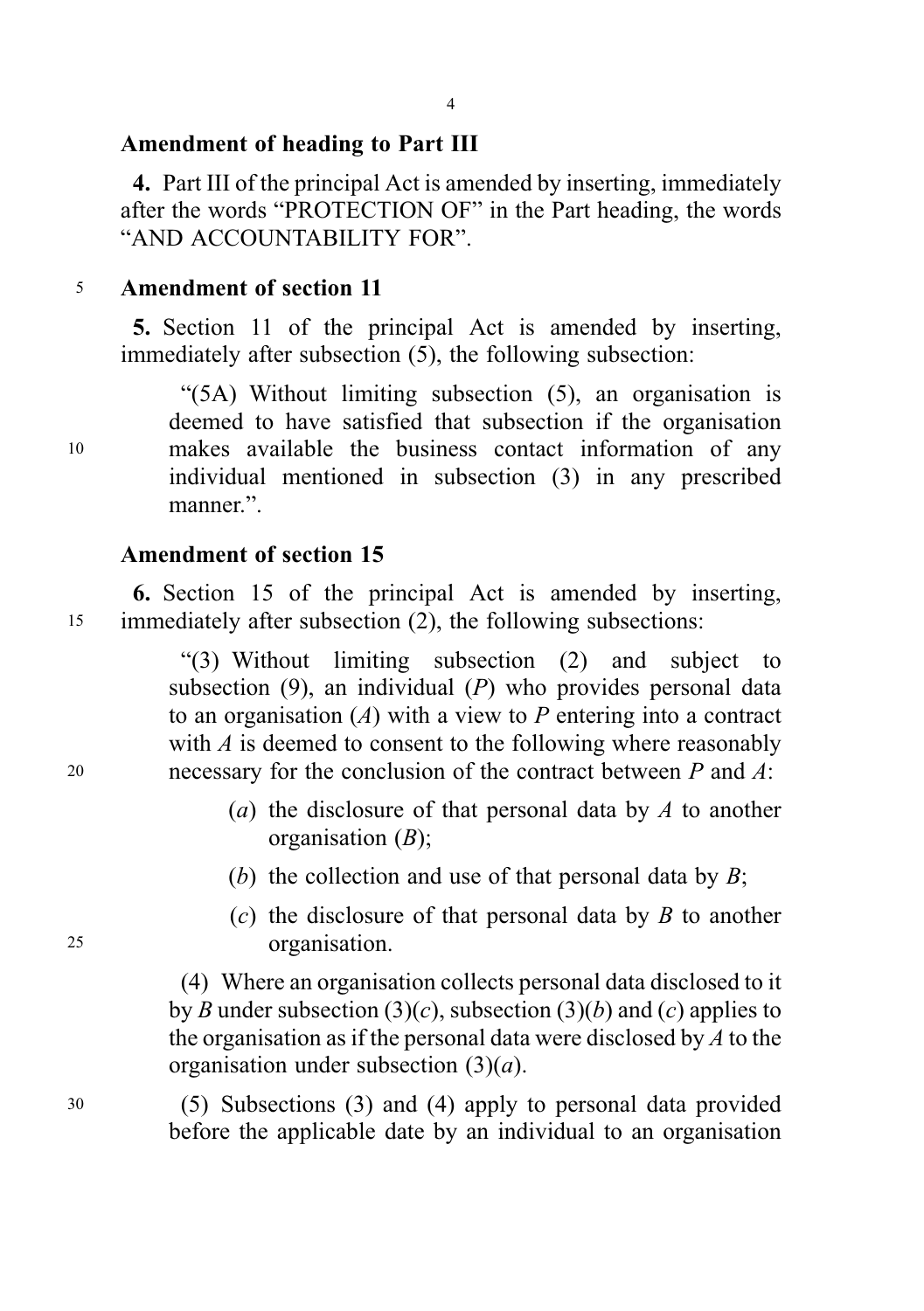**Amendment of heading to Part III**

**4.** Part III of the principal Act is amended by inserting, immediately after the words "PROTECTION OF" in the Part heading, the words "AND ACCOUNTABILITY FOR".

**Amendment of section 11**

**5.** Section 11 of the principal Act is amended by inserting, immediately after subsection (5), the following subsection:

"(5A) Without limiting subsection (5), an organisation is deemed to have satisfied that subsection if the organisation makes available the business contact information of any individual mentioned in subsection (3) in any prescribed manner.".

**Amendment of section 15**

**6.** Section 15 of the principal Act is amended by inserting, immediately after subsection (2), the following subsections:

"(3) Without limiting subsection (2) and subject to subsection (9), an individual (*P*) who provides personal data to an organisation (*A*) with a view to *P* entering into a contract with *A* is deemed to consent to the following where reasonably necessary for the conclusion of the contract between *P* and *A*:

(*a*) the disclosure of that personal data by *A* to another organisation (*B*);

(*b*) the collection and use of that personal data by *B*;

(*c*) the disclosure of that personal data by *B* to another organisation.

(4) Where an organisation collects personal data disclosed to it by *B* under subsection (3)(*c*), subsection (3)(*b*) and (*c*) applies to the organisation as if the personal data were disclosed by *A* to the organisation under subsection (3)(*a*).

(5) Subsections (3) and (4) apply to personal data provided before the applicable date by an individual to an organisation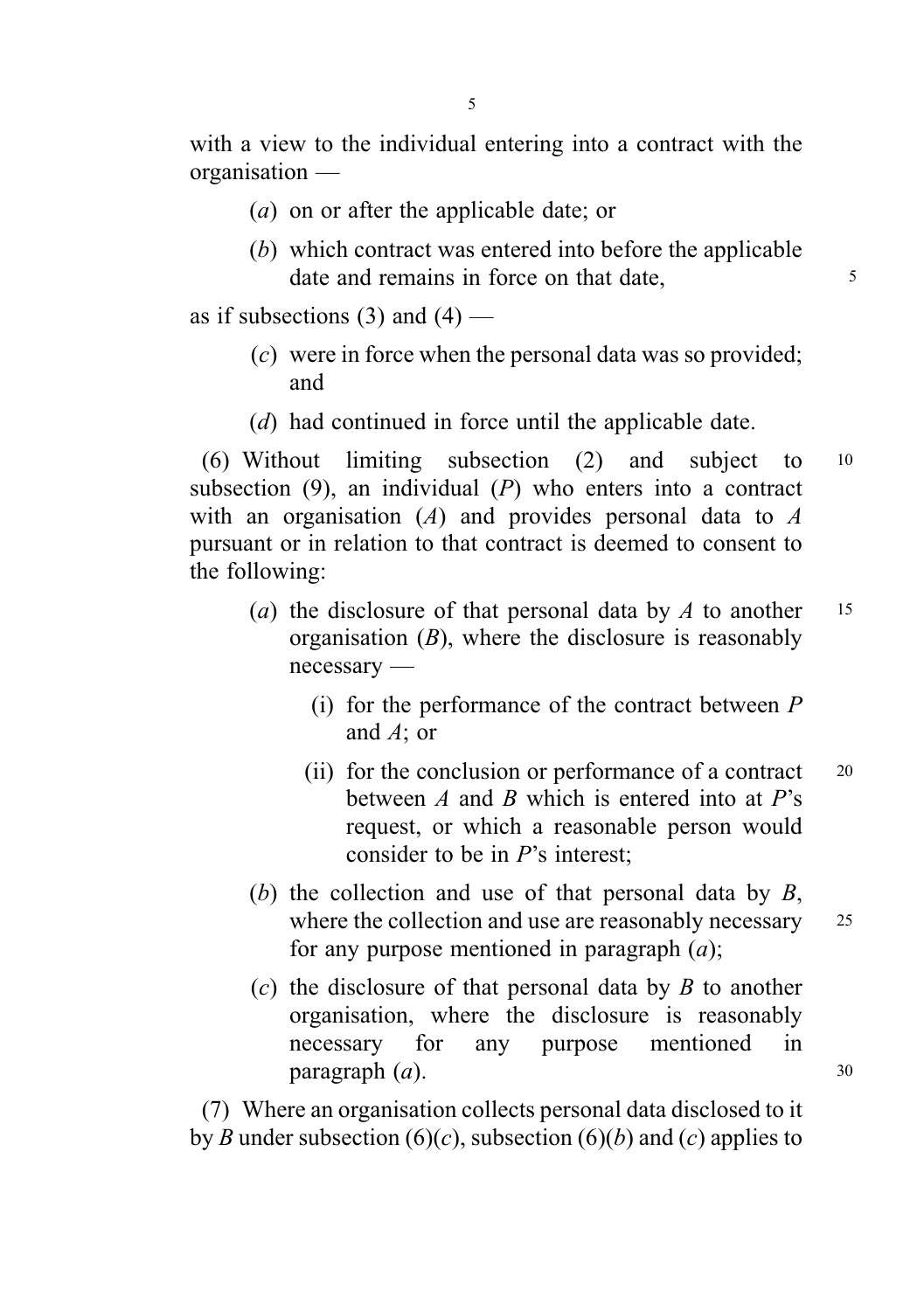with a view to the individual entering into a contract with the organisation —

(*a*) on or after the applicable date; or

(*b*) which contract was entered into before the applicable date and remains in force on that date,

as if subsections (3) and (4) —

(*c*) were in force when the personal data was so provided; and

(*d*) had continued in force until the applicable date.

(6) Without limiting subsection (2) and subject to subsection (9), an individual (*P*) who enters into a contract with an organisation (*A*) and provides personal data to *A* pursuant or in relation to that contract is deemed to consent to the following:

(*a*) the disclosure of that personal data by *A* to another organisation (*B*), where the disclosure is reasonably necessary —

(i) for the performance of the contract between *P* and *A*; or

(ii) for the conclusion or performance of a contract between *A* and *B* which is entered into at *P*'s request, or which a reasonable person would consider to be in *P*'s interest;

(*b*) the collection and use of that personal data by *B*, where the collection and use are reasonably necessary for any purpose mentioned in paragraph (*a*);

(*c*) the disclosure of that personal data by *B* to another organisation, where the disclosure is reasonably necessary for any purpose mentioned in paragraph (*a*).

(7) Where an organisation collects personal data disclosed to it by *B* under subsection (6)(*c*), subsection (6)(*b*) and (*c*) applies to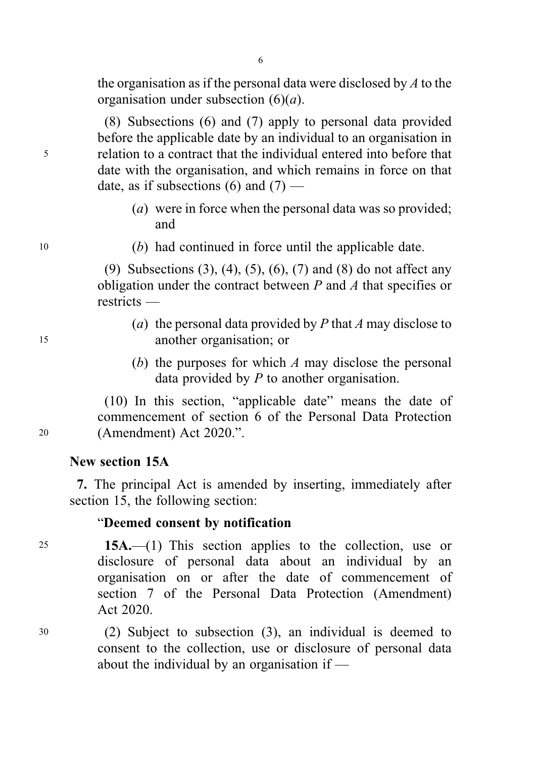the organisation as if the personal data were disclosed by *A* to the organisation under subsection (6)(*a*).

(8) Subsections (6) and (7) apply to personal data provided before the applicable date by an individual to an organisation in relation to a contract that the individual entered into before that date with the organisation, and which remains in force on that date, as if subsections (6) and (7) —

(*a*) were in force when the personal data was so provided; and

(*b*) had continued in force until the applicable date.

(9) Subsections (3), (4), (5), (6), (7) and (8) do not affect any obligation under the contract between *P* and *A* that specifies or restricts —

(*a*) the personal data provided by *P* that *A* may disclose to another organisation; or

(*b*) the purposes for which *A* may disclose the personal data provided by *P* to another organisation.

(10) In this section, "applicable date" means the date of commencement of section 6 of the Personal Data Protection (Amendment) Act 2020.".

**New section 15A**

**7.** The principal Act is amended by inserting, immediately after section 15, the following section:

"**Deemed consent by notification**

**15A.**—(1) This section applies to the collection, use or disclosure of personal data about an individual by an organisation on or after the date of commencement of section 7 of the Personal Data Protection (Amendment) Act 2020.

(2) Subject to subsection (3), an individual is deemed to consent to the collection, use or disclosure of personal data about the individual by an organisation if —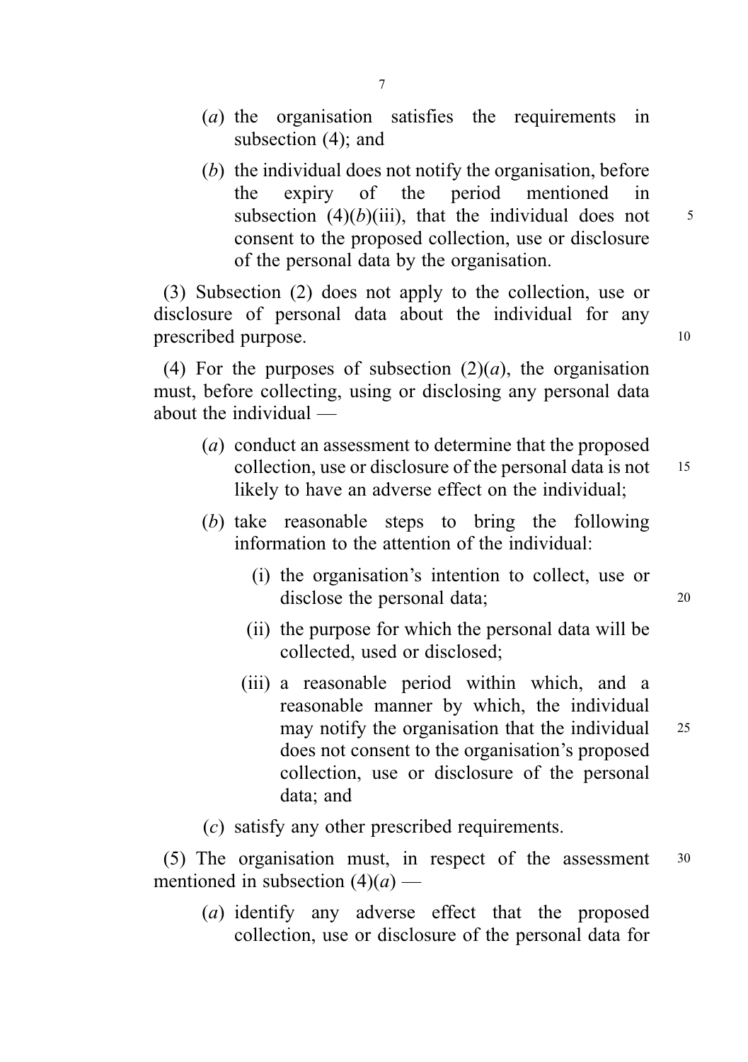(*a*) the organisation satisfies the requirements in subsection (4); and

(*b*) the individual does not notify the organisation, before the expiry of the period mentioned in subsection (4)(*b*)(iii), that the individual does not consent to the proposed collection, use or disclosure of the personal data by the organisation.

(3) Subsection (2) does not apply to the collection, use or disclosure of personal data about the individual for any prescribed purpose.

(4) For the purposes of subsection (2)(*a*), the organisation must, before collecting, using or disclosing any personal data about the individual —

(*a*) conduct an assessment to determine that the proposed collection, use or disclosure of the personal data is not likely to have an adverse effect on the individual;

(*b*) take reasonable steps to bring the following information to the attention of the individual:

(i) the organisation's intention to collect, use or disclose the personal data;

(ii) the purpose for which the personal data will be collected, used or disclosed;

(iii) a reasonable period within which, and a reasonable manner by which, the individual may notify the organisation that the individual does not consent to the organisation's proposed collection, use or disclosure of the personal data; and

(*c*) satisfy any other prescribed requirements.

(5) The organisation must, in respect of the assessment mentioned in subsection (4)(*a*) —

(*a*) identify any adverse effect that the proposed collection, use or disclosure of the personal data for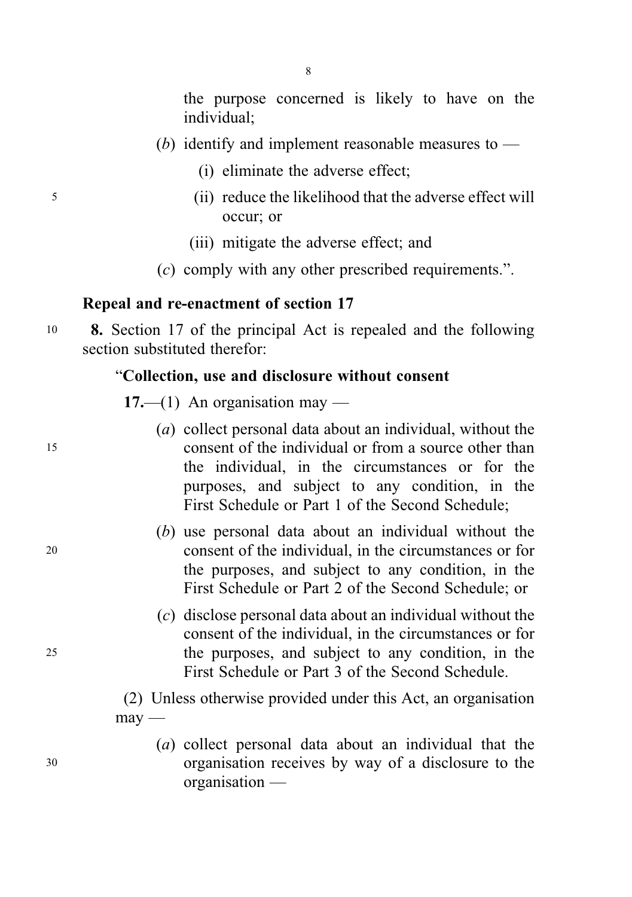the purpose concerned is likely to have on the individual;

(*b*) identify and implement reasonable measures to —

(i) eliminate the adverse effect;

(ii) reduce the likelihood that the adverse effect will occur; or

(iii) mitigate the adverse effect; and

(*c*) comply with any other prescribed requirements.".

**Repeal and re-enactment of section 17**

**8.** Section 17 of the principal Act is repealed and the following section substituted therefor:

"**Collection, use and disclosure without consent**

**17.**—(1) An organisation may —

(*a*) collect personal data about an individual, without the consent of the individual or from a source other than the individual, in the circumstances or for the purposes, and subject to any condition, in the First Schedule or Part 1 of the Second Schedule;

(*b*) use personal data about an individual without the consent of the individual, in the circumstances or for the purposes, and subject to any condition, in the First Schedule or Part 2 of the Second Schedule; or

(*c*) disclose personal data about an individual without the consent of the individual, in the circumstances or for the purposes, and subject to any condition, in the First Schedule or Part 3 of the Second Schedule.

(2) Unless otherwise provided under this Act, an organisation may —

(*a*) collect personal data about an individual that the organisation receives by way of a disclosure to the organisation —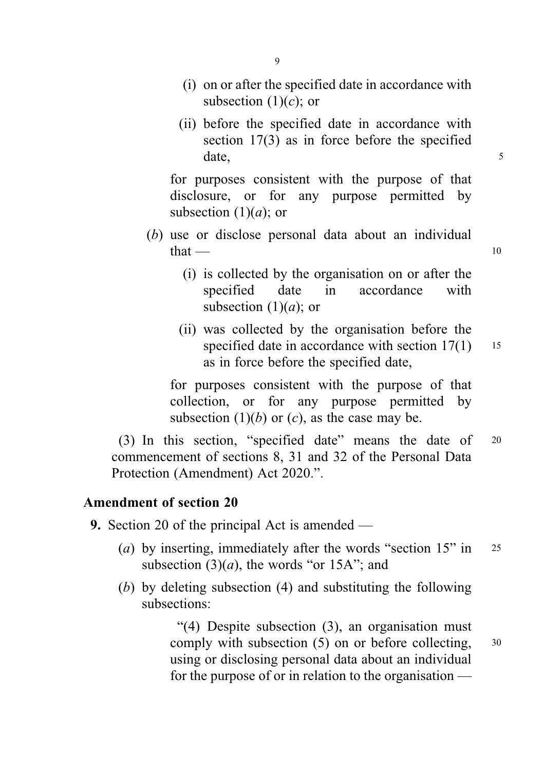(i) on or after the specified date in accordance with subsection (1)(*c*); or

(ii) before the specified date in accordance with section 17(3) as in force before the specified date,

for purposes consistent with the purpose of that disclosure, or for any purpose permitted by subsection (1)(*a*); or

(*b*) use or disclose personal data about an individual that —

(i) is collected by the organisation on or after the specified date in accordance with subsection (1)(*a*); or

(ii) was collected by the organisation before the specified date in accordance with section 17(1) as in force before the specified date,

for purposes consistent with the purpose of that collection, or for any purpose permitted by subsection (1)(*b*) or (*c*), as the case may be.

(3) In this section, "specified date" means the date of commencement of sections 8, 31 and 32 of the Personal Data Protection (Amendment) Act 2020.".

### Amendment of section 20

**9.** Section 20 of the principal Act is amended —

(*a*) by inserting, immediately after the words "section 15" in subsection (3)(*a*), the words "or 15A"; and

(*b*) by deleting subsection (4) and substituting the following subsections:

"(4) Despite subsection (3), an organisation must comply with subsection (5) on or before collecting, using or disclosing personal data about an individual for the purpose of or in relation to the organisation —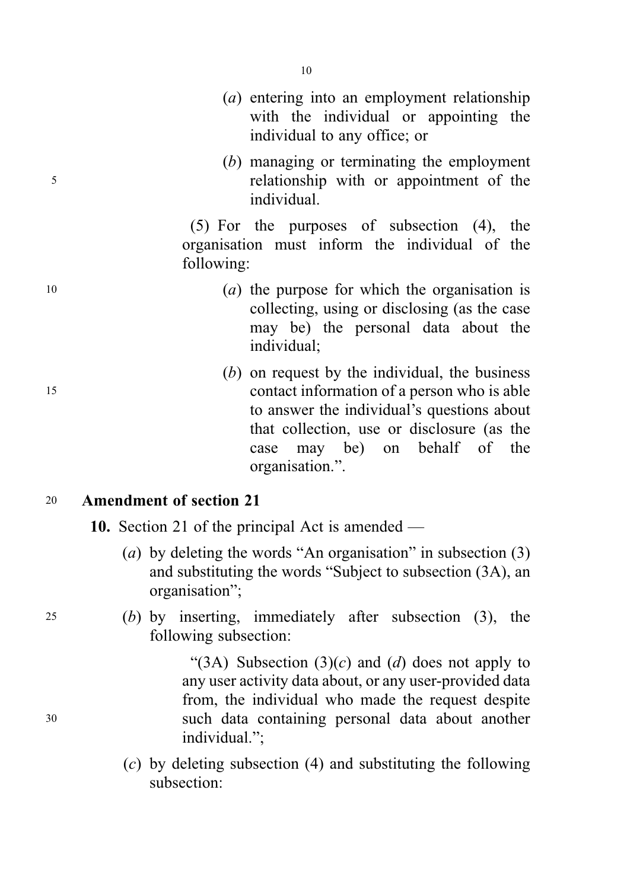(*a*) entering into an employment relationship with the individual or appointing the individual to any office; or

(*b*) managing or terminating the employment relationship with or appointment of the individual.

(5) For the purposes of subsection (4), the organisation must inform the individual of the following:

(*a*) the purpose for which the organisation is collecting, using or disclosing (as the case may be) the personal data about the individual;

(*b*) on request by the individual, the business contact information of a person who is able to answer the individual's questions about that collection, use or disclosure (as the case may be) on behalf of the organisation.".

**Amendment of section 21**

**10.** Section 21 of the principal Act is amended —

(*a*) by deleting the words "An organisation" in subsection (3) and substituting the words "Subject to subsection (3A), an organisation";

(*b*) by inserting, immediately after subsection (3), the following subsection:

"(3A) Subsection (3)(*c*) and (*d*) does not apply to any user activity data about, or any user-provided data from, the individual who made the request despite such data containing personal data about another individual.";

(*c*) by deleting subsection (4) and substituting the following subsection: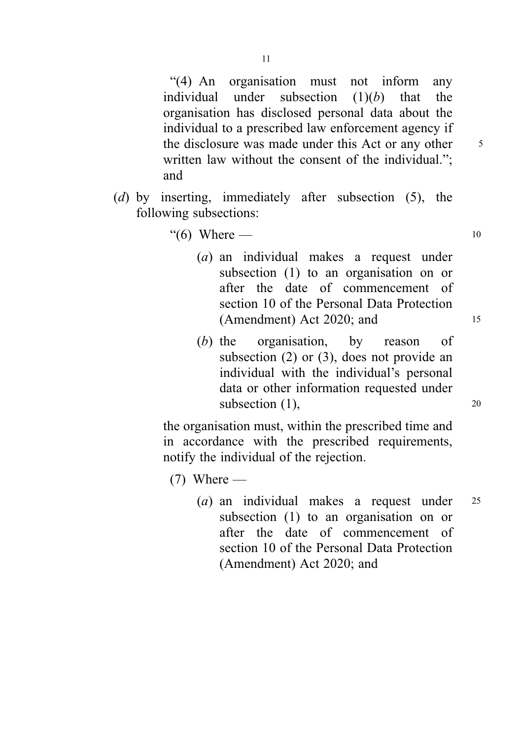"(4) An organisation must not inform any individual under subsection (1)(*b*) that the organisation has disclosed personal data about the individual to a prescribed law enforcement agency if the disclosure was made under this Act or any other written law without the consent of the individual."; and

(*d*) by inserting, immediately after subsection (5), the following subsections:

"(6) Where —

(*a*) an individual makes a request under subsection (1) to an organisation on or after the date of commencement of section 10 of the Personal Data Protection (Amendment) Act 2020; and

(*b*) the organisation, by reason of subsection (2) or (3), does not provide an individual with the individual's personal data or other information requested under subsection (1),

the organisation must, within the prescribed time and in accordance with the prescribed requirements, notify the individual of the rejection.

(7) Where —

(*a*) an individual makes a request under subsection (1) to an organisation on or after the date of commencement of section 10 of the Personal Data Protection (Amendment) Act 2020; and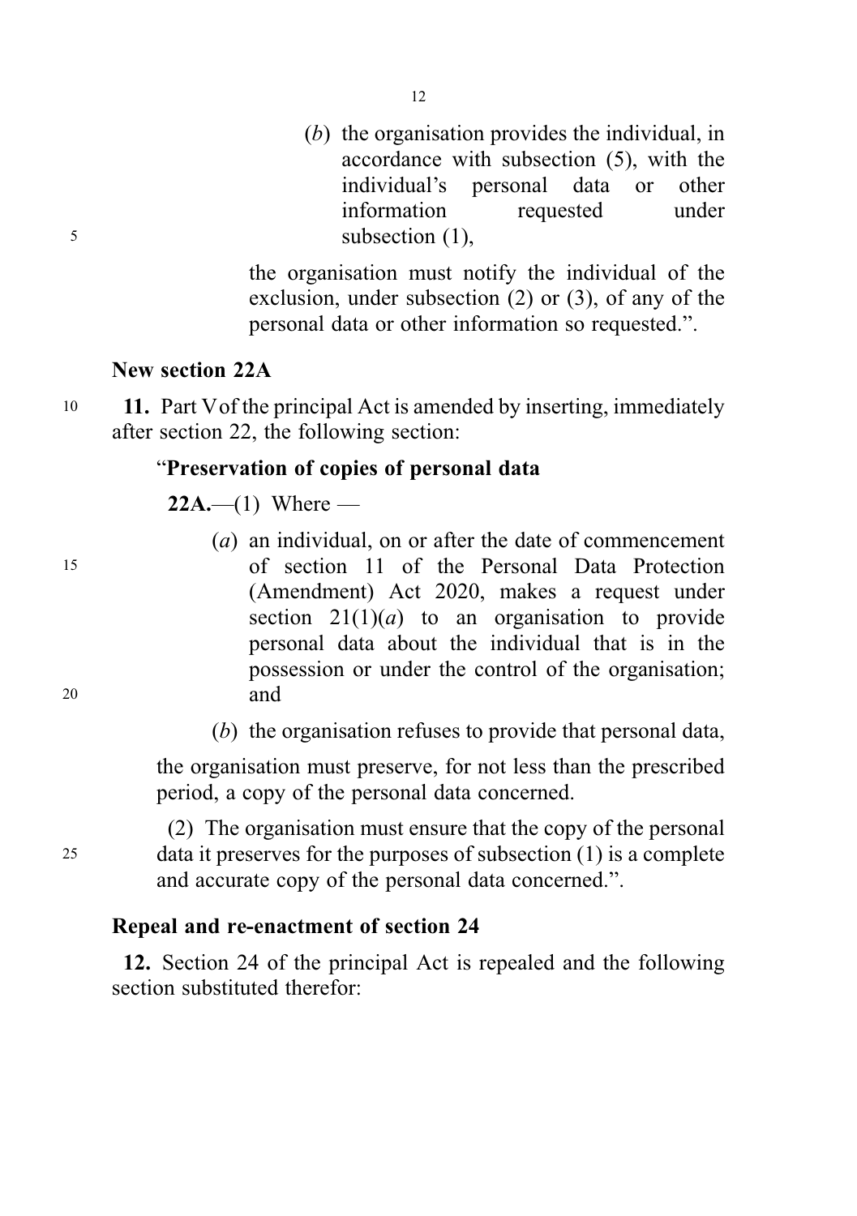(*b*) the organisation provides the individual, in accordance with subsection (5), with the individual's personal data or other information requested under subsection (1),

the organisation must notify the individual of the exclusion, under subsection (2) or (3), of any of the personal data or other information so requested.".

**New section 22A**

**11.** Part V of the principal Act is amended by inserting, immediately after section 22, the following section:

"**Preservation of copies of personal data**

**22A.**—(1) Where —

(*a*) an individual, on or after the date of commencement of section 11 of the Personal Data Protection (Amendment) Act 2020, makes a request under section 21(1)(*a*) to an organisation to provide personal data about the individual that is in the possession or under the control of the organisation; and

(*b*) the organisation refuses to provide that personal data,

the organisation must preserve, for not less than the prescribed period, a copy of the personal data concerned.

(2) The organisation must ensure that the copy of the personal data it preserves for the purposes of subsection (1) is a complete and accurate copy of the personal data concerned.".

**Repeal and re-enactment of section 24**

**12.** Section 24 of the principal Act is repealed and the following section substituted therefor: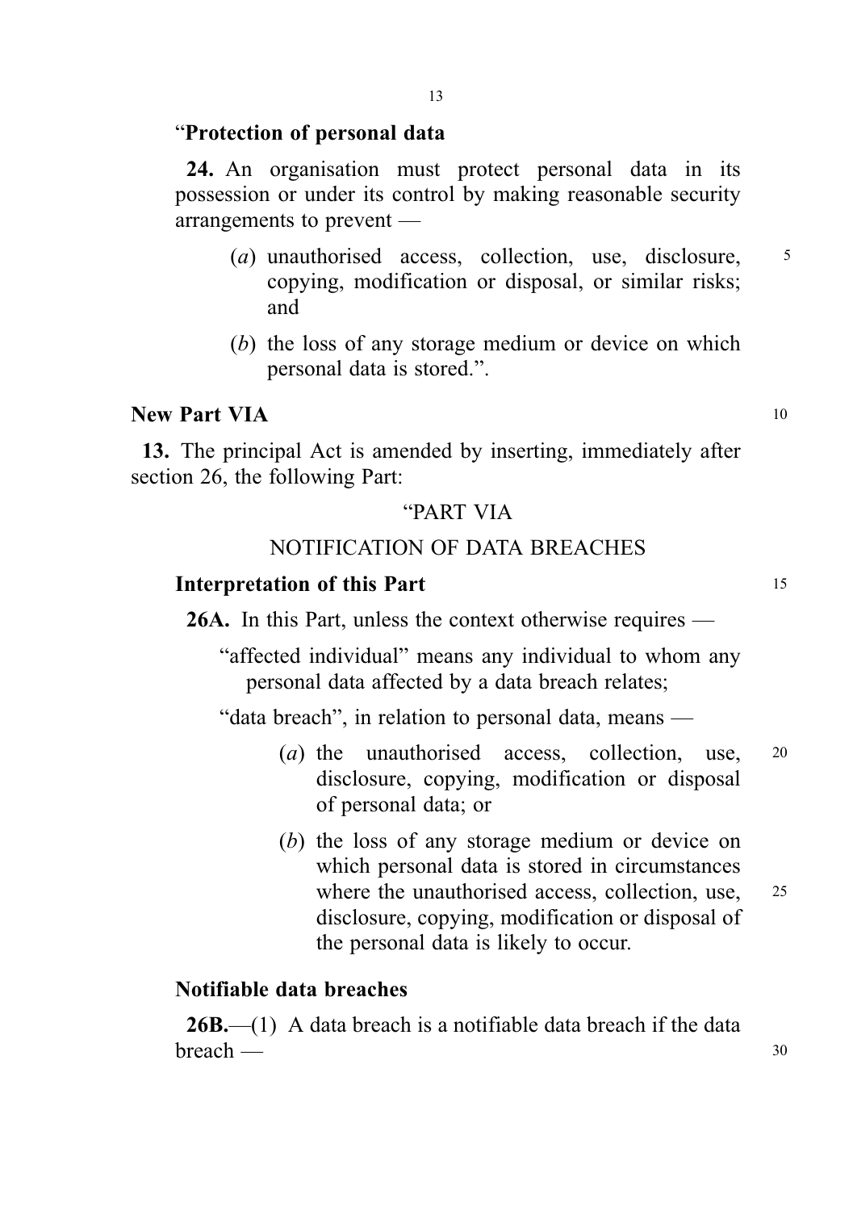“**Protection of personal data**

**24.** An organisation must protect personal data in its possession or under its control by making reasonable security arrangements to prevent —

(*a*) unauthorised access, collection, use, disclosure, copying, modification or disposal, or similar risks; and

(*b*) the loss of any storage medium or device on which personal data is stored.”.

**New Part VIA**

**13.** The principal Act is amended by inserting, immediately after section 26, the following Part:

“PART VIA

NOTIFICATION OF DATA BREACHES

**Interpretation of this Part**

**26A.** In this Part, unless the context otherwise requires —

“affected individual” means any individual to whom any personal data affected by a data breach relates;

“data breach”, in relation to personal data, means —

(*a*) the unauthorised access, collection, use, disclosure, copying, modification or disposal of personal data; or

(*b*) the loss of any storage medium or device on which personal data is stored in circumstances where the unauthorised access, collection, use, disclosure, copying, modification or disposal of the personal data is likely to occur.

**Notifiable data breaches**

**26B.**—(1) A data breach is a notifiable data breach if the data breach —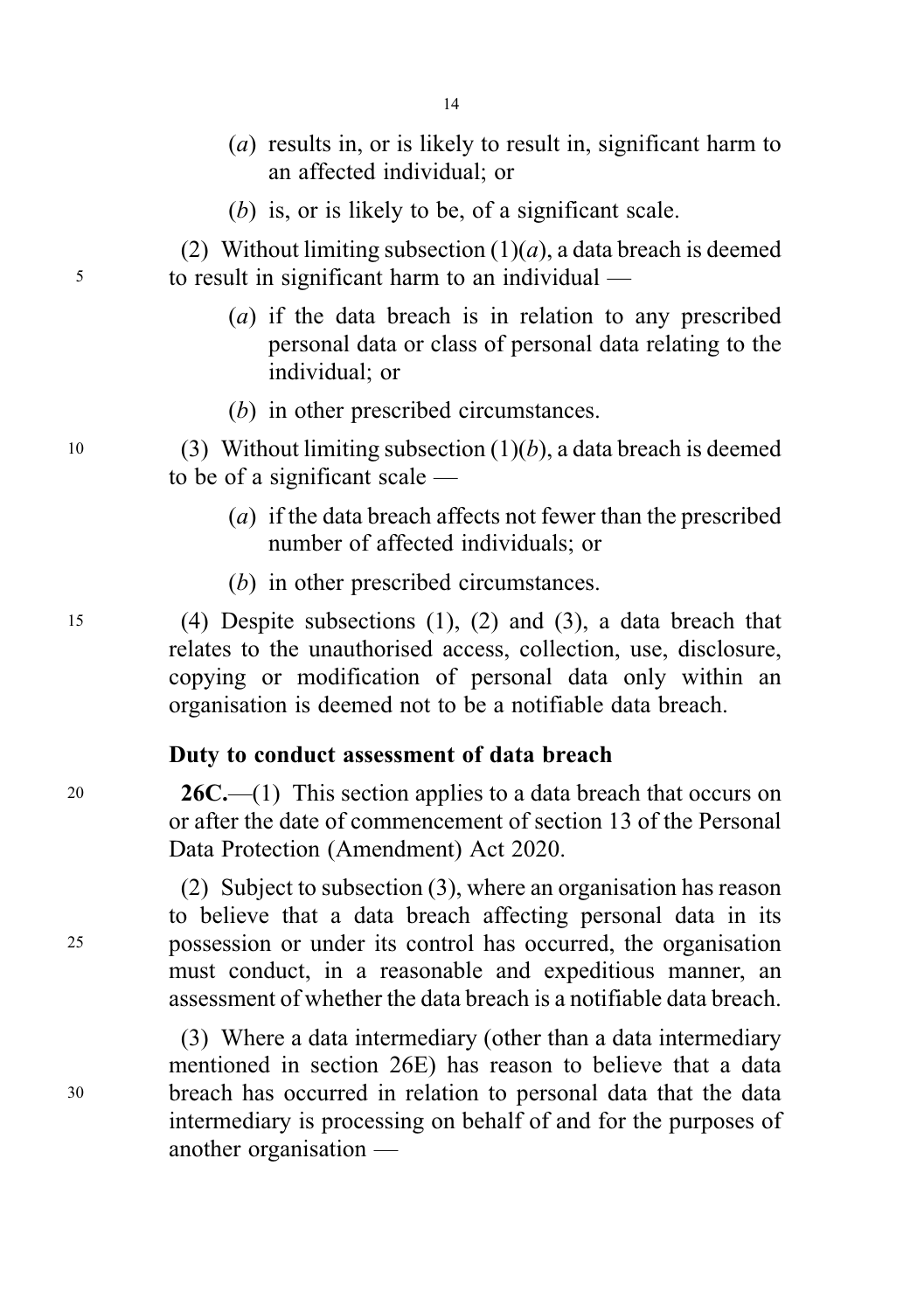(*a*) results in, or is likely to result in, significant harm to an affected individual; or

(*b*) is, or is likely to be, of a significant scale.

(2) Without limiting subsection (1)(*a*), a data breach is deemed to result in significant harm to an individual —

(*a*) if the data breach is in relation to any prescribed personal data or class of personal data relating to the individual; or

(*b*) in other prescribed circumstances.

(3) Without limiting subsection (1)(*b*), a data breach is deemed to be of a significant scale —

(*a*) if the data breach affects not fewer than the prescribed number of affected individuals; or

(*b*) in other prescribed circumstances.

(4) Despite subsections (1), (2) and (3), a data breach that relates to the unauthorised access, collection, use, disclosure, copying or modification of personal data only within an organisation is deemed not to be a notifiable data breach.

**Duty to conduct assessment of data breach**

**26C.**—(1) This section applies to a data breach that occurs on or after the date of commencement of section 13 of the Personal Data Protection (Amendment) Act 2020.

(2) Subject to subsection (3), where an organisation has reason to believe that a data breach affecting personal data in its possession or under its control has occurred, the organisation must conduct, in a reasonable and expeditious manner, an assessment of whether the data breach is a notifiable data breach.

(3) Where a data intermediary (other than a data intermediary mentioned in section 26E) has reason to believe that a data breach has occurred in relation to personal data that the data intermediary is processing on behalf of and for the purposes of another organisation —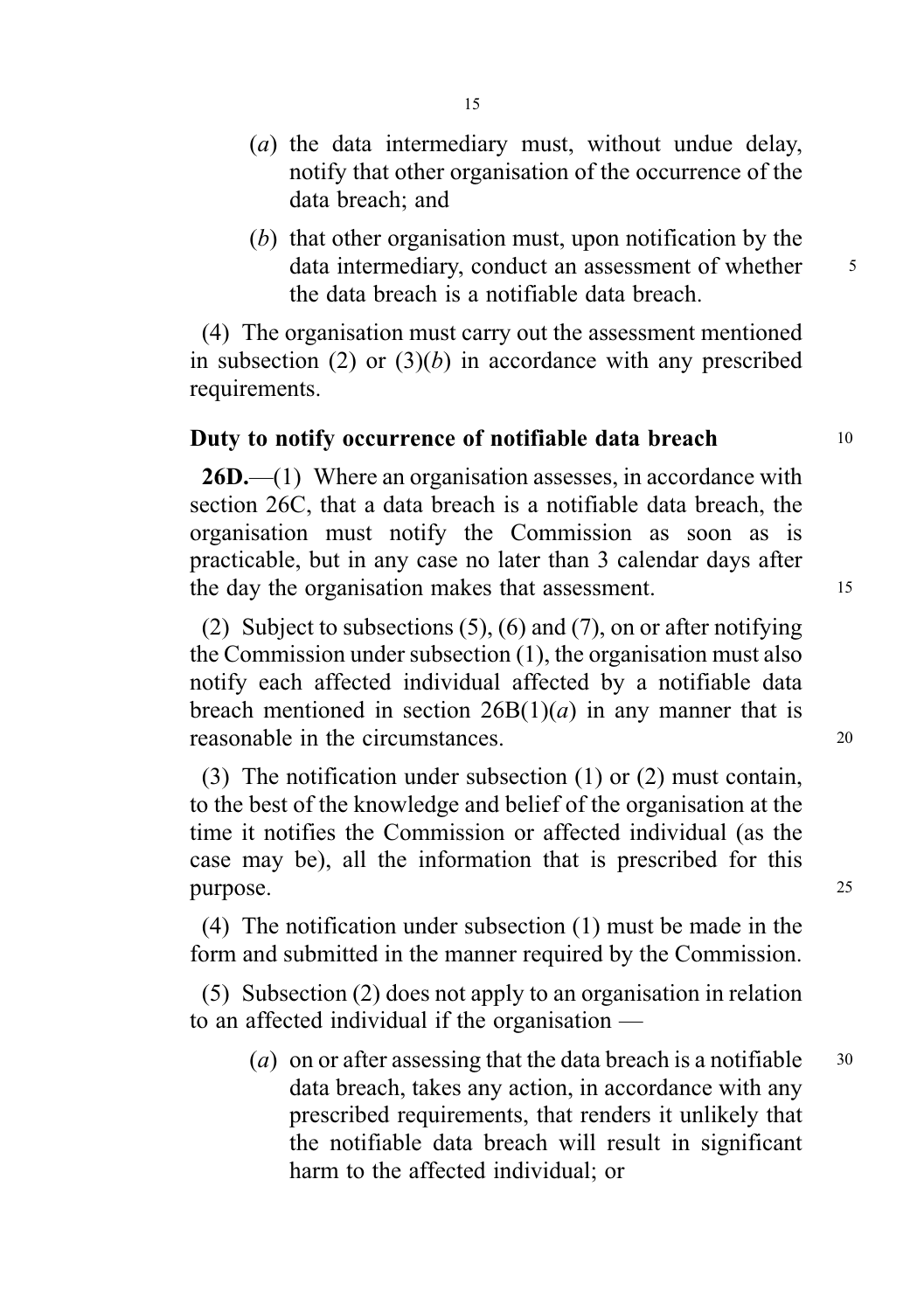(*a*) the data intermediary must, without undue delay, notify that other organisation of the occurrence of the data breach; and

(*b*) that other organisation must, upon notification by the data intermediary, conduct an assessment of whether the data breach is a notifiable data breach.

(4) The organisation must carry out the assessment mentioned in subsection (2) or (3)(*b*) in accordance with any prescribed requirements.

**Duty to notify occurrence of notifiable data breach**

**26D.**—(1) Where an organisation assesses, in accordance with section 26C, that a data breach is a notifiable data breach, the organisation must notify the Commission as soon as is practicable, but in any case no later than 3 calendar days after the day the organisation makes that assessment.

(2) Subject to subsections (5), (6) and (7), on or after notifying the Commission under subsection (1), the organisation must also notify each affected individual affected by a notifiable data breach mentioned in section 26B(1)(*a*) in any manner that is reasonable in the circumstances.

(3) The notification under subsection (1) or (2) must contain, to the best of the knowledge and belief of the organisation at the time it notifies the Commission or affected individual (as the case may be), all the information that is prescribed for this purpose.

(4) The notification under subsection (1) must be made in the form and submitted in the manner required by the Commission.

(5) Subsection (2) does not apply to an organisation in relation to an affected individual if the organisation —

(*a*) on or after assessing that the data breach is a notifiable data breach, takes any action, in accordance with any prescribed requirements, that renders it unlikely that the notifiable data breach will result in significant harm to the affected individual; or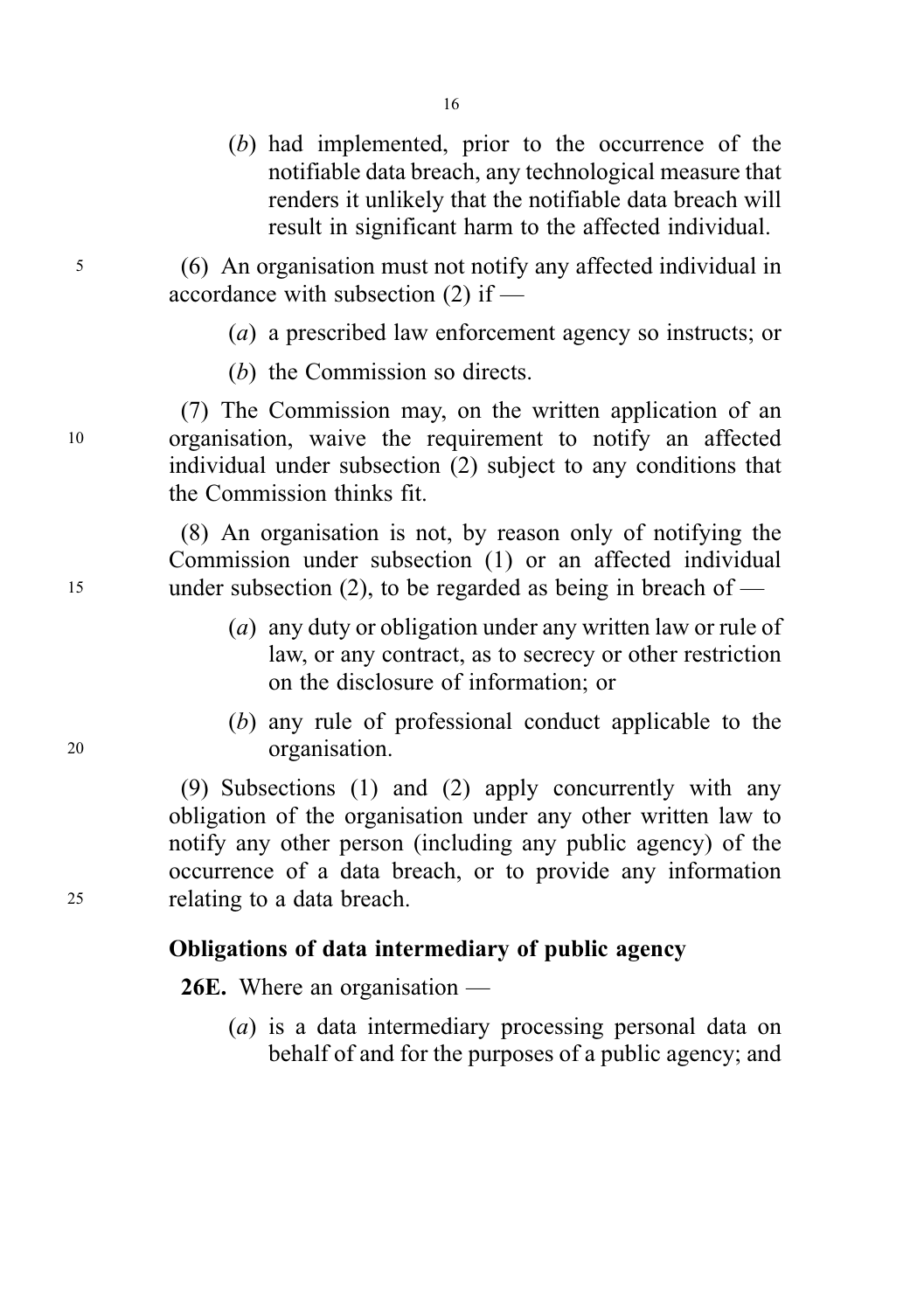(*b*) had implemented, prior to the occurrence of the notifiable data breach, any technological measure that renders it unlikely that the notifiable data breach will result in significant harm to the affected individual.

(6) An organisation must not notify any affected individual in accordance with subsection (2) if —

(*a*) a prescribed law enforcement agency so instructs; or

(*b*) the Commission so directs.

(7) The Commission may, on the written application of an organisation, waive the requirement to notify an affected individual under subsection (2) subject to any conditions that the Commission thinks fit.

(8) An organisation is not, by reason only of notifying the Commission under subsection (1) or an affected individual under subsection (2), to be regarded as being in breach of —

(*a*) any duty or obligation under any written law or rule of law, or any contract, as to secrecy or other restriction on the disclosure of information; or

(*b*) any rule of professional conduct applicable to the organisation.

(9) Subsections (1) and (2) apply concurrently with any obligation of the organisation under any other written law to notify any other person (including any public agency) of the occurrence of a data breach, or to provide any information relating to a data breach.

**Obligations of data intermediary of public agency**

**26E.** Where an organisation —

(*a*) is a data intermediary processing personal data on behalf of and for the purposes of a public agency; and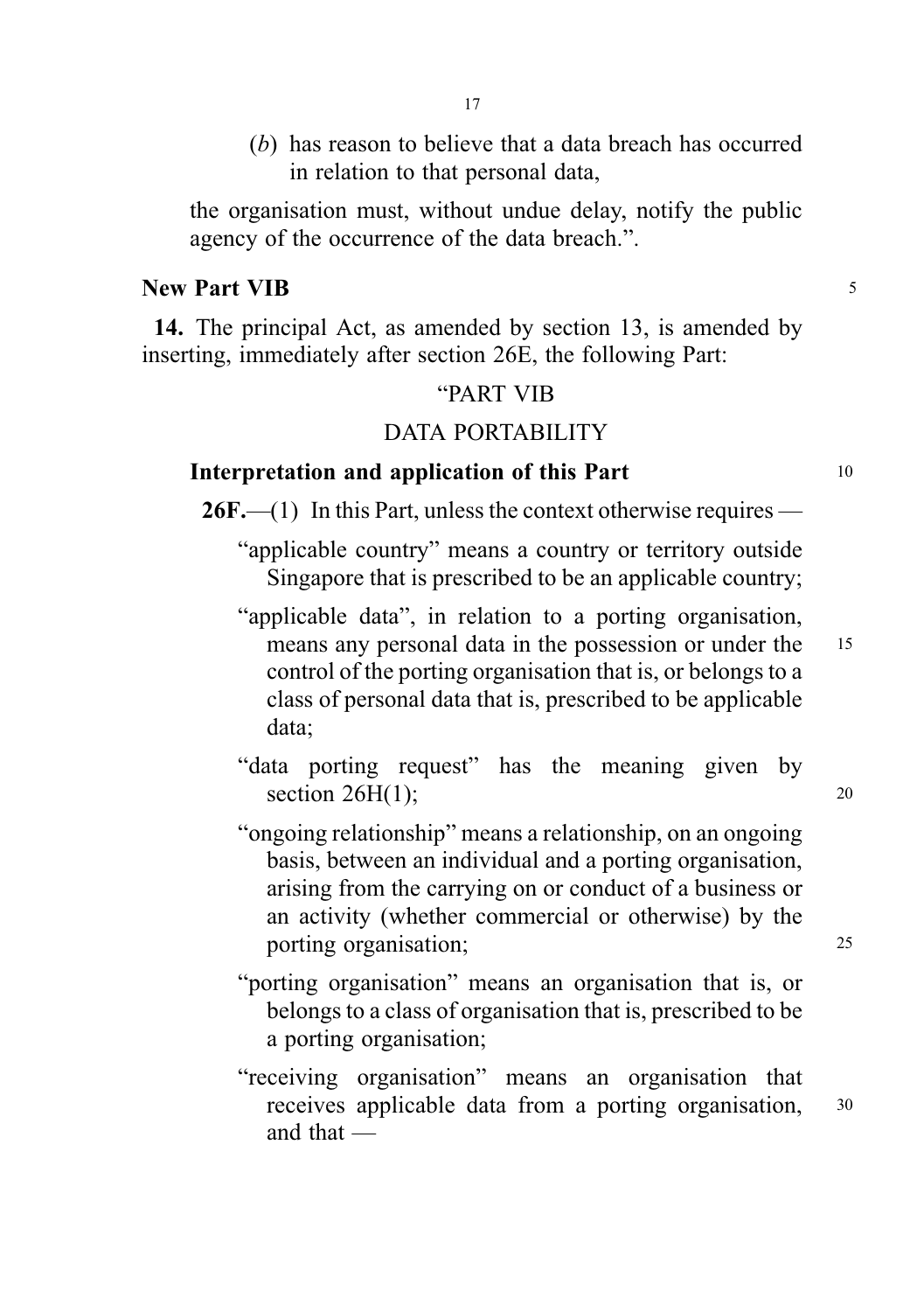(*b*) has reason to believe that a data breach has occurred in relation to that personal data,

the organisation must, without undue delay, notify the public agency of the occurrence of the data breach.".

**New Part VIB**

**14.** The principal Act, as amended by section 13, is amended by inserting, immediately after section 26E, the following Part:

"PART VIB

DATA PORTABILITY

**Interpretation and application of this Part**

**26F.**—(1) In this Part, unless the context otherwise requires —

"applicable country" means a country or territory outside Singapore that is prescribed to be an applicable country;

"applicable data", in relation to a porting organisation, means any personal data in the possession or under the control of the porting organisation that is, or belongs to a class of personal data that is, prescribed to be applicable data;

"data porting request" has the meaning given by section 26H(1);

"ongoing relationship" means a relationship, on an ongoing basis, between an individual and a porting organisation, arising from the carrying on or conduct of a business or an activity (whether commercial or otherwise) by the porting organisation;

"porting organisation" means an organisation that is, or belongs to a class of organisation that is, prescribed to be a porting organisation;

"receiving organisation" means an organisation that receives applicable data from a porting organisation, and that —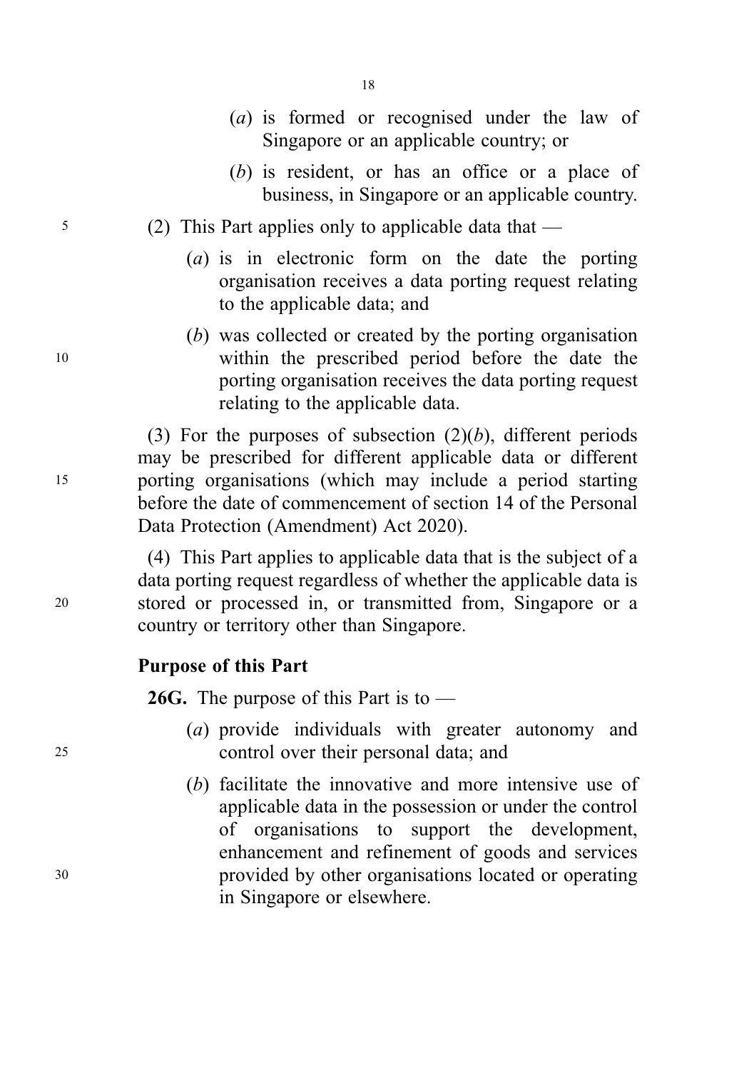(a) is formed or recognised under the law of Singapore or an applicable country; or

(b) is resident, or has an office or a place of business, in Singapore or an applicable country.

(2) This Part applies only to applicable data that —

(a) is in electronic form on the date the porting organisation receives a data porting request relating to the applicable data; and

(b) was collected or created by the porting organisation within the prescribed period before the date the porting organisation receives the data porting request relating to the applicable data.

(3) For the purposes of subsection (2)(b), different periods may be prescribed for different applicable data or different porting organisations (which may include a period starting before the date of commencement of section 14 of the Personal Data Protection (Amendment) Act 2020).

(4) This Part applies to applicable data that is the subject of a data porting request regardless of whether the applicable data is stored or processed in, or transmitted from, Singapore or a country or territory other than Singapore.

**Purpose of this Part**

**26G.** The purpose of this Part is to —

(a) provide individuals with greater autonomy and control over their personal data; and

(b) facilitate the innovative and more intensive use of applicable data in the possession or under the control of organisations to support the development, enhancement and refinement of goods and services provided by other organisations located or operating in Singapore or elsewhere.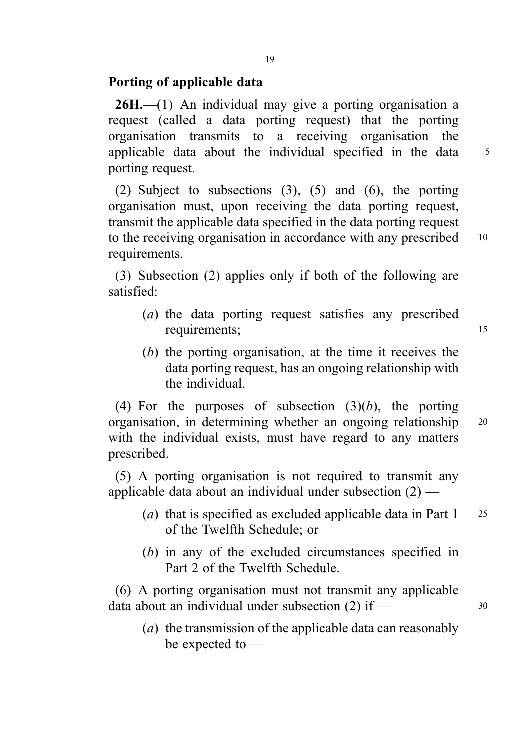**Porting of applicable data**

**26H.**—(1) An individual may give a porting organisation a request (called a data porting request) that the porting organisation transmits to a receiving organisation the applicable data about the individual specified in the data porting request.

(2) Subject to subsections (3), (5) and (6), the porting organisation must, upon receiving the data porting request, transmit the applicable data specified in the data porting request to the receiving organisation in accordance with any prescribed requirements.

(3) Subsection (2) applies only if both of the following are satisfied:

(*a*) the data porting request satisfies any prescribed requirements;

(*b*) the porting organisation, at the time it receives the data porting request, has an ongoing relationship with the individual.

(4) For the purposes of subsection (3)(*b*), the porting organisation, in determining whether an ongoing relationship with the individual exists, must have regard to any matters prescribed.

(5) A porting organisation is not required to transmit any applicable data about an individual under subsection (2) —

(*a*) that is specified as excluded applicable data in Part 1 of the Twelfth Schedule; or

(*b*) in any of the excluded circumstances specified in Part 2 of the Twelfth Schedule.

(6) A porting organisation must not transmit any applicable data about an individual under subsection (2) if —

(*a*) the transmission of the applicable data can reasonably be expected to —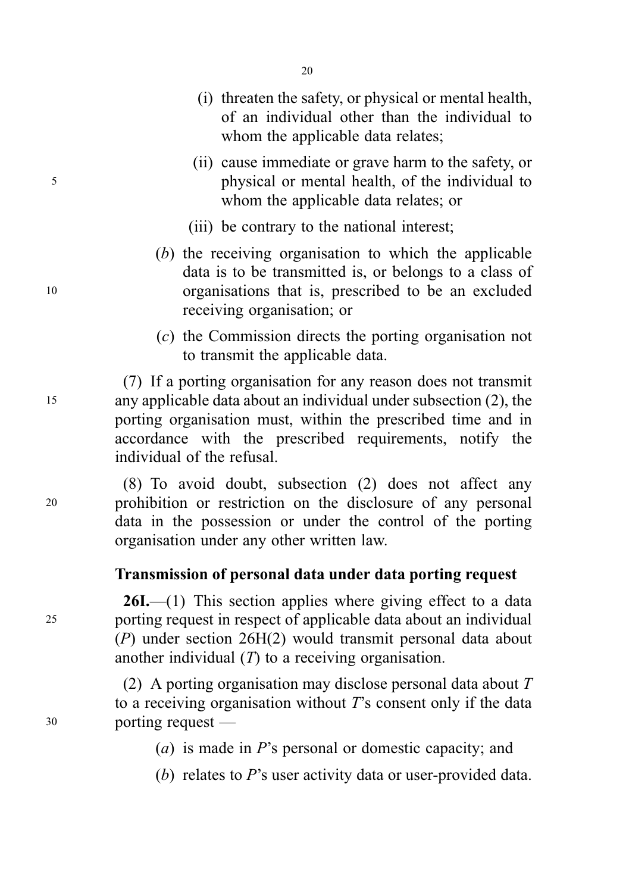(i) threaten the safety, or physical or mental health, of an individual other than the individual to whom the applicable data relates;

(ii) cause immediate or grave harm to the safety, or physical or mental health, of the individual to whom the applicable data relates; or

(iii) be contrary to the national interest;

(*b*) the receiving organisation to which the applicable data is to be transmitted is, or belongs to a class of organisations that is, prescribed to be an excluded receiving organisation; or

(*c*) the Commission directs the porting organisation not to transmit the applicable data.

(7) If a porting organisation for any reason does not transmit any applicable data about an individual under subsection (2), the porting organisation must, within the prescribed time and in accordance with the prescribed requirements, notify the individual of the refusal.

(8) To avoid doubt, subsection (2) does not affect any prohibition or restriction on the disclosure of any personal data in the possession or under the control of the porting organisation under any other written law.

**Transmission of personal data under data porting request**

**26I.**—(1) This section applies where giving effect to a data porting request in respect of applicable data about an individual (*P*) under section 26H(2) would transmit personal data about another individual (*T*) to a receiving organisation.

(2) A porting organisation may disclose personal data about *T* to a receiving organisation without *T*'s consent only if the data porting request —

(*a*) is made in *P*'s personal or domestic capacity; and

(*b*) relates to *P*'s user activity data or user-provided data.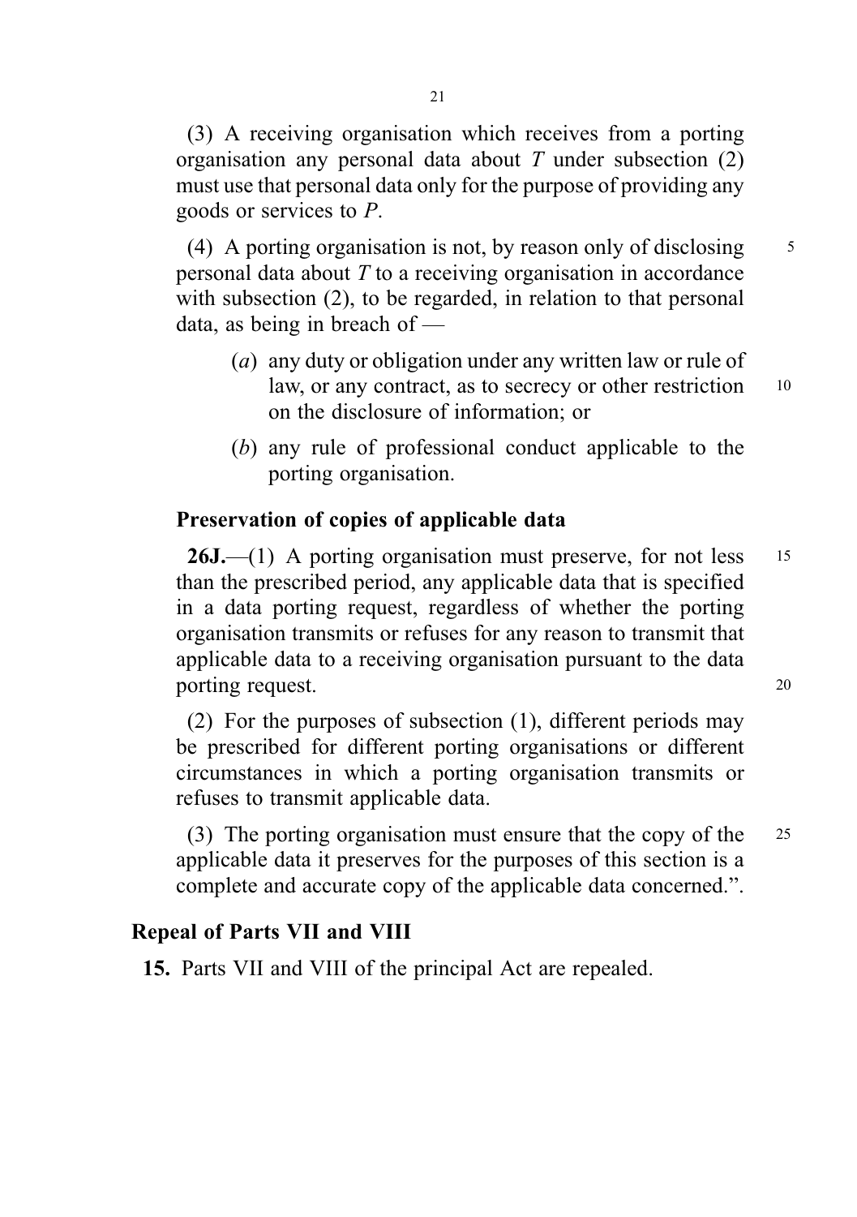(3) A receiving organisation which receives from a porting organisation any personal data about *T* under subsection (2) must use that personal data only for the purpose of providing any goods or services to *P*.

(4) A porting organisation is not, by reason only of disclosing personal data about *T* to a receiving organisation in accordance with subsection (2), to be regarded, in relation to that personal data, as being in breach of —

(*a*) any duty or obligation under any written law or rule of law, or any contract, as to secrecy or other restriction on the disclosure of information; or

(*b*) any rule of professional conduct applicable to the porting organisation.

### Preservation of copies of applicable data

**26J.**—(1) A porting organisation must preserve, for not less than the prescribed period, any applicable data that is specified in a data porting request, regardless of whether the porting organisation transmits or refuses for any reason to transmit that applicable data to a receiving organisation pursuant to the data porting request.

(2) For the purposes of subsection (1), different periods may be prescribed for different porting organisations or different circumstances in which a porting organisation transmits or refuses to transmit applicable data.

(3) The porting organisation must ensure that the copy of the applicable data it preserves for the purposes of this section is a complete and accurate copy of the applicable data concerned.".

### Repeal of Parts VII and VIII

**15.** Parts VII and VIII of the principal Act are repealed.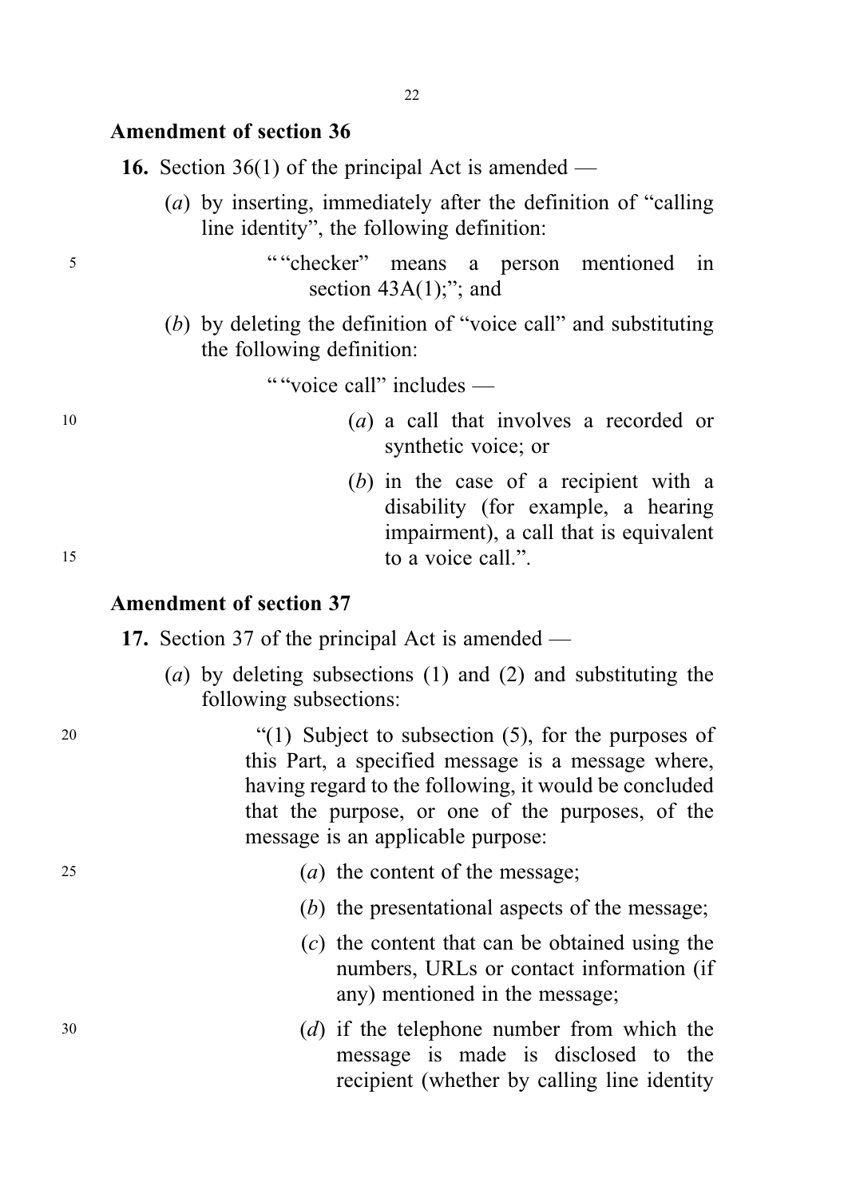**Amendment of section 36**

**16.** Section 36(1) of the principal Act is amended —

(*a*) by inserting, immediately after the definition of "calling line identity", the following definition:

> ""checker" means a person mentioned in section 43A(1);"; and

(*b*) by deleting the definition of "voice call" and substituting the following definition:

> ""voice call" includes —
>
> (*a*) a call that involves a recorded or synthetic voice; or
>
> (*b*) in the case of a recipient with a disability (for example, a hearing impairment), a call that is equivalent to a voice call.".

**Amendment of section 37**

**17.** Section 37 of the principal Act is amended —

(*a*) by deleting subsections (1) and (2) and substituting the following subsections:

> "(1) Subject to subsection (5), for the purposes of this Part, a specified message is a message where, having regard to the following, it would be concluded that the purpose, or one of the purposes, of the message is an applicable purpose:
>
> (*a*) the content of the message;
>
> (*b*) the presentational aspects of the message;
>
> (*c*) the content that can be obtained using the numbers, URLs or contact information (if any) mentioned in the message;
>
> (*d*) if the telephone number from which the message is made is disclosed to the recipient (whether by calling line identity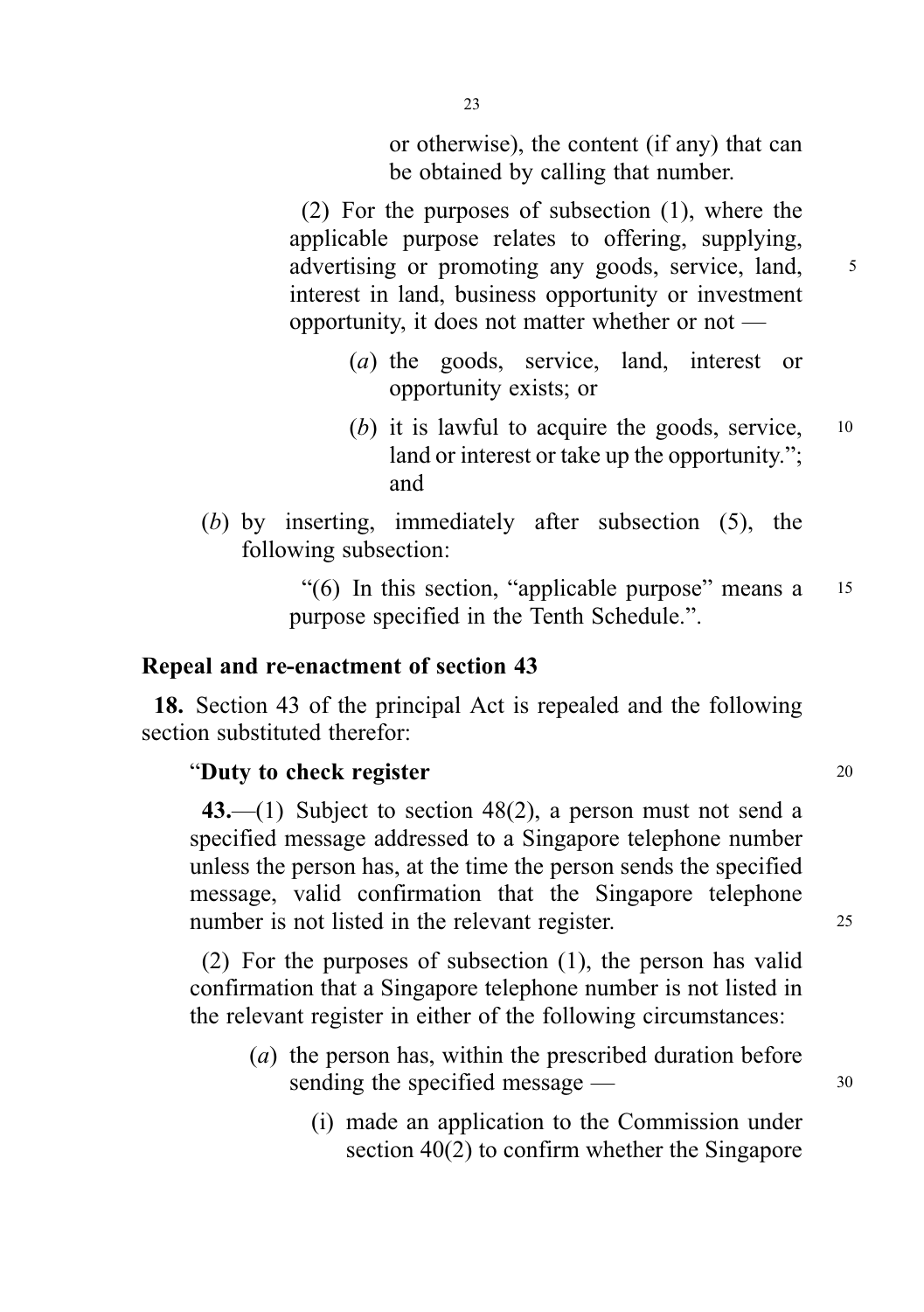or otherwise), the content (if any) that can be obtained by calling that number.

(2) For the purposes of subsection (1), where the applicable purpose relates to offering, supplying, advertising or promoting any goods, service, land, interest in land, business opportunity or investment opportunity, it does not matter whether or not —

(*a*) the goods, service, land, interest or opportunity exists; or

(*b*) it is lawful to acquire the goods, service, land or interest or take up the opportunity."; and

(*b*) by inserting, immediately after subsection (5), the following subsection:

"(6) In this section, "applicable purpose" means a purpose specified in the Tenth Schedule.".

**Repeal and re-enactment of section 43**

**18.** Section 43 of the principal Act is repealed and the following section substituted therefor:

"**Duty to check register**

**43.**—(1) Subject to section 48(2), a person must not send a specified message addressed to a Singapore telephone number unless the person has, at the time the person sends the specified message, valid confirmation that the Singapore telephone number is not listed in the relevant register.

(2) For the purposes of subsection (1), the person has valid confirmation that a Singapore telephone number is not listed in the relevant register in either of the following circumstances:

(*a*) the person has, within the prescribed duration before sending the specified message —

(i) made an application to the Commission under section 40(2) to confirm whether the Singapore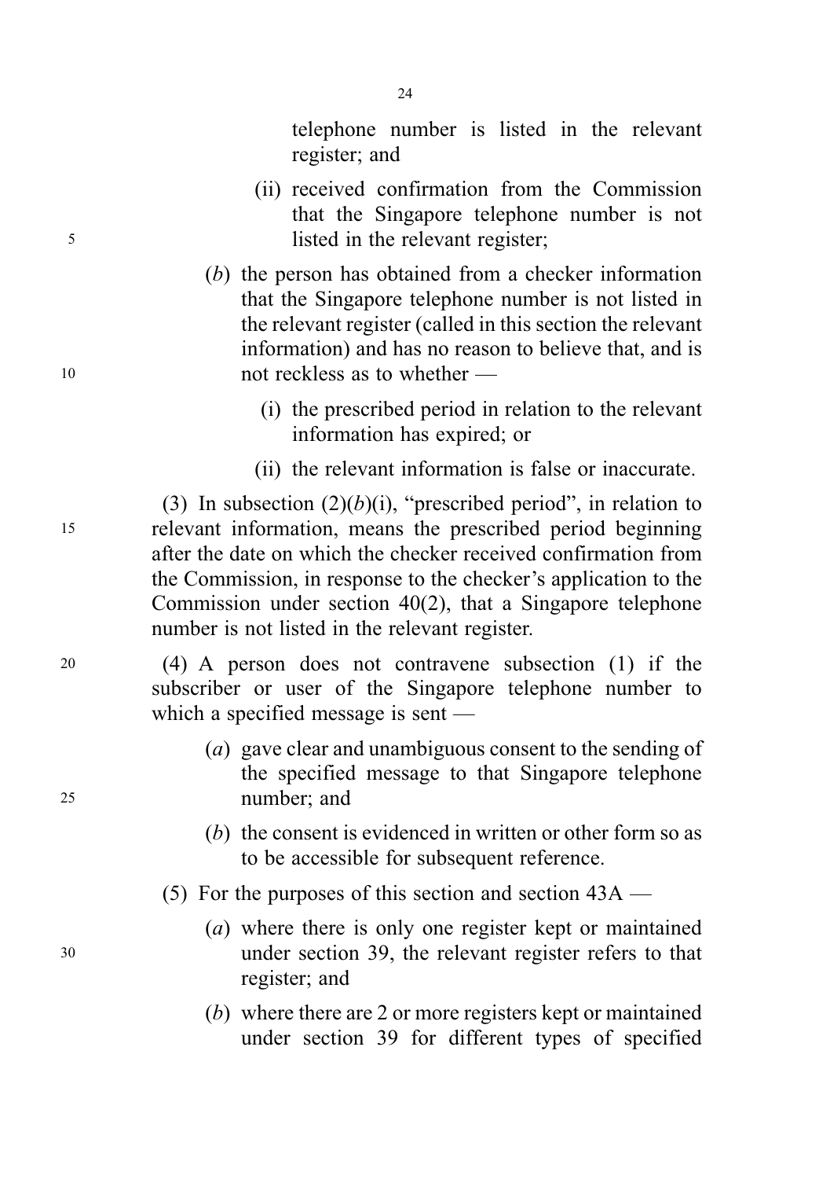telephone number is listed in the relevant register; and

(ii) received confirmation from the Commission that the Singapore telephone number is not listed in the relevant register;

(*b*) the person has obtained from a checker information that the Singapore telephone number is not listed in the relevant register (called in this section the relevant information) and has no reason to believe that, and is not reckless as to whether —

(i) the prescribed period in relation to the relevant information has expired; or

(ii) the relevant information is false or inaccurate.

(3) In subsection (2)(*b*)(i), "prescribed period", in relation to relevant information, means the prescribed period beginning after the date on which the checker received confirmation from the Commission, in response to the checker's application to the Commission under section 40(2), that a Singapore telephone number is not listed in the relevant register.

(4) A person does not contravene subsection (1) if the subscriber or user of the Singapore telephone number to which a specified message is sent —

(*a*) gave clear and unambiguous consent to the sending of the specified message to that Singapore telephone number; and

(*b*) the consent is evidenced in written or other form so as to be accessible for subsequent reference.

(5) For the purposes of this section and section 43A —

(*a*) where there is only one register kept or maintained under section 39, the relevant register refers to that register; and

(*b*) where there are 2 or more registers kept or maintained under section 39 for different types of specified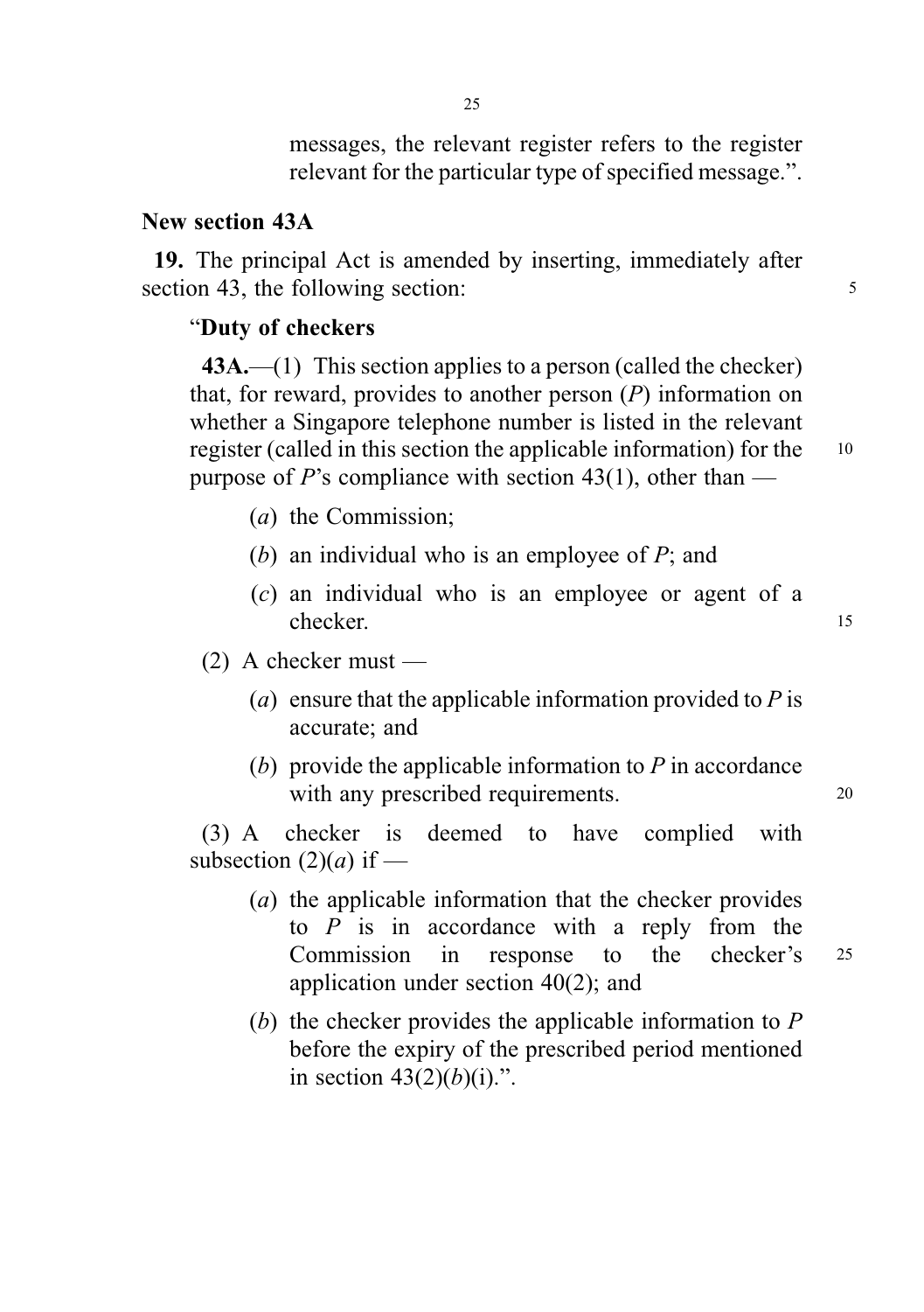messages, the relevant register refers to the register relevant for the particular type of specified message.".

## New section 43A

**19.** The principal Act is amended by inserting, immediately after section 43, the following section:

"**Duty of checkers**

**43A.**—(1) This section applies to a person (called the checker) that, for reward, provides to another person (*P*) information on whether a Singapore telephone number is listed in the relevant register (called in this section the applicable information) for the purpose of *P*'s compliance with section 43(1), other than —

(*a*) the Commission;

(*b*) an individual who is an employee of *P*; and

(*c*) an individual who is an employee or agent of a checker.

(2) A checker must —

(*a*) ensure that the applicable information provided to *P* is accurate; and

(*b*) provide the applicable information to *P* in accordance with any prescribed requirements.

(3) A checker is deemed to have complied with subsection (2)(*a*) if —

(*a*) the applicable information that the checker provides to *P* is in accordance with a reply from the Commission in response to the checker's application under section 40(2); and

(*b*) the checker provides the applicable information to *P* before the expiry of the prescribed period mentioned in section 43(2)(*b*)(i).".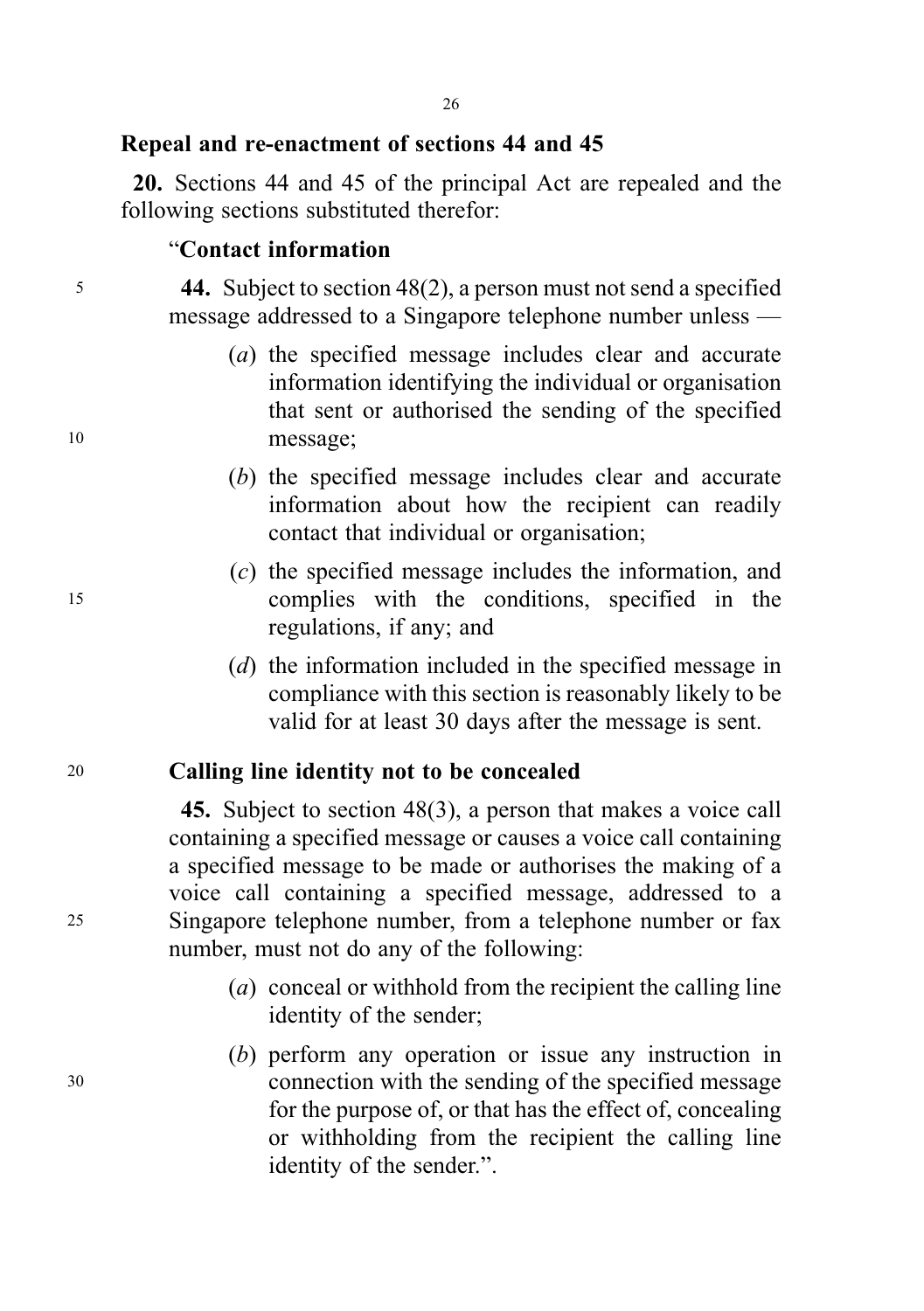**Repeal and re-enactment of sections 44 and 45**

**20.** Sections 44 and 45 of the principal Act are repealed and the following sections substituted therefor:

"**Contact information**

**44.** Subject to section 48(2), a person must not send a specified message addressed to a Singapore telephone number unless —

(*a*) the specified message includes clear and accurate information identifying the individual or organisation that sent or authorised the sending of the specified message;

(*b*) the specified message includes clear and accurate information about how the recipient can readily contact that individual or organisation;

(*c*) the specified message includes the information, and complies with the conditions, specified in the regulations, if any; and

(*d*) the information included in the specified message in compliance with this section is reasonably likely to be valid for at least 30 days after the message is sent.

**Calling line identity not to be concealed**

**45.** Subject to section 48(3), a person that makes a voice call containing a specified message or causes a voice call containing a specified message to be made or authorises the making of a voice call containing a specified message, addressed to a Singapore telephone number, from a telephone number or fax number, must not do any of the following:

(*a*) conceal or withhold from the recipient the calling line identity of the sender;

(*b*) perform any operation or issue any instruction in connection with the sending of the specified message for the purpose of, or that has the effect of, concealing or withholding from the recipient the calling line identity of the sender.".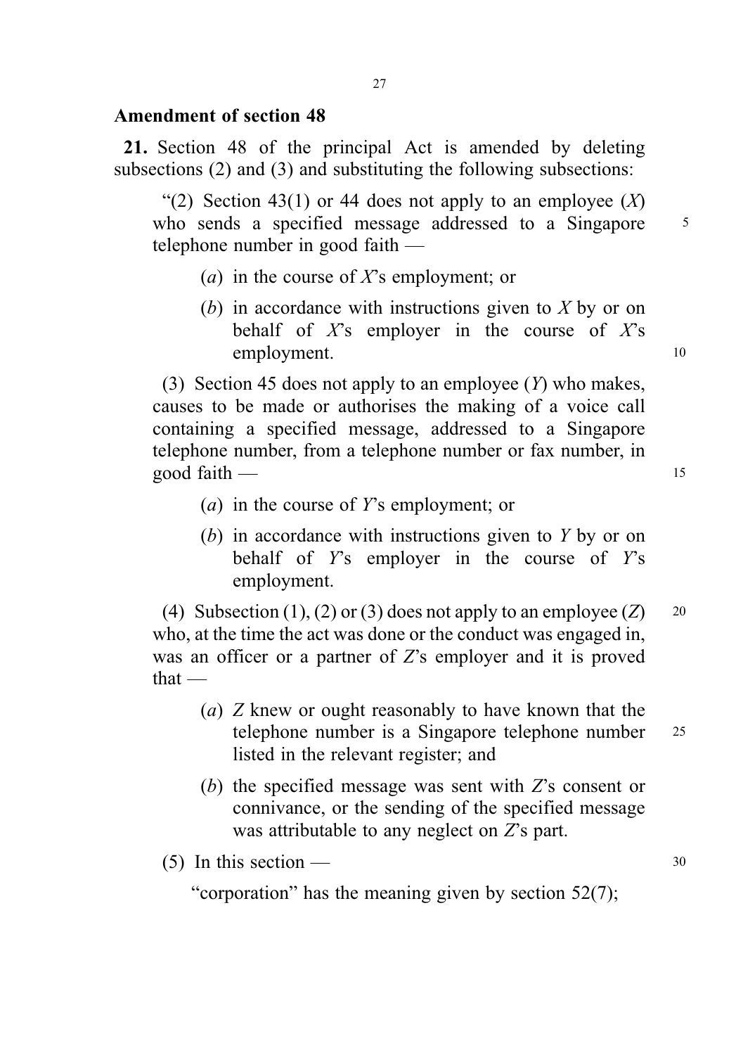## Amendment of section 48

**21.** Section 48 of the principal Act is amended by deleting subsections (2) and (3) and substituting the following subsections:

"(2) Section 43(1) or 44 does not apply to an employee (*X*) who sends a specified message addressed to a Singapore telephone number in good faith —

(*a*) in the course of *X*'s employment; or

(*b*) in accordance with instructions given to *X* by or on behalf of *X*'s employer in the course of *X*'s employment.

(3) Section 45 does not apply to an employee (*Y*) who makes, causes to be made or authorises the making of a voice call containing a specified message, addressed to a Singapore telephone number, from a telephone number or fax number, in good faith —

(*a*) in the course of *Y*'s employment; or

(*b*) in accordance with instructions given to *Y* by or on behalf of *Y*'s employer in the course of *Y*'s employment.

(4) Subsection (1), (2) or (3) does not apply to an employee (*Z*) who, at the time the act was done or the conduct was engaged in, was an officer or a partner of *Z*'s employer and it is proved that —

(*a*) *Z* knew or ought reasonably to have known that the telephone number is a Singapore telephone number listed in the relevant register; and

(*b*) the specified message was sent with *Z*'s consent or connivance, or the sending of the specified message was attributable to any neglect on *Z*'s part.

(5) In this section —

"corporation" has the meaning given by section 52(7);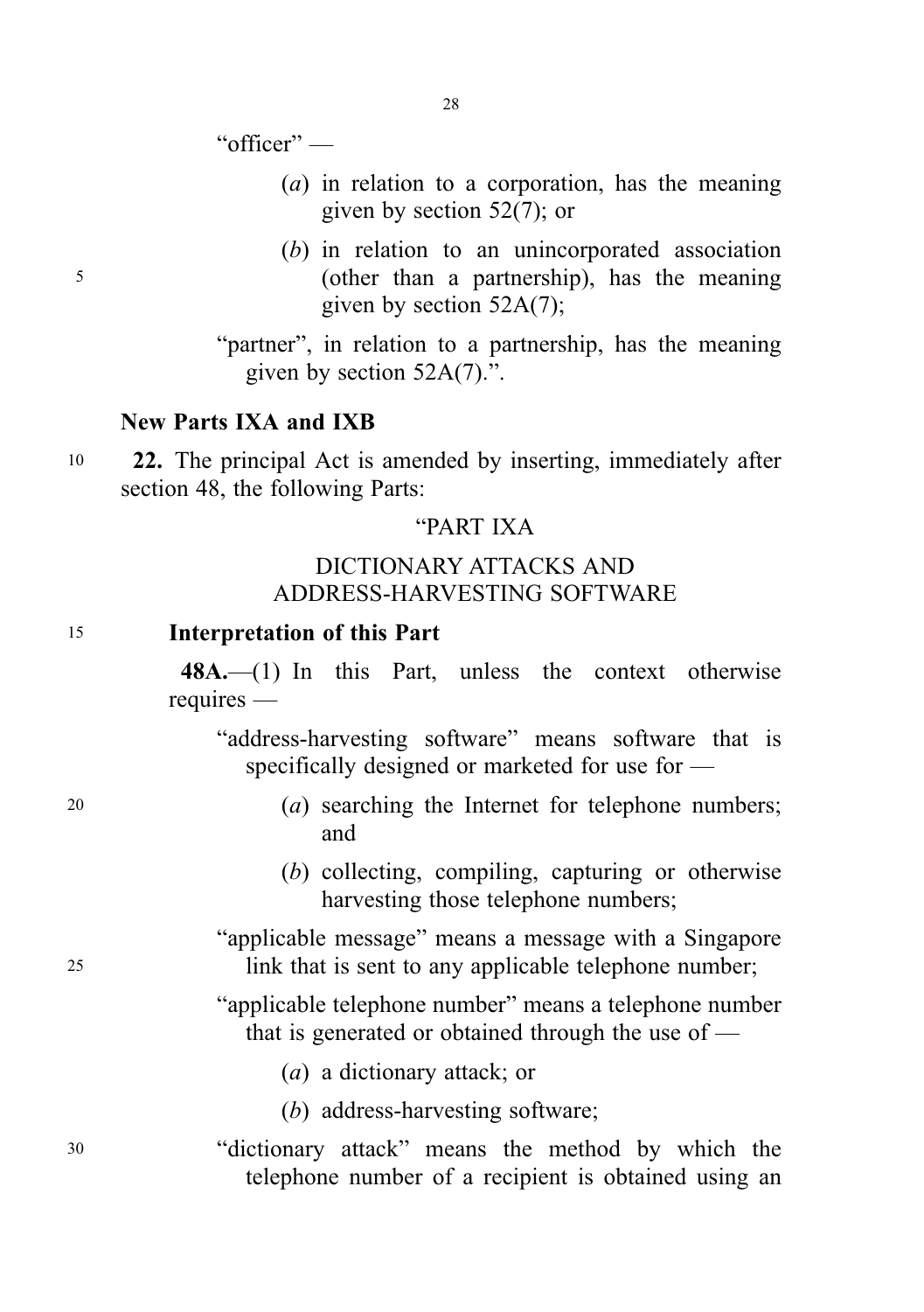"officer" —

(*a*) in relation to a corporation, has the meaning given by section 52(7); or

(*b*) in relation to an unincorporated association (other than a partnership), has the meaning given by section 52A(7);

"partner", in relation to a partnership, has the meaning given by section 52A(7).".

**New Parts IXA and IXB**

**22.** The principal Act is amended by inserting, immediately after section 48, the following Parts:

"PART IXA

DICTIONARY ATTACKS AND ADDRESS-HARVESTING SOFTWARE

**Interpretation of this Part**

**48A.**—(1) In this Part, unless the context otherwise requires —

"address-harvesting software" means software that is specifically designed or marketed for use for —

(*a*) searching the Internet for telephone numbers; and

(*b*) collecting, compiling, capturing or otherwise harvesting those telephone numbers;

"applicable message" means a message with a Singapore link that is sent to any applicable telephone number;

"applicable telephone number" means a telephone number that is generated or obtained through the use of —

(*a*) a dictionary attack; or

(*b*) address-harvesting software;

"dictionary attack" means the method by which the telephone number of a recipient is obtained using an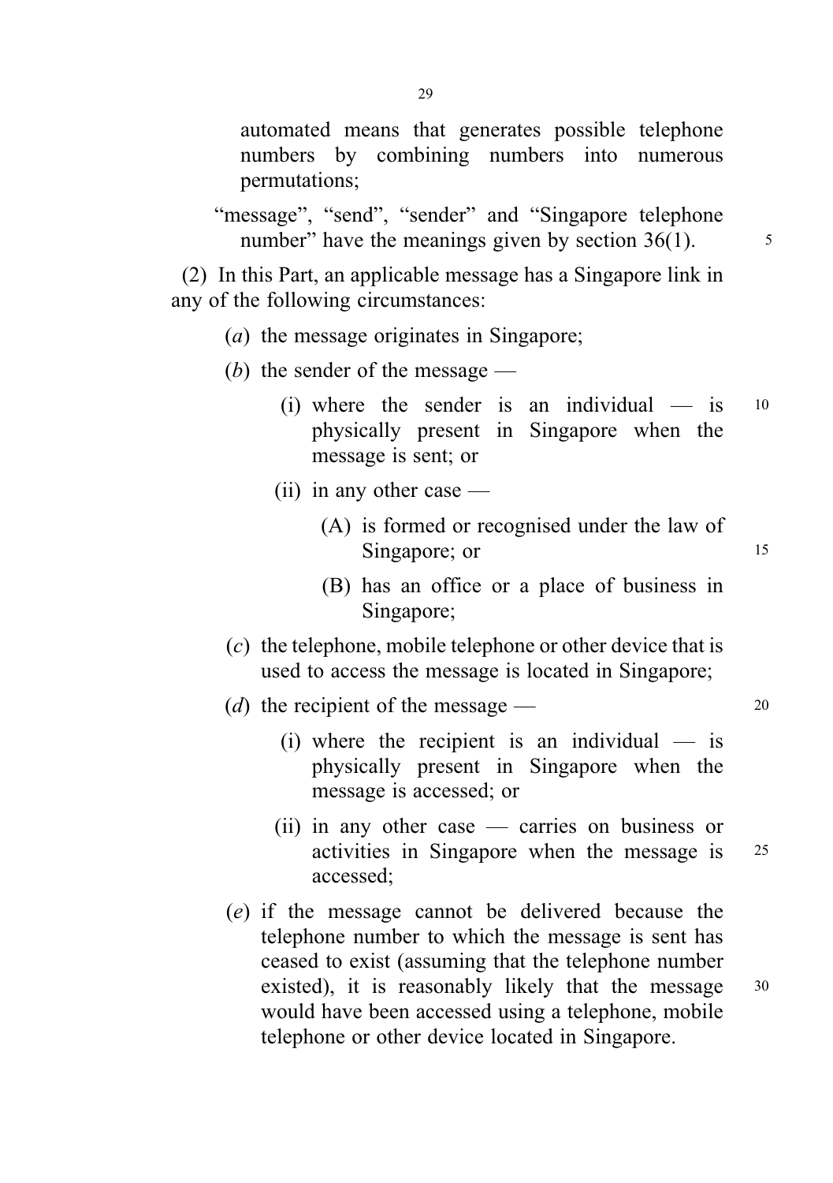automated means that generates possible telephone numbers by combining numbers into numerous permutations;

"message", "send", "sender" and "Singapore telephone number" have the meanings given by section 36(1).

(2) In this Part, an applicable message has a Singapore link in any of the following circumstances:

(*a*) the message originates in Singapore;

(*b*) the sender of the message —

(i) where the sender is an individual — is physically present in Singapore when the message is sent; or

(ii) in any other case —

(A) is formed or recognised under the law of Singapore; or

(B) has an office or a place of business in Singapore;

(*c*) the telephone, mobile telephone or other device that is used to access the message is located in Singapore;

(*d*) the recipient of the message —

(i) where the recipient is an individual — is physically present in Singapore when the message is accessed; or

(ii) in any other case — carries on business or activities in Singapore when the message is accessed;

(*e*) if the message cannot be delivered because the telephone number to which the message is sent has ceased to exist (assuming that the telephone number existed), it is reasonably likely that the message would have been accessed using a telephone, mobile telephone or other device located in Singapore.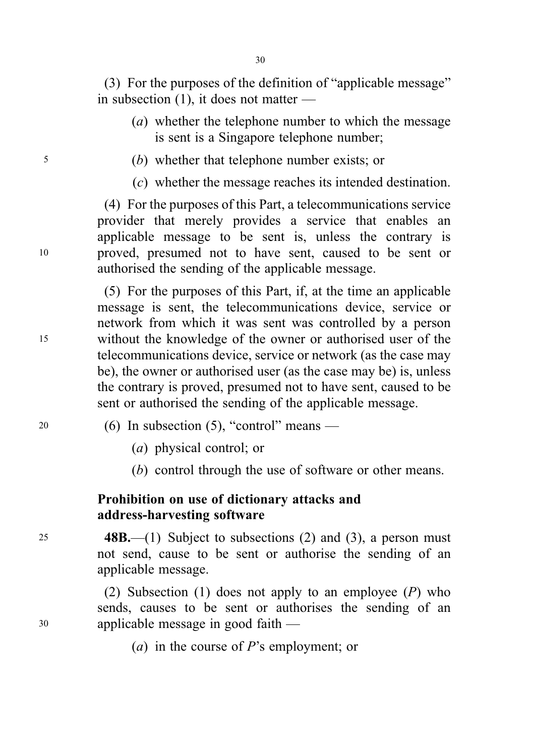(3) For the purposes of the definition of "applicable message" in subsection (1), it does not matter —

(*a*) whether the telephone number to which the message is sent is a Singapore telephone number;

(*b*) whether that telephone number exists; or

(*c*) whether the message reaches its intended destination.

(4) For the purposes of this Part, a telecommunications service provider that merely provides a service that enables an applicable message to be sent is, unless the contrary is proved, presumed not to have sent, caused to be sent or authorised the sending of the applicable message.

(5) For the purposes of this Part, if, at the time an applicable message is sent, the telecommunications device, service or network from which it was sent was controlled by a person without the knowledge of the owner or authorised user of the telecommunications device, service or network (as the case may be), the owner or authorised user (as the case may be) is, unless the contrary is proved, presumed not to have sent, caused to be sent or authorised the sending of the applicable message.

(6) In subsection (5), "control" means —

(*a*) physical control; or

(*b*) control through the use of software or other means.

**Prohibition on use of dictionary attacks and address-harvesting software**

**48B.**—(1) Subject to subsections (2) and (3), a person must not send, cause to be sent or authorise the sending of an applicable message.

(2) Subsection (1) does not apply to an employee (*P*) who sends, causes to be sent or authorises the sending of an applicable message in good faith —

(*a*) in the course of *P*'s employment; or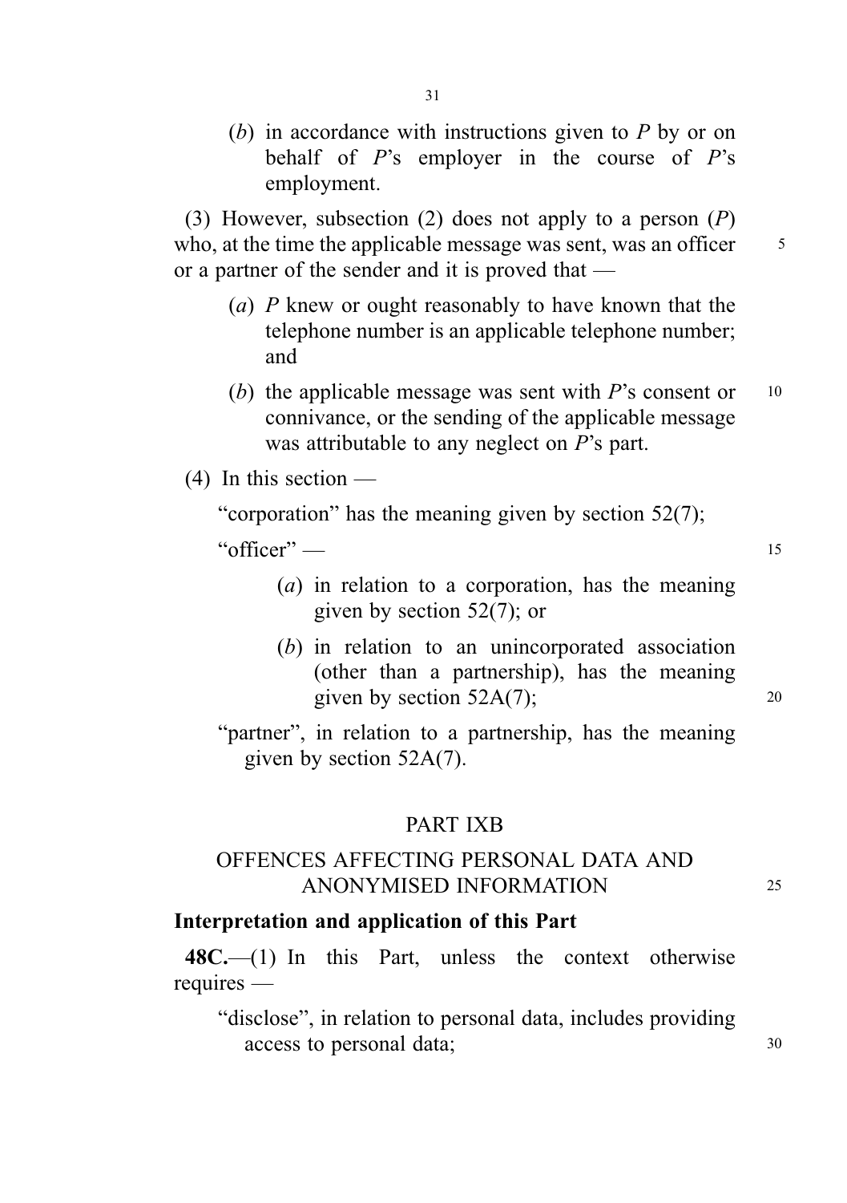(*b*) in accordance with instructions given to *P* by or on behalf of *P*'s employer in the course of *P*'s employment.

(3) However, subsection (2) does not apply to a person (*P*) who, at the time the applicable message was sent, was an officer or a partner of the sender and it is proved that —

(*a*) *P* knew or ought reasonably to have known that the telephone number is an applicable telephone number; and

(*b*) the applicable message was sent with *P*'s consent or connivance, or the sending of the applicable message was attributable to any neglect on *P*'s part.

(4) In this section —

"corporation" has the meaning given by section 52(7);

"officer" —

(*a*) in relation to a corporation, has the meaning given by section 52(7); or

(*b*) in relation to an unincorporated association (other than a partnership), has the meaning given by section 52A(7);

"partner", in relation to a partnership, has the meaning given by section 52A(7).

## PART IXB

## OFFENCES AFFECTING PERSONAL DATA AND ANONYMISED INFORMATION

### Interpretation and application of this Part

**48C.**—(1) In this Part, unless the context otherwise requires —

"disclose", in relation to personal data, includes providing access to personal data;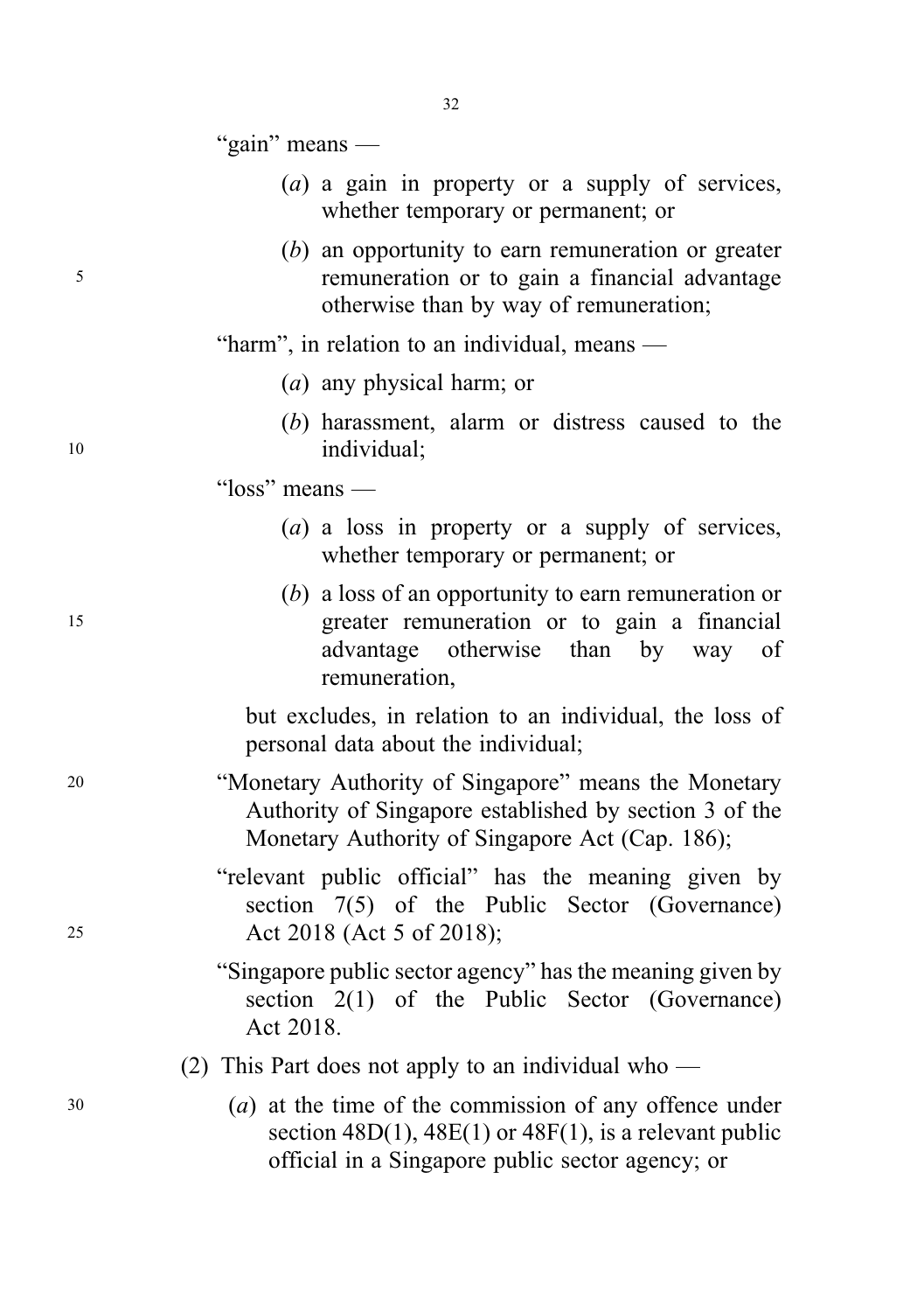"gain" means —

(*a*) a gain in property or a supply of services, whether temporary or permanent; or

(*b*) an opportunity to earn remuneration or greater remuneration or to gain a financial advantage otherwise than by way of remuneration;

"harm", in relation to an individual, means —

(*a*) any physical harm; or

(*b*) harassment, alarm or distress caused to the individual;

"loss" means —

(*a*) a loss in property or a supply of services, whether temporary or permanent; or

(*b*) a loss of an opportunity to earn remuneration or greater remuneration or to gain a financial advantage otherwise than by way of remuneration,

but excludes, in relation to an individual, the loss of personal data about the individual;

"Monetary Authority of Singapore" means the Monetary Authority of Singapore established by section 3 of the Monetary Authority of Singapore Act (Cap. 186);

"relevant public official" has the meaning given by section 7(5) of the Public Sector (Governance) Act 2018 (Act 5 of 2018);

"Singapore public sector agency" has the meaning given by section 2(1) of the Public Sector (Governance) Act 2018.

(2) This Part does not apply to an individual who —

(*a*) at the time of the commission of any offence under section 48D(1), 48E(1) or 48F(1), is a relevant public official in a Singapore public sector agency; or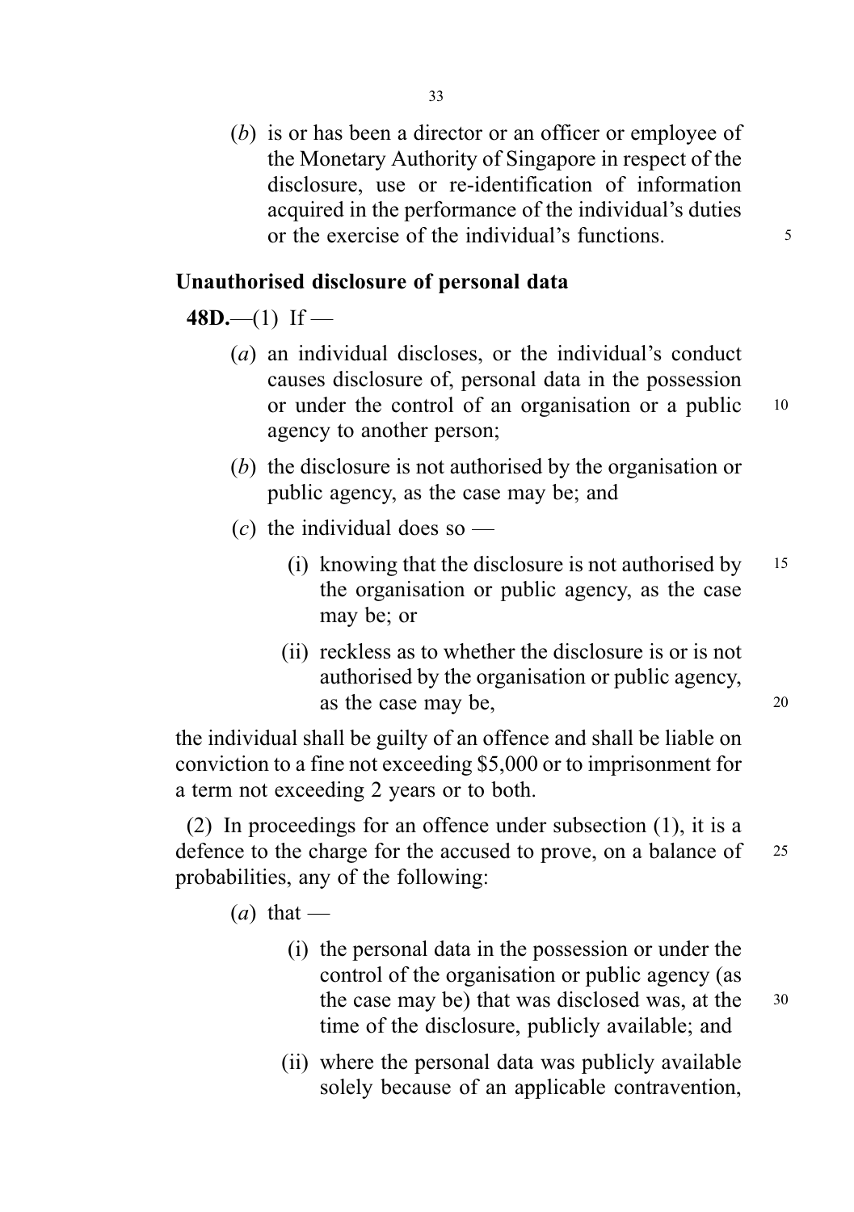(*b*) is or has been a director or an officer or employee of the Monetary Authority of Singapore in respect of the disclosure, use or re-identification of information acquired in the performance of the individual's duties or the exercise of the individual's functions.

### Unauthorised disclosure of personal data

**48D.**—(1) If —

(*a*) an individual discloses, or the individual's conduct causes disclosure of, personal data in the possession or under the control of an organisation or a public agency to another person;

(*b*) the disclosure is not authorised by the organisation or public agency, as the case may be; and

(*c*) the individual does so —

(i) knowing that the disclosure is not authorised by the organisation or public agency, as the case may be; or

(ii) reckless as to whether the disclosure is or is not authorised by the organisation or public agency, as the case may be,

the individual shall be guilty of an offence and shall be liable on conviction to a fine not exceeding $5,000 or to imprisonment for a term not exceeding 2 years or to both.

(2) In proceedings for an offence under subsection (1), it is a defence to the charge for the accused to prove, on a balance of probabilities, any of the following:

(*a*) that —

(i) the personal data in the possession or under the control of the organisation or public agency (as the case may be) that was disclosed was, at the time of the disclosure, publicly available; and

(ii) where the personal data was publicly available solely because of an applicable contravention,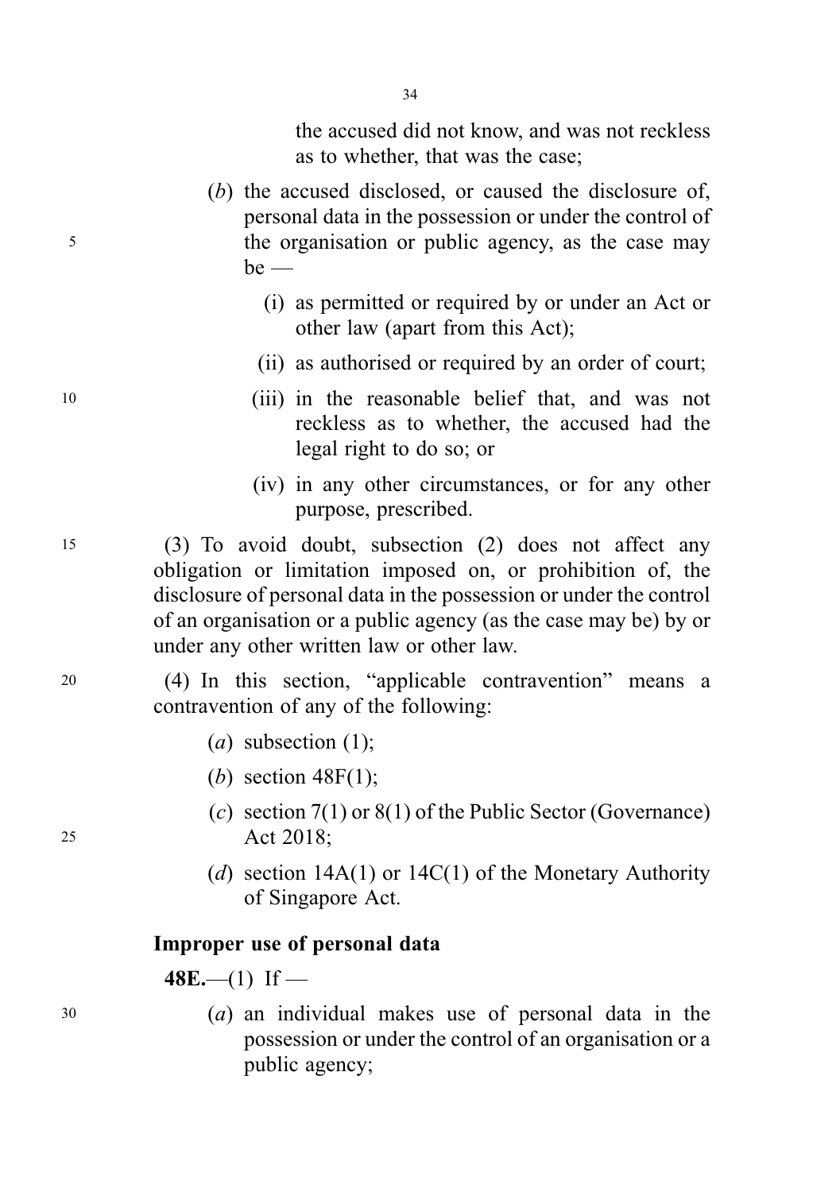the accused did not know, and was not reckless as to whether, that was the case;

(*b*) the accused disclosed, or caused the disclosure of, personal data in the possession or under the control of the organisation or public agency, as the case may be —

(i) as permitted or required by or under an Act or other law (apart from this Act);

(ii) as authorised or required by an order of court;

(iii) in the reasonable belief that, and was not reckless as to whether, the accused had the legal right to do so; or

(iv) in any other circumstances, or for any other purpose, prescribed.

(3) To avoid doubt, subsection (2) does not affect any obligation or limitation imposed on, or prohibition of, the disclosure of personal data in the possession or under the control of an organisation or a public agency (as the case may be) by or under any other written law or other law.

(4) In this section, "applicable contravention" means a contravention of any of the following:

(*a*) subsection (1);

(*b*) section 48F(1);

(*c*) section 7(1) or 8(1) of the Public Sector (Governance) Act 2018;

(*d*) section 14A(1) or 14C(1) of the Monetary Authority of Singapore Act.

**Improper use of personal data**

**48E.**—(1) If —

(*a*) an individual makes use of personal data in the possession or under the control of an organisation or a public agency;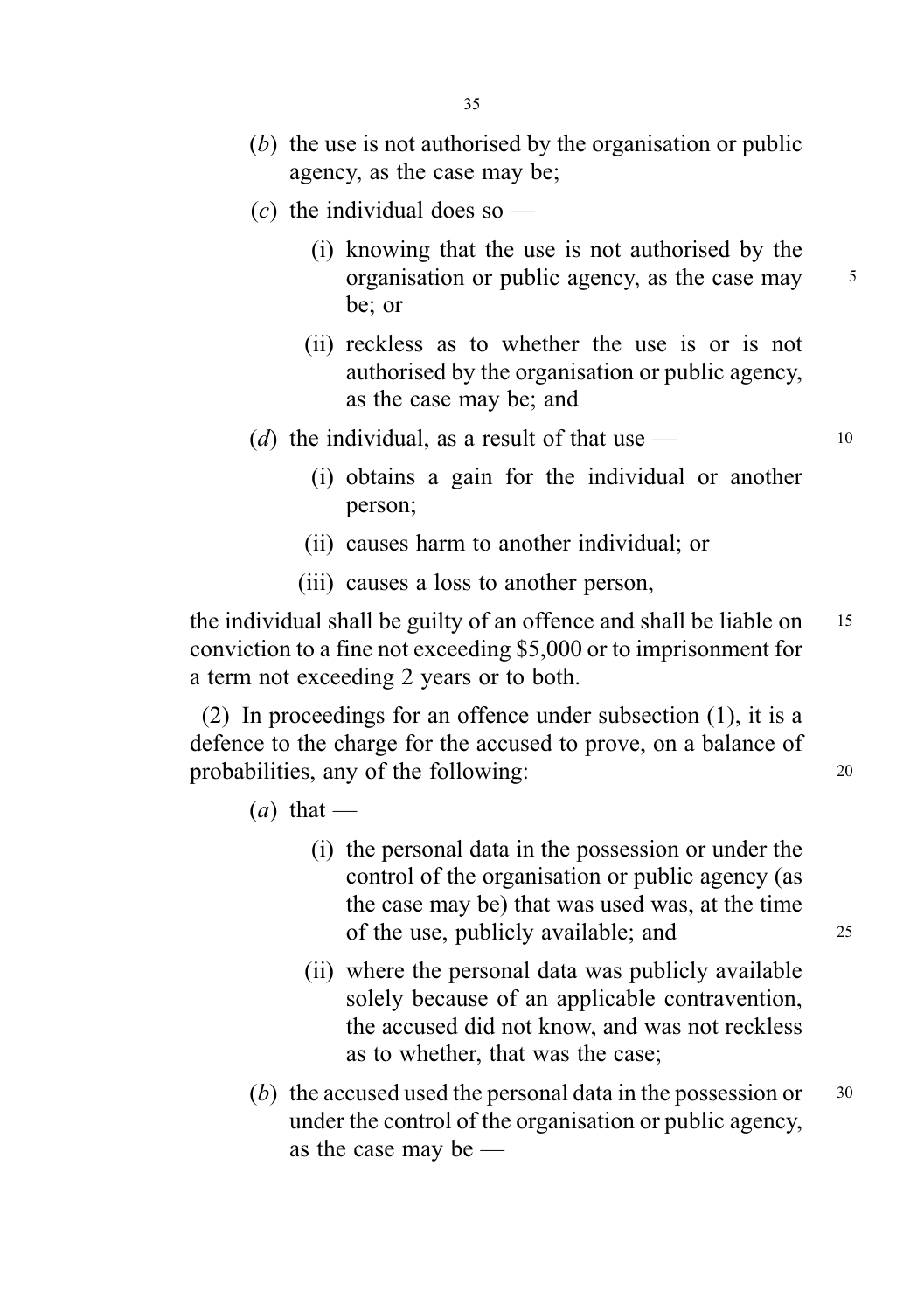(*b*) the use is not authorised by the organisation or public agency, as the case may be;

(*c*) the individual does so —

(i) knowing that the use is not authorised by the organisation or public agency, as the case may be; or

(ii) reckless as to whether the use is or is not authorised by the organisation or public agency, as the case may be; and

(*d*) the individual, as a result of that use —

(i) obtains a gain for the individual or another person;

(ii) causes harm to another individual; or

(iii) causes a loss to another person,

the individual shall be guilty of an offence and shall be liable on conviction to a fine not exceeding $5,000 or to imprisonment for a term not exceeding 2 years or to both.

(2) In proceedings for an offence under subsection (1), it is a defence to the charge for the accused to prove, on a balance of probabilities, any of the following:

(*a*) that —

(i) the personal data in the possession or under the control of the organisation or public agency (as the case may be) that was used was, at the time of the use, publicly available; and

(ii) where the personal data was publicly available solely because of an applicable contravention, the accused did not know, and was not reckless as to whether, that was the case;

(*b*) the accused used the personal data in the possession or under the control of the organisation or public agency, as the case may be —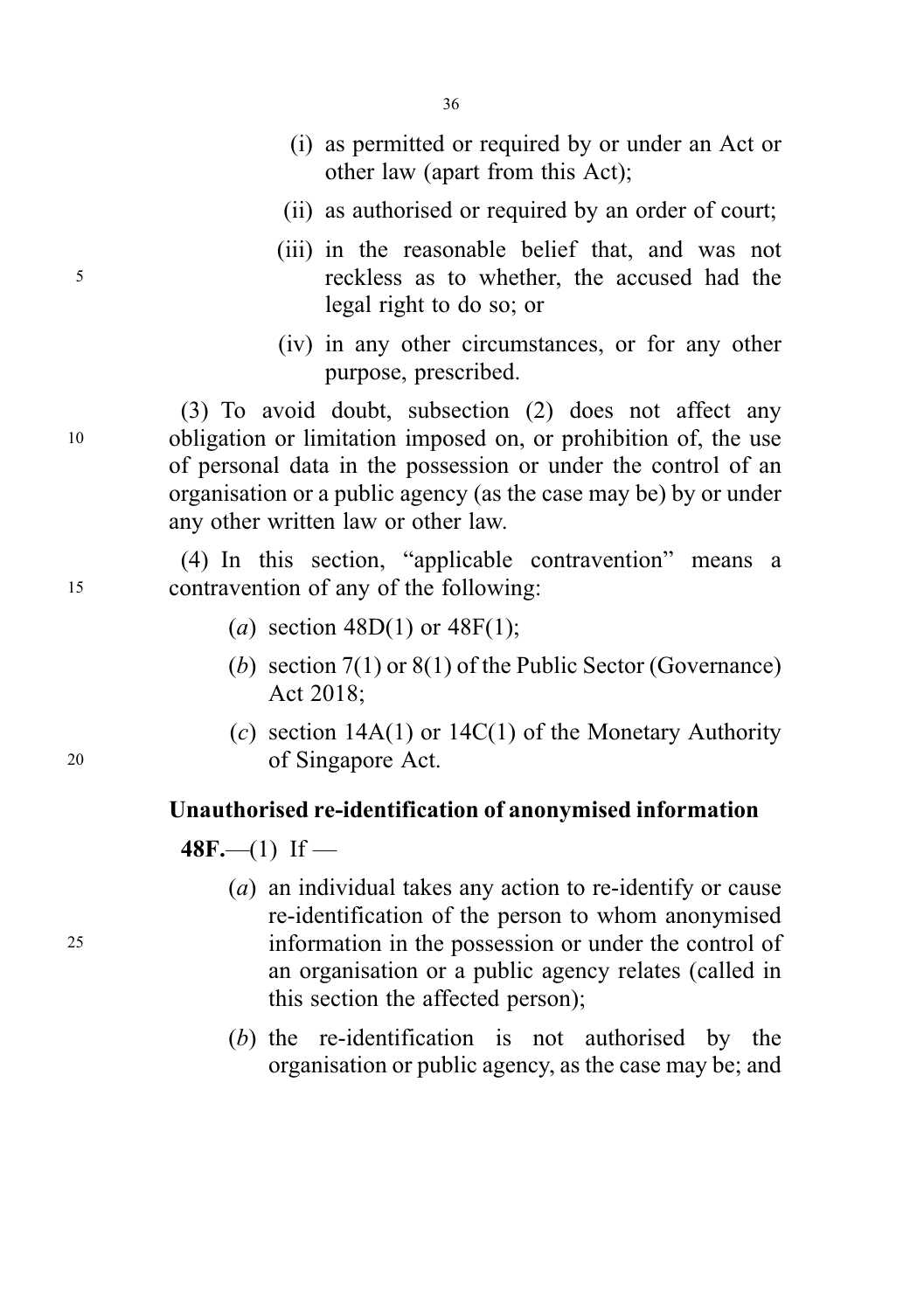(i) as permitted or required by or under an Act or other law (apart from this Act);

(ii) as authorised or required by an order of court;

(iii) in the reasonable belief that, and was not reckless as to whether, the accused had the legal right to do so; or

(iv) in any other circumstances, or for any other purpose, prescribed.

(3) To avoid doubt, subsection (2) does not affect any obligation or limitation imposed on, or prohibition of, the use of personal data in the possession or under the control of an organisation or a public agency (as the case may be) by or under any other written law or other law.

(4) In this section, "applicable contravention" means a contravention of any of the following:

(*a*) section 48D(1) or 48F(1);

(*b*) section 7(1) or 8(1) of the Public Sector (Governance) Act 2018;

(*c*) section 14A(1) or 14C(1) of the Monetary Authority of Singapore Act.

**Unauthorised re-identification of anonymised information**

**48F.**—(1) If —

(*a*) an individual takes any action to re-identify or cause re-identification of the person to whom anonymised information in the possession or under the control of an organisation or a public agency relates (called in this section the affected person);

(*b*) the re-identification is not authorised by the organisation or public agency, as the case may be; and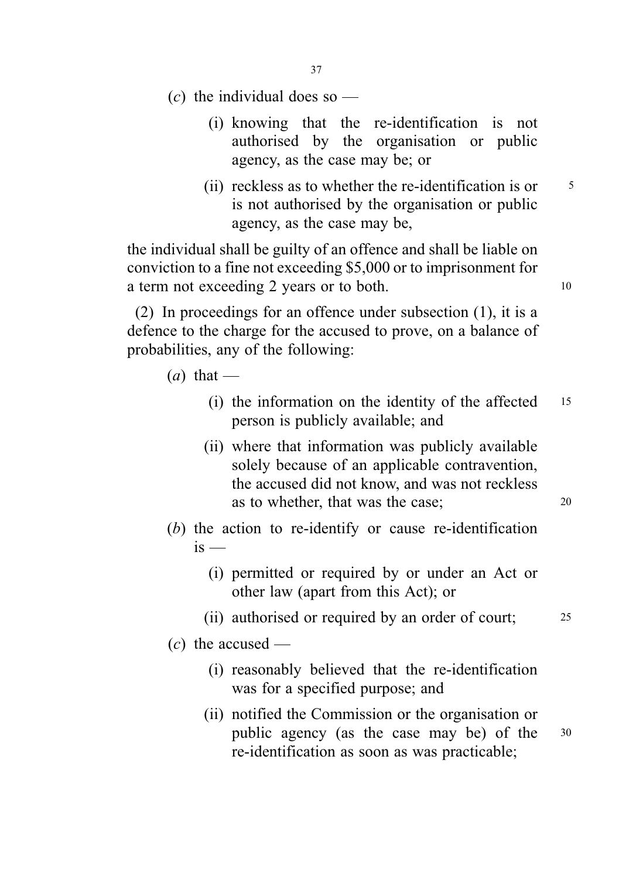(*c*) the individual does so —

(i) knowing that the re-identification is not authorised by the organisation or public agency, as the case may be; or

(ii) reckless as to whether the re-identification is or is not authorised by the organisation or public agency, as the case may be,

the individual shall be guilty of an offence and shall be liable on conviction to a fine not exceeding $5,000 or to imprisonment for a term not exceeding 2 years or to both.

(2) In proceedings for an offence under subsection (1), it is a defence to the charge for the accused to prove, on a balance of probabilities, any of the following:

(*a*) that —

(i) the information on the identity of the affected person is publicly available; and

(ii) where that information was publicly available solely because of an applicable contravention, the accused did not know, and was not reckless as to whether, that was the case;

(*b*) the action to re-identify or cause re-identification is —

(i) permitted or required by or under an Act or other law (apart from this Act); or

(ii) authorised or required by an order of court;

(*c*) the accused —

(i) reasonably believed that the re-identification was for a specified purpose; and

(ii) notified the Commission or the organisation or public agency (as the case may be) of the re-identification as soon as was practicable;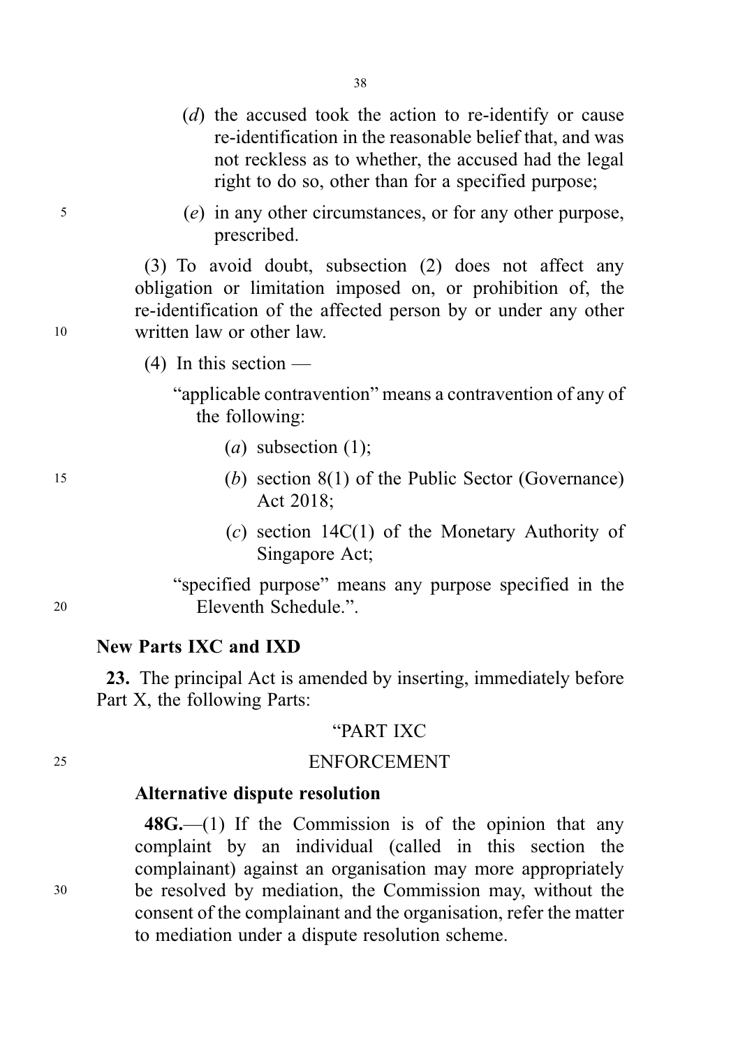(*d*) the accused took the action to re-identify or cause re-identification in the reasonable belief that, and was not reckless as to whether, the accused had the legal right to do so, other than for a specified purpose;

(*e*) in any other circumstances, or for any other purpose, prescribed.

(3) To avoid doubt, subsection (2) does not affect any obligation or limitation imposed on, or prohibition of, the re-identification of the affected person by or under any other written law or other law.

(4) In this section —

"applicable contravention" means a contravention of any of the following:

(*a*) subsection (1);

(*b*) section 8(1) of the Public Sector (Governance) Act 2018;

(*c*) section 14C(1) of the Monetary Authority of Singapore Act;

"specified purpose" means any purpose specified in the Eleventh Schedule.".

**New Parts IXC and IXD**

**23.** The principal Act is amended by inserting, immediately before Part X, the following Parts:

"PART IXC

ENFORCEMENT

**Alternative dispute resolution**

**48G.**—(1) If the Commission is of the opinion that any complaint by an individual (called in this section the complainant) against an organisation may more appropriately be resolved by mediation, the Commission may, without the consent of the complainant and the organisation, refer the matter to mediation under a dispute resolution scheme.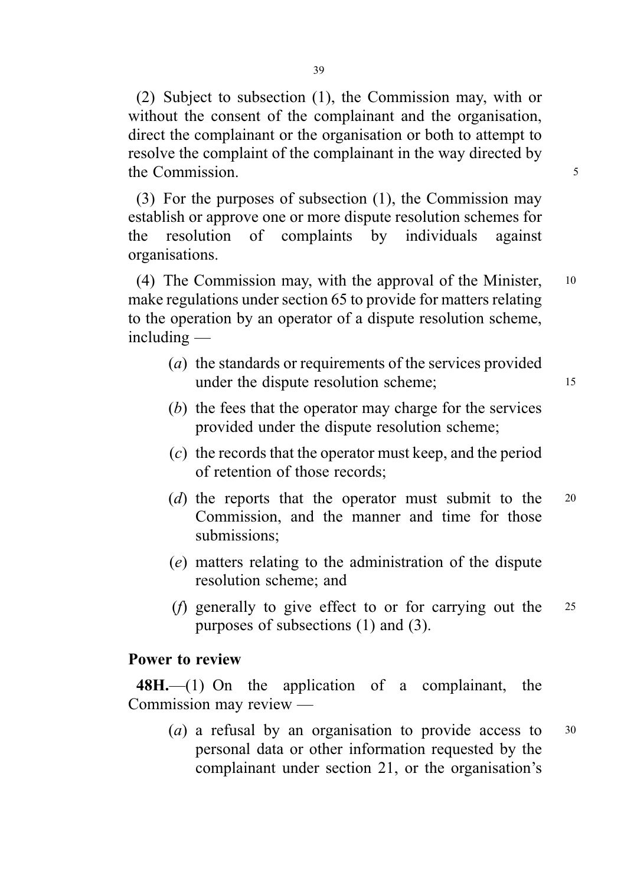(2) Subject to subsection (1), the Commission may, with or without the consent of the complainant and the organisation, direct the complainant or the organisation or both to attempt to resolve the complaint of the complainant in the way directed by the Commission.

(3) For the purposes of subsection (1), the Commission may establish or approve one or more dispute resolution schemes for the resolution of complaints by individuals against organisations.

(4) The Commission may, with the approval of the Minister, make regulations under section 65 to provide for matters relating to the operation by an operator of a dispute resolution scheme, including —

(*a*) the standards or requirements of the services provided under the dispute resolution scheme;

(*b*) the fees that the operator may charge for the services provided under the dispute resolution scheme;

(*c*) the records that the operator must keep, and the period of retention of those records;

(*d*) the reports that the operator must submit to the Commission, and the manner and time for those submissions;

(*e*) matters relating to the administration of the dispute resolution scheme; and

(*f*) generally to give effect to or for carrying out the purposes of subsections (1) and (3).

**Power to review**

**48H.**—(1) On the application of a complainant, the Commission may review —

(*a*) a refusal by an organisation to provide access to personal data or other information requested by the complainant under section 21, or the organisation's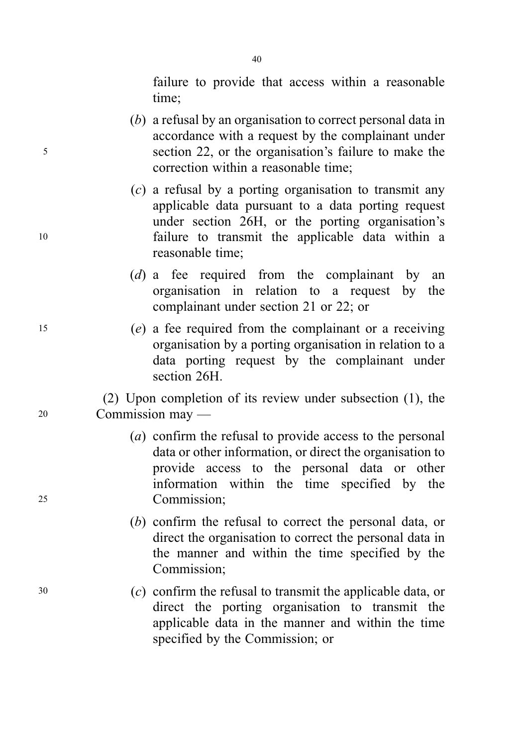failure to provide that access within a reasonable time;

(*b*) a refusal by an organisation to correct personal data in accordance with a request by the complainant under section 22, or the organisation's failure to make the correction within a reasonable time;

(*c*) a refusal by a porting organisation to transmit any applicable data pursuant to a data porting request under section 26H, or the porting organisation's failure to transmit the applicable data within a reasonable time;

(*d*) a fee required from the complainant by an organisation in relation to a request by the complainant under section 21 or 22; or

(*e*) a fee required from the complainant or a receiving organisation by a porting organisation in relation to a data porting request by the complainant under section 26H.

(2) Upon completion of its review under subsection (1), the Commission may —

(*a*) confirm the refusal to provide access to the personal data or other information, or direct the organisation to provide access to the personal data or other information within the time specified by the Commission;

(*b*) confirm the refusal to correct the personal data, or direct the organisation to correct the personal data in the manner and within the time specified by the Commission;

(*c*) confirm the refusal to transmit the applicable data, or direct the porting organisation to transmit the applicable data in the manner and within the time specified by the Commission; or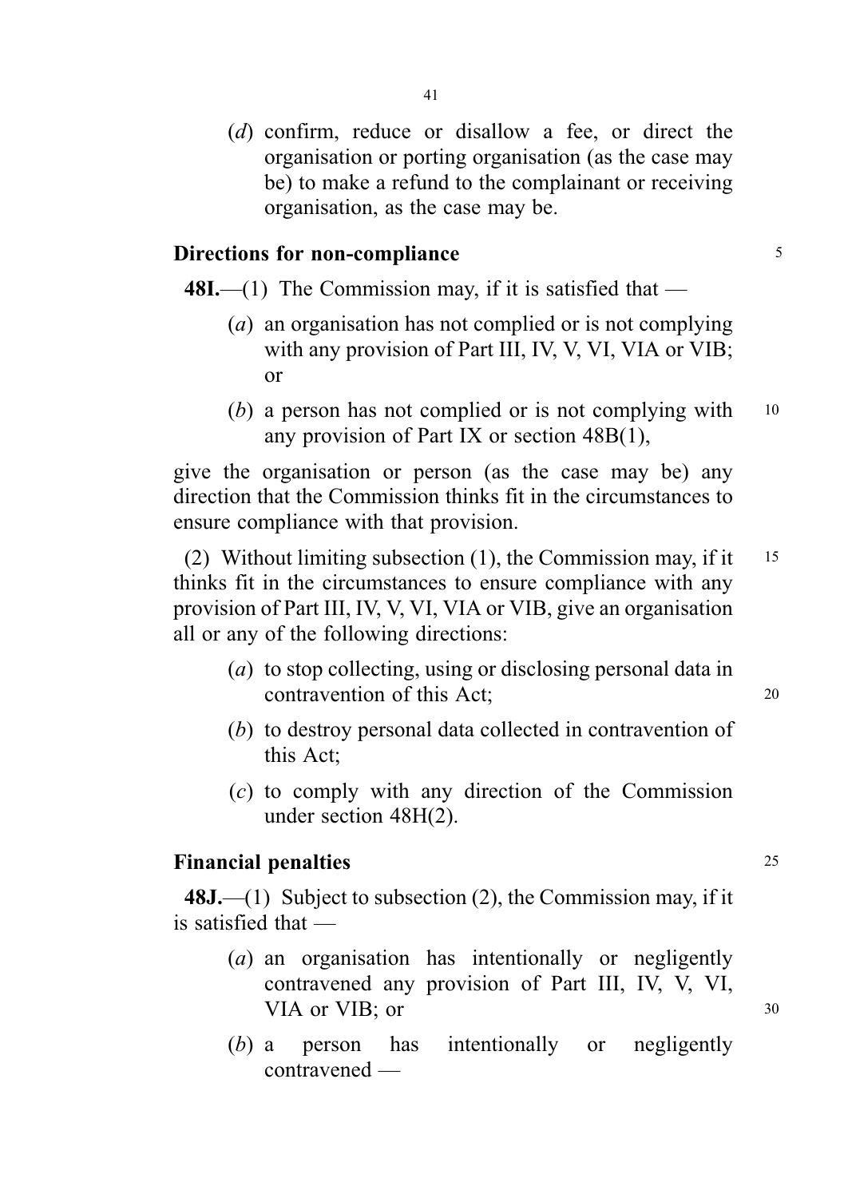(*d*) confirm, reduce or disallow a fee, or direct the organisation or porting organisation (as the case may be) to make a refund to the complainant or receiving organisation, as the case may be.

### Directions for non-compliance

**48I.**—(1) The Commission may, if it is satisfied that —

(*a*) an organisation has not complied or is not complying with any provision of Part III, IV, V, VI, VIA or VIB; or

(*b*) a person has not complied or is not complying with any provision of Part IX or section 48B(1),

give the organisation or person (as the case may be) any direction that the Commission thinks fit in the circumstances to ensure compliance with that provision.

(2) Without limiting subsection (1), the Commission may, if it thinks fit in the circumstances to ensure compliance with any provision of Part III, IV, V, VI, VIA or VIB, give an organisation all or any of the following directions:

(*a*) to stop collecting, using or disclosing personal data in contravention of this Act;

(*b*) to destroy personal data collected in contravention of this Act;

(*c*) to comply with any direction of the Commission under section 48H(2).

### Financial penalties

**48J.**—(1) Subject to subsection (2), the Commission may, if it is satisfied that —

(*a*) an organisation has intentionally or negligently contravened any provision of Part III, IV, V, VI, VIA or VIB; or

(*b*) a person has intentionally or negligently contravened —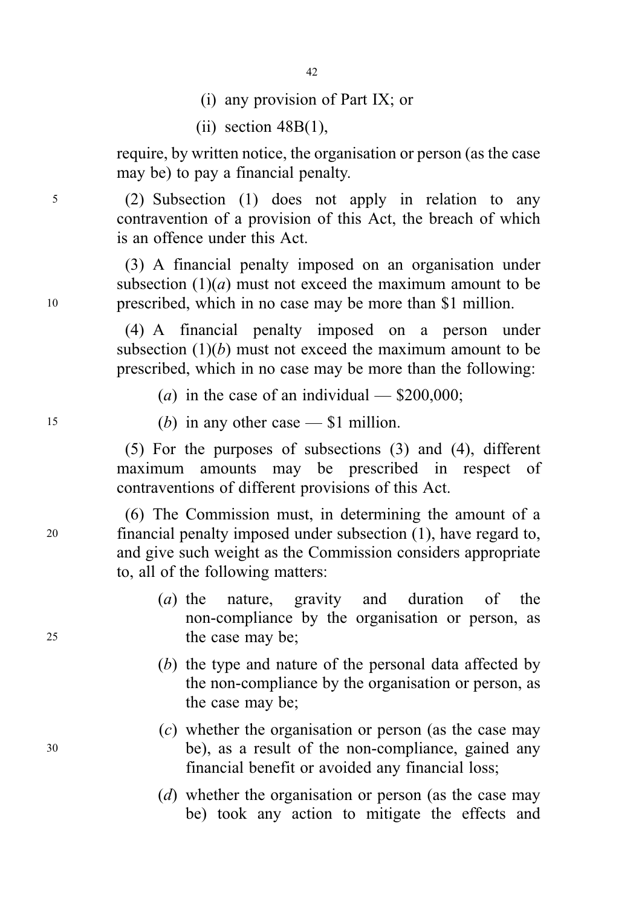(i) any provision of Part IX; or

(ii) section 48B(1),

require, by written notice, the organisation or person (as the case may be) to pay a financial penalty.

(2) Subsection (1) does not apply in relation to any contravention of a provision of this Act, the breach of which is an offence under this Act.

(3) A financial penalty imposed on an organisation under subsection (1)(*a*) must not exceed the maximum amount to be prescribed, which in no case may be more than $1 million.

(4) A financial penalty imposed on a person under subsection (1)(*b*) must not exceed the maximum amount to be prescribed, which in no case may be more than the following:

(*a*) in the case of an individual — $200,000;

(*b*) in any other case — $1 million.

(5) For the purposes of subsections (3) and (4), different maximum amounts may be prescribed in respect of contraventions of different provisions of this Act.

(6) The Commission must, in determining the amount of a financial penalty imposed under subsection (1), have regard to, and give such weight as the Commission considers appropriate to, all of the following matters:

(*a*) the nature, gravity and duration of the non-compliance by the organisation or person, as the case may be;

(*b*) the type and nature of the personal data affected by the non-compliance by the organisation or person, as the case may be;

(*c*) whether the organisation or person (as the case may be), as a result of the non-compliance, gained any financial benefit or avoided any financial loss;

(*d*) whether the organisation or person (as the case may be) took any action to mitigate the effects and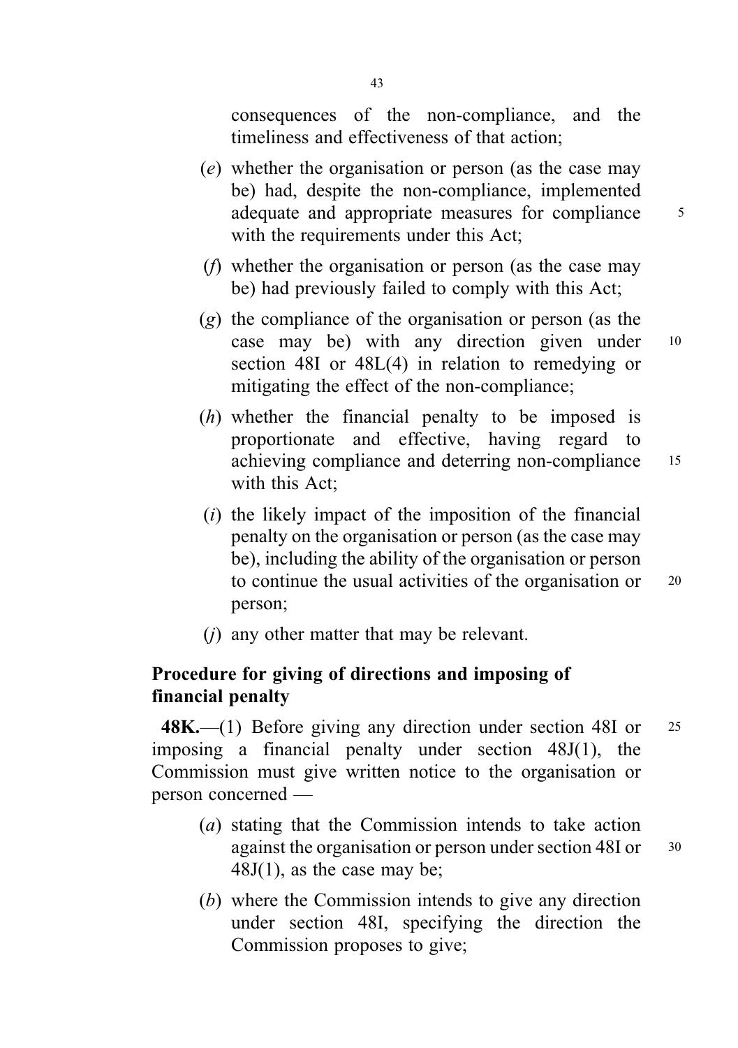consequences of the non-compliance, and the timeliness and effectiveness of that action;

(*e*) whether the organisation or person (as the case may be) had, despite the non-compliance, implemented adequate and appropriate measures for compliance with the requirements under this Act;

(*f*) whether the organisation or person (as the case may be) had previously failed to comply with this Act;

(*g*) the compliance of the organisation or person (as the case may be) with any direction given under section 48I or 48L(4) in relation to remedying or mitigating the effect of the non-compliance;

(*h*) whether the financial penalty to be imposed is proportionate and effective, having regard to achieving compliance and deterring non-compliance with this Act;

(*i*) the likely impact of the imposition of the financial penalty on the organisation or person (as the case may be), including the ability of the organisation or person to continue the usual activities of the organisation or person;

(*j*) any other matter that may be relevant.

**Procedure for giving of directions and imposing of financial penalty**

**48K.**—(1) Before giving any direction under section 48I or imposing a financial penalty under section 48J(1), the Commission must give written notice to the organisation or person concerned —

(*a*) stating that the Commission intends to take action against the organisation or person under section 48I or 48J(1), as the case may be;

(*b*) where the Commission intends to give any direction under section 48I, specifying the direction the Commission proposes to give;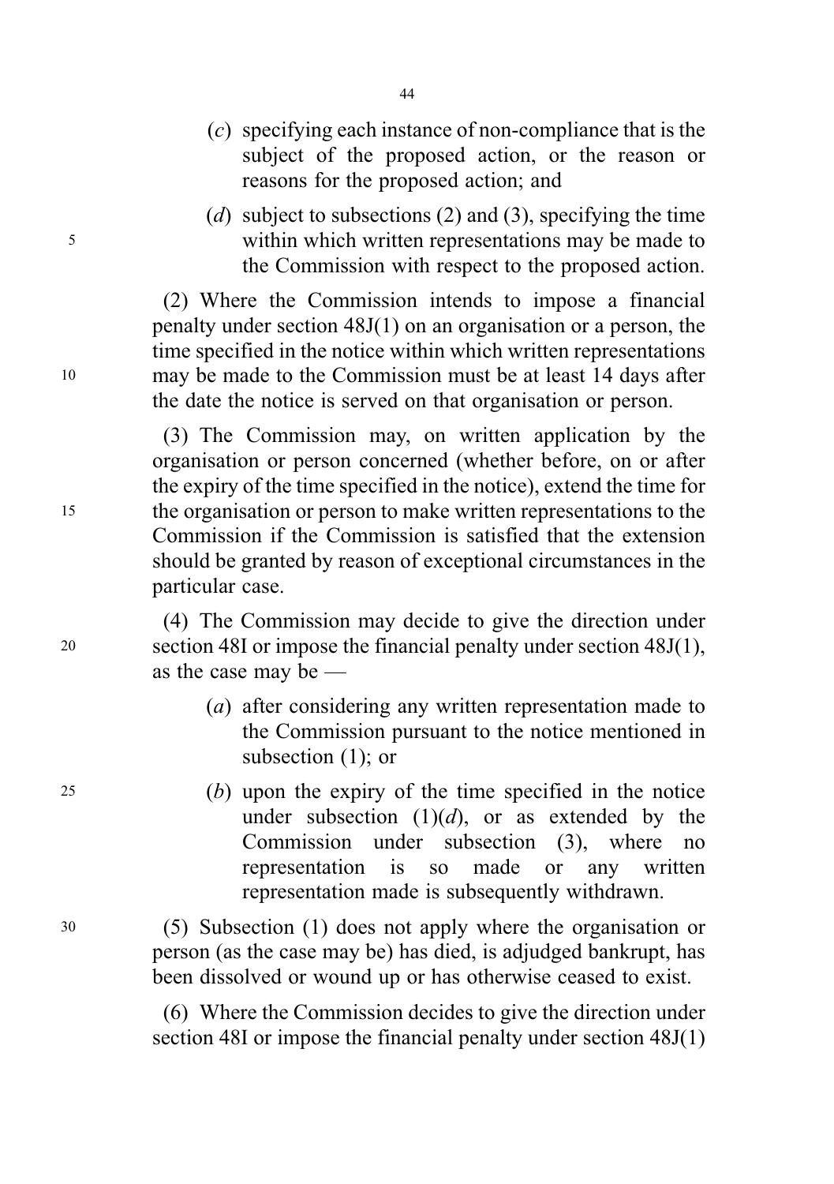(*c*) specifying each instance of non-compliance that is the subject of the proposed action, or the reason or reasons for the proposed action; and

(*d*) subject to subsections (2) and (3), specifying the time within which written representations may be made to the Commission with respect to the proposed action.

(2) Where the Commission intends to impose a financial penalty under section 48J(1) on an organisation or a person, the time specified in the notice within which written representations may be made to the Commission must be at least 14 days after the date the notice is served on that organisation or person.

(3) The Commission may, on written application by the organisation or person concerned (whether before, on or after the expiry of the time specified in the notice), extend the time for the organisation or person to make written representations to the Commission if the Commission is satisfied that the extension should be granted by reason of exceptional circumstances in the particular case.

(4) The Commission may decide to give the direction under section 48I or impose the financial penalty under section 48J(1), as the case may be —

(*a*) after considering any written representation made to the Commission pursuant to the notice mentioned in subsection (1); or

(*b*) upon the expiry of the time specified in the notice under subsection (1)(*d*), or as extended by the Commission under subsection (3), where no representation is so made or any written representation made is subsequently withdrawn.

(5) Subsection (1) does not apply where the organisation or person (as the case may be) has died, is adjudged bankrupt, has been dissolved or wound up or has otherwise ceased to exist.

(6) Where the Commission decides to give the direction under section 48I or impose the financial penalty under section 48J(1)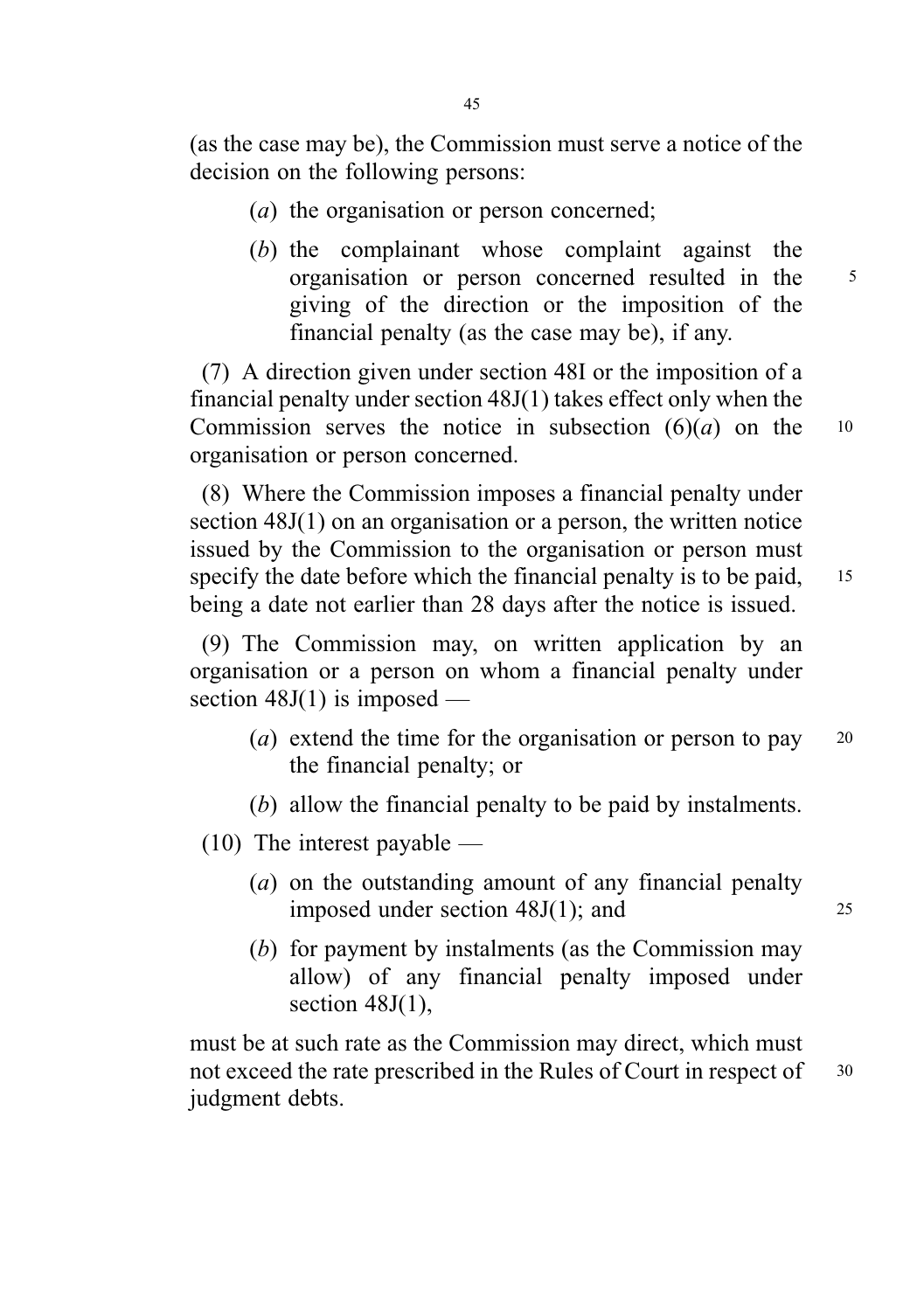(as the case may be), the Commission must serve a notice of the decision on the following persons:

(*a*) the organisation or person concerned;

(*b*) the complainant whose complaint against the organisation or person concerned resulted in the giving of the direction or the imposition of the financial penalty (as the case may be), if any.

(7) A direction given under section 48I or the imposition of a financial penalty under section 48J(1) takes effect only when the Commission serves the notice in subsection (6)(*a*) on the organisation or person concerned.

(8) Where the Commission imposes a financial penalty under section 48J(1) on an organisation or a person, the written notice issued by the Commission to the organisation or person must specify the date before which the financial penalty is to be paid, being a date not earlier than 28 days after the notice is issued.

(9) The Commission may, on written application by an organisation or a person on whom a financial penalty under section 48J(1) is imposed —

(*a*) extend the time for the organisation or person to pay the financial penalty; or

(*b*) allow the financial penalty to be paid by instalments.

(10) The interest payable —

(*a*) on the outstanding amount of any financial penalty imposed under section 48J(1); and

(*b*) for payment by instalments (as the Commission may allow) of any financial penalty imposed under section 48J(1),

must be at such rate as the Commission may direct, which must not exceed the rate prescribed in the Rules of Court in respect of judgment debts.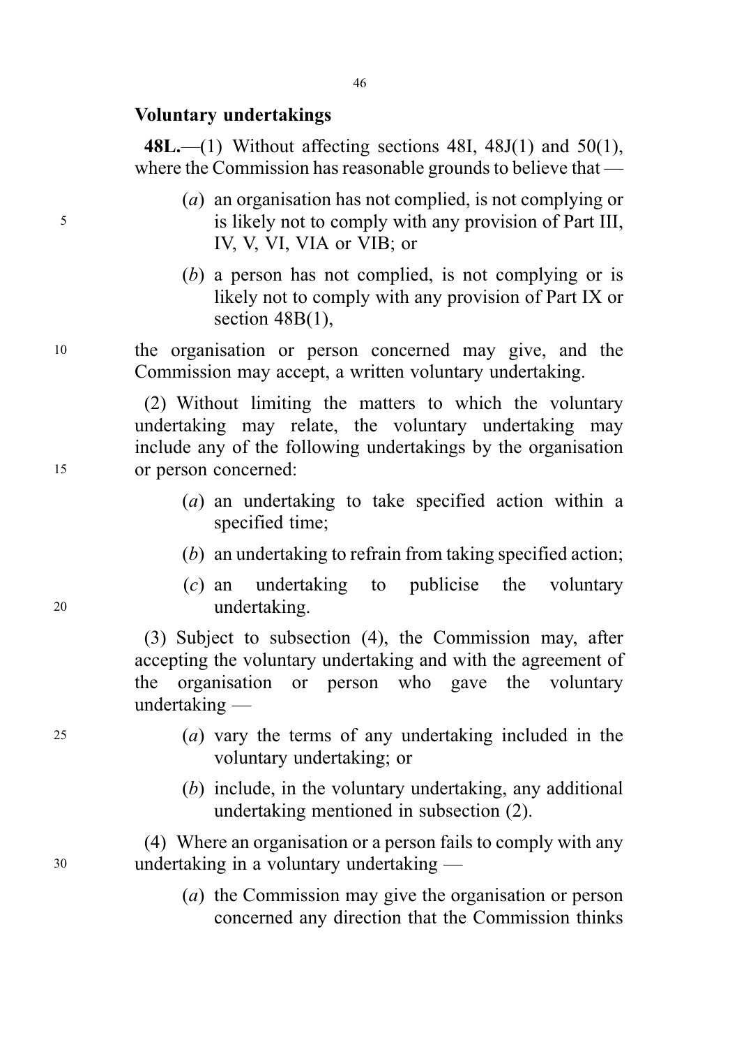**Voluntary undertakings**

**48L.**—(1) Without affecting sections 48I, 48J(1) and 50(1), where the Commission has reasonable grounds to believe that —

(*a*) an organisation has not complied, is not complying or is likely not to comply with any provision of Part III, IV, V, VI, VIA or VIB; or

(*b*) a person has not complied, is not complying or is likely not to comply with any provision of Part IX or section 48B(1),

the organisation or person concerned may give, and the Commission may accept, a written voluntary undertaking.

(2) Without limiting the matters to which the voluntary undertaking may relate, the voluntary undertaking may include any of the following undertakings by the organisation or person concerned:

(*a*) an undertaking to take specified action within a specified time;

(*b*) an undertaking to refrain from taking specified action;

(*c*) an undertaking to publicise the voluntary undertaking.

(3) Subject to subsection (4), the Commission may, after accepting the voluntary undertaking and with the agreement of the organisation or person who gave the voluntary undertaking —

(*a*) vary the terms of any undertaking included in the voluntary undertaking; or

(*b*) include, in the voluntary undertaking, any additional undertaking mentioned in subsection (2).

(4) Where an organisation or a person fails to comply with any undertaking in a voluntary undertaking —

(*a*) the Commission may give the organisation or person concerned any direction that the Commission thinks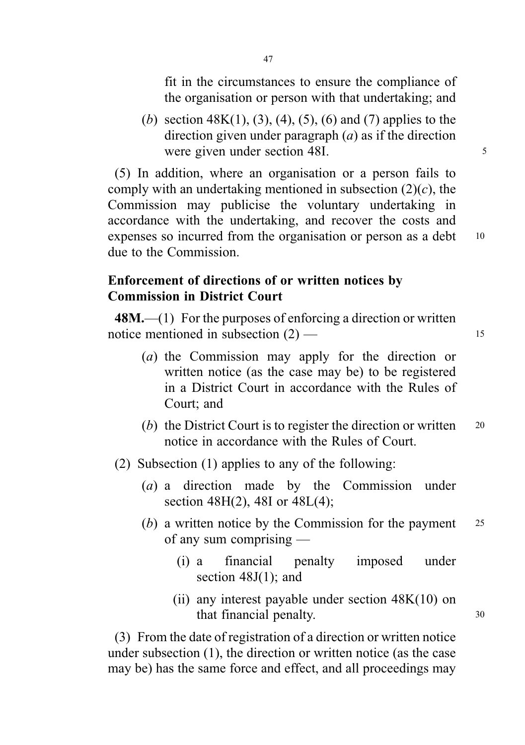fit in the circumstances to ensure the compliance of the organisation or person with that undertaking; and

(*b*) section 48K(1), (3), (4), (5), (6) and (7) applies to the direction given under paragraph (*a*) as if the direction were given under section 48I.

(5) In addition, where an organisation or a person fails to comply with an undertaking mentioned in subsection (2)(*c*), the Commission may publicise the voluntary undertaking in accordance with the undertaking, and recover the costs and expenses so incurred from the organisation or person as a debt due to the Commission.

### Enforcement of directions of or written notices by Commission in District Court

**48M.**—(1) For the purposes of enforcing a direction or written notice mentioned in subsection (2) —

(*a*) the Commission may apply for the direction or written notice (as the case may be) to be registered in a District Court in accordance with the Rules of Court; and

(*b*) the District Court is to register the direction or written notice in accordance with the Rules of Court.

(2) Subsection (1) applies to any of the following:

(*a*) a direction made by the Commission under section 48H(2), 48I or 48L(4);

(*b*) a written notice by the Commission for the payment of any sum comprising —

(i) a financial penalty imposed under section 48J(1); and

(ii) any interest payable under section 48K(10) on that financial penalty.

(3) From the date of registration of a direction or written notice under subsection (1), the direction or written notice (as the case may be) has the same force and effect, and all proceedings may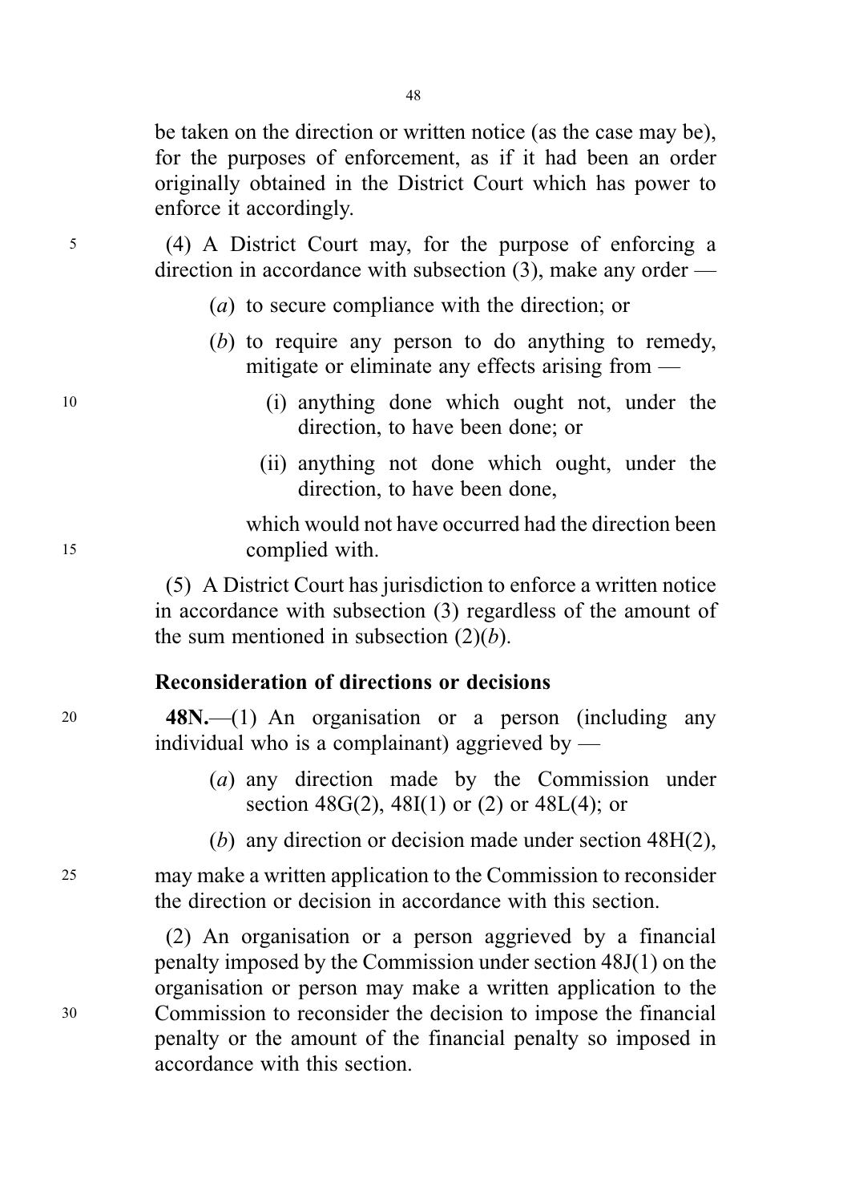be taken on the direction or written notice (as the case may be), for the purposes of enforcement, as if it had been an order originally obtained in the District Court which has power to enforce it accordingly.

(4) A District Court may, for the purpose of enforcing a direction in accordance with subsection (3), make any order —

(*a*) to secure compliance with the direction; or

(*b*) to require any person to do anything to remedy, mitigate or eliminate any effects arising from —

(i) anything done which ought not, under the direction, to have been done; or

(ii) anything not done which ought, under the direction, to have been done,

which would not have occurred had the direction been complied with.

(5) A District Court has jurisdiction to enforce a written notice in accordance with subsection (3) regardless of the amount of the sum mentioned in subsection (2)(*b*).

**Reconsideration of directions or decisions**

**48N.**—(1) An organisation or a person (including any individual who is a complainant) aggrieved by —

(*a*) any direction made by the Commission under section 48G(2), 48I(1) or (2) or 48L(4); or

(*b*) any direction or decision made under section 48H(2),

may make a written application to the Commission to reconsider the direction or decision in accordance with this section.

(2) An organisation or a person aggrieved by a financial penalty imposed by the Commission under section 48J(1) on the organisation or person may make a written application to the Commission to reconsider the decision to impose the financial penalty or the amount of the financial penalty so imposed in accordance with this section.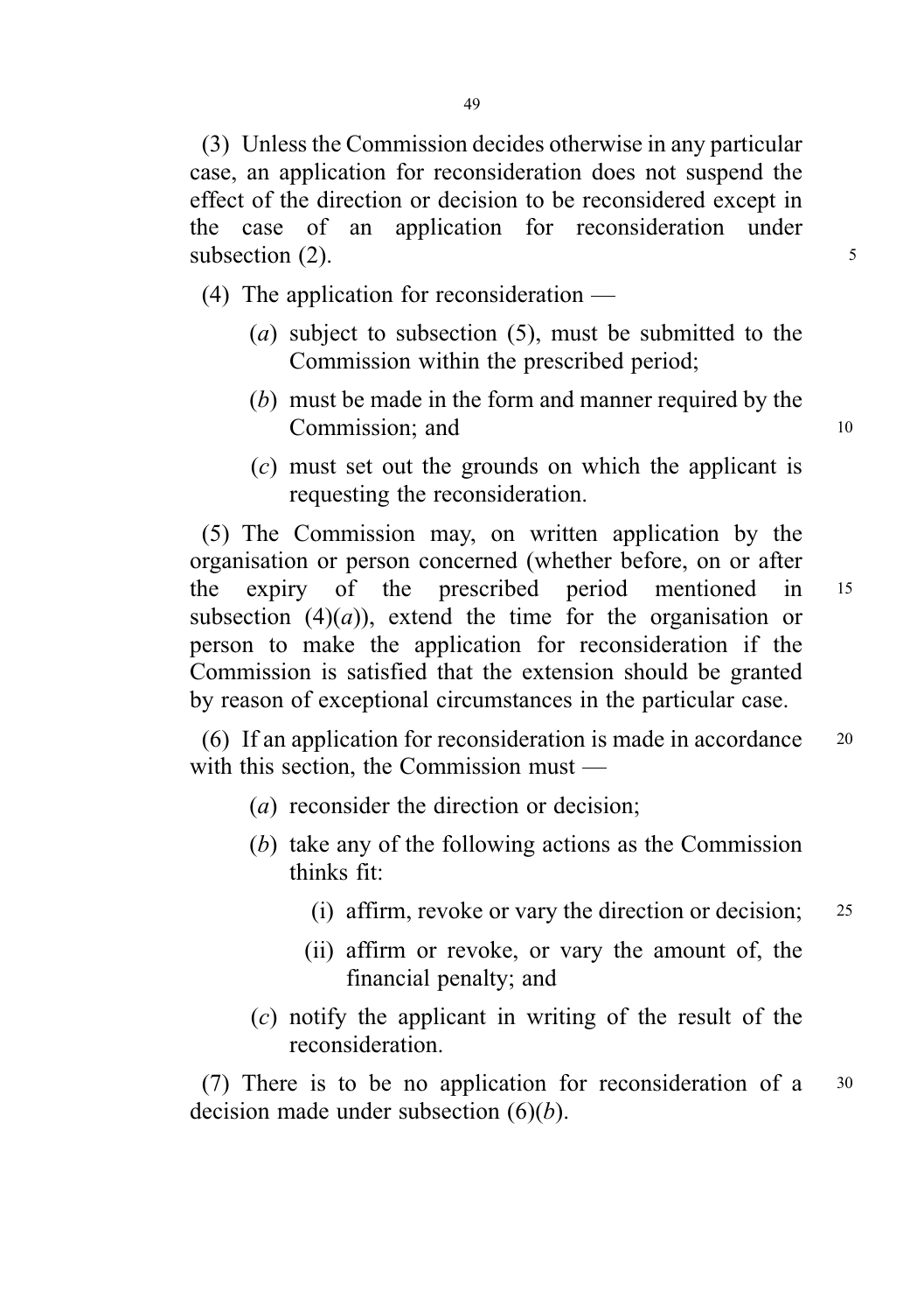(3) Unless the Commission decides otherwise in any particular case, an application for reconsideration does not suspend the effect of the direction or decision to be reconsidered except in the case of an application for reconsideration under subsection (2).

(4) The application for reconsideration —

(*a*) subject to subsection (5), must be submitted to the Commission within the prescribed period;

(*b*) must be made in the form and manner required by the Commission; and

(*c*) must set out the grounds on which the applicant is requesting the reconsideration.

(5) The Commission may, on written application by the organisation or person concerned (whether before, on or after the expiry of the prescribed period mentioned in subsection (4)(*a*)), extend the time for the organisation or person to make the application for reconsideration if the Commission is satisfied that the extension should be granted by reason of exceptional circumstances in the particular case.

(6) If an application for reconsideration is made in accordance with this section, the Commission must —

(*a*) reconsider the direction or decision;

(*b*) take any of the following actions as the Commission thinks fit:

(i) affirm, revoke or vary the direction or decision;

(ii) affirm or revoke, or vary the amount of, the financial penalty; and

(*c*) notify the applicant in writing of the result of the reconsideration.

(7) There is to be no application for reconsideration of a decision made under subsection (6)(*b*).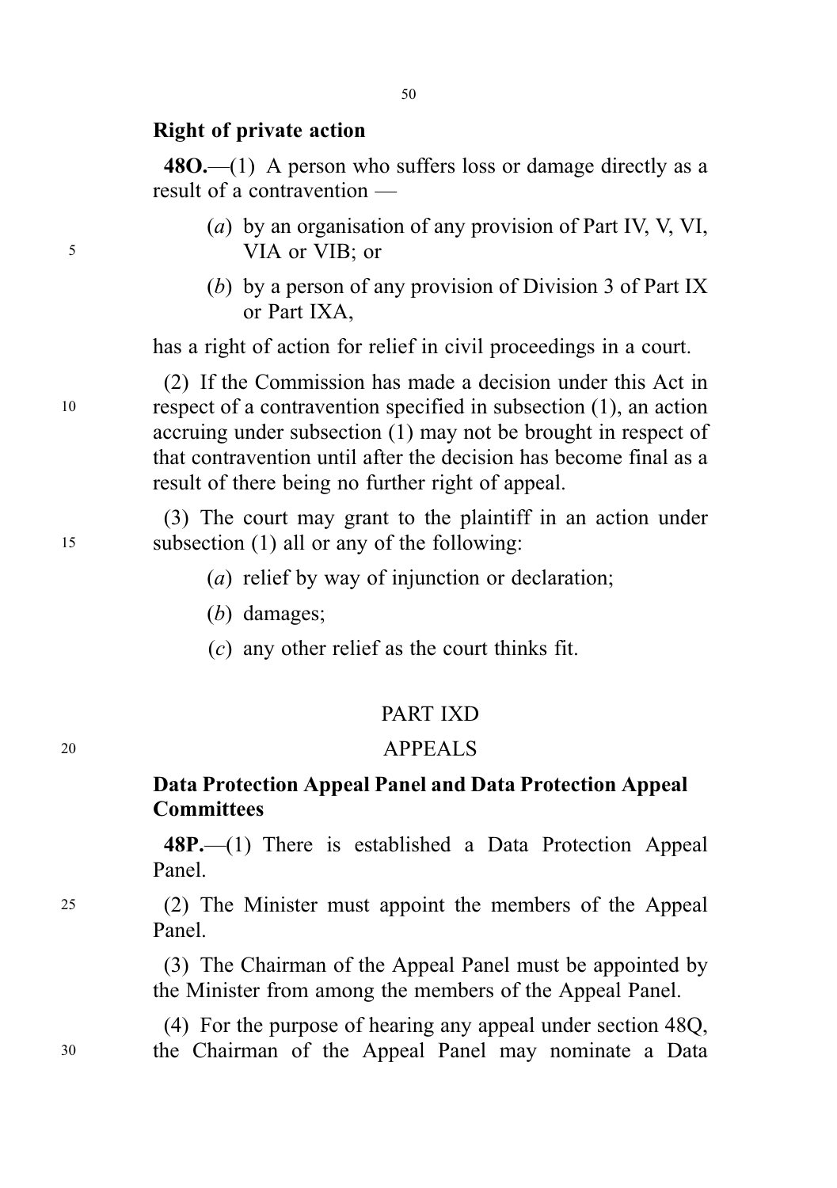**Right of private action**

**48O.**—(1) A person who suffers loss or damage directly as a result of a contravention —

(*a*) by an organisation of any provision of Part IV, V, VI, VIA or VIB; or

(*b*) by a person of any provision of Division 3 of Part IX or Part IXA,

has a right of action for relief in civil proceedings in a court.

(2) If the Commission has made a decision under this Act in respect of a contravention specified in subsection (1), an action accruing under subsection (1) may not be brought in respect of that contravention until after the decision has become final as a result of there being no further right of appeal.

(3) The court may grant to the plaintiff in an action under subsection (1) all or any of the following:

(*a*) relief by way of injunction or declaration;

(*b*) damages;

(*c*) any other relief as the court thinks fit.

PART IXD

APPEALS

**Data Protection Appeal Panel and Data Protection Appeal Committees**

**48P.**—(1) There is established a Data Protection Appeal Panel.

(2) The Minister must appoint the members of the Appeal Panel.

(3) The Chairman of the Appeal Panel must be appointed by the Minister from among the members of the Appeal Panel.

(4) For the purpose of hearing any appeal under section 48Q, the Chairman of the Appeal Panel may nominate a Data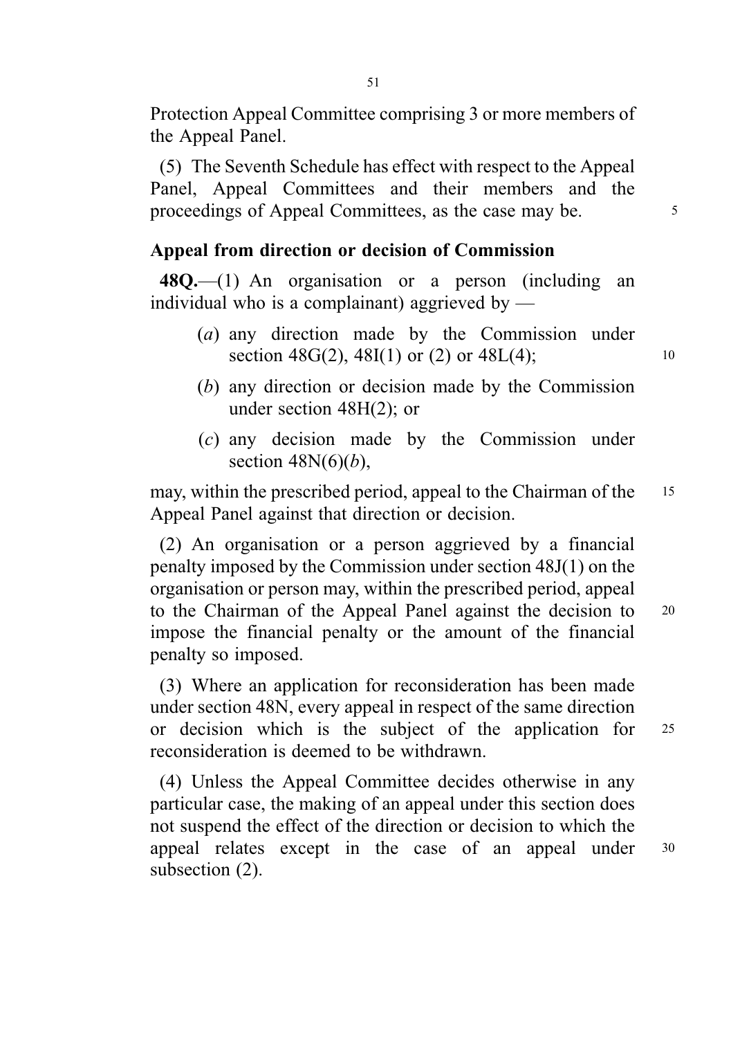Protection Appeal Committee comprising 3 or more members of the Appeal Panel.

(5) The Seventh Schedule has effect with respect to the Appeal Panel, Appeal Committees and their members and the proceedings of Appeal Committees, as the case may be.

**Appeal from direction or decision of Commission**

**48Q.**—(1) An organisation or a person (including an individual who is a complainant) aggrieved by —

- (*a*) any direction made by the Commission under section 48G(2), 48I(1) or (2) or 48L(4);
- (*b*) any direction or decision made by the Commission under section 48H(2); or
- (*c*) any decision made by the Commission under section 48N(6)(*b*),

may, within the prescribed period, appeal to the Chairman of the Appeal Panel against that direction or decision.

(2) An organisation or a person aggrieved by a financial penalty imposed by the Commission under section 48J(1) on the organisation or person may, within the prescribed period, appeal to the Chairman of the Appeal Panel against the decision to impose the financial penalty or the amount of the financial penalty so imposed.

(3) Where an application for reconsideration has been made under section 48N, every appeal in respect of the same direction or decision which is the subject of the application for reconsideration is deemed to be withdrawn.

(4) Unless the Appeal Committee decides otherwise in any particular case, the making of an appeal under this section does not suspend the effect of the direction or decision to which the appeal relates except in the case of an appeal under subsection (2).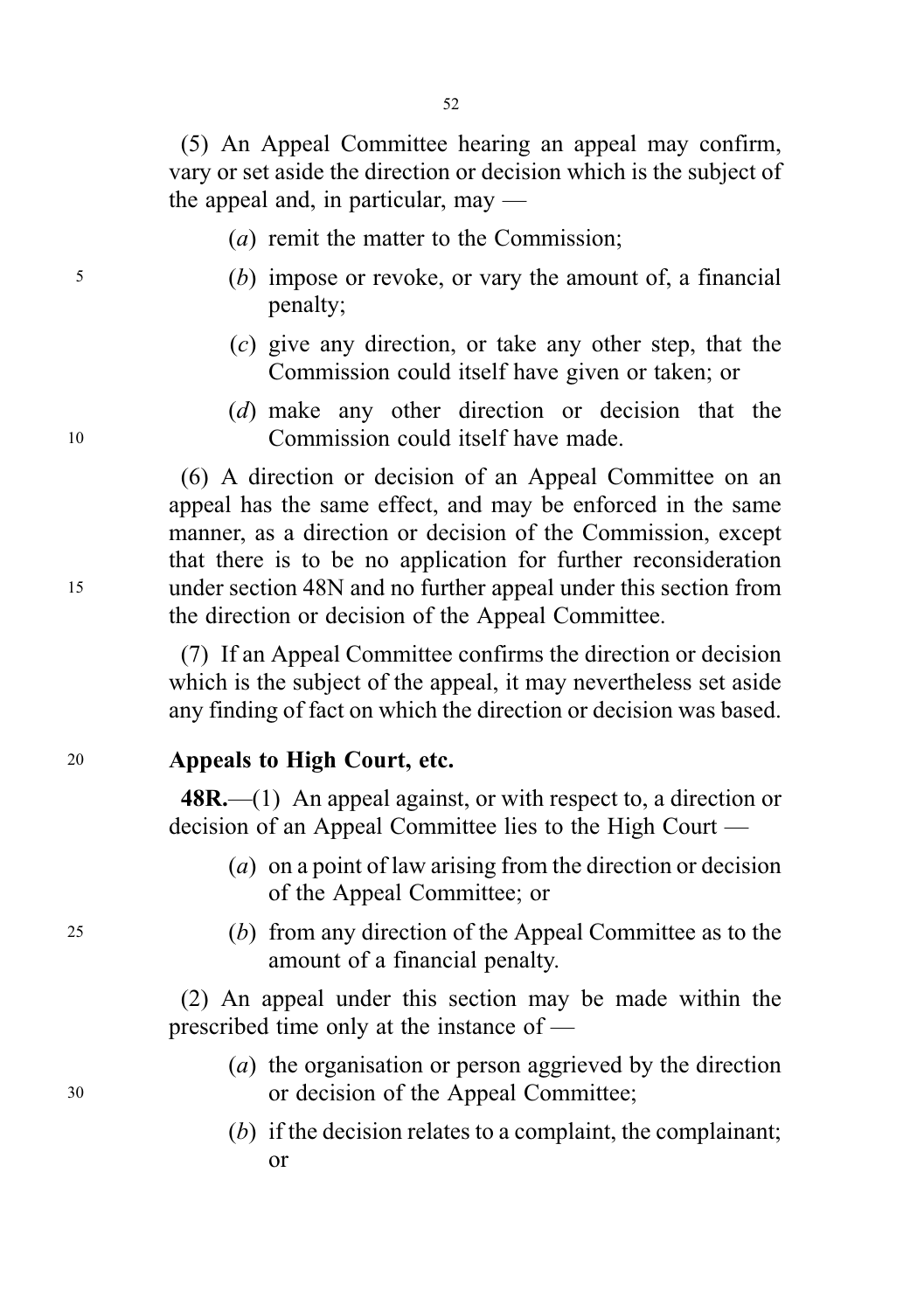(5) An Appeal Committee hearing an appeal may confirm, vary or set aside the direction or decision which is the subject of the appeal and, in particular, may —

- (*a*) remit the matter to the Commission;
- (*b*) impose or revoke, or vary the amount of, a financial penalty;
- (*c*) give any direction, or take any other step, that the Commission could itself have given or taken; or
- (*d*) make any other direction or decision that the Commission could itself have made.

(6) A direction or decision of an Appeal Committee on an appeal has the same effect, and may be enforced in the same manner, as a direction or decision of the Commission, except that there is to be no application for further reconsideration under section 48N and no further appeal under this section from the direction or decision of the Appeal Committee.

(7) If an Appeal Committee confirms the direction or decision which is the subject of the appeal, it may nevertheless set aside any finding of fact on which the direction or decision was based.

### Appeals to High Court, etc.

**48R.**—(1) An appeal against, or with respect to, a direction or decision of an Appeal Committee lies to the High Court —

- (*a*) on a point of law arising from the direction or decision of the Appeal Committee; or
- (*b*) from any direction of the Appeal Committee as to the amount of a financial penalty.

(2) An appeal under this section may be made within the prescribed time only at the instance of —

- (*a*) the organisation or person aggrieved by the direction or decision of the Appeal Committee;
- (*b*) if the decision relates to a complaint, the complainant; or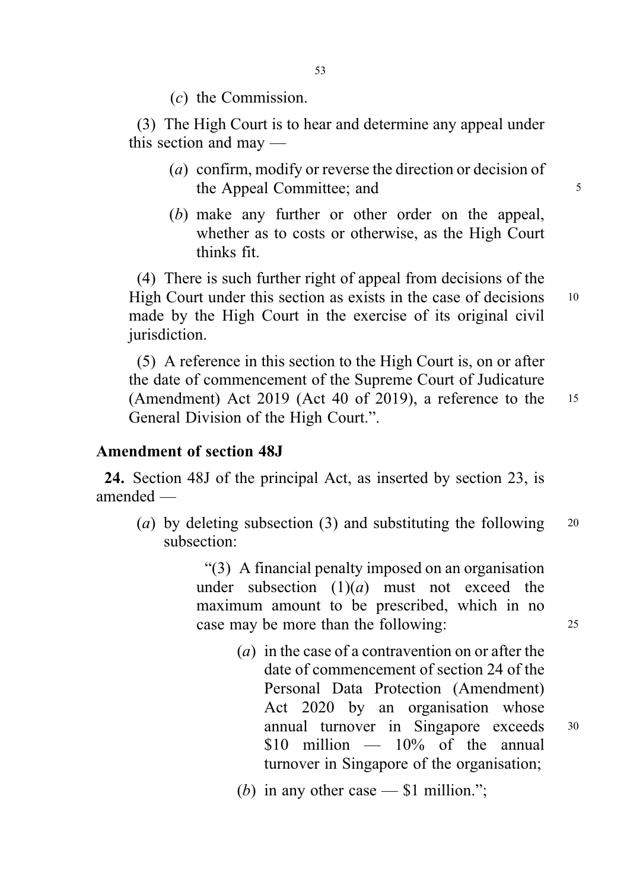(*c*) the Commission.

(3) The High Court is to hear and determine any appeal under this section and may —

(*a*) confirm, modify or reverse the direction or decision of the Appeal Committee; and

(*b*) make any further or other order on the appeal, whether as to costs or otherwise, as the High Court thinks fit.

(4) There is such further right of appeal from decisions of the High Court under this section as exists in the case of decisions made by the High Court in the exercise of its original civil jurisdiction.

(5) A reference in this section to the High Court is, on or after the date of commencement of the Supreme Court of Judicature (Amendment) Act 2019 (Act 40 of 2019), a reference to the General Division of the High Court.".

### Amendment of section 48J

**24.** Section 48J of the principal Act, as inserted by section 23, is amended —

(*a*) by deleting subsection (3) and substituting the following subsection:

"(3) A financial penalty imposed on an organisation under subsection (1)(*a*) must not exceed the maximum amount to be prescribed, which in no case may be more than the following:

(*a*) in the case of a contravention on or after the date of commencement of section 24 of the Personal Data Protection (Amendment) Act 2020 by an organisation whose annual turnover in Singapore exceeds $10 million — 10% of the annual turnover in Singapore of the organisation;

(*b*) in any other case — $1 million.";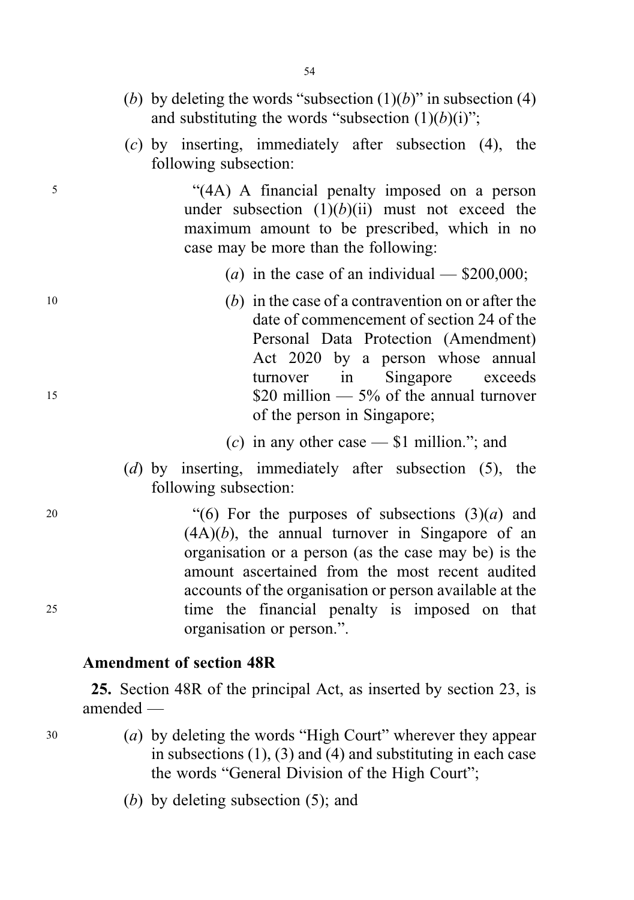(*b*) by deleting the words "subsection (1)(*b*)" in subsection (4) and substituting the words "subsection (1)(*b*)(i)";

(*c*) by inserting, immediately after subsection (4), the following subsection:

"(4A) A financial penalty imposed on a person under subsection (1)(*b*)(ii) must not exceed the maximum amount to be prescribed, which in no case may be more than the following:

(*a*) in the case of an individual — $200,000;

(*b*) in the case of a contravention on or after the date of commencement of section 24 of the Personal Data Protection (Amendment) Act 2020 by a person whose annual turnover in Singapore exceeds $20 million — 5% of the annual turnover of the person in Singapore;

(*c*) in any other case — $1 million."; and

(*d*) by inserting, immediately after subsection (5), the following subsection:

"(6) For the purposes of subsections (3)(*a*) and (4A)(*b*), the annual turnover in Singapore of an organisation or a person (as the case may be) is the amount ascertained from the most recent audited accounts of the organisation or person available at the time the financial penalty is imposed on that organisation or person.".

**Amendment of section 48R**

**25.** Section 48R of the principal Act, as inserted by section 23, is amended —

(*a*) by deleting the words "High Court" wherever they appear in subsections (1), (3) and (4) and substituting in each case the words "General Division of the High Court";

(*b*) by deleting subsection (5); and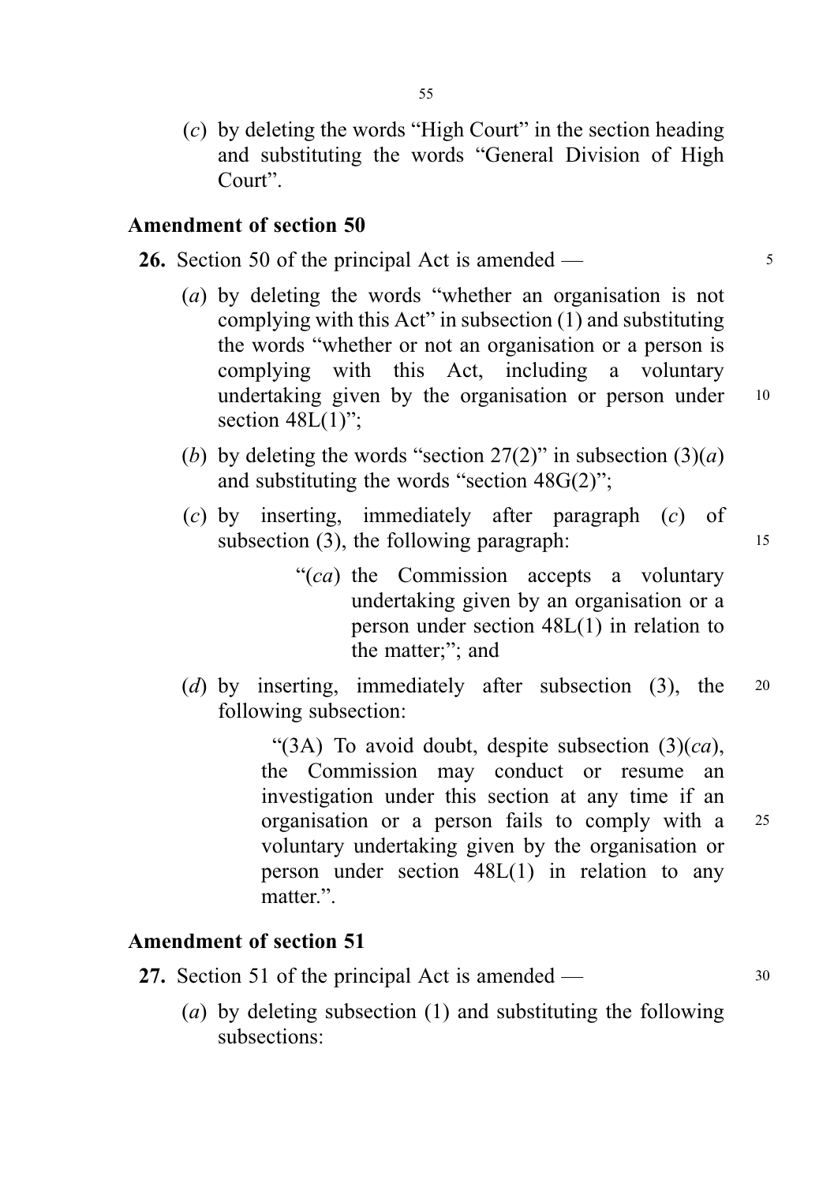(*c*) by deleting the words "High Court" in the section heading and substituting the words "General Division of High Court".

### Amendment of section 50

**26.** Section 50 of the principal Act is amended —

(*a*) by deleting the words "whether an organisation is not complying with this Act" in subsection (1) and substituting the words "whether or not an organisation or a person is complying with this Act, including a voluntary undertaking given by the organisation or person under section 48L(1)";

(*b*) by deleting the words "section 27(2)" in subsection (3)(*a*) and substituting the words "section 48G(2)";

(*c*) by inserting, immediately after paragraph (*c*) of subsection (3), the following paragraph:

> "(*ca*) the Commission accepts a voluntary undertaking given by an organisation or a person under section 48L(1) in relation to the matter;"; and

(*d*) by inserting, immediately after subsection (3), the following subsection:

> "(3A) To avoid doubt, despite subsection (3)(*ca*), the Commission may conduct or resume an investigation under this section at any time if an organisation or a person fails to comply with a voluntary undertaking given by the organisation or person under section 48L(1) in relation to any matter.".

### Amendment of section 51

**27.** Section 51 of the principal Act is amended —

(*a*) by deleting subsection (1) and substituting the following subsections: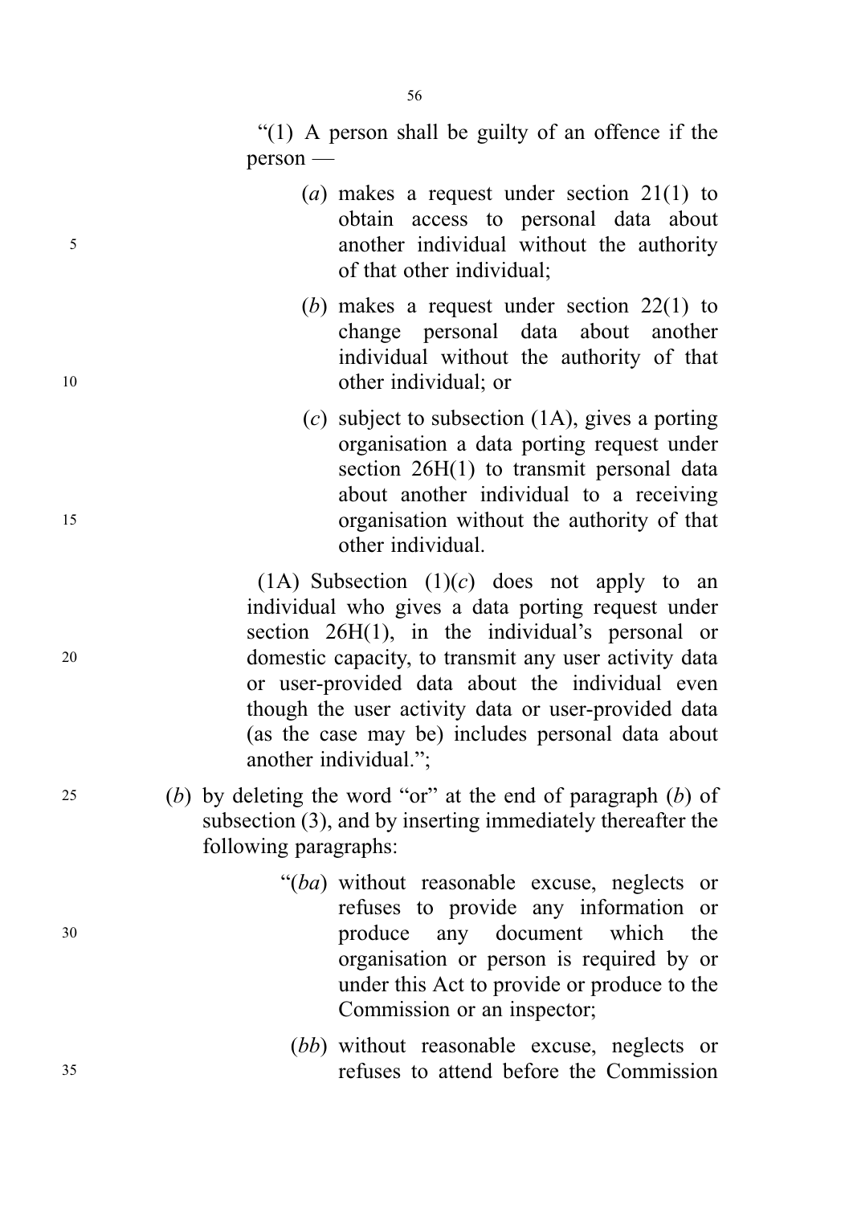"(1) A person shall be guilty of an offence if the person —

(*a*) makes a request under section 21(1) to obtain access to personal data about another individual without the authority of that other individual;

(*b*) makes a request under section 22(1) to change personal data about another individual without the authority of that other individual; or

(*c*) subject to subsection (1A), gives a porting organisation a data porting request under section 26H(1) to transmit personal data about another individual to a receiving organisation without the authority of that other individual.

(1A) Subsection (1)(*c*) does not apply to an individual who gives a data porting request under section 26H(1), in the individual's personal or domestic capacity, to transmit any user activity data or user-provided data about the individual even though the user activity data or user-provided data (as the case may be) includes personal data about another individual.";

(*b*) by deleting the word "or" at the end of paragraph (*b*) of subsection (3), and by inserting immediately thereafter the following paragraphs:

"(*ba*) without reasonable excuse, neglects or refuses to provide any information or produce any document which the organisation or person is required by or under this Act to provide or produce to the Commission or an inspector;

(*bb*) without reasonable excuse, neglects or refuses to attend before the Commission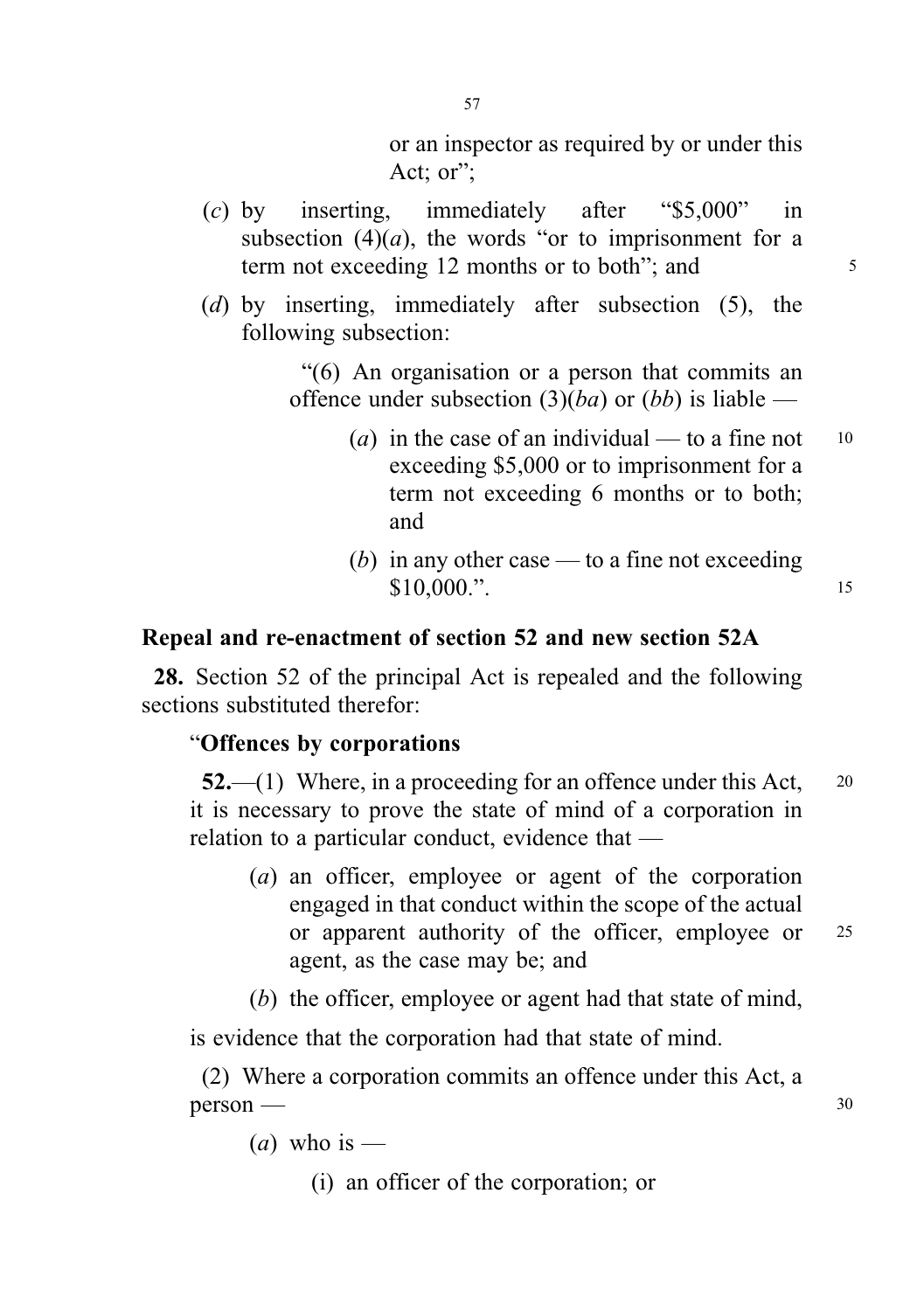or an inspector as required by or under this Act; or";

(*c*) by inserting, immediately after "$5,000" in subsection (4)(*a*), the words "or to imprisonment for a term not exceeding 12 months or to both"; and

(*d*) by inserting, immediately after subsection (5), the following subsection:

"(6) An organisation or a person that commits an offence under subsection (3)(*ba*) or (*bb*) is liable —

(*a*) in the case of an individual — to a fine not exceeding $5,000 or to imprisonment for a term not exceeding 6 months or to both; and

(*b*) in any other case — to a fine not exceeding $10,000.".

### Repeal and re-enactment of section 52 and new section 52A

**28.** Section 52 of the principal Act is repealed and the following sections substituted therefor:

"**Offences by corporations**

**52.**—(1) Where, in a proceeding for an offence under this Act, it is necessary to prove the state of mind of a corporation in relation to a particular conduct, evidence that —

(*a*) an officer, employee or agent of the corporation engaged in that conduct within the scope of the actual or apparent authority of the officer, employee or agent, as the case may be; and

(*b*) the officer, employee or agent had that state of mind,

is evidence that the corporation had that state of mind.

(2) Where a corporation commits an offence under this Act, a person —

(*a*) who is —

(i) an officer of the corporation; or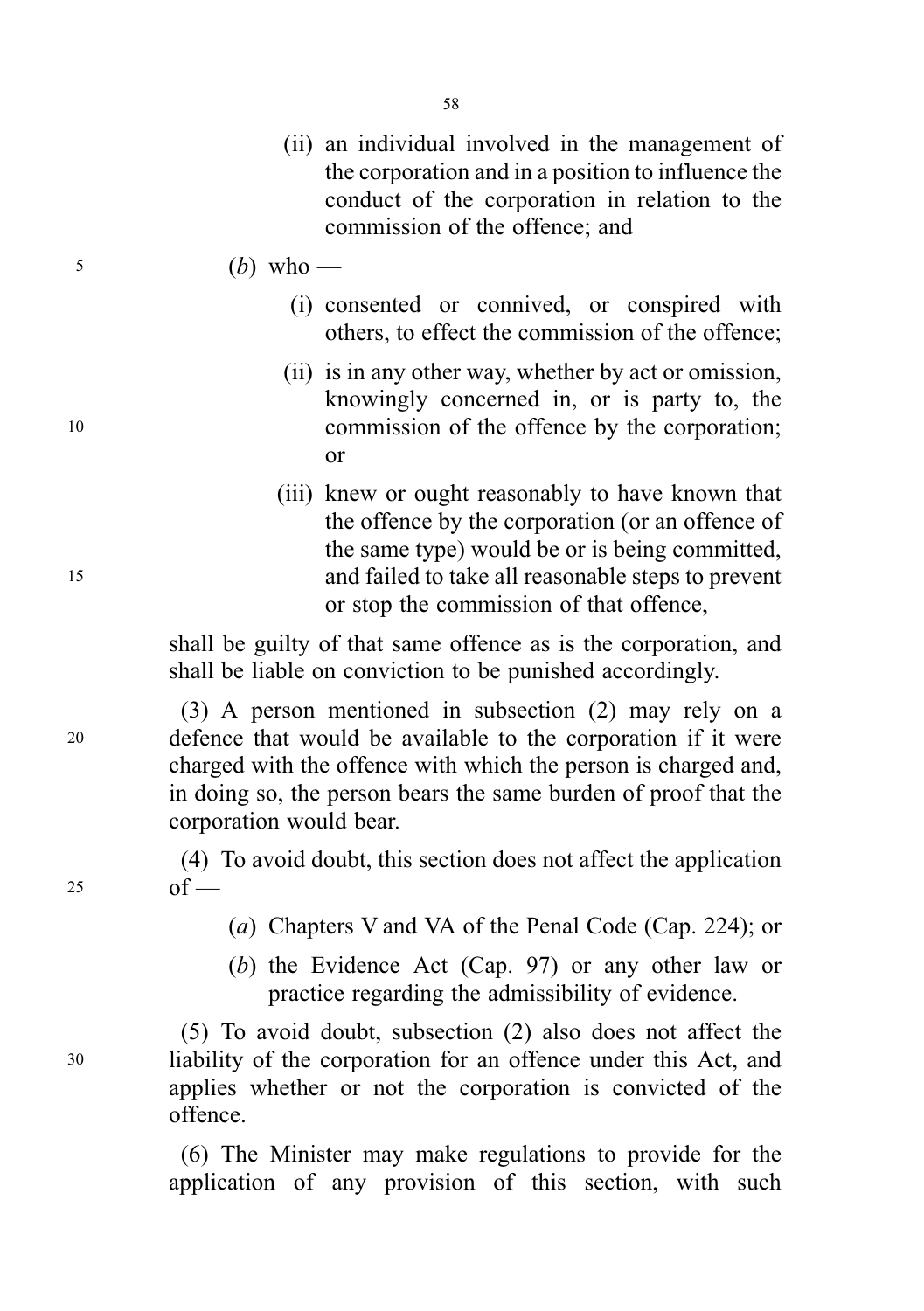(ii) an individual involved in the management of the corporation and in a position to influence the conduct of the corporation in relation to the commission of the offence; and

(*b*) who —

(i) consented or connived, or conspired with others, to effect the commission of the offence;

(ii) is in any other way, whether by act or omission, knowingly concerned in, or is party to, the commission of the offence by the corporation; or

(iii) knew or ought reasonably to have known that the offence by the corporation (or an offence of the same type) would be or is being committed, and failed to take all reasonable steps to prevent or stop the commission of that offence,

shall be guilty of that same offence as is the corporation, and shall be liable on conviction to be punished accordingly.

(3) A person mentioned in subsection (2) may rely on a defence that would be available to the corporation if it were charged with the offence with which the person is charged and, in doing so, the person bears the same burden of proof that the corporation would bear.

(4) To avoid doubt, this section does not affect the application of —

(*a*) Chapters V and VA of the Penal Code (Cap. 224); or

(*b*) the Evidence Act (Cap. 97) or any other law or practice regarding the admissibility of evidence.

(5) To avoid doubt, subsection (2) also does not affect the liability of the corporation for an offence under this Act, and applies whether or not the corporation is convicted of the offence.

(6) The Minister may make regulations to provide for the application of any provision of this section, with such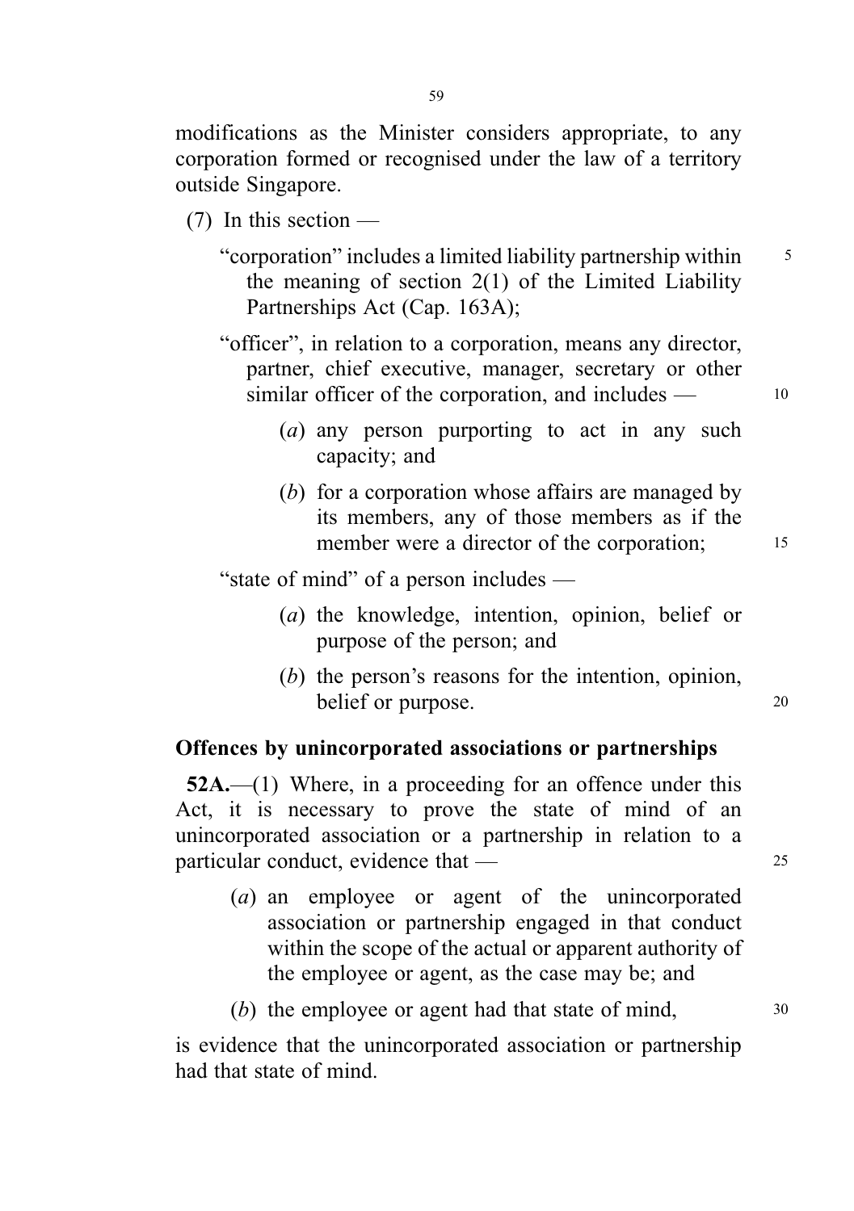modifications as the Minister considers appropriate, to any corporation formed or recognised under the law of a territory outside Singapore.

(7) In this section —

"corporation" includes a limited liability partnership within the meaning of section 2(1) of the Limited Liability Partnerships Act (Cap. 163A);

"officer", in relation to a corporation, means any director, partner, chief executive, manager, secretary or other similar officer of the corporation, and includes —

(*a*) any person purporting to act in any such capacity; and

(*b*) for a corporation whose affairs are managed by its members, any of those members as if the member were a director of the corporation;

"state of mind" of a person includes —

(*a*) the knowledge, intention, opinion, belief or purpose of the person; and

(*b*) the person's reasons for the intention, opinion, belief or purpose.

**Offences by unincorporated associations or partnerships**

**52A.**—(1) Where, in a proceeding for an offence under this Act, it is necessary to prove the state of mind of an unincorporated association or a partnership in relation to a particular conduct, evidence that —

(*a*) an employee or agent of the unincorporated association or partnership engaged in that conduct within the scope of the actual or apparent authority of the employee or agent, as the case may be; and

(*b*) the employee or agent had that state of mind,

is evidence that the unincorporated association or partnership had that state of mind.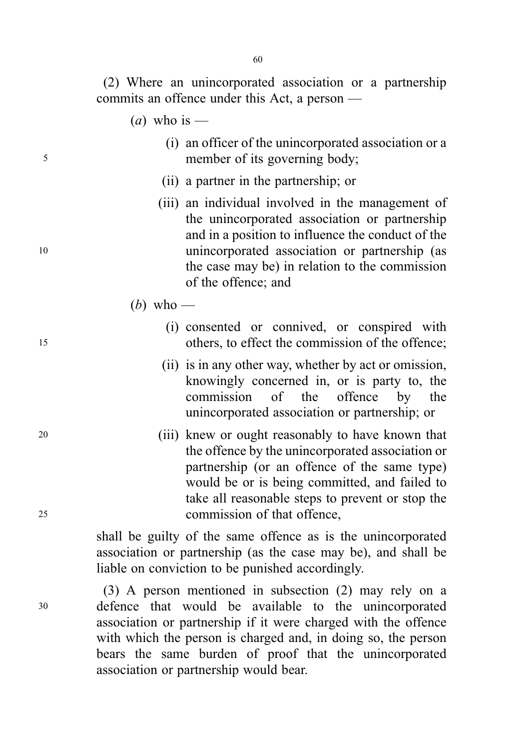(2) Where an unincorporated association or a partnership commits an offence under this Act, a person —

(*a*) who is —

(i) an officer of the unincorporated association or a member of its governing body;

(ii) a partner in the partnership; or

(iii) an individual involved in the management of the unincorporated association or partnership and in a position to influence the conduct of the unincorporated association or partnership (as the case may be) in relation to the commission of the offence; and

(*b*) who —

(i) consented or connived, or conspired with others, to effect the commission of the offence;

(ii) is in any other way, whether by act or omission, knowingly concerned in, or is party to, the commission of the offence by the unincorporated association or partnership; or

(iii) knew or ought reasonably to have known that the offence by the unincorporated association or partnership (or an offence of the same type) would be or is being committed, and failed to take all reasonable steps to prevent or stop the commission of that offence,

shall be guilty of the same offence as is the unincorporated association or partnership (as the case may be), and shall be liable on conviction to be punished accordingly.

(3) A person mentioned in subsection (2) may rely on a defence that would be available to the unincorporated association or partnership if it were charged with the offence with which the person is charged and, in doing so, the person bears the same burden of proof that the unincorporated association or partnership would bear.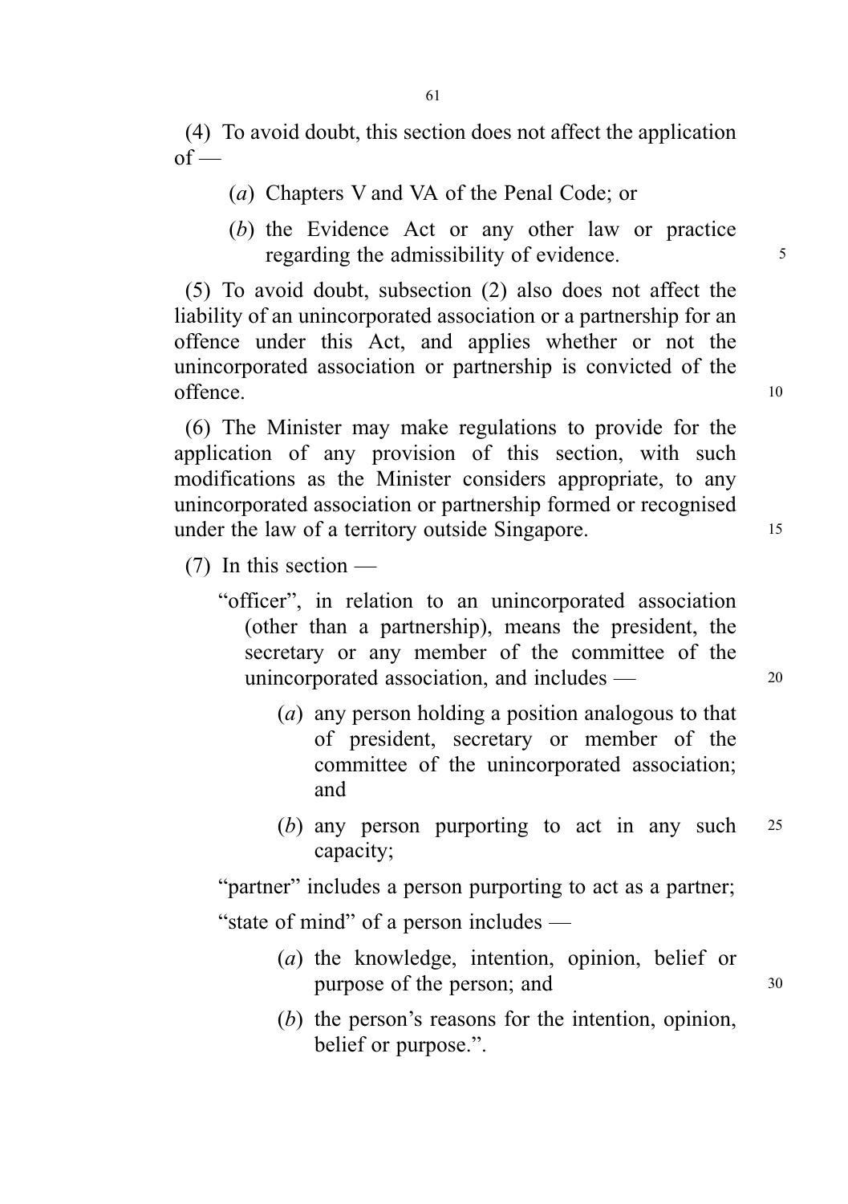(4) To avoid doubt, this section does not affect the application of —

(*a*) Chapters V and VA of the Penal Code; or

(*b*) the Evidence Act or any other law or practice regarding the admissibility of evidence.

(5) To avoid doubt, subsection (2) also does not affect the liability of an unincorporated association or a partnership for an offence under this Act, and applies whether or not the unincorporated association or partnership is convicted of the offence.

(6) The Minister may make regulations to provide for the application of any provision of this section, with such modifications as the Minister considers appropriate, to any unincorporated association or partnership formed or recognised under the law of a territory outside Singapore.

(7) In this section —

"officer", in relation to an unincorporated association (other than a partnership), means the president, the secretary or any member of the committee of the unincorporated association, and includes —

(*a*) any person holding a position analogous to that of president, secretary or member of the committee of the unincorporated association; and

(*b*) any person purporting to act in any such capacity;

"partner" includes a person purporting to act as a partner;

"state of mind" of a person includes —

(*a*) the knowledge, intention, opinion, belief or purpose of the person; and

(*b*) the person's reasons for the intention, opinion, belief or purpose.".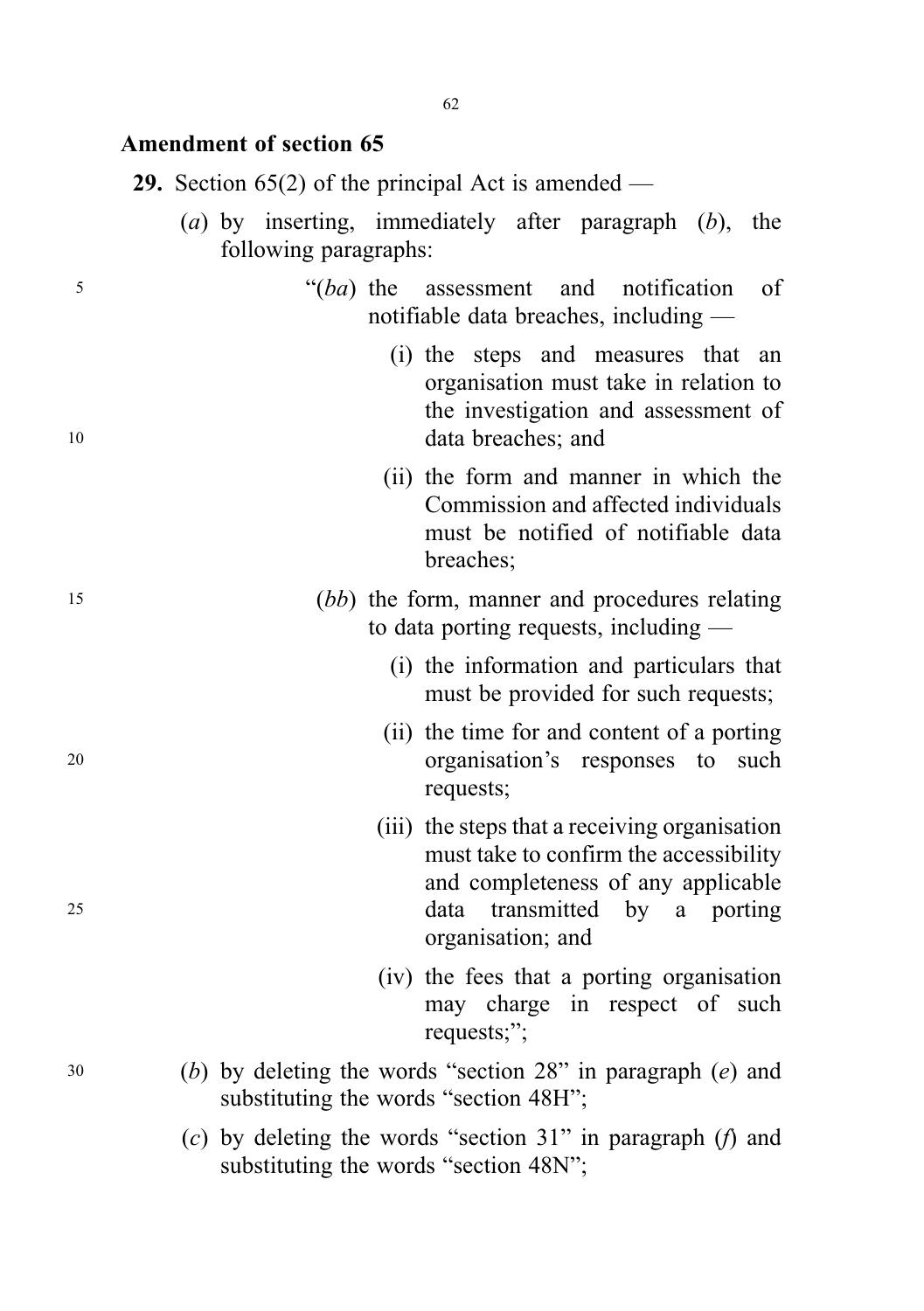**Amendment of section 65**

**29.** Section 65(2) of the principal Act is amended —

(*a*) by inserting, immediately after paragraph (*b*), the following paragraphs:

> "(*ba*) the assessment and notification of notifiable data breaches, including —
>
> (i) the steps and measures that an organisation must take in relation to the investigation and assessment of data breaches; and
>
> (ii) the form and manner in which the Commission and affected individuals must be notified of notifiable data breaches;
>
> (*bb*) the form, manner and procedures relating to data porting requests, including —
>
> (i) the information and particulars that must be provided for such requests;
>
> (ii) the time for and content of a porting organisation's responses to such requests;
>
> (iii) the steps that a receiving organisation must take to confirm the accessibility and completeness of any applicable data transmitted by a porting organisation; and
>
> (iv) the fees that a porting organisation may charge in respect of such requests;";

(*b*) by deleting the words "section 28" in paragraph (*e*) and substituting the words "section 48H";

(*c*) by deleting the words "section 31" in paragraph (*f*) and substituting the words "section 48N";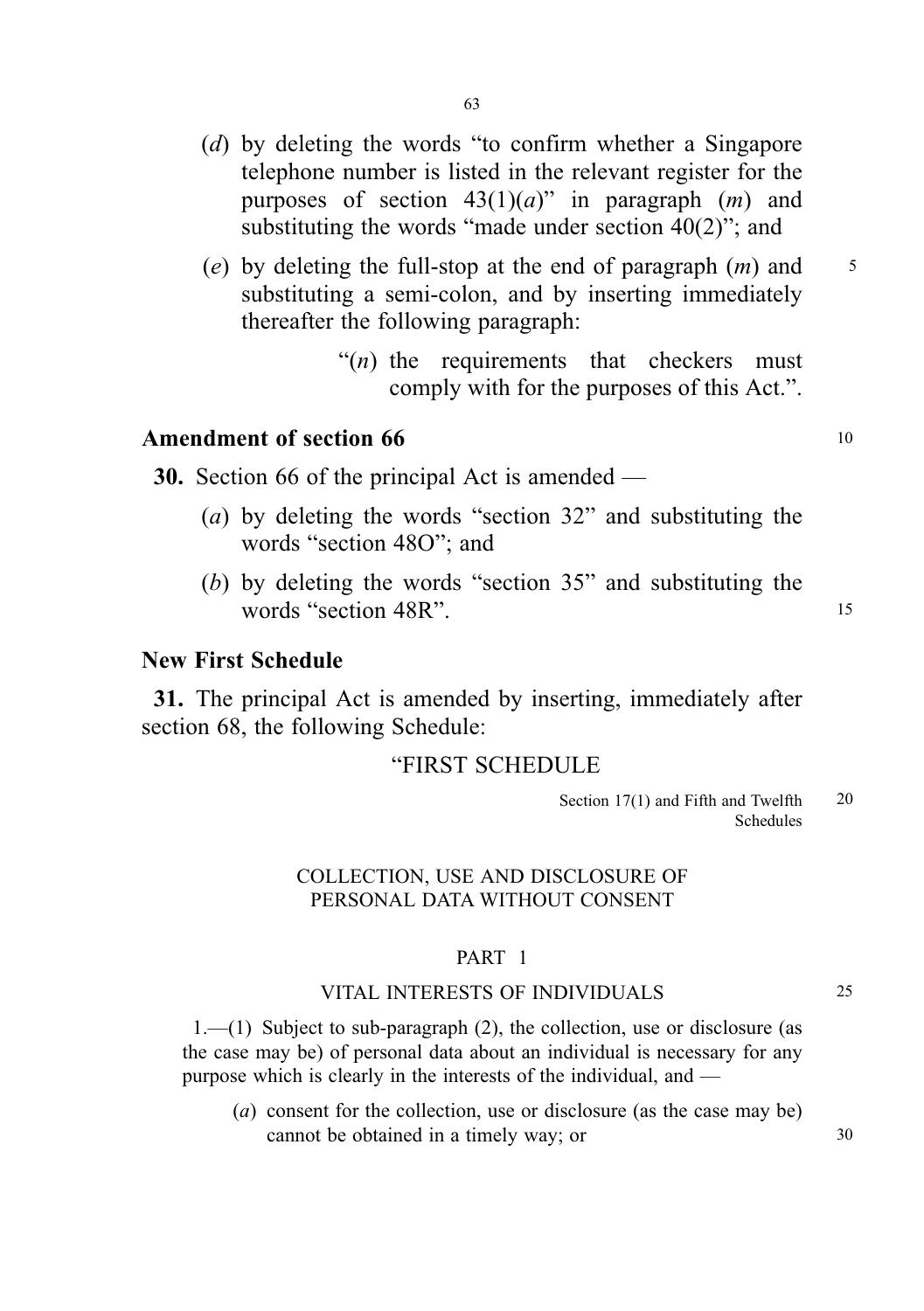(*d*) by deleting the words "to confirm whether a Singapore telephone number is listed in the relevant register for the purposes of section 43(1)(*a*)" in paragraph (*m*) and substituting the words "made under section 40(2)"; and

(*e*) by deleting the full-stop at the end of paragraph (*m*) and substituting a semi-colon, and by inserting immediately thereafter the following paragraph:

> "(*n*) the requirements that checkers must comply with for the purposes of this Act.".

### Amendment of section 66

**30.** Section 66 of the principal Act is amended —

(*a*) by deleting the words "section 32" and substituting the words "section 48O"; and

(*b*) by deleting the words "section 35" and substituting the words "section 48R".

### New First Schedule

**31.** The principal Act is amended by inserting, immediately after section 68, the following Schedule:

"FIRST SCHEDULE

Section 17(1) and Fifth and Twelfth Schedules

COLLECTION, USE AND DISCLOSURE OF PERSONAL DATA WITHOUT CONSENT

PART 1

VITAL INTERESTS OF INDIVIDUALS

1.—(1) Subject to sub-paragraph (2), the collection, use or disclosure (as the case may be) of personal data about an individual is necessary for any purpose which is clearly in the interests of the individual, and —

(*a*) consent for the collection, use or disclosure (as the case may be) cannot be obtained in a timely way; or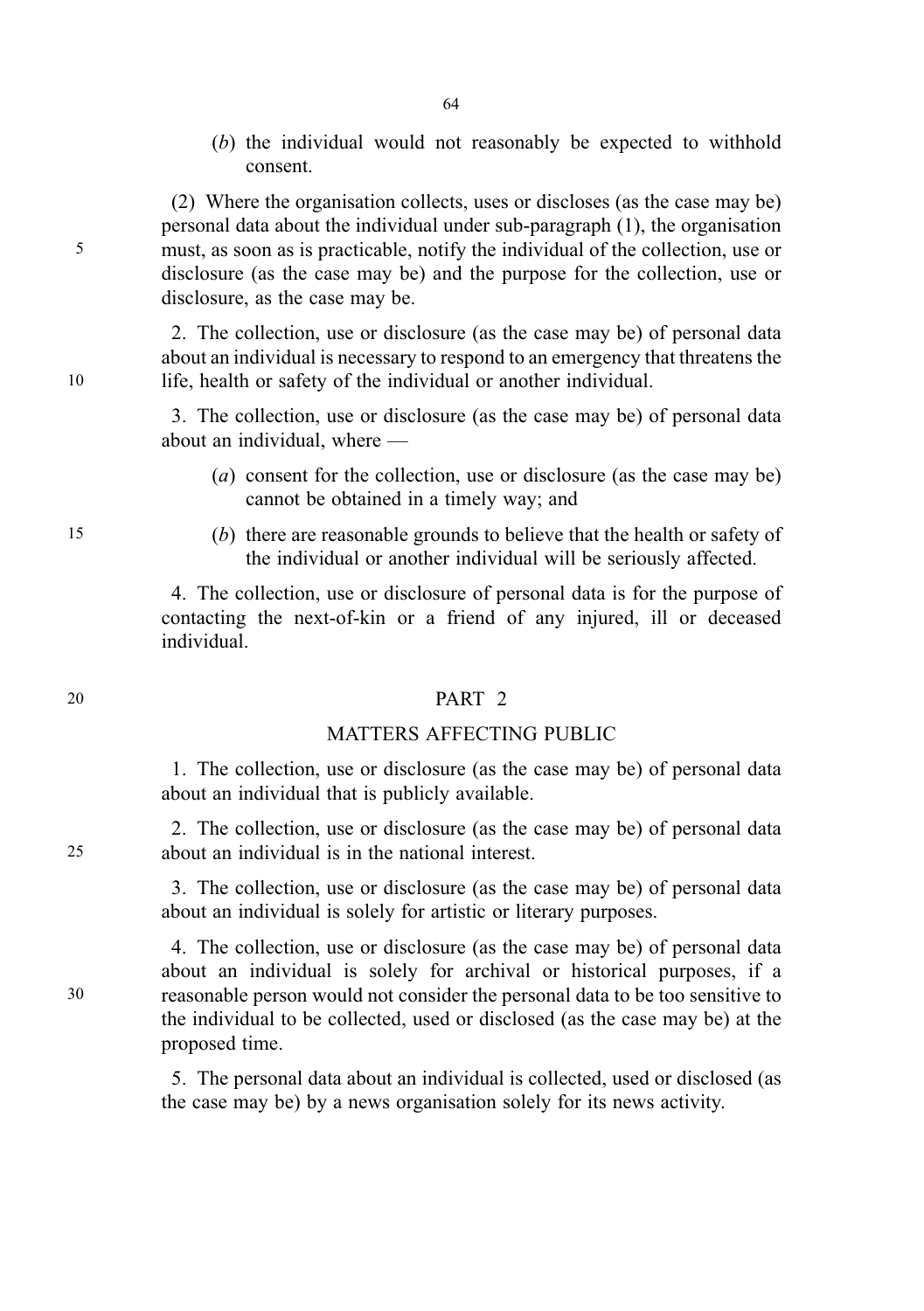(*b*) the individual would not reasonably be expected to withhold consent.

(2) Where the organisation collects, uses or discloses (as the case may be) personal data about the individual under sub-paragraph (1), the organisation must, as soon as is practicable, notify the individual of the collection, use or disclosure (as the case may be) and the purpose for the collection, use or disclosure, as the case may be.

2. The collection, use or disclosure (as the case may be) of personal data about an individual is necessary to respond to an emergency that threatens the life, health or safety of the individual or another individual.

3. The collection, use or disclosure (as the case may be) of personal data about an individual, where —

(*a*) consent for the collection, use or disclosure (as the case may be) cannot be obtained in a timely way; and

(*b*) there are reasonable grounds to believe that the health or safety of the individual or another individual will be seriously affected.

4. The collection, use or disclosure of personal data is for the purpose of contacting the next-of-kin or a friend of any injured, ill or deceased individual.

## PART 2

## MATTERS AFFECTING PUBLIC

1. The collection, use or disclosure (as the case may be) of personal data about an individual that is publicly available.

2. The collection, use or disclosure (as the case may be) of personal data about an individual is in the national interest.

3. The collection, use or disclosure (as the case may be) of personal data about an individual is solely for artistic or literary purposes.

4. The collection, use or disclosure (as the case may be) of personal data about an individual is solely for archival or historical purposes, if a reasonable person would not consider the personal data to be too sensitive to the individual to be collected, used or disclosed (as the case may be) at the proposed time.

5. The personal data about an individual is collected, used or disclosed (as the case may be) by a news organisation solely for its news activity.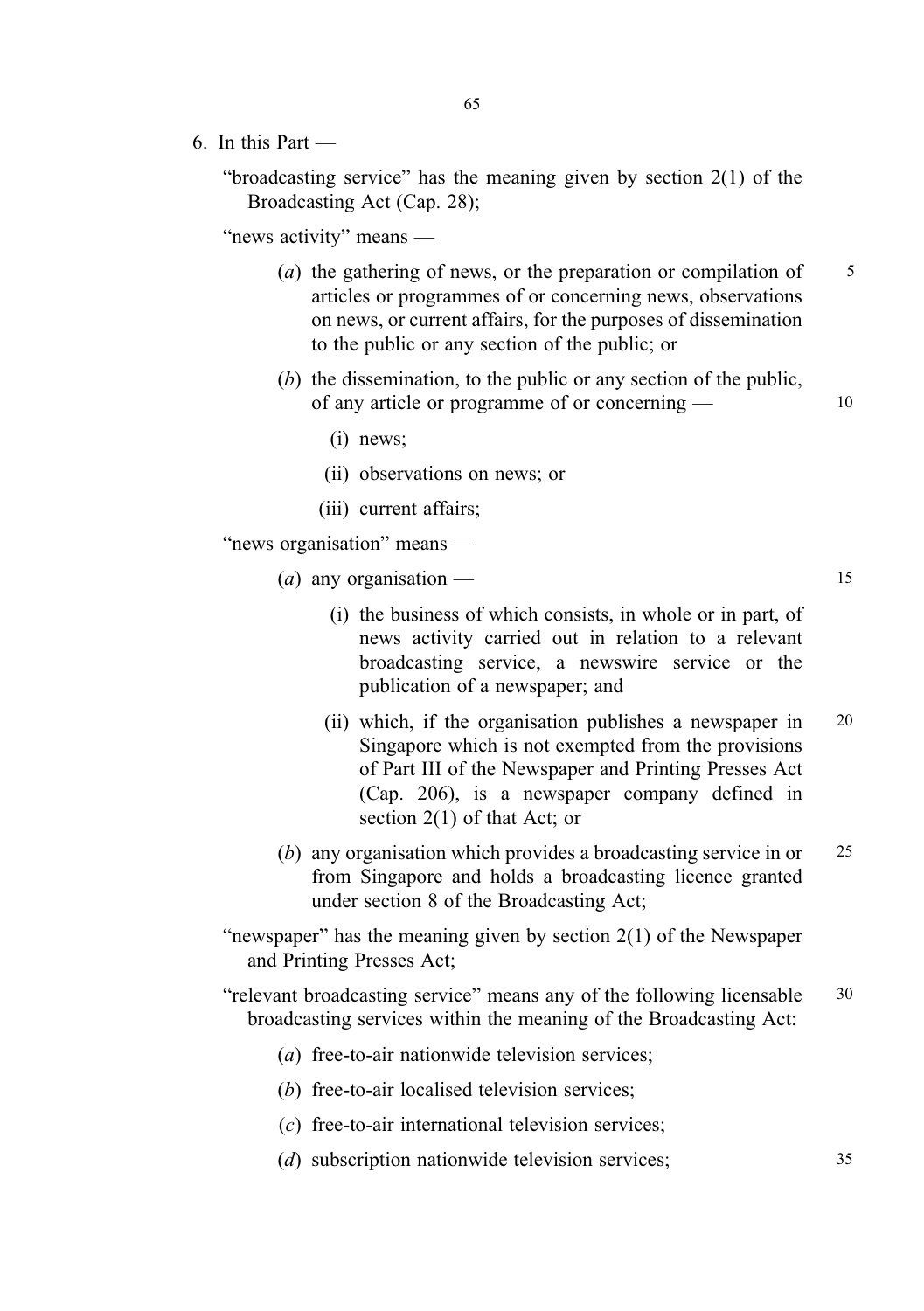6. In this Part —

"broadcasting service" has the meaning given by section 2(1) of the Broadcasting Act (Cap. 28);

"news activity" means —

(*a*) the gathering of news, or the preparation or compilation of articles or programmes of or concerning news, observations on news, or current affairs, for the purposes of dissemination to the public or any section of the public; or

(*b*) the dissemination, to the public or any section of the public, of any article or programme of or concerning —

(i) news;

(ii) observations on news; or

(iii) current affairs;

"news organisation" means —

(*a*) any organisation —

(i) the business of which consists, in whole or in part, of news activity carried out in relation to a relevant broadcasting service, a newswire service or the publication of a newspaper; and

(ii) which, if the organisation publishes a newspaper in Singapore which is not exempted from the provisions of Part III of the Newspaper and Printing Presses Act (Cap. 206), is a newspaper company defined in section 2(1) of that Act; or

(*b*) any organisation which provides a broadcasting service in or from Singapore and holds a broadcasting licence granted under section 8 of the Broadcasting Act;

"newspaper" has the meaning given by section 2(1) of the Newspaper and Printing Presses Act;

"relevant broadcasting service" means any of the following licensable broadcasting services within the meaning of the Broadcasting Act:

(*a*) free-to-air nationwide television services;

(*b*) free-to-air localised television services;

(*c*) free-to-air international television services;

(*d*) subscription nationwide television services;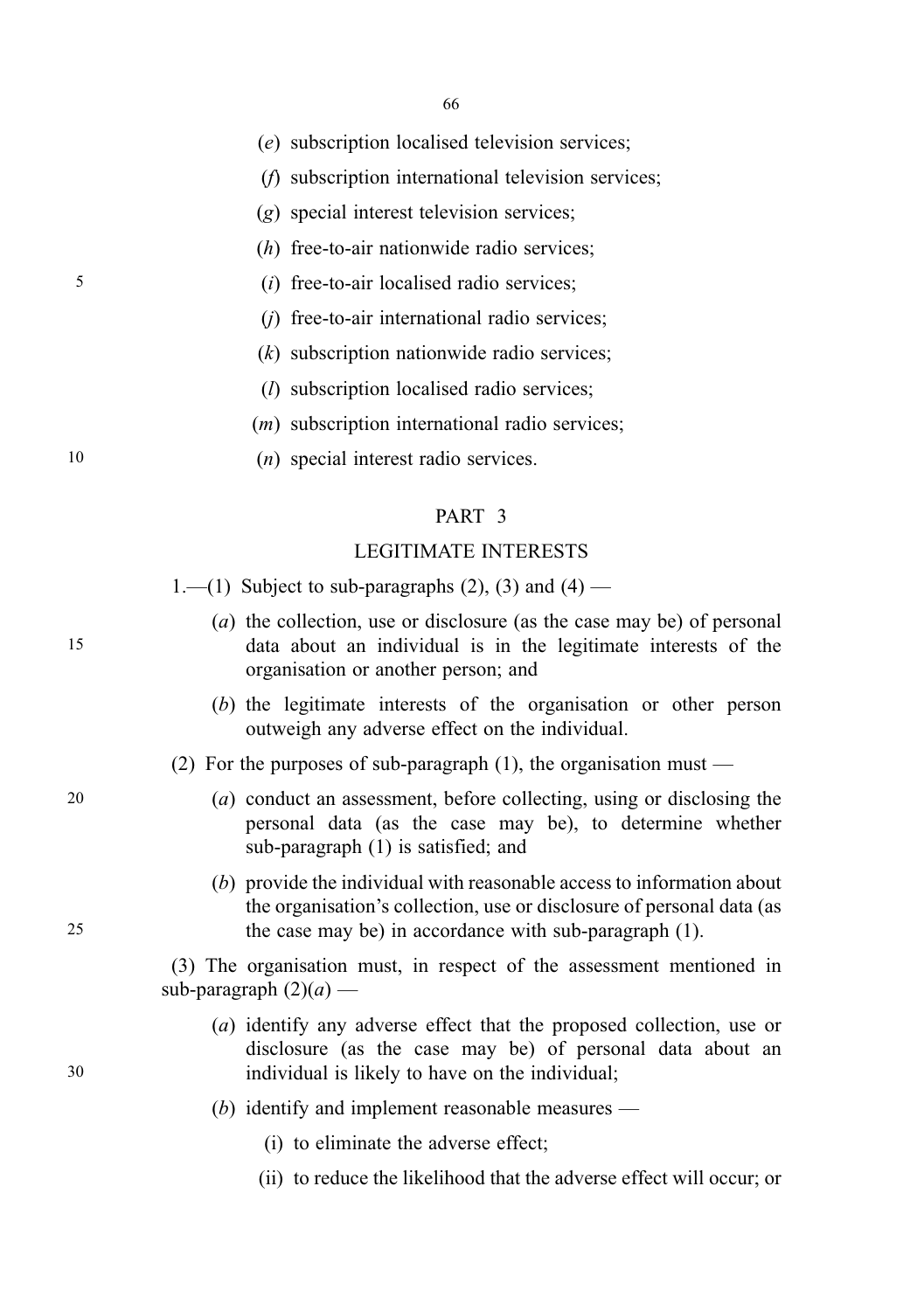(*e*) subscription localised television services;

(*f*) subscription international television services;

(*g*) special interest television services;

(*h*) free-to-air nationwide radio services;

(*i*) free-to-air localised radio services;

(*j*) free-to-air international radio services;

(*k*) subscription nationwide radio services;

(*l*) subscription localised radio services;

(*m*) subscription international radio services;

(*n*) special interest radio services.

## PART 3

## LEGITIMATE INTERESTS

1.—(1) Subject to sub-paragraphs (2), (3) and (4) —

(*a*) the collection, use or disclosure (as the case may be) of personal data about an individual is in the legitimate interests of the organisation or another person; and

(*b*) the legitimate interests of the organisation or other person outweigh any adverse effect on the individual.

(2) For the purposes of sub-paragraph (1), the organisation must —

(*a*) conduct an assessment, before collecting, using or disclosing the personal data (as the case may be), to determine whether sub-paragraph (1) is satisfied; and

(*b*) provide the individual with reasonable access to information about the organisation's collection, use or disclosure of personal data (as the case may be) in accordance with sub-paragraph (1).

(3) The organisation must, in respect of the assessment mentioned in sub-paragraph (2)(*a*) —

(*a*) identify any adverse effect that the proposed collection, use or disclosure (as the case may be) of personal data about an individual is likely to have on the individual;

(*b*) identify and implement reasonable measures —

(i) to eliminate the adverse effect;

(ii) to reduce the likelihood that the adverse effect will occur; or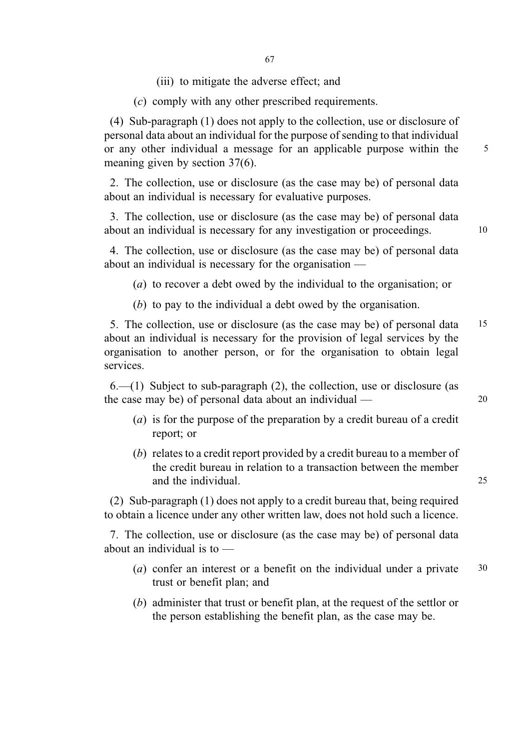(iii) to mitigate the adverse effect; and

(*c*) comply with any other prescribed requirements.

(4) Sub-paragraph (1) does not apply to the collection, use or disclosure of personal data about an individual for the purpose of sending to that individual or any other individual a message for an applicable purpose within the meaning given by section 37(6).

2. The collection, use or disclosure (as the case may be) of personal data about an individual is necessary for evaluative purposes.

3. The collection, use or disclosure (as the case may be) of personal data about an individual is necessary for any investigation or proceedings.

4. The collection, use or disclosure (as the case may be) of personal data about an individual is necessary for the organisation —

(*a*) to recover a debt owed by the individual to the organisation; or

(*b*) to pay to the individual a debt owed by the organisation.

5. The collection, use or disclosure (as the case may be) of personal data about an individual is necessary for the provision of legal services by the organisation to another person, or for the organisation to obtain legal services.

6.—(1) Subject to sub-paragraph (2), the collection, use or disclosure (as the case may be) of personal data about an individual —

(*a*) is for the purpose of the preparation by a credit bureau of a credit report; or

(*b*) relates to a credit report provided by a credit bureau to a member of the credit bureau in relation to a transaction between the member and the individual.

(2) Sub-paragraph (1) does not apply to a credit bureau that, being required to obtain a licence under any other written law, does not hold such a licence.

7. The collection, use or disclosure (as the case may be) of personal data about an individual is to —

(*a*) confer an interest or a benefit on the individual under a private trust or benefit plan; and

(*b*) administer that trust or benefit plan, at the request of the settlor or the person establishing the benefit plan, as the case may be.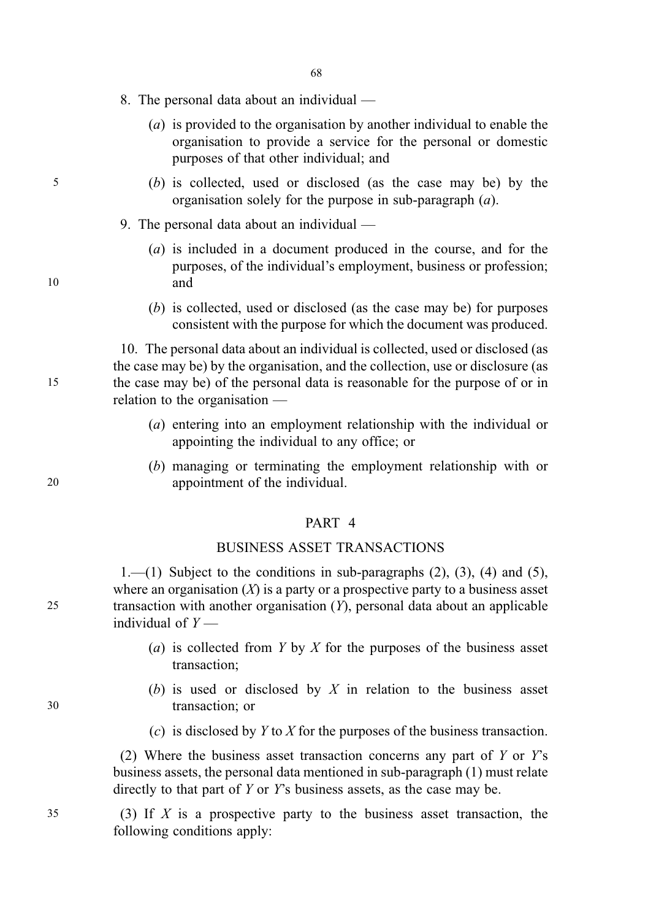8. The personal data about an individual —

(*a*) is provided to the organisation by another individual to enable the organisation to provide a service for the personal or domestic purposes of that other individual; and

(*b*) is collected, used or disclosed (as the case may be) by the organisation solely for the purpose in sub-paragraph (*a*).

9. The personal data about an individual —

(*a*) is included in a document produced in the course, and for the purposes, of the individual's employment, business or profession; and

(*b*) is collected, used or disclosed (as the case may be) for purposes consistent with the purpose for which the document was produced.

10. The personal data about an individual is collected, used or disclosed (as the case may be) by the organisation, and the collection, use or disclosure (as the case may be) of the personal data is reasonable for the purpose of or in relation to the organisation —

(*a*) entering into an employment relationship with the individual or appointing the individual to any office; or

(*b*) managing or terminating the employment relationship with or appointment of the individual.

## PART 4

## BUSINESS ASSET TRANSACTIONS

1.—(1) Subject to the conditions in sub-paragraphs (2), (3), (4) and (5), where an organisation (*X*) is a party or a prospective party to a business asset transaction with another organisation (*Y*), personal data about an applicable individual of *Y* —

(*a*) is collected from *Y* by *X* for the purposes of the business asset transaction;

(*b*) is used or disclosed by *X* in relation to the business asset transaction; or

(*c*) is disclosed by *Y* to *X* for the purposes of the business transaction.

(2) Where the business asset transaction concerns any part of *Y* or *Y*'s business assets, the personal data mentioned in sub-paragraph (1) must relate directly to that part of *Y* or *Y*'s business assets, as the case may be.

(3) If *X* is a prospective party to the business asset transaction, the following conditions apply: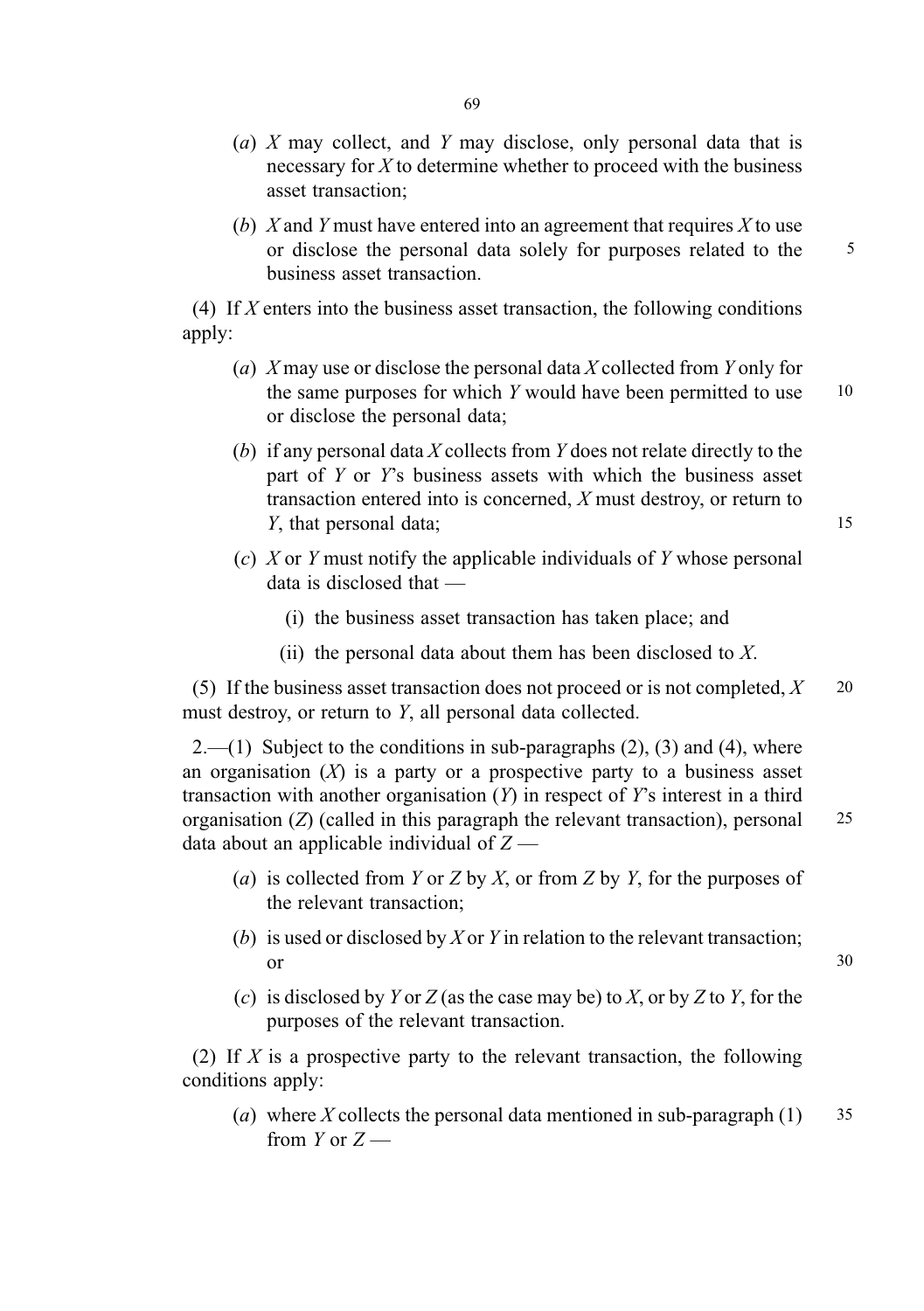(*a*) *X* may collect, and *Y* may disclose, only personal data that is necessary for *X* to determine whether to proceed with the business asset transaction;

(*b*) *X* and *Y* must have entered into an agreement that requires *X* to use or disclose the personal data solely for purposes related to the business asset transaction.

(4) If *X* enters into the business asset transaction, the following conditions apply:

(*a*) *X* may use or disclose the personal data *X* collected from *Y* only for the same purposes for which *Y* would have been permitted to use or disclose the personal data;

(*b*) if any personal data *X* collects from *Y* does not relate directly to the part of *Y* or *Y*'s business assets with which the business asset transaction entered into is concerned, *X* must destroy, or return to *Y*, that personal data;

(*c*) *X* or *Y* must notify the applicable individuals of *Y* whose personal data is disclosed that —

(i) the business asset transaction has taken place; and

(ii) the personal data about them has been disclosed to *X*.

(5) If the business asset transaction does not proceed or is not completed, *X* must destroy, or return to *Y*, all personal data collected.

2.—(1) Subject to the conditions in sub-paragraphs (2), (3) and (4), where an organisation (*X*) is a party or a prospective party to a business asset transaction with another organisation (*Y*) in respect of *Y*'s interest in a third organisation (*Z*) (called in this paragraph the relevant transaction), personal data about an applicable individual of *Z* —

(*a*) is collected from *Y* or *Z* by *X*, or from *Z* by *Y*, for the purposes of the relevant transaction;

(*b*) is used or disclosed by *X* or *Y* in relation to the relevant transaction; or

(*c*) is disclosed by *Y* or *Z* (as the case may be) to *X*, or by *Z* to *Y*, for the purposes of the relevant transaction.

(2) If *X* is a prospective party to the relevant transaction, the following conditions apply:

(*a*) where *X* collects the personal data mentioned in sub-paragraph (1) from *Y* or *Z* —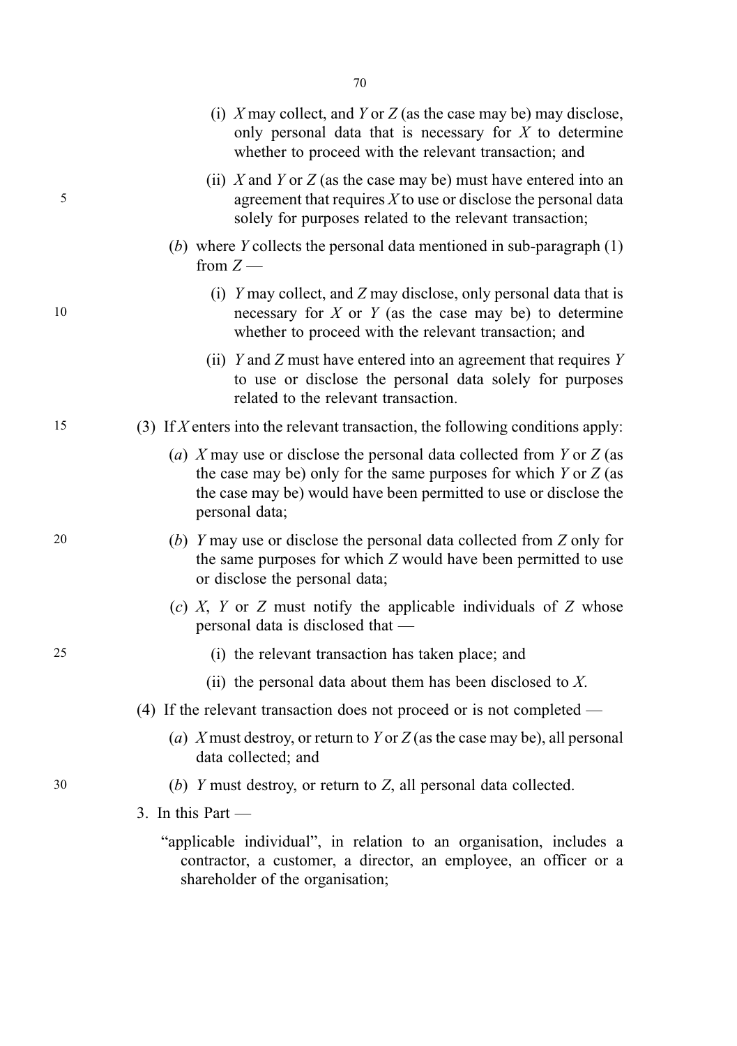(i) *X* may collect, and *Y* or *Z* (as the case may be) may disclose, only personal data that is necessary for *X* to determine whether to proceed with the relevant transaction; and

(ii) *X* and *Y* or *Z* (as the case may be) must have entered into an agreement that requires *X* to use or disclose the personal data solely for purposes related to the relevant transaction;

(*b*) where *Y* collects the personal data mentioned in sub-paragraph (1) from *Z* —

(i) *Y* may collect, and *Z* may disclose, only personal data that is necessary for *X* or *Y* (as the case may be) to determine whether to proceed with the relevant transaction; and

(ii) *Y* and *Z* must have entered into an agreement that requires *Y* to use or disclose the personal data solely for purposes related to the relevant transaction.

(3) If *X* enters into the relevant transaction, the following conditions apply:

(*a*) *X* may use or disclose the personal data collected from *Y* or *Z* (as the case may be) only for the same purposes for which *Y* or *Z* (as the case may be) would have been permitted to use or disclose the personal data;

(*b*) *Y* may use or disclose the personal data collected from *Z* only for the same purposes for which *Z* would have been permitted to use or disclose the personal data;

(*c*) *X*, *Y* or *Z* must notify the applicable individuals of *Z* whose personal data is disclosed that —

(i) the relevant transaction has taken place; and

(ii) the personal data about them has been disclosed to *X*.

(4) If the relevant transaction does not proceed or is not completed —

(*a*) *X* must destroy, or return to *Y* or *Z* (as the case may be), all personal data collected; and

(*b*) *Y* must destroy, or return to *Z*, all personal data collected.

3. In this Part —

"applicable individual", in relation to an organisation, includes a contractor, a customer, a director, an employee, an officer or a shareholder of the organisation;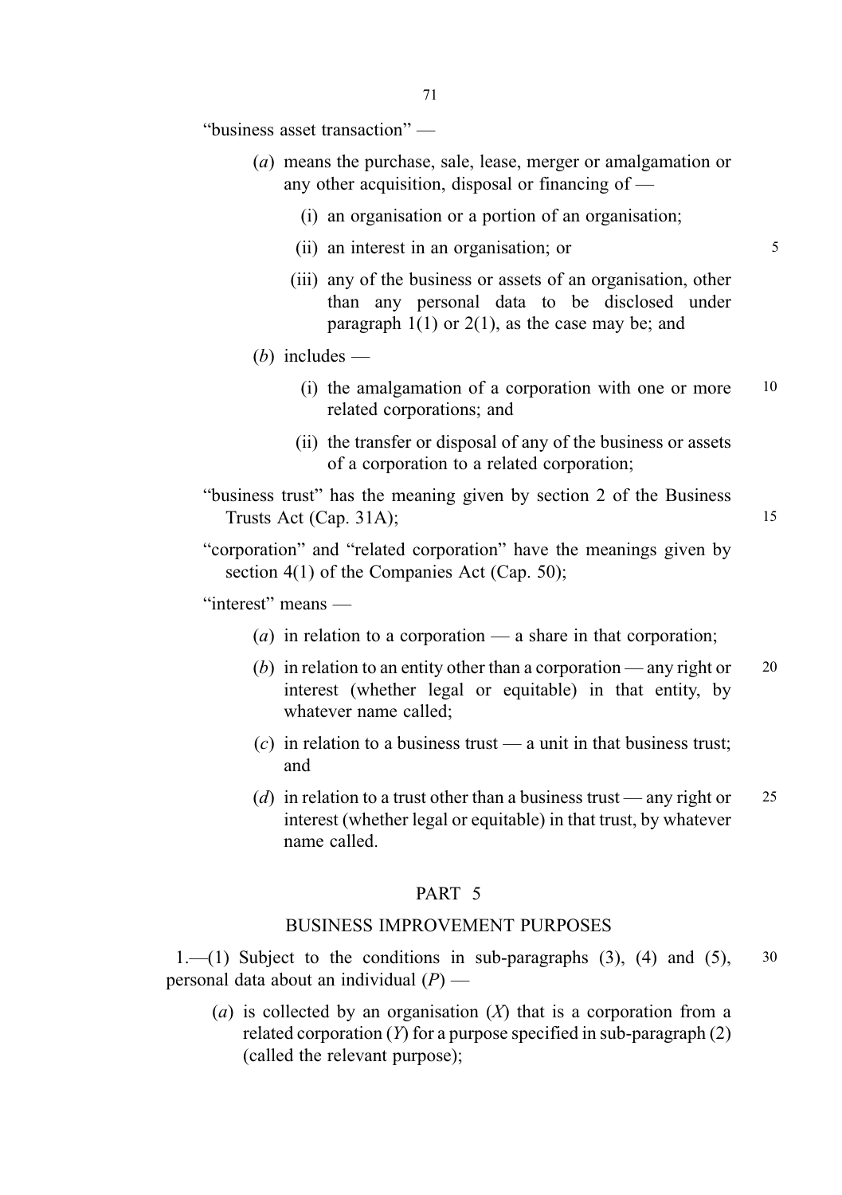"business asset transaction" —

(*a*) means the purchase, sale, lease, merger or amalgamation or any other acquisition, disposal or financing of —

(i) an organisation or a portion of an organisation;

(ii) an interest in an organisation; or

(iii) any of the business or assets of an organisation, other than any personal data to be disclosed under paragraph 1(1) or 2(1), as the case may be; and

(*b*) includes —

(i) the amalgamation of a corporation with one or more related corporations; and

(ii) the transfer or disposal of any of the business or assets of a corporation to a related corporation;

"business trust" has the meaning given by section 2 of the Business Trusts Act (Cap. 31A);

"corporation" and "related corporation" have the meanings given by section 4(1) of the Companies Act (Cap. 50);

"interest" means —

(*a*) in relation to a corporation — a share in that corporation;

(*b*) in relation to an entity other than a corporation — any right or interest (whether legal or equitable) in that entity, by whatever name called;

(*c*) in relation to a business trust — a unit in that business trust; and

(*d*) in relation to a trust other than a business trust — any right or interest (whether legal or equitable) in that trust, by whatever name called.

## PART 5

## BUSINESS IMPROVEMENT PURPOSES

1.—(1) Subject to the conditions in sub-paragraphs (3), (4) and (5), personal data about an individual (*P*) —

(*a*) is collected by an organisation (*X*) that is a corporation from a related corporation (*Y*) for a purpose specified in sub-paragraph (2) (called the relevant purpose);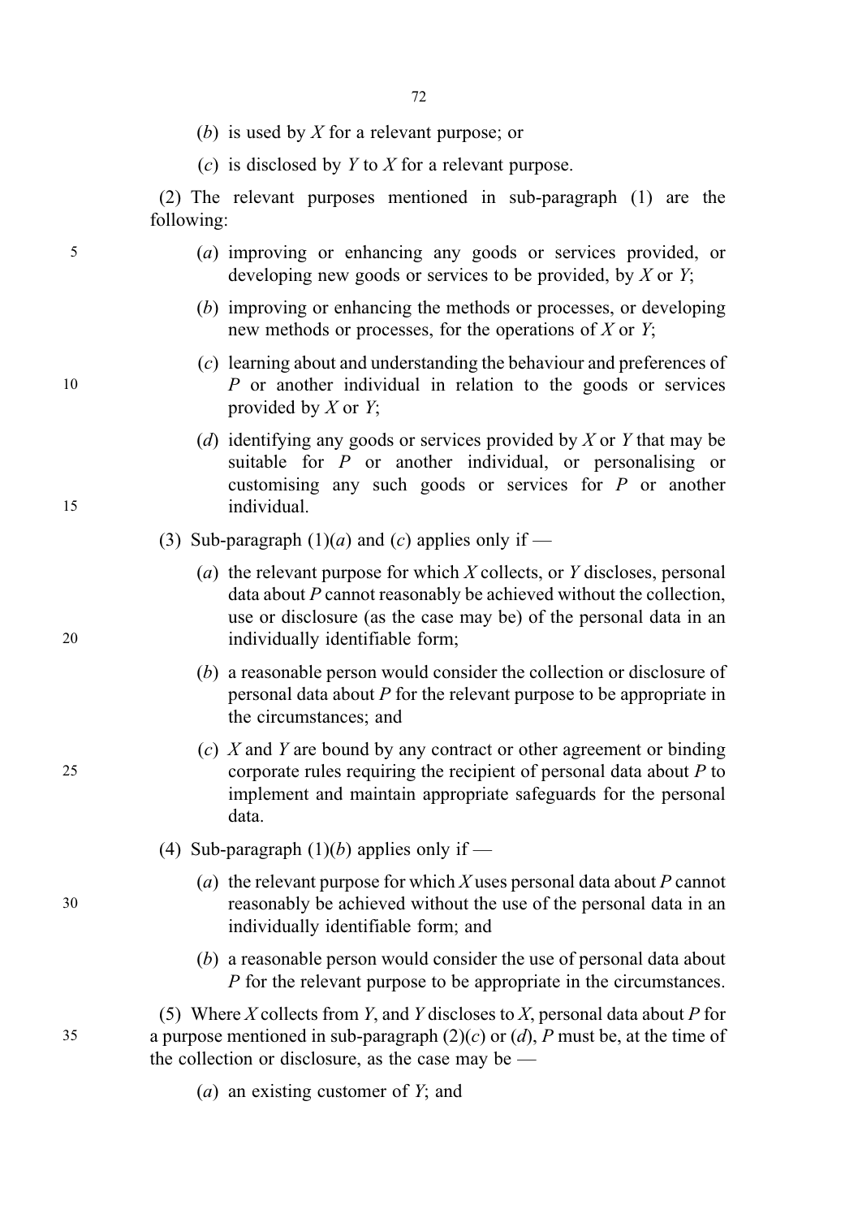(*b*) is used by *X* for a relevant purpose; or

(*c*) is disclosed by *Y* to *X* for a relevant purpose.

(2) The relevant purposes mentioned in sub-paragraph (1) are the following:

(*a*) improving or enhancing any goods or services provided, or developing new goods or services to be provided, by *X* or *Y*;

(*b*) improving or enhancing the methods or processes, or developing new methods or processes, for the operations of *X* or *Y*;

(*c*) learning about and understanding the behaviour and preferences of *P* or another individual in relation to the goods or services provided by *X* or *Y*;

(*d*) identifying any goods or services provided by *X* or *Y* that may be suitable for *P* or another individual, or personalising or customising any such goods or services for *P* or another individual.

(3) Sub-paragraph (1)(*a*) and (*c*) applies only if —

(*a*) the relevant purpose for which *X* collects, or *Y* discloses, personal data about *P* cannot reasonably be achieved without the collection, use or disclosure (as the case may be) of the personal data in an individually identifiable form;

(*b*) a reasonable person would consider the collection or disclosure of personal data about *P* for the relevant purpose to be appropriate in the circumstances; and

(*c*) *X* and *Y* are bound by any contract or other agreement or binding corporate rules requiring the recipient of personal data about *P* to implement and maintain appropriate safeguards for the personal data.

(4) Sub-paragraph (1)(*b*) applies only if —

(*a*) the relevant purpose for which *X* uses personal data about *P* cannot reasonably be achieved without the use of the personal data in an individually identifiable form; and

(*b*) a reasonable person would consider the use of personal data about *P* for the relevant purpose to be appropriate in the circumstances.

(5) Where *X* collects from *Y*, and *Y* discloses to *X*, personal data about *P* for a purpose mentioned in sub-paragraph (2)(*c*) or (*d*), *P* must be, at the time of the collection or disclosure, as the case may be —

(*a*) an existing customer of *Y*; and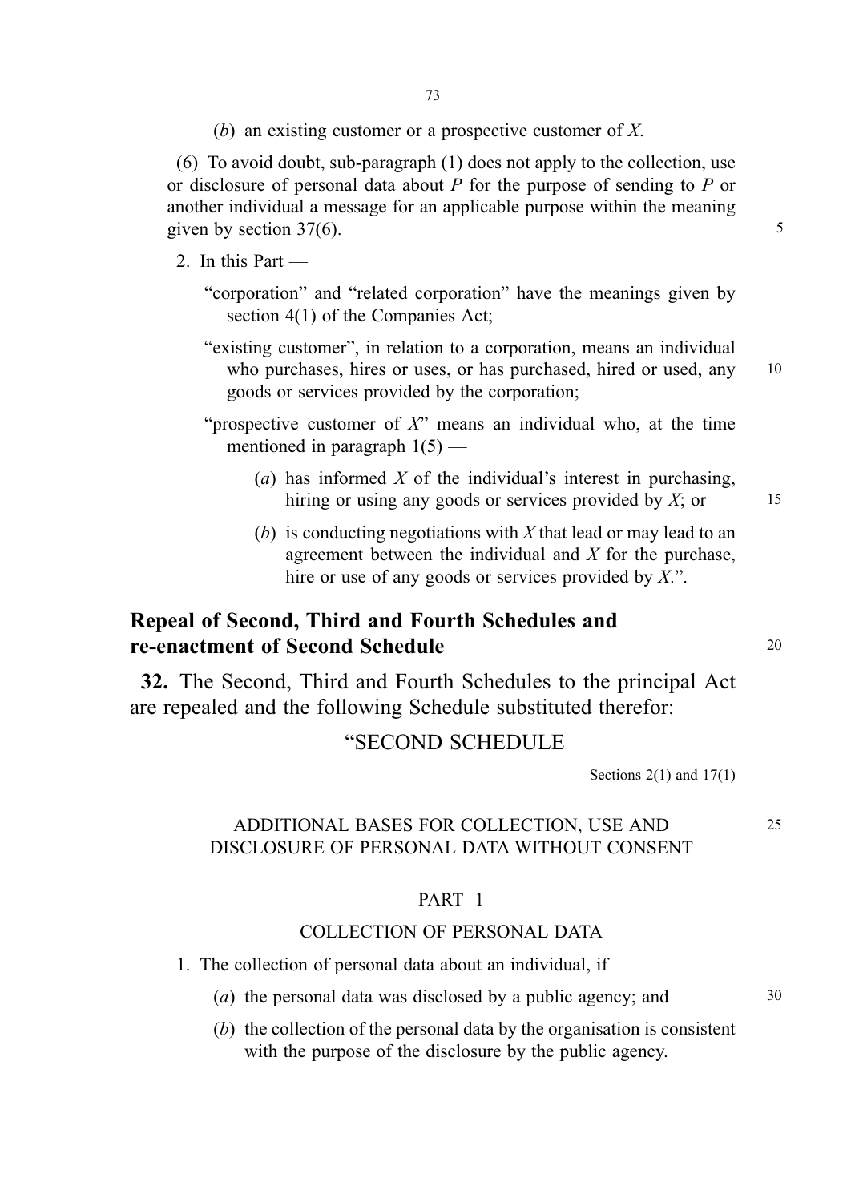(*b*) an existing customer or a prospective customer of *X*.

(6) To avoid doubt, sub-paragraph (1) does not apply to the collection, use or disclosure of personal data about *P* for the purpose of sending to *P* or another individual a message for an applicable purpose within the meaning given by section 37(6).

2. In this Part —

"corporation" and "related corporation" have the meanings given by section 4(1) of the Companies Act;

"existing customer", in relation to a corporation, means an individual who purchases, hires or uses, or has purchased, hired or used, any goods or services provided by the corporation;

"prospective customer of *X*" means an individual who, at the time mentioned in paragraph 1(5) —

(*a*) has informed *X* of the individual's interest in purchasing, hiring or using any goods or services provided by *X*; or

(*b*) is conducting negotiations with *X* that lead or may lead to an agreement between the individual and *X* for the purchase, hire or use of any goods or services provided by *X*.".

## Repeal of Second, Third and Fourth Schedules and re-enactment of Second Schedule

**32.** The Second, Third and Fourth Schedules to the principal Act are repealed and the following Schedule substituted therefor:

"SECOND SCHEDULE

Sections 2(1) and 17(1)

ADDITIONAL BASES FOR COLLECTION, USE AND DISCLOSURE OF PERSONAL DATA WITHOUT CONSENT

PART 1

COLLECTION OF PERSONAL DATA

1. The collection of personal data about an individual, if —

(*a*) the personal data was disclosed by a public agency; and

(*b*) the collection of the personal data by the organisation is consistent with the purpose of the disclosure by the public agency.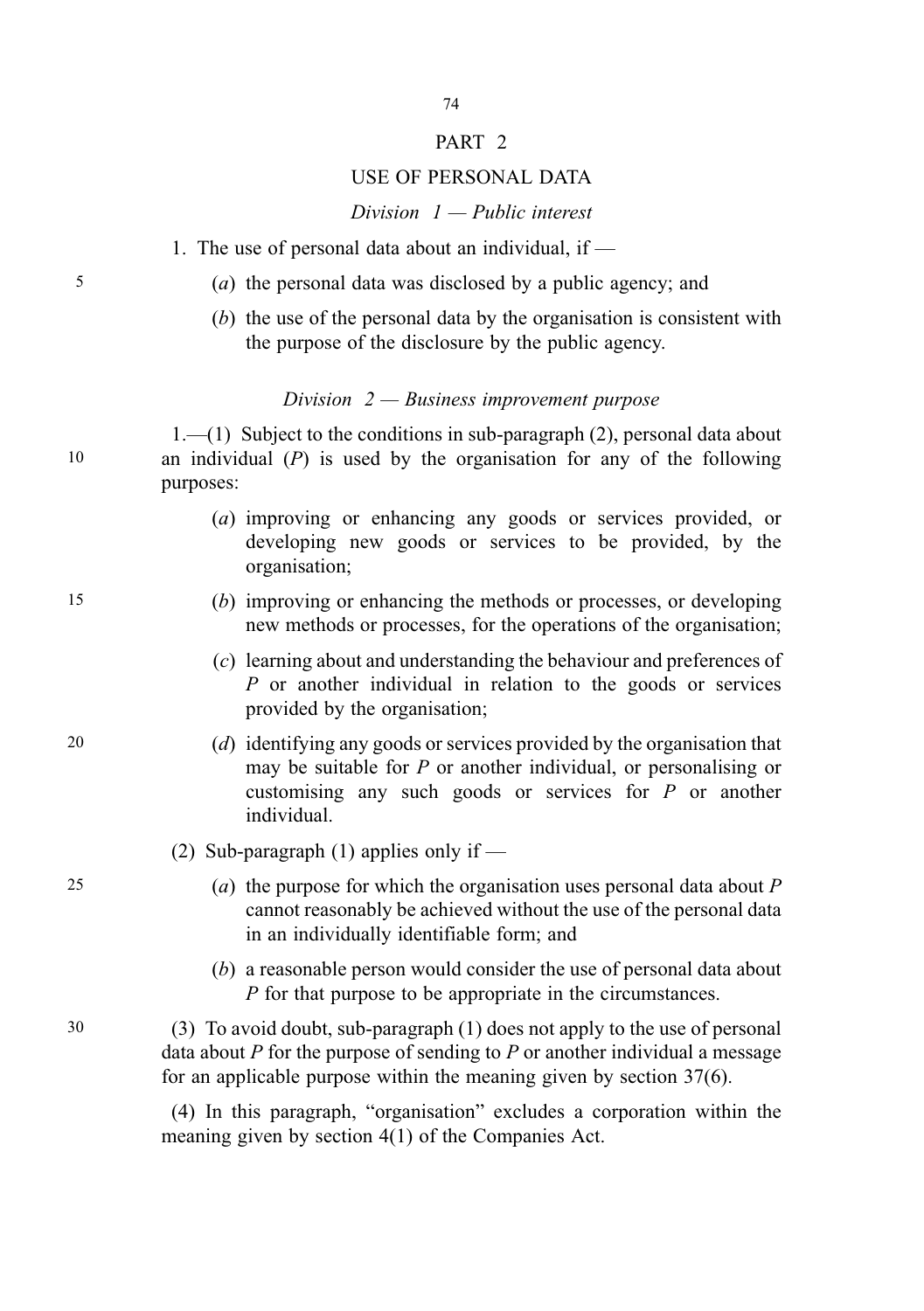# PART 2

## USE OF PERSONAL DATA

### *Division 1 — Public interest*

1. The use of personal data about an individual, if —

   (*a*) the personal data was disclosed by a public agency; and

   (*b*) the use of the personal data by the organisation is consistent with the purpose of the disclosure by the public agency.

### *Division 2 — Business improvement purpose*

1.—(1) Subject to the conditions in sub-paragraph (2), personal data about an individual (*P*) is used by the organisation for any of the following purposes:

   (*a*) improving or enhancing any goods or services provided, or developing new goods or services to be provided, by the organisation;

   (*b*) improving or enhancing the methods or processes, or developing new methods or processes, for the operations of the organisation;

   (*c*) learning about and understanding the behaviour and preferences of *P* or another individual in relation to the goods or services provided by the organisation;

   (*d*) identifying any goods or services provided by the organisation that may be suitable for *P* or another individual, or personalising or customising any such goods or services for *P* or another individual.

(2) Sub-paragraph (1) applies only if —

   (*a*) the purpose for which the organisation uses personal data about *P* cannot reasonably be achieved without the use of the personal data in an individually identifiable form; and

   (*b*) a reasonable person would consider the use of personal data about *P* for that purpose to be appropriate in the circumstances.

(3) To avoid doubt, sub-paragraph (1) does not apply to the use of personal data about *P* for the purpose of sending to *P* or another individual a message for an applicable purpose within the meaning given by section 37(6).

(4) In this paragraph, "organisation" excludes a corporation within the meaning given by section 4(1) of the Companies Act.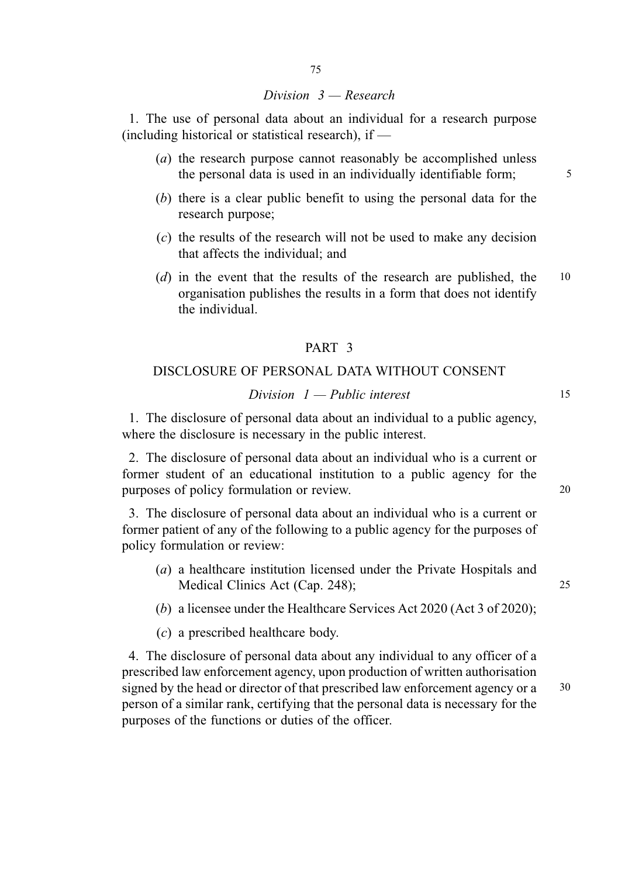*Division 3 — Research*

1. The use of personal data about an individual for a research purpose (including historical or statistical research), if —

   (*a*) the research purpose cannot reasonably be accomplished unless the personal data is used in an individually identifiable form;

   (*b*) there is a clear public benefit to using the personal data for the research purpose;

   (*c*) the results of the research will not be used to make any decision that affects the individual; and

   (*d*) in the event that the results of the research are published, the organisation publishes the results in a form that does not identify the individual.

## PART 3

## DISCLOSURE OF PERSONAL DATA WITHOUT CONSENT

*Division 1 — Public interest*

1. The disclosure of personal data about an individual to a public agency, where the disclosure is necessary in the public interest.

2. The disclosure of personal data about an individual who is a current or former student of an educational institution to a public agency for the purposes of policy formulation or review.

3. The disclosure of personal data about an individual who is a current or former patient of any of the following to a public agency for the purposes of policy formulation or review:

   (*a*) a healthcare institution licensed under the Private Hospitals and Medical Clinics Act (Cap. 248);

   (*b*) a licensee under the Healthcare Services Act 2020 (Act 3 of 2020);

   (*c*) a prescribed healthcare body.

4. The disclosure of personal data about any individual to any officer of a prescribed law enforcement agency, upon production of written authorisation signed by the head or director of that prescribed law enforcement agency or a person of a similar rank, certifying that the personal data is necessary for the purposes of the functions or duties of the officer.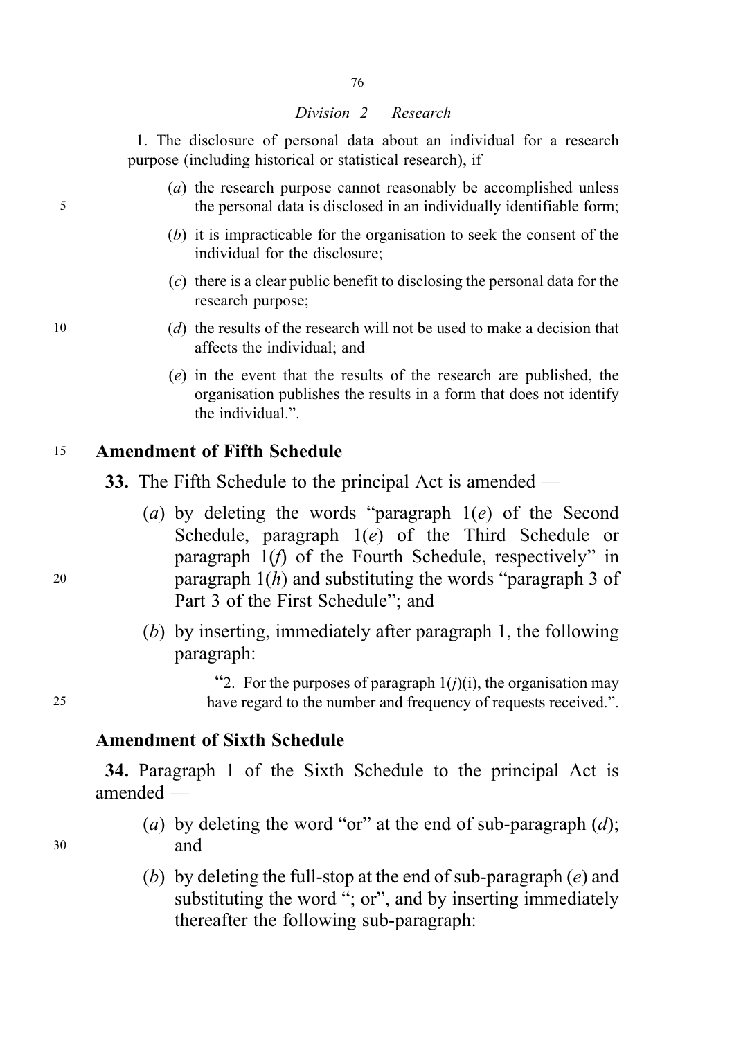*Division 2 — Research*

1. The disclosure of personal data about an individual for a research purpose (including historical or statistical research), if —

(*a*) the research purpose cannot reasonably be accomplished unless the personal data is disclosed in an individually identifiable form;

(*b*) it is impracticable for the organisation to seek the consent of the individual for the disclosure;

(*c*) there is a clear public benefit to disclosing the personal data for the research purpose;

(*d*) the results of the research will not be used to make a decision that affects the individual; and

(*e*) in the event that the results of the research are published, the organisation publishes the results in a form that does not identify the individual.".

**Amendment of Fifth Schedule**

**33.** The Fifth Schedule to the principal Act is amended —

(*a*) by deleting the words "paragraph 1(*e*) of the Second Schedule, paragraph 1(*e*) of the Third Schedule or paragraph 1(*f*) of the Fourth Schedule, respectively" in paragraph 1(*h*) and substituting the words "paragraph 3 of Part 3 of the First Schedule"; and

(*b*) by inserting, immediately after paragraph 1, the following paragraph:

"2. For the purposes of paragraph 1(*j*)(i), the organisation may have regard to the number and frequency of requests received.".

**Amendment of Sixth Schedule**

**34.** Paragraph 1 of the Sixth Schedule to the principal Act is amended —

(*a*) by deleting the word "or" at the end of sub-paragraph (*d*); and

(*b*) by deleting the full-stop at the end of sub-paragraph (*e*) and substituting the word "; or", and by inserting immediately thereafter the following sub-paragraph: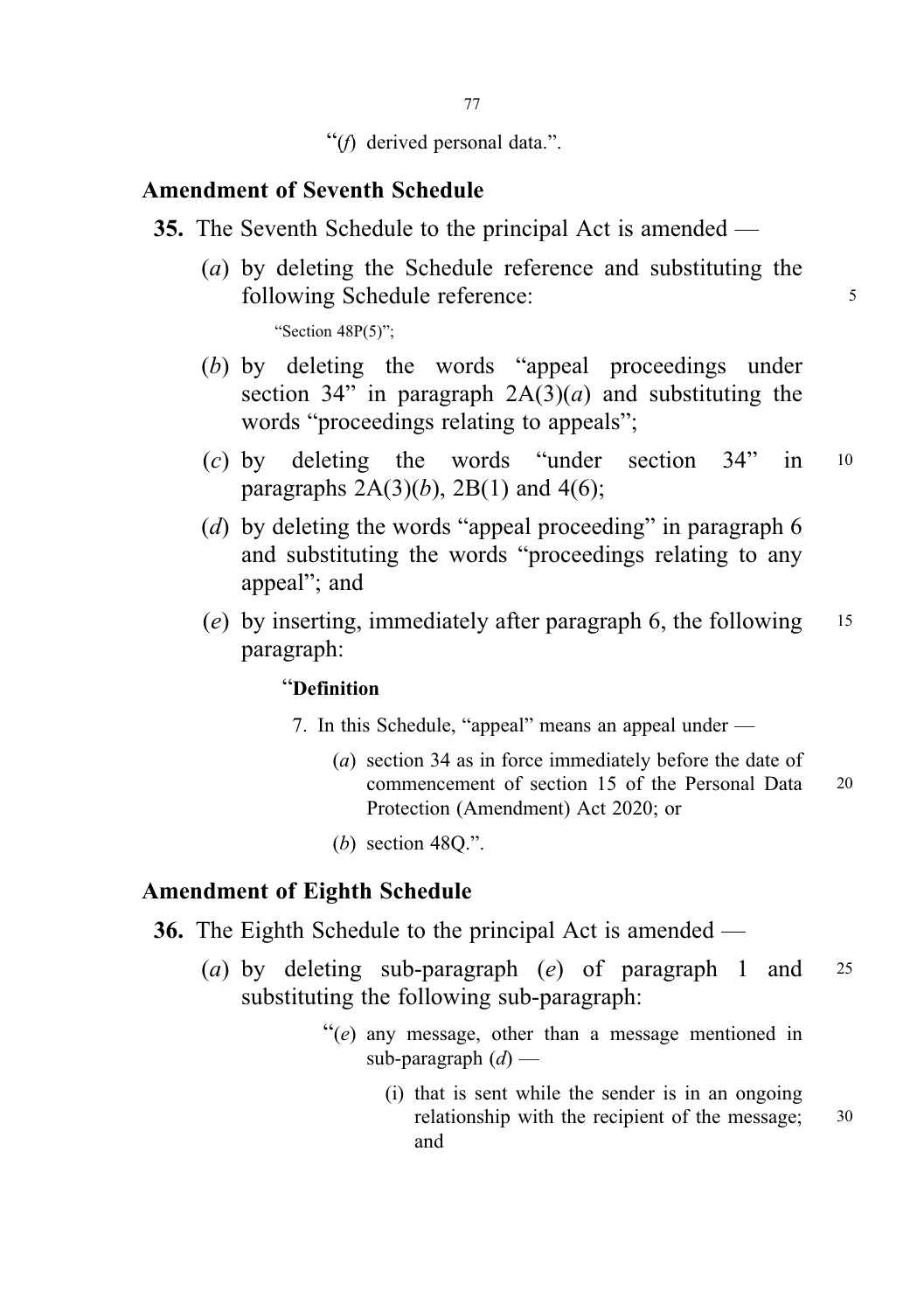"(*f*) derived personal data.".

### Amendment of Seventh Schedule

**35.** The Seventh Schedule to the principal Act is amended —

(*a*) by deleting the Schedule reference and substituting the following Schedule reference:

"Section 48P(5)";

(*b*) by deleting the words "appeal proceedings under section 34" in paragraph 2A(3)(*a*) and substituting the words "proceedings relating to appeals";

(*c*) by deleting the words "under section 34" in paragraphs 2A(3)(*b*), 2B(1) and 4(6);

(*d*) by deleting the words "appeal proceeding" in paragraph 6 and substituting the words "proceedings relating to any appeal"; and

(*e*) by inserting, immediately after paragraph 6, the following paragraph:

"**Definition**

7. In this Schedule, "appeal" means an appeal under —

(*a*) section 34 as in force immediately before the date of commencement of section 15 of the Personal Data Protection (Amendment) Act 2020; or

(*b*) section 48Q.".

### Amendment of Eighth Schedule

**36.** The Eighth Schedule to the principal Act is amended —

(*a*) by deleting sub-paragraph (*e*) of paragraph 1 and substituting the following sub-paragraph:

"(*e*) any message, other than a message mentioned in sub-paragraph (*d*) —

(i) that is sent while the sender is in an ongoing relationship with the recipient of the message; and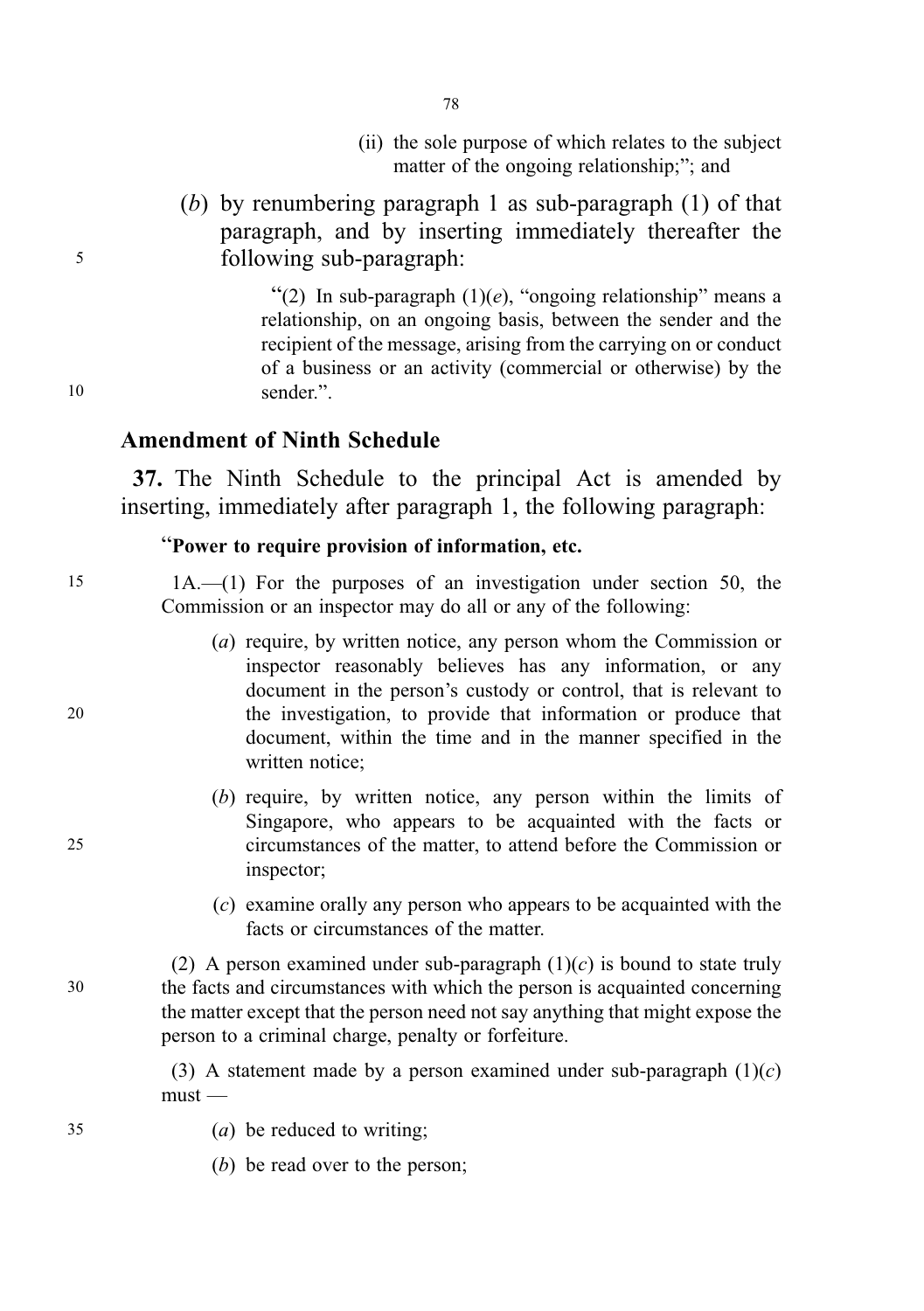(ii) the sole purpose of which relates to the subject matter of the ongoing relationship;"; and

(*b*) by renumbering paragraph 1 as sub-paragraph (1) of that paragraph, and by inserting immediately thereafter the following sub-paragraph:

"(2) In sub-paragraph (1)(*e*), "ongoing relationship" means a relationship, on an ongoing basis, between the sender and the recipient of the message, arising from the carrying on or conduct of a business or an activity (commercial or otherwise) by the sender.".

## Amendment of Ninth Schedule

**37.** The Ninth Schedule to the principal Act is amended by inserting, immediately after paragraph 1, the following paragraph:

"**Power to require provision of information, etc.**

1A.—(1) For the purposes of an investigation under section 50, the Commission or an inspector may do all or any of the following:

(*a*) require, by written notice, any person whom the Commission or inspector reasonably believes has any information, or any document in the person's custody or control, that is relevant to the investigation, to provide that information or produce that document, within the time and in the manner specified in the written notice;

(*b*) require, by written notice, any person within the limits of Singapore, who appears to be acquainted with the facts or circumstances of the matter, to attend before the Commission or inspector;

(*c*) examine orally any person who appears to be acquainted with the facts or circumstances of the matter.

(2) A person examined under sub-paragraph (1)(*c*) is bound to state truly the facts and circumstances with which the person is acquainted concerning the matter except that the person need not say anything that might expose the person to a criminal charge, penalty or forfeiture.

(3) A statement made by a person examined under sub-paragraph (1)(*c*) must —

(*a*) be reduced to writing;

(*b*) be read over to the person;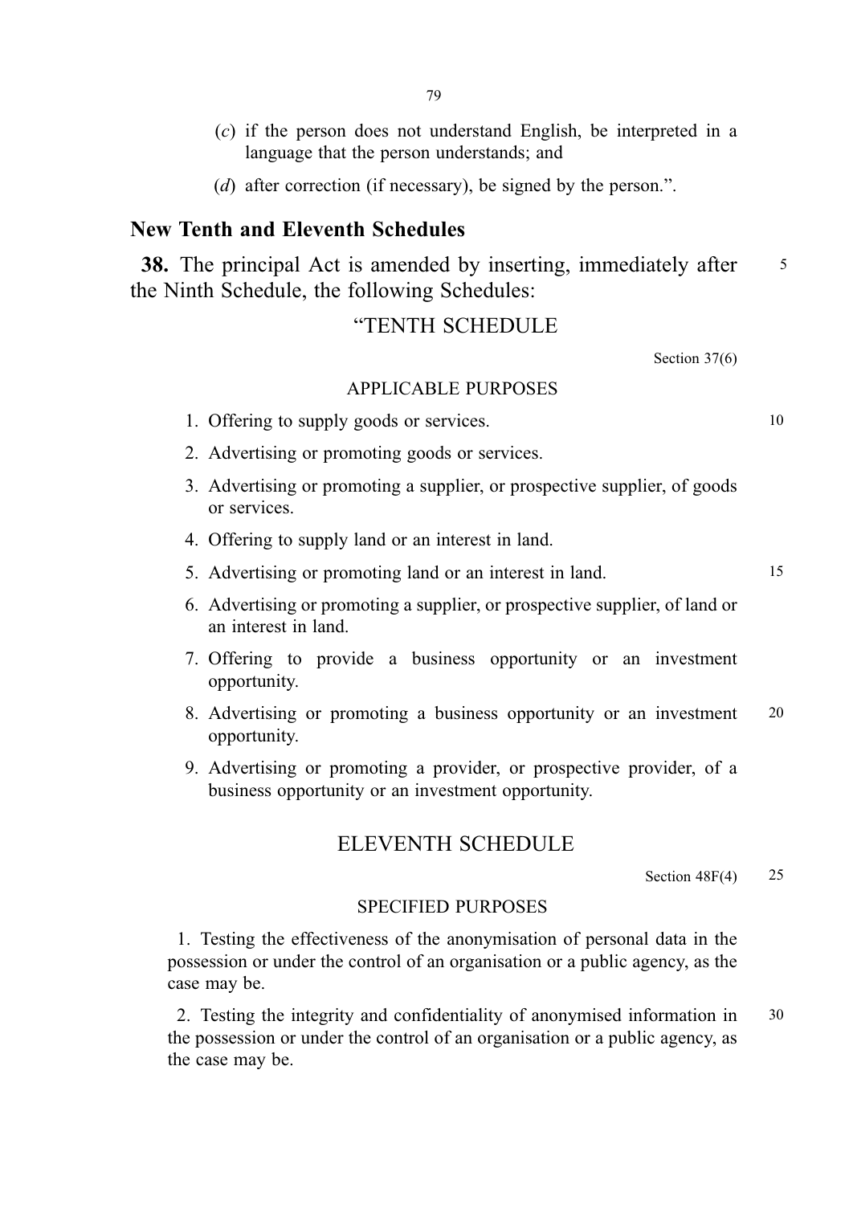(*c*) if the person does not understand English, be interpreted in a language that the person understands; and

(*d*) after correction (if necessary), be signed by the person.".

## New Tenth and Eleventh Schedules

**38.** The principal Act is amended by inserting, immediately after the Ninth Schedule, the following Schedules:

### "TENTH SCHEDULE

Section 37(6)

APPLICABLE PURPOSES

1. Offering to supply goods or services.
2. Advertising or promoting goods or services.
3. Advertising or promoting a supplier, or prospective supplier, of goods or services.
4. Offering to supply land or an interest in land.
5. Advertising or promoting land or an interest in land.
6. Advertising or promoting a supplier, or prospective supplier, of land or an interest in land.
7. Offering to provide a business opportunity or an investment opportunity.
8. Advertising or promoting a business opportunity or an investment opportunity.
9. Advertising or promoting a provider, or prospective provider, of a business opportunity or an investment opportunity.

### ELEVENTH SCHEDULE

Section 48F(4)

SPECIFIED PURPOSES

1. Testing the effectiveness of the anonymisation of personal data in the possession or under the control of an organisation or a public agency, as the case may be.

2. Testing the integrity and confidentiality of anonymised information in the possession or under the control of an organisation or a public agency, as the case may be.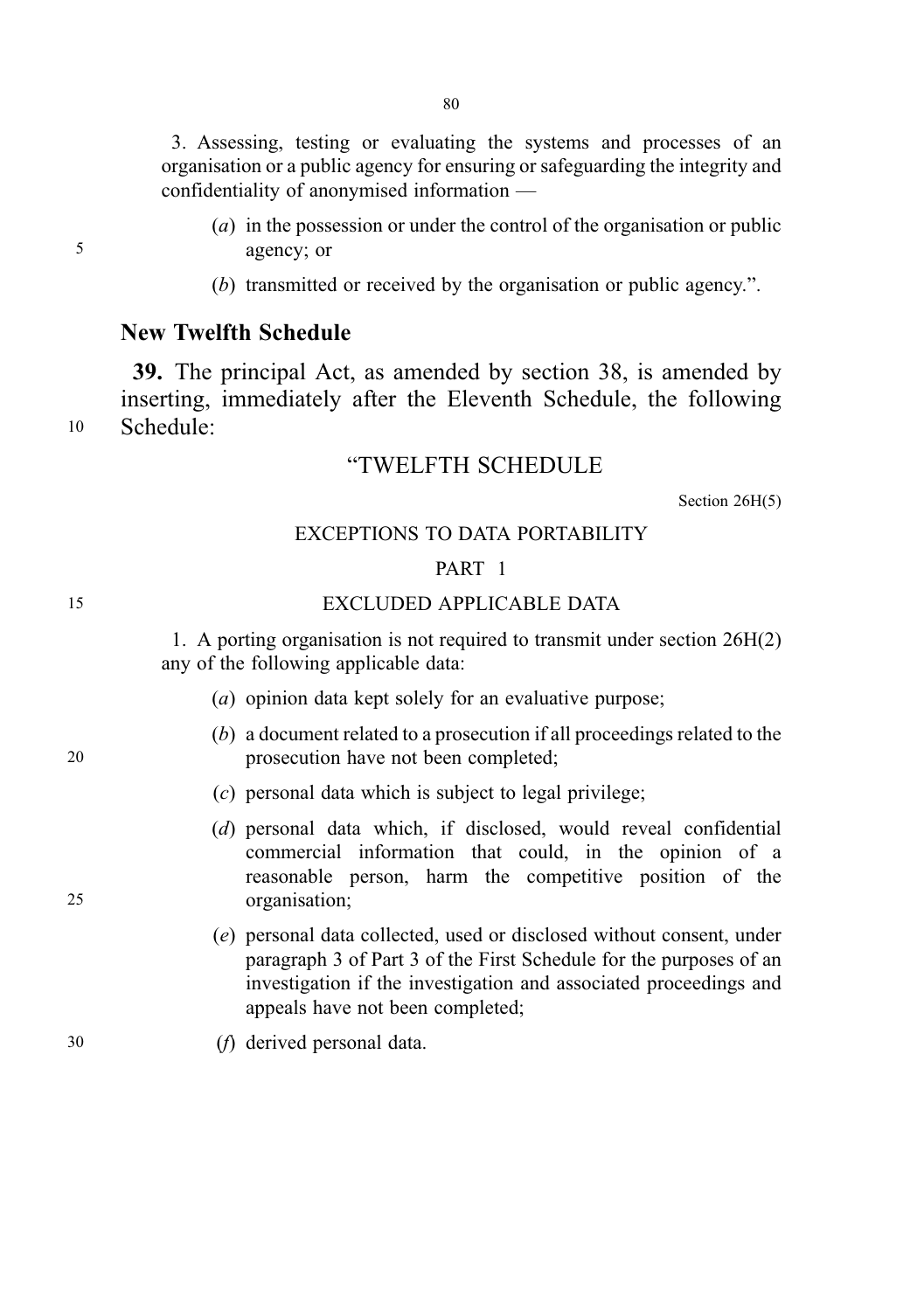3. Assessing, testing or evaluating the systems and processes of an organisation or a public agency for ensuring or safeguarding the integrity and confidentiality of anonymised information —

(*a*) in the possession or under the control of the organisation or public agency; or

(*b*) transmitted or received by the organisation or public agency.".

## New Twelfth Schedule

**39.** The principal Act, as amended by section 38, is amended by inserting, immediately after the Eleventh Schedule, the following Schedule:

"TWELFTH SCHEDULE

Section 26H(5)

EXCEPTIONS TO DATA PORTABILITY

PART 1

EXCLUDED APPLICABLE DATA

1. A porting organisation is not required to transmit under section 26H(2) any of the following applicable data:

(*a*) opinion data kept solely for an evaluative purpose;

(*b*) a document related to a prosecution if all proceedings related to the prosecution have not been completed;

(*c*) personal data which is subject to legal privilege;

(*d*) personal data which, if disclosed, would reveal confidential commercial information that could, in the opinion of a reasonable person, harm the competitive position of the organisation;

(*e*) personal data collected, used or disclosed without consent, under paragraph 3 of Part 3 of the First Schedule for the purposes of an investigation if the investigation and associated proceedings and appeals have not been completed;

(*f*) derived personal data.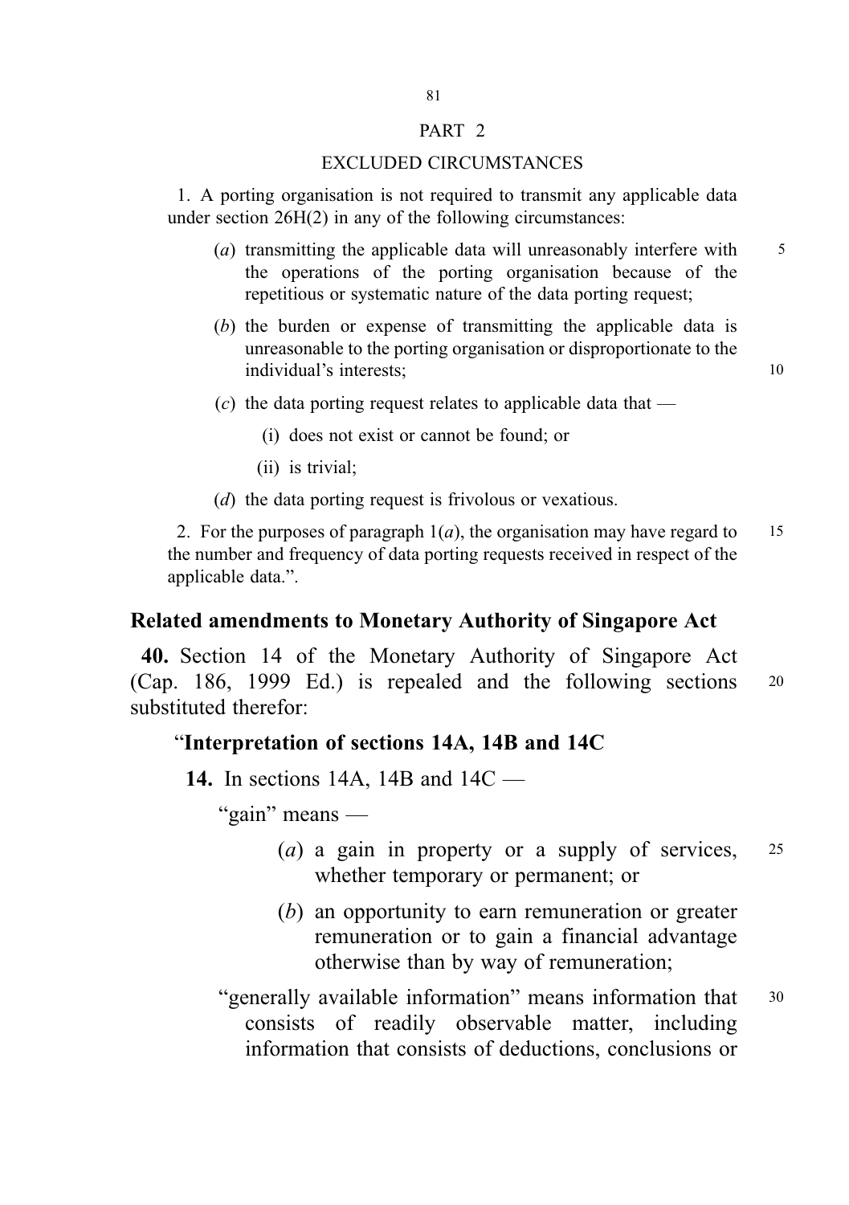PART 2

EXCLUDED CIRCUMSTANCES

1. A porting organisation is not required to transmit any applicable data under section 26H(2) in any of the following circumstances:

(*a*) transmitting the applicable data will unreasonably interfere with the operations of the porting organisation because of the repetitious or systematic nature of the data porting request;

(*b*) the burden or expense of transmitting the applicable data is unreasonable to the porting organisation or disproportionate to the individual's interests;

(*c*) the data porting request relates to applicable data that —

(i) does not exist or cannot be found; or

(ii) is trivial;

(*d*) the data porting request is frivolous or vexatious.

2. For the purposes of paragraph 1(*a*), the organisation may have regard to the number and frequency of data porting requests received in respect of the applicable data.".

## Related amendments to Monetary Authority of Singapore Act

**40.** Section 14 of the Monetary Authority of Singapore Act (Cap. 186, 1999 Ed.) is repealed and the following sections substituted therefor:

"**Interpretation of sections 14A, 14B and 14C**

**14.** In sections 14A, 14B and 14C —

"gain" means —

(*a*) a gain in property or a supply of services, whether temporary or permanent; or

(*b*) an opportunity to earn remuneration or greater remuneration or to gain a financial advantage otherwise than by way of remuneration;

"generally available information" means information that consists of readily observable matter, including information that consists of deductions, conclusions or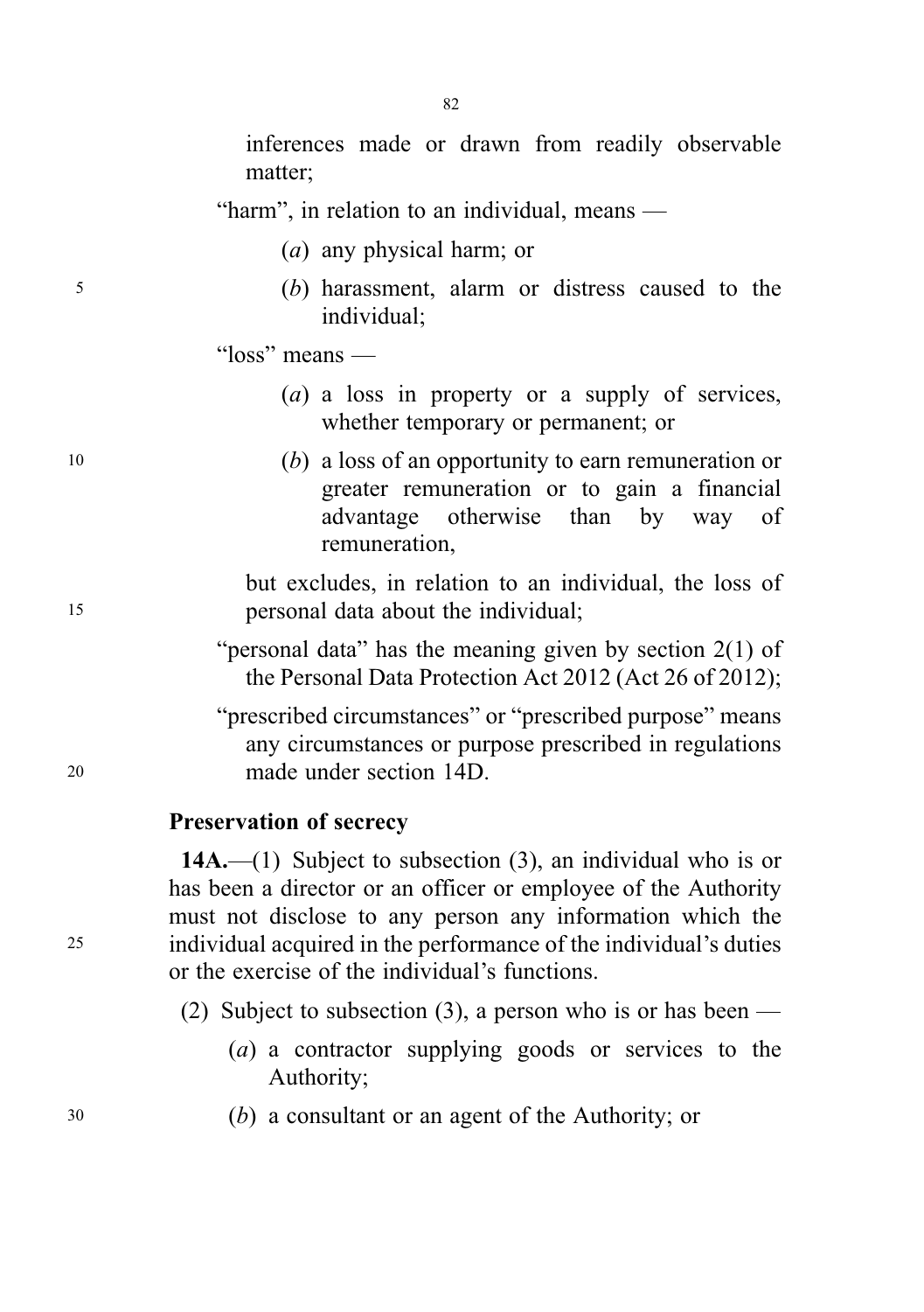inferences made or drawn from readily observable matter;

"harm", in relation to an individual, means —

(*a*) any physical harm; or

(*b*) harassment, alarm or distress caused to the individual;

"loss" means —

(*a*) a loss in property or a supply of services, whether temporary or permanent; or

(*b*) a loss of an opportunity to earn remuneration or greater remuneration or to gain a financial advantage otherwise than by way of remuneration,

but excludes, in relation to an individual, the loss of personal data about the individual;

"personal data" has the meaning given by section 2(1) of the Personal Data Protection Act 2012 (Act 26 of 2012);

"prescribed circumstances" or "prescribed purpose" means any circumstances or purpose prescribed in regulations made under section 14D.

### Preservation of secrecy

**14A.**—(1) Subject to subsection (3), an individual who is or has been a director or an officer or employee of the Authority must not disclose to any person any information which the individual acquired in the performance of the individual's duties or the exercise of the individual's functions.

(2) Subject to subsection (3), a person who is or has been —

(*a*) a contractor supplying goods or services to the Authority;

(*b*) a consultant or an agent of the Authority; or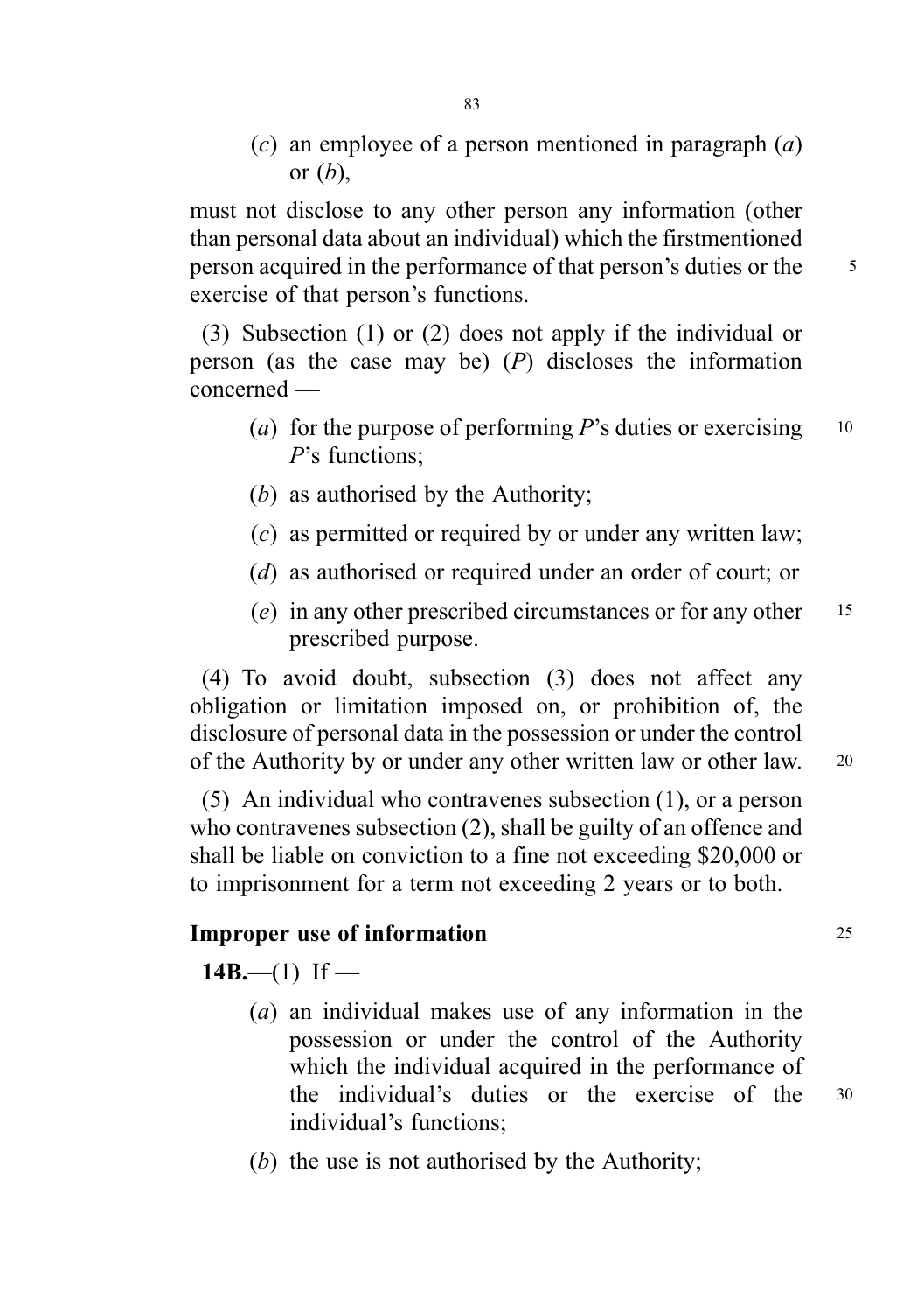(*c*) an employee of a person mentioned in paragraph (*a*) or (*b*),

must not disclose to any other person any information (other than personal data about an individual) which the firstmentioned person acquired in the performance of that person's duties or the exercise of that person's functions.

(3) Subsection (1) or (2) does not apply if the individual or person (as the case may be) (*P*) discloses the information concerned —

(*a*) for the purpose of performing *P*'s duties or exercising *P*'s functions;

(*b*) as authorised by the Authority;

(*c*) as permitted or required by or under any written law;

(*d*) as authorised or required under an order of court; or

(*e*) in any other prescribed circumstances or for any other prescribed purpose.

(4) To avoid doubt, subsection (3) does not affect any obligation or limitation imposed on, or prohibition of, the disclosure of personal data in the possession or under the control of the Authority by or under any other written law or other law.

(5) An individual who contravenes subsection (1), or a person who contravenes subsection (2), shall be guilty of an offence and shall be liable on conviction to a fine not exceeding $20,000 or to imprisonment for a term not exceeding 2 years or to both.

**Improper use of information**

**14B.**—(1) If —

(*a*) an individual makes use of any information in the possession or under the control of the Authority which the individual acquired in the performance of the individual's duties or the exercise of the individual's functions;

(*b*) the use is not authorised by the Authority;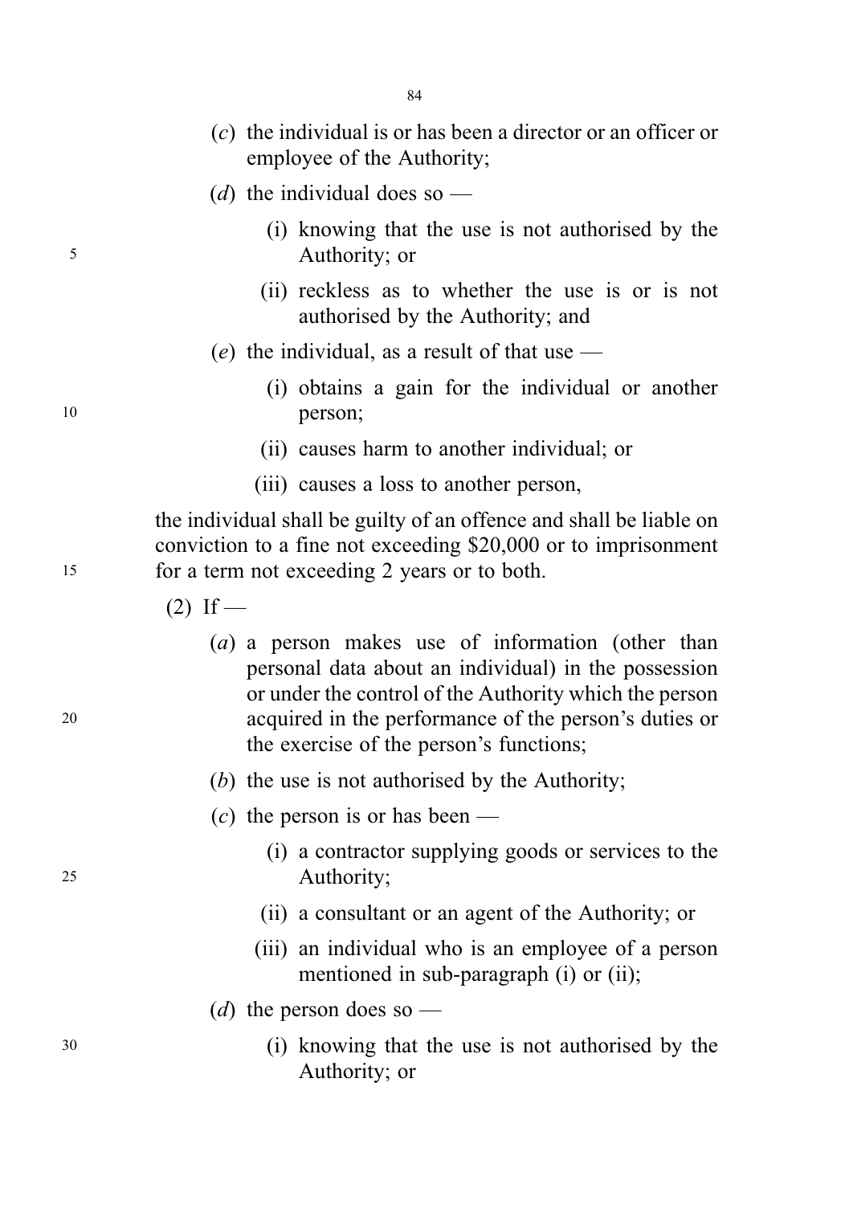(*c*) the individual is or has been a director or an officer or employee of the Authority;

(*d*) the individual does so —

(i) knowing that the use is not authorised by the Authority; or

(ii) reckless as to whether the use is or is not authorised by the Authority; and

(*e*) the individual, as a result of that use —

(i) obtains a gain for the individual or another person;

(ii) causes harm to another individual; or

(iii) causes a loss to another person,

the individual shall be guilty of an offence and shall be liable on conviction to a fine not exceeding $20,000 or to imprisonment for a term not exceeding 2 years or to both.

(2) If —

(*a*) a person makes use of information (other than personal data about an individual) in the possession or under the control of the Authority which the person acquired in the performance of the person's duties or the exercise of the person's functions;

(*b*) the use is not authorised by the Authority;

(*c*) the person is or has been —

(i) a contractor supplying goods or services to the Authority;

(ii) a consultant or an agent of the Authority; or

(iii) an individual who is an employee of a person mentioned in sub-paragraph (i) or (ii);

(*d*) the person does so —

(i) knowing that the use is not authorised by the Authority; or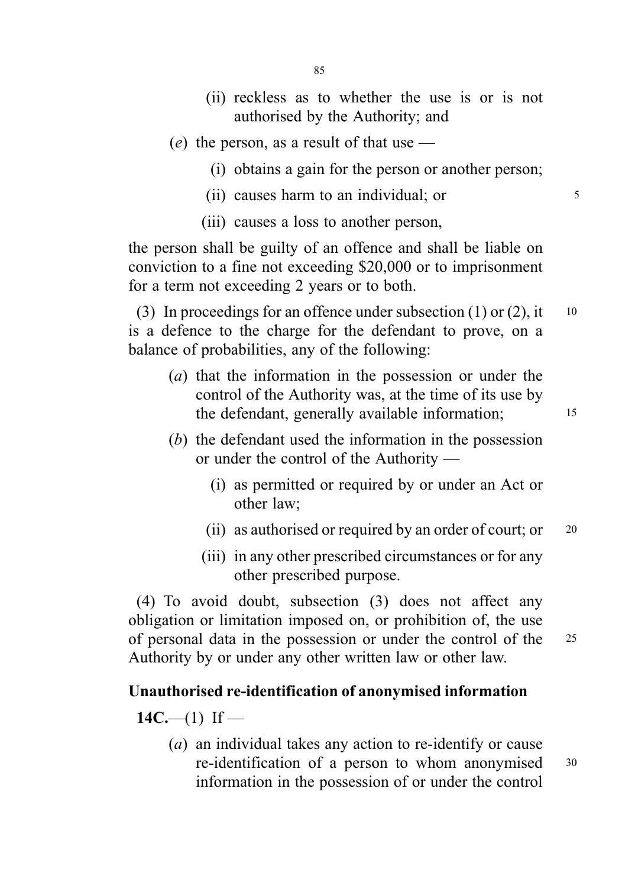(ii) reckless as to whether the use is or is not authorised by the Authority; and

(*e*) the person, as a result of that use —

(i) obtains a gain for the person or another person;

(ii) causes harm to an individual; or

(iii) causes a loss to another person,

the person shall be guilty of an offence and shall be liable on conviction to a fine not exceeding $20,000 or to imprisonment for a term not exceeding 2 years or to both.

(3) In proceedings for an offence under subsection (1) or (2), it is a defence to the charge for the defendant to prove, on a balance of probabilities, any of the following:

(*a*) that the information in the possession or under the control of the Authority was, at the time of its use by the defendant, generally available information;

(*b*) the defendant used the information in the possession or under the control of the Authority —

(i) as permitted or required by or under an Act or other law;

(ii) as authorised or required by an order of court; or

(iii) in any other prescribed circumstances or for any other prescribed purpose.

(4) To avoid doubt, subsection (3) does not affect any obligation or limitation imposed on, or prohibition of, the use of personal data in the possession or under the control of the Authority by or under any other written law or other law.

**Unauthorised re-identification of anonymised information**

**14C.**—(1) If —

(*a*) an individual takes any action to re-identify or cause re-identification of a person to whom anonymised information in the possession of or under the control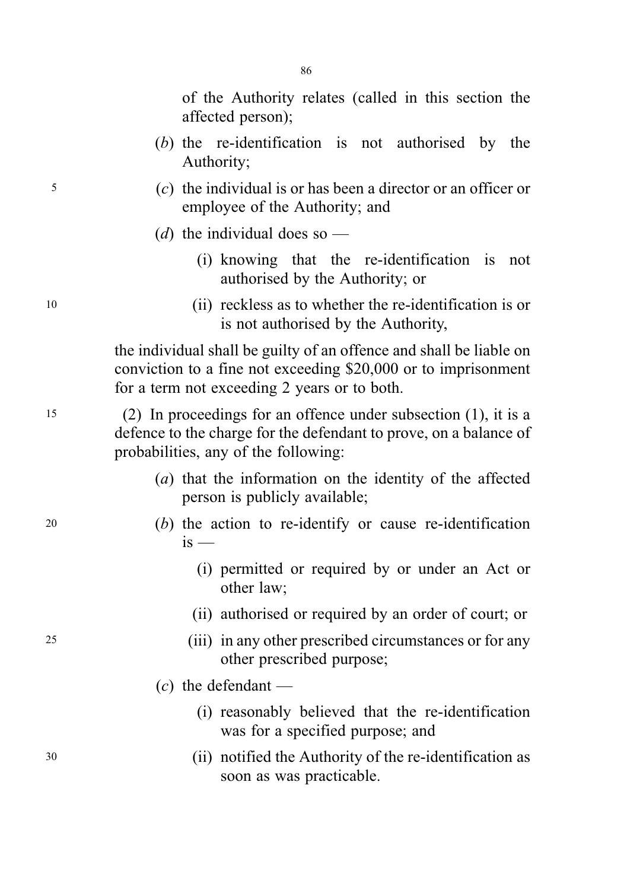of the Authority relates (called in this section the affected person);

(*b*) the re-identification is not authorised by the Authority;

(*c*) the individual is or has been a director or an officer or employee of the Authority; and

(*d*) the individual does so —

(i) knowing that the re-identification is not authorised by the Authority; or

(ii) reckless as to whether the re-identification is or is not authorised by the Authority,

the individual shall be guilty of an offence and shall be liable on conviction to a fine not exceeding $20,000 or to imprisonment for a term not exceeding 2 years or to both.

(2) In proceedings for an offence under subsection (1), it is a defence to the charge for the defendant to prove, on a balance of probabilities, any of the following:

(*a*) that the information on the identity of the affected person is publicly available;

(*b*) the action to re-identify or cause re-identification is —

(i) permitted or required by or under an Act or other law;

(ii) authorised or required by an order of court; or

(iii) in any other prescribed circumstances or for any other prescribed purpose;

(*c*) the defendant —

(i) reasonably believed that the re-identification was for a specified purpose; and

(ii) notified the Authority of the re-identification as soon as was practicable.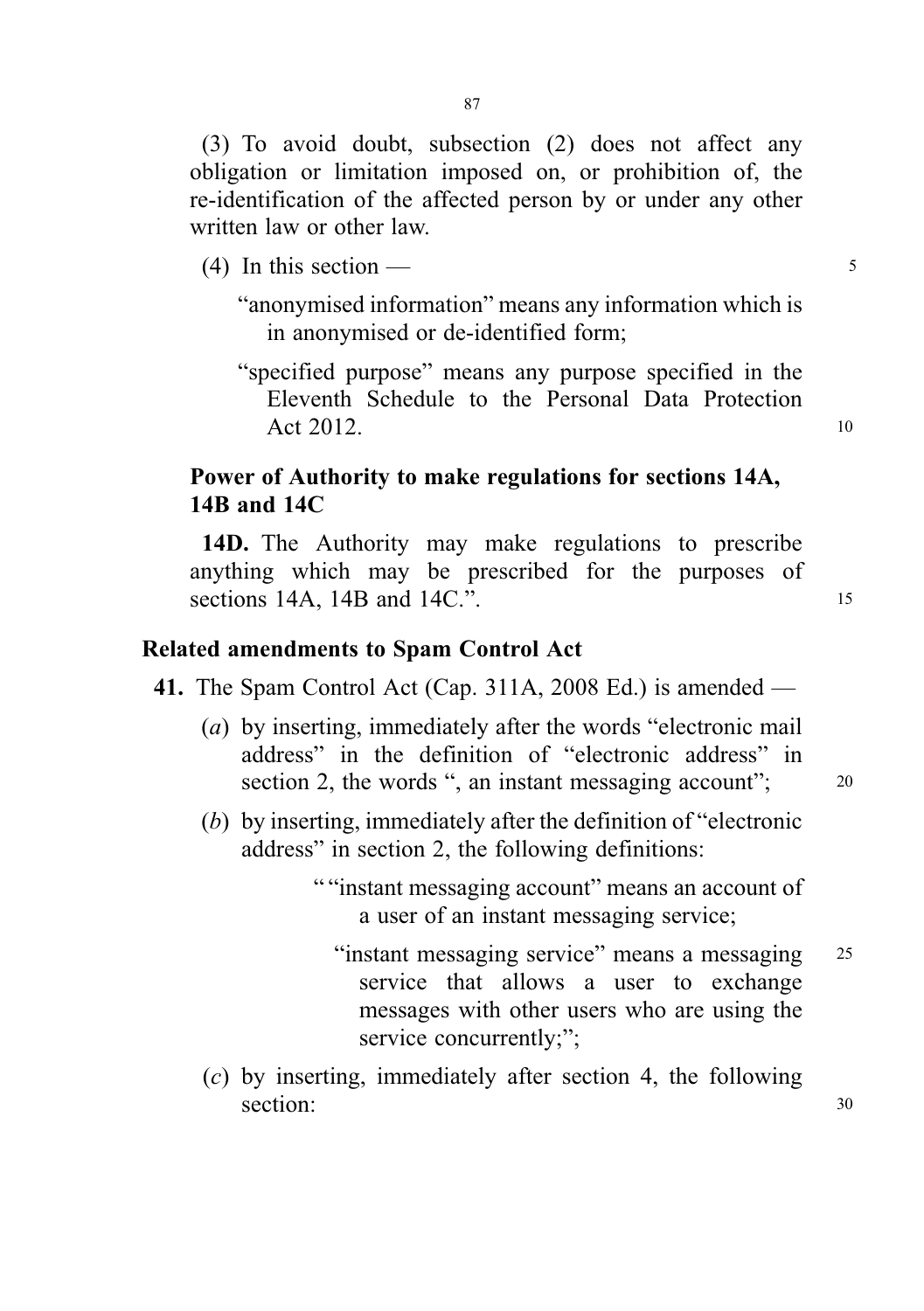(3) To avoid doubt, subsection (2) does not affect any obligation or limitation imposed on, or prohibition of, the re-identification of the affected person by or under any other written law or other law.

(4) In this section —

"anonymised information" means any information which is in anonymised or de-identified form;

"specified purpose" means any purpose specified in the Eleventh Schedule to the Personal Data Protection Act 2012.

### Power of Authority to make regulations for sections 14A, 14B and 14C

**14D.** The Authority may make regulations to prescribe anything which may be prescribed for the purposes of sections 14A, 14B and 14C.".

## Related amendments to Spam Control Act

**41.** The Spam Control Act (Cap. 311A, 2008 Ed.) is amended —

(*a*) by inserting, immediately after the words "electronic mail address" in the definition of "electronic address" in section 2, the words ", an instant messaging account";

(*b*) by inserting, immediately after the definition of "electronic address" in section 2, the following definitions:

> ""instant messaging account" means an account of a user of an instant messaging service;
>
> "instant messaging service" means a messaging service that allows a user to exchange messages with other users who are using the service concurrently;";

(*c*) by inserting, immediately after section 4, the following section: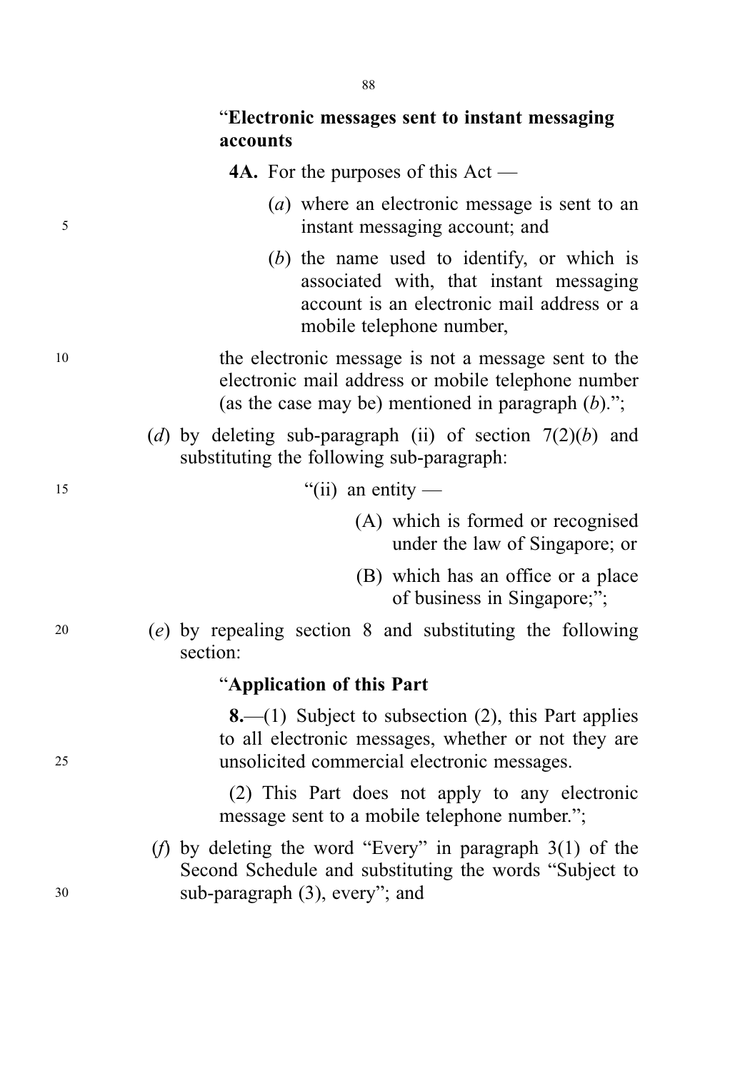"**Electronic messages sent to instant messaging accounts**

**4A.** For the purposes of this Act —

(*a*) where an electronic message is sent to an instant messaging account; and

(*b*) the name used to identify, or which is associated with, that instant messaging account is an electronic mail address or a mobile telephone number,

the electronic message is not a message sent to the electronic mail address or mobile telephone number (as the case may be) mentioned in paragraph (*b*).";

(*d*) by deleting sub-paragraph (ii) of section 7(2)(*b*) and substituting the following sub-paragraph:

"(ii) an entity —

(A) which is formed or recognised under the law of Singapore; or

(B) which has an office or a place of business in Singapore;";

(*e*) by repealing section 8 and substituting the following section:

"**Application of this Part**

**8.**—(1) Subject to subsection (2), this Part applies to all electronic messages, whether or not they are unsolicited commercial electronic messages.

(2) This Part does not apply to any electronic message sent to a mobile telephone number.";

(*f*) by deleting the word "Every" in paragraph 3(1) of the Second Schedule and substituting the words "Subject to sub-paragraph (3), every"; and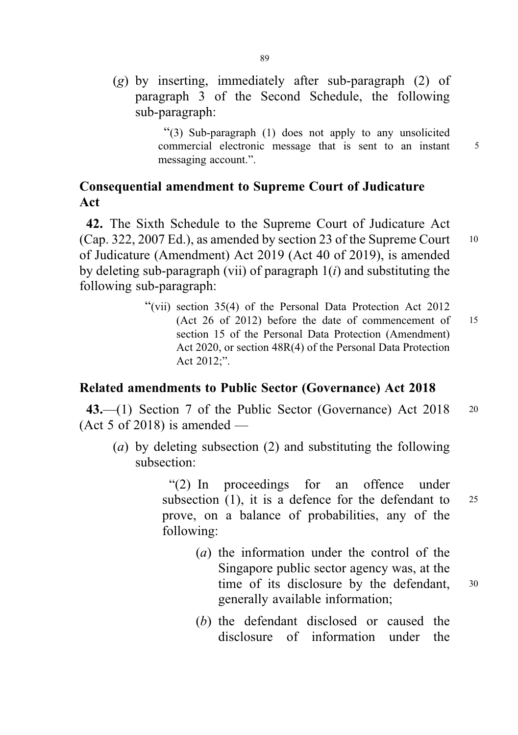(*g*) by inserting, immediately after sub-paragraph (2) of paragraph 3 of the Second Schedule, the following sub-paragraph:

> "(3) Sub-paragraph (1) does not apply to any unsolicited commercial electronic message that is sent to an instant messaging account.".

## Consequential amendment to Supreme Court of Judicature Act

**42.** The Sixth Schedule to the Supreme Court of Judicature Act (Cap. 322, 2007 Ed.), as amended by section 23 of the Supreme Court of Judicature (Amendment) Act 2019 (Act 40 of 2019), is amended by deleting sub-paragraph (vii) of paragraph 1(*i*) and substituting the following sub-paragraph:

> "(vii) section 35(4) of the Personal Data Protection Act 2012 (Act 26 of 2012) before the date of commencement of section 15 of the Personal Data Protection (Amendment) Act 2020, or section 48R(4) of the Personal Data Protection Act 2012;".

## Related amendments to Public Sector (Governance) Act 2018

**43.**—(1) Section 7 of the Public Sector (Governance) Act 2018 (Act 5 of 2018) is amended —

(*a*) by deleting subsection (2) and substituting the following subsection:

> "(2) In proceedings for an offence under subsection (1), it is a defence for the defendant to prove, on a balance of probabilities, any of the following:
>
> (*a*) the information under the control of the Singapore public sector agency was, at the time of its disclosure by the defendant, generally available information;
>
> (*b*) the defendant disclosed or caused the disclosure of information under the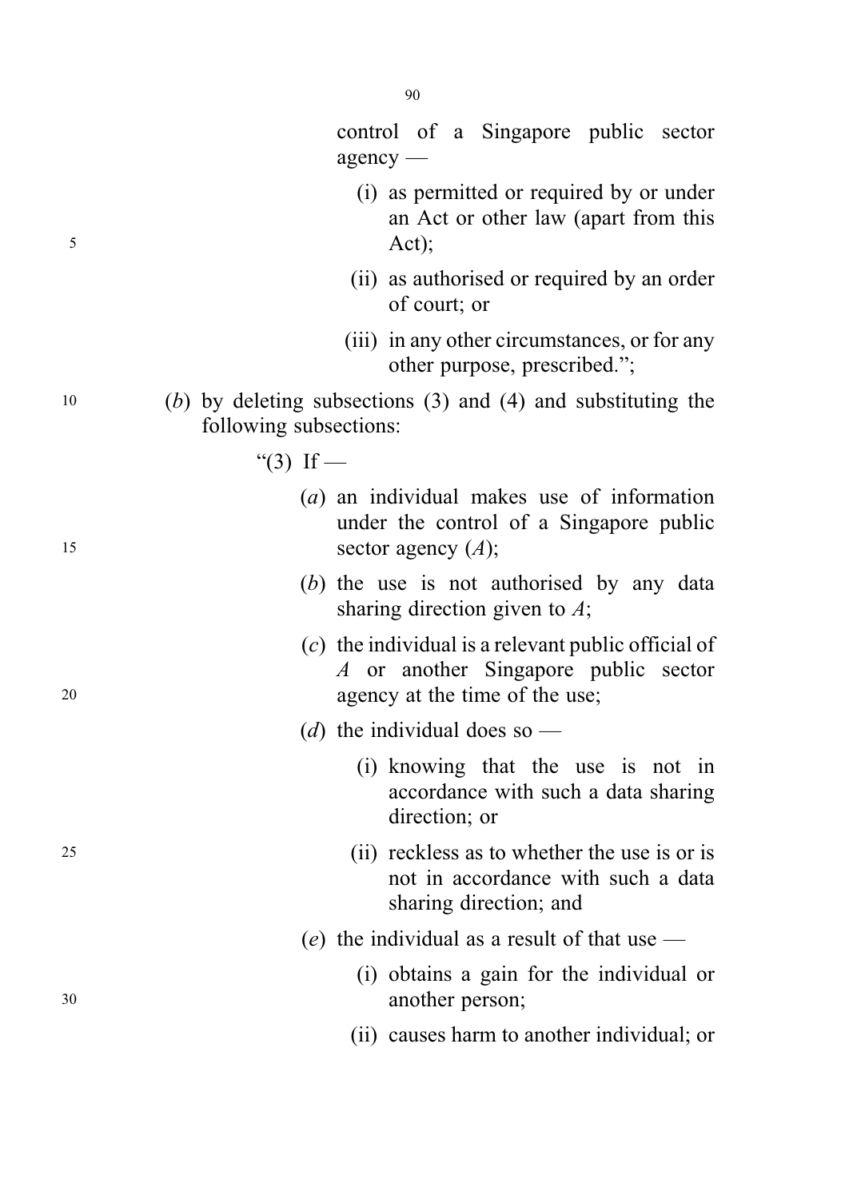control of a Singapore public sector agency —

(i) as permitted or required by or under an Act or other law (apart from this Act);

(ii) as authorised or required by an order of court; or

(iii) in any other circumstances, or for any other purpose, prescribed.";

(*b*) by deleting subsections (3) and (4) and substituting the following subsections:

"(3) If —

(*a*) an individual makes use of information under the control of a Singapore public sector agency (*A*);

(*b*) the use is not authorised by any data sharing direction given to *A*;

(*c*) the individual is a relevant public official of *A* or another Singapore public sector agency at the time of the use;

(*d*) the individual does so —

(i) knowing that the use is not in accordance with such a data sharing direction; or

(ii) reckless as to whether the use is or is not in accordance with such a data sharing direction; and

(*e*) the individual as a result of that use —

(i) obtains a gain for the individual or another person;

(ii) causes harm to another individual; or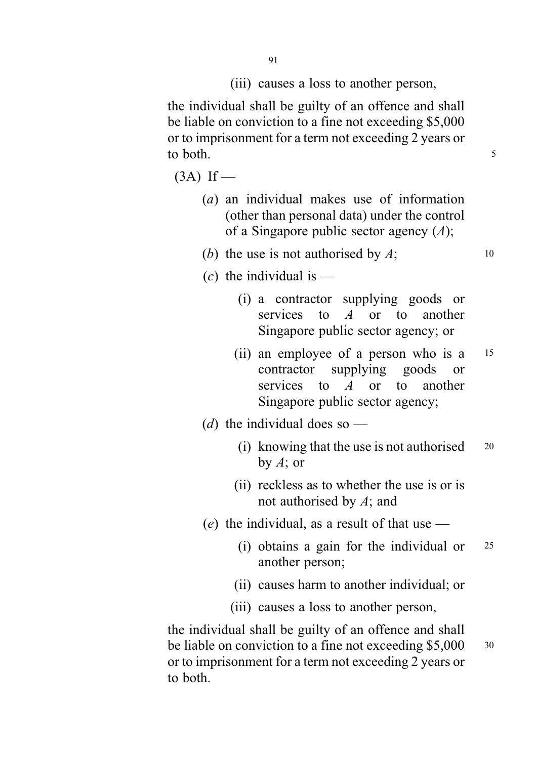(iii) causes a loss to another person,

the individual shall be guilty of an offence and shall be liable on conviction to a fine not exceeding $5,000 or to imprisonment for a term not exceeding 2 years or to both.

(3A) If —

(*a*) an individual makes use of information (other than personal data) under the control of a Singapore public sector agency (*A*);

(*b*) the use is not authorised by *A*;

(*c*) the individual is —

(i) a contractor supplying goods or services to *A* or to another Singapore public sector agency; or

(ii) an employee of a person who is a contractor supplying goods or services to *A* or to another Singapore public sector agency;

(*d*) the individual does so —

(i) knowing that the use is not authorised by *A*; or

(ii) reckless as to whether the use is or is not authorised by *A*; and

(*e*) the individual, as a result of that use —

(i) obtains a gain for the individual or another person;

(ii) causes harm to another individual; or

(iii) causes a loss to another person,

the individual shall be guilty of an offence and shall be liable on conviction to a fine not exceeding $5,000 or to imprisonment for a term not exceeding 2 years or to both.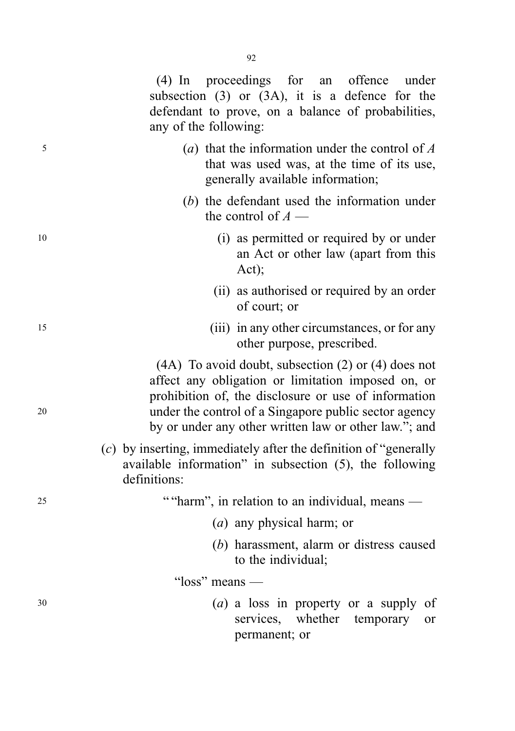(4) In proceedings for an offence under subsection (3) or (3A), it is a defence for the defendant to prove, on a balance of probabilities, any of the following:

(*a*) that the information under the control of *A* that was used was, at the time of its use, generally available information;

(*b*) the defendant used the information under the control of *A* —

(i) as permitted or required by or under an Act or other law (apart from this Act);

(ii) as authorised or required by an order of court; or

(iii) in any other circumstances, or for any other purpose, prescribed.

(4A) To avoid doubt, subsection (2) or (4) does not affect any obligation or limitation imposed on, or prohibition of, the disclosure or use of information under the control of a Singapore public sector agency by or under any other written law or other law."; and

(*c*) by inserting, immediately after the definition of "generally available information" in subsection (5), the following definitions:

" "harm", in relation to an individual, means —

(*a*) any physical harm; or

(*b*) harassment, alarm or distress caused to the individual;

"loss" means —

(*a*) a loss in property or a supply of services, whether temporary or permanent; or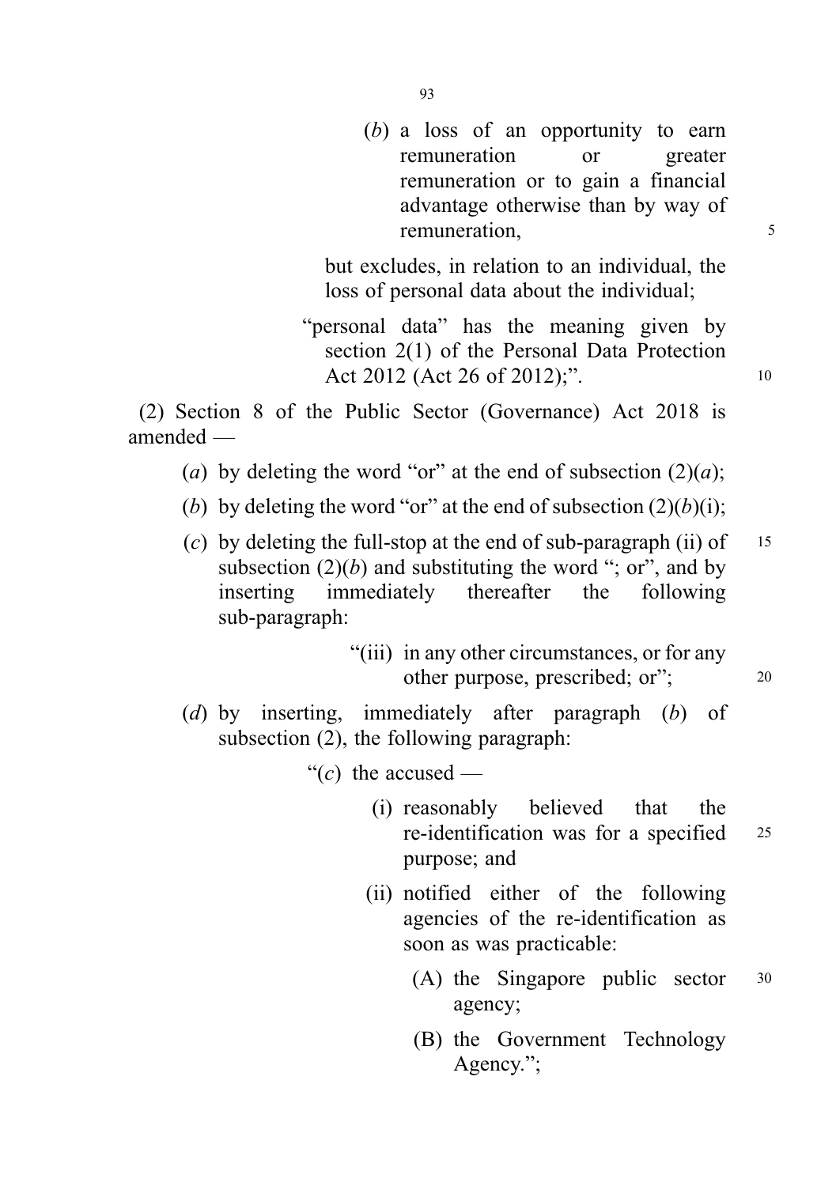(*b*) a loss of an opportunity to earn remuneration or greater remuneration or to gain a financial advantage otherwise than by way of remuneration,

but excludes, in relation to an individual, the loss of personal data about the individual;

"personal data" has the meaning given by section 2(1) of the Personal Data Protection Act 2012 (Act 26 of 2012);".

(2) Section 8 of the Public Sector (Governance) Act 2018 is amended —

(*a*) by deleting the word "or" at the end of subsection (2)(*a*);

(*b*) by deleting the word "or" at the end of subsection (2)(*b*)(i);

(*c*) by deleting the full-stop at the end of sub-paragraph (ii) of subsection (2)(*b*) and substituting the word "; or", and by inserting immediately thereafter the following sub-paragraph:

"(iii) in any other circumstances, or for any other purpose, prescribed; or";

(*d*) by inserting, immediately after paragraph (*b*) of subsection (2), the following paragraph:

"(*c*) the accused —

(i) reasonably believed that the re-identification was for a specified purpose; and

(ii) notified either of the following agencies of the re-identification as soon as was practicable:

(A) the Singapore public sector agency;

(B) the Government Technology Agency.";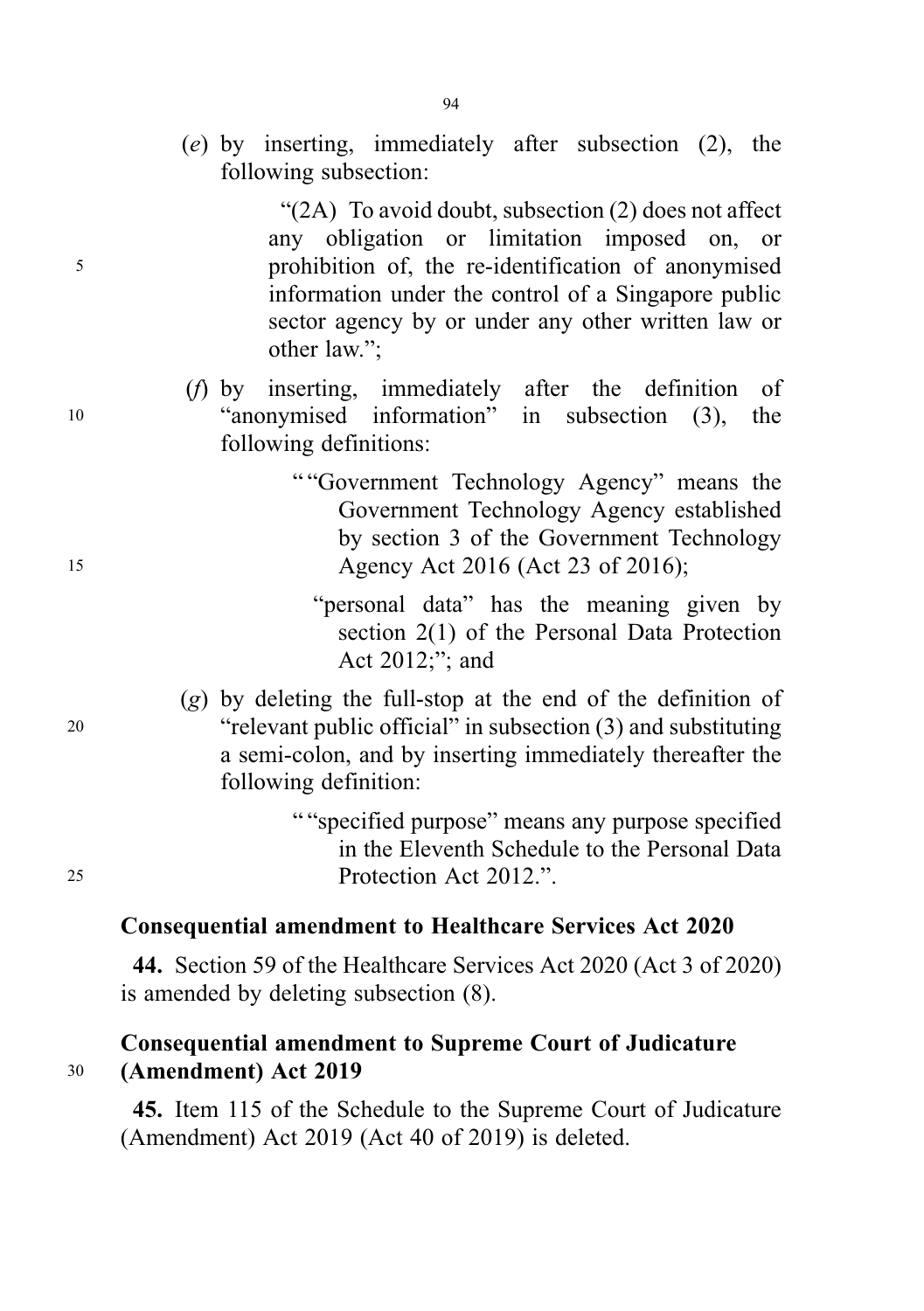(*e*) by inserting, immediately after subsection (2), the following subsection:

"(2A) To avoid doubt, subsection (2) does not affect any obligation or limitation imposed on, or prohibition of, the re-identification of anonymised information under the control of a Singapore public sector agency by or under any other written law or other law.";

(*f*) by inserting, immediately after the definition of "anonymised information" in subsection (3), the following definitions:

""Government Technology Agency" means the Government Technology Agency established by section 3 of the Government Technology Agency Act 2016 (Act 23 of 2016);

"personal data" has the meaning given by section 2(1) of the Personal Data Protection Act 2012;"; and

(*g*) by deleting the full-stop at the end of the definition of "relevant public official" in subsection (3) and substituting a semi-colon, and by inserting immediately thereafter the following definition:

""specified purpose" means any purpose specified in the Eleventh Schedule to the Personal Data Protection Act 2012.".

**Consequential amendment to Healthcare Services Act 2020**

**44.** Section 59 of the Healthcare Services Act 2020 (Act 3 of 2020) is amended by deleting subsection (8).

**Consequential amendment to Supreme Court of Judicature (Amendment) Act 2019**

**45.** Item 115 of the Schedule to the Supreme Court of Judicature (Amendment) Act 2019 (Act 40 of 2019) is deleted.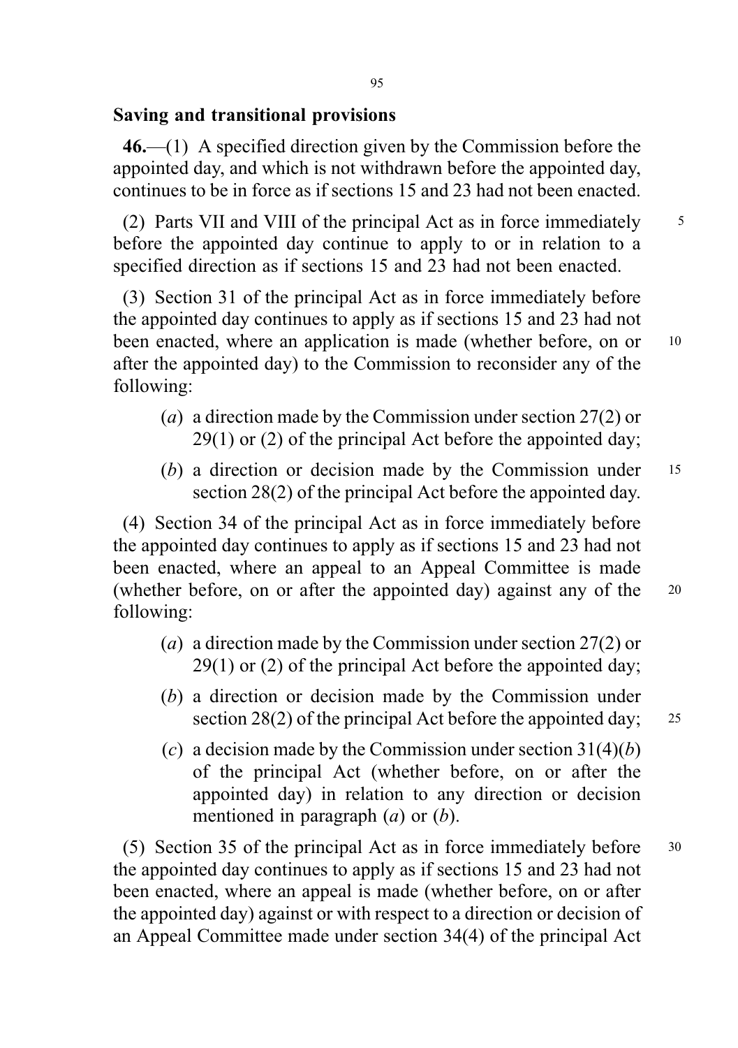## Saving and transitional provisions

**46.**—(1) A specified direction given by the Commission before the appointed day, and which is not withdrawn before the appointed day, continues to be in force as if sections 15 and 23 had not been enacted.

(2) Parts VII and VIII of the principal Act as in force immediately before the appointed day continue to apply to or in relation to a specified direction as if sections 15 and 23 had not been enacted.

(3) Section 31 of the principal Act as in force immediately before the appointed day continues to apply as if sections 15 and 23 had not been enacted, where an application is made (whether before, on or after the appointed day) to the Commission to reconsider any of the following:

- (*a*) a direction made by the Commission under section 27(2) or 29(1) or (2) of the principal Act before the appointed day;
- (*b*) a direction or decision made by the Commission under section 28(2) of the principal Act before the appointed day.

(4) Section 34 of the principal Act as in force immediately before the appointed day continues to apply as if sections 15 and 23 had not been enacted, where an appeal to an Appeal Committee is made (whether before, on or after the appointed day) against any of the following:

- (*a*) a direction made by the Commission under section 27(2) or 29(1) or (2) of the principal Act before the appointed day;
- (*b*) a direction or decision made by the Commission under section 28(2) of the principal Act before the appointed day;
- (*c*) a decision made by the Commission under section 31(4)(*b*) of the principal Act (whether before, on or after the appointed day) in relation to any direction or decision mentioned in paragraph (*a*) or (*b*).

(5) Section 35 of the principal Act as in force immediately before the appointed day continues to apply as if sections 15 and 23 had not been enacted, where an appeal is made (whether before, on or after the appointed day) against or with respect to a direction or decision of an Appeal Committee made under section 34(4) of the principal Act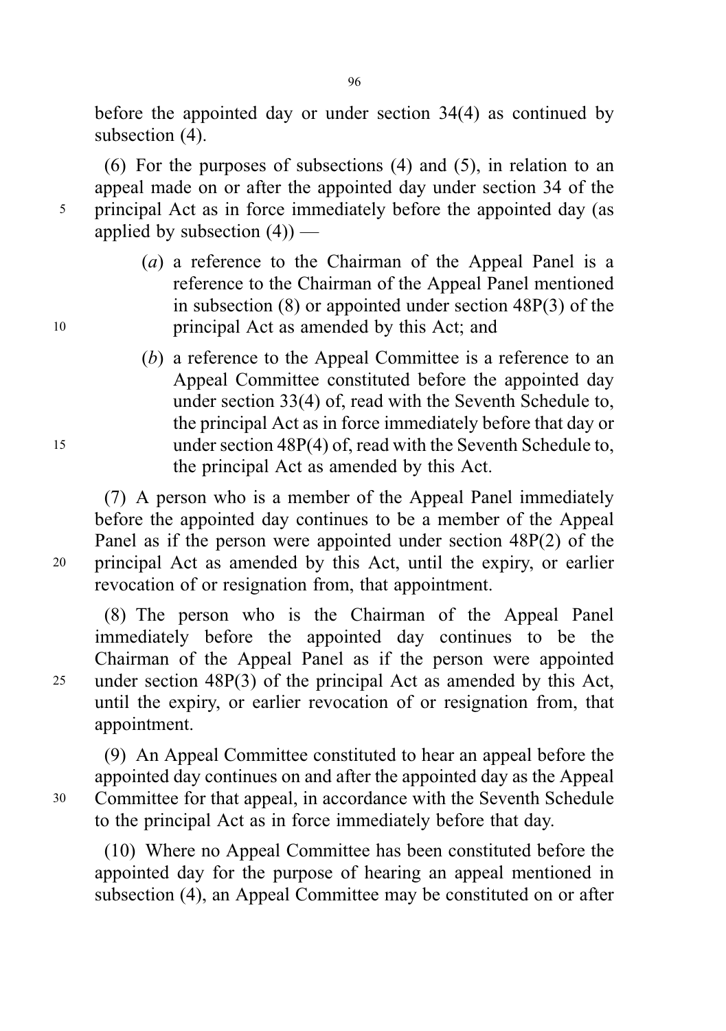before the appointed day or under section 34(4) as continued by subsection (4).

(6) For the purposes of subsections (4) and (5), in relation to an appeal made on or after the appointed day under section 34 of the principal Act as in force immediately before the appointed day (as applied by subsection (4)) —

(*a*) a reference to the Chairman of the Appeal Panel is a reference to the Chairman of the Appeal Panel mentioned in subsection (8) or appointed under section 48P(3) of the principal Act as amended by this Act; and

(*b*) a reference to the Appeal Committee is a reference to an Appeal Committee constituted before the appointed day under section 33(4) of, read with the Seventh Schedule to, the principal Act as in force immediately before that day or under section 48P(4) of, read with the Seventh Schedule to, the principal Act as amended by this Act.

(7) A person who is a member of the Appeal Panel immediately before the appointed day continues to be a member of the Appeal Panel as if the person were appointed under section 48P(2) of the principal Act as amended by this Act, until the expiry, or earlier revocation of or resignation from, that appointment.

(8) The person who is the Chairman of the Appeal Panel immediately before the appointed day continues to be the Chairman of the Appeal Panel as if the person were appointed under section 48P(3) of the principal Act as amended by this Act, until the expiry, or earlier revocation of or resignation from, that appointment.

(9) An Appeal Committee constituted to hear an appeal before the appointed day continues on and after the appointed day as the Appeal Committee for that appeal, in accordance with the Seventh Schedule to the principal Act as in force immediately before that day.

(10) Where no Appeal Committee has been constituted before the appointed day for the purpose of hearing an appeal mentioned in subsection (4), an Appeal Committee may be constituted on or after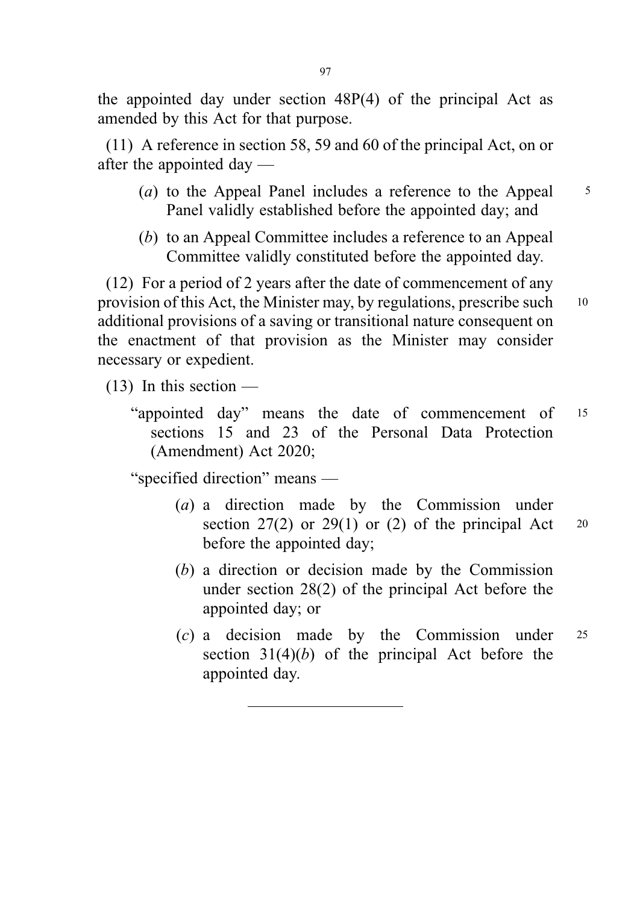the appointed day under section 48P(4) of the principal Act as amended by this Act for that purpose.

(11) A reference in section 58, 59 and 60 of the principal Act, on or after the appointed day —

(*a*) to the Appeal Panel includes a reference to the Appeal Panel validly established before the appointed day; and

(*b*) to an Appeal Committee includes a reference to an Appeal Committee validly constituted before the appointed day.

(12) For a period of 2 years after the date of commencement of any provision of this Act, the Minister may, by regulations, prescribe such additional provisions of a saving or transitional nature consequent on the enactment of that provision as the Minister may consider necessary or expedient.

(13) In this section —

"appointed day" means the date of commencement of sections 15 and 23 of the Personal Data Protection (Amendment) Act 2020;

"specified direction" means —

(*a*) a direction made by the Commission under section 27(2) or 29(1) or (2) of the principal Act before the appointed day;

(*b*) a direction or decision made by the Commission under section 28(2) of the principal Act before the appointed day; or

(*c*) a decision made by the Commission under section 31(4)(*b*) of the principal Act before the appointed day.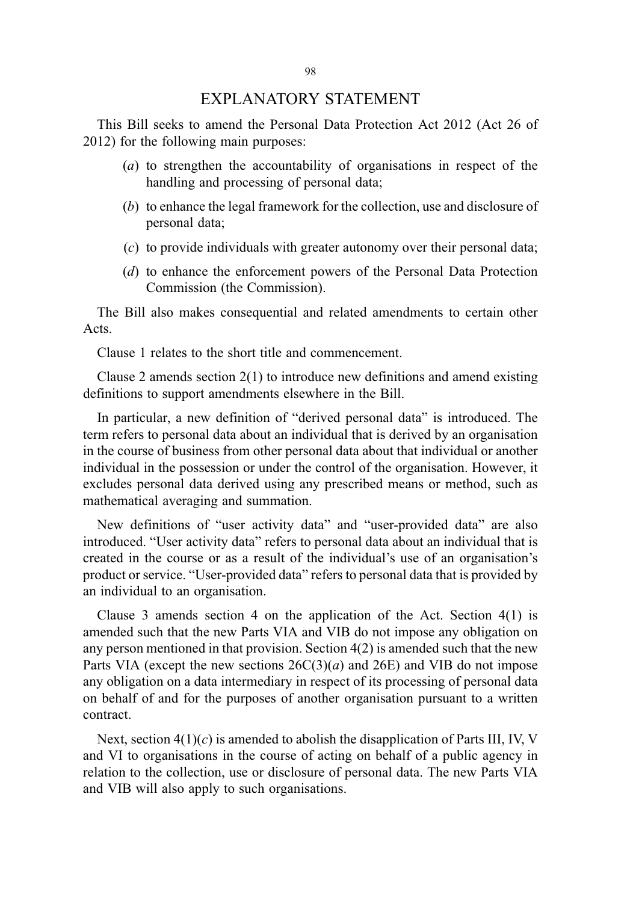# EXPLANATORY STATEMENT

This Bill seeks to amend the Personal Data Protection Act 2012 (Act 26 of 2012) for the following main purposes:

(*a*) to strengthen the accountability of organisations in respect of the handling and processing of personal data;

(*b*) to enhance the legal framework for the collection, use and disclosure of personal data;

(*c*) to provide individuals with greater autonomy over their personal data;

(*d*) to enhance the enforcement powers of the Personal Data Protection Commission (the Commission).

The Bill also makes consequential and related amendments to certain other Acts.

Clause 1 relates to the short title and commencement.

Clause 2 amends section 2(1) to introduce new definitions and amend existing definitions to support amendments elsewhere in the Bill.

In particular, a new definition of "derived personal data" is introduced. The term refers to personal data about an individual that is derived by an organisation in the course of business from other personal data about that individual or another individual in the possession or under the control of the organisation. However, it excludes personal data derived using any prescribed means or method, such as mathematical averaging and summation.

New definitions of "user activity data" and "user-provided data" are also introduced. "User activity data" refers to personal data about an individual that is created in the course or as a result of the individual's use of an organisation's product or service. "User-provided data" refers to personal data that is provided by an individual to an organisation.

Clause 3 amends section 4 on the application of the Act. Section 4(1) is amended such that the new Parts VIA and VIB do not impose any obligation on any person mentioned in that provision. Section 4(2) is amended such that the new Parts VIA (except the new sections 26C(3)(*a*) and 26E) and VIB do not impose any obligation on a data intermediary in respect of its processing of personal data on behalf of and for the purposes of another organisation pursuant to a written contract.

Next, section 4(1)(*c*) is amended to abolish the disapplication of Parts III, IV, V and VI to organisations in the course of acting on behalf of a public agency in relation to the collection, use or disclosure of personal data. The new Parts VIA and VIB will also apply to such organisations.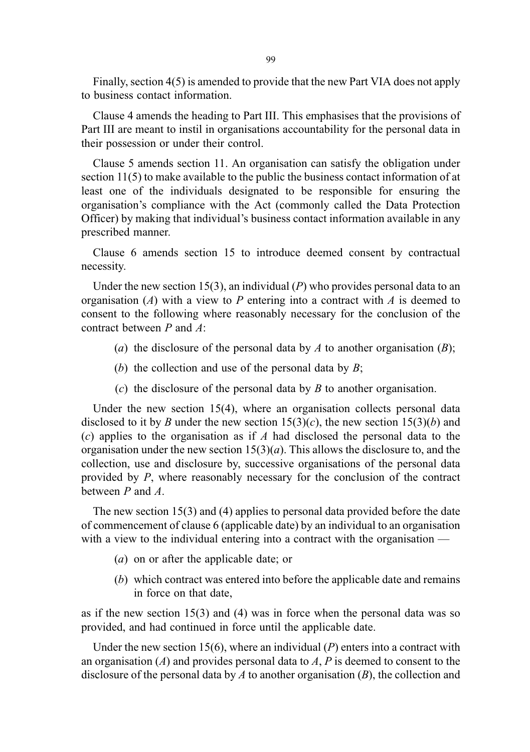Finally, section 4(5) is amended to provide that the new Part VIA does not apply to business contact information.

Clause 4 amends the heading to Part III. This emphasises that the provisions of Part III are meant to instil in organisations accountability for the personal data in their possession or under their control.

Clause 5 amends section 11. An organisation can satisfy the obligation under section 11(5) to make available to the public the business contact information of at least one of the individuals designated to be responsible for ensuring the organisation's compliance with the Act (commonly called the Data Protection Officer) by making that individual's business contact information available in any prescribed manner.

Clause 6 amends section 15 to introduce deemed consent by contractual necessity.

Under the new section 15(3), an individual (*P*) who provides personal data to an organisation (*A*) with a view to *P* entering into a contract with *A* is deemed to consent to the following where reasonably necessary for the conclusion of the contract between *P* and *A*:

(*a*) the disclosure of the personal data by *A* to another organisation (*B*);

(*b*) the collection and use of the personal data by *B*;

(*c*) the disclosure of the personal data by *B* to another organisation.

Under the new section 15(4), where an organisation collects personal data disclosed to it by *B* under the new section 15(3)(*c*), the new section 15(3)(*b*) and (*c*) applies to the organisation as if *A* had disclosed the personal data to the organisation under the new section 15(3)(*a*). This allows the disclosure to, and the collection, use and disclosure by, successive organisations of the personal data provided by *P*, where reasonably necessary for the conclusion of the contract between *P* and *A*.

The new section 15(3) and (4) applies to personal data provided before the date of commencement of clause 6 (applicable date) by an individual to an organisation with a view to the individual entering into a contract with the organisation —

(*a*) on or after the applicable date; or

(*b*) which contract was entered into before the applicable date and remains in force on that date,

as if the new section 15(3) and (4) was in force when the personal data was so provided, and had continued in force until the applicable date.

Under the new section 15(6), where an individual (*P*) enters into a contract with an organisation (*A*) and provides personal data to *A*, *P* is deemed to consent to the disclosure of the personal data by *A* to another organisation (*B*), the collection and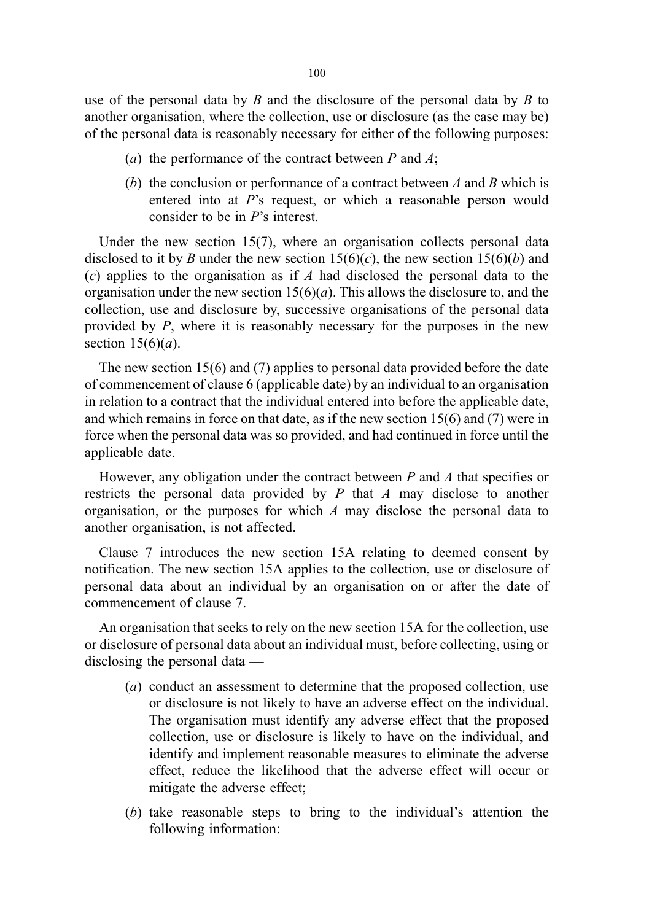use of the personal data by *B* and the disclosure of the personal data by *B* to another organisation, where the collection, use or disclosure (as the case may be) of the personal data is reasonably necessary for either of the following purposes:

(*a*) the performance of the contract between *P* and *A*;

(*b*) the conclusion or performance of a contract between *A* and *B* which is entered into at *P*'s request, or which a reasonable person would consider to be in *P*'s interest.

Under the new section 15(7), where an organisation collects personal data disclosed to it by *B* under the new section 15(6)(*c*), the new section 15(6)(*b*) and (*c*) applies to the organisation as if *A* had disclosed the personal data to the organisation under the new section 15(6)(*a*). This allows the disclosure to, and the collection, use and disclosure by, successive organisations of the personal data provided by *P*, where it is reasonably necessary for the purposes in the new section 15(6)(*a*).

The new section 15(6) and (7) applies to personal data provided before the date of commencement of clause 6 (applicable date) by an individual to an organisation in relation to a contract that the individual entered into before the applicable date, and which remains in force on that date, as if the new section 15(6) and (7) were in force when the personal data was so provided, and had continued in force until the applicable date.

However, any obligation under the contract between *P* and *A* that specifies or restricts the personal data provided by *P* that *A* may disclose to another organisation, or the purposes for which *A* may disclose the personal data to another organisation, is not affected.

Clause 7 introduces the new section 15A relating to deemed consent by notification. The new section 15A applies to the collection, use or disclosure of personal data about an individual by an organisation on or after the date of commencement of clause 7.

An organisation that seeks to rely on the new section 15A for the collection, use or disclosure of personal data about an individual must, before collecting, using or disclosing the personal data —

(*a*) conduct an assessment to determine that the proposed collection, use or disclosure is not likely to have an adverse effect on the individual. The organisation must identify any adverse effect that the proposed collection, use or disclosure is likely to have on the individual, and identify and implement reasonable measures to eliminate the adverse effect, reduce the likelihood that the adverse effect will occur or mitigate the adverse effect;

(*b*) take reasonable steps to bring to the individual's attention the following information: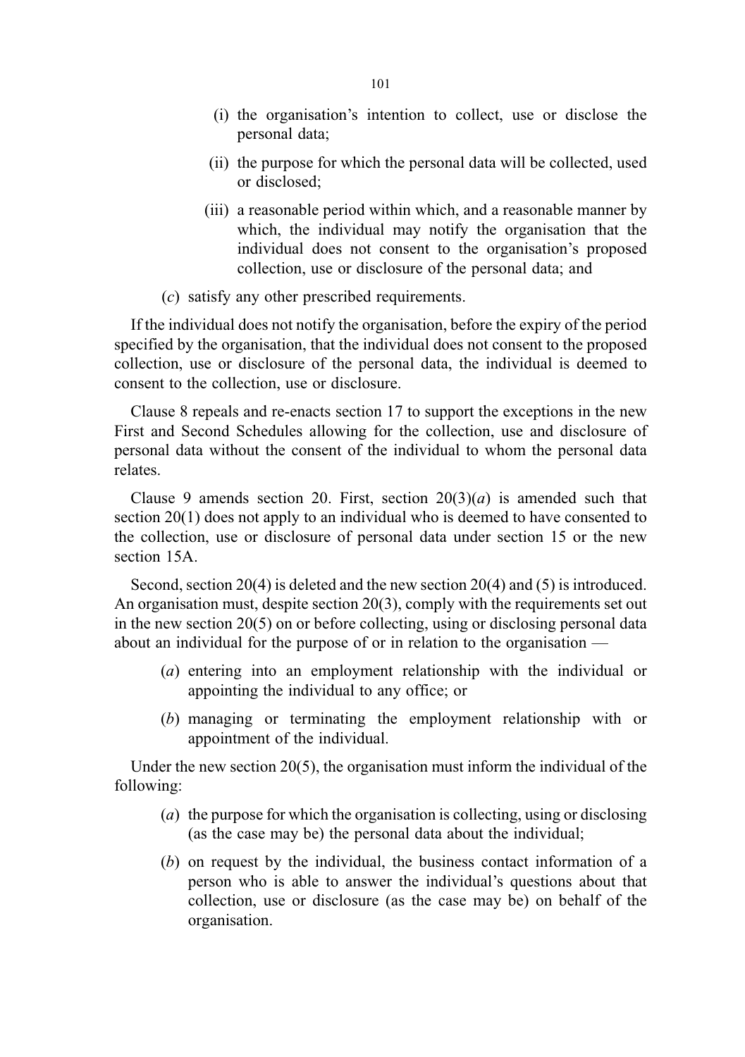(i) the organisation’s intention to collect, use or disclose the personal data;

(ii) the purpose for which the personal data will be collected, used or disclosed;

(iii) a reasonable period within which, and a reasonable manner by which, the individual may notify the organisation that the individual does not consent to the organisation’s proposed collection, use or disclosure of the personal data; and

(*c*) satisfy any other prescribed requirements.

If the individual does not notify the organisation, before the expiry of the period specified by the organisation, that the individual does not consent to the proposed collection, use or disclosure of the personal data, the individual is deemed to consent to the collection, use or disclosure.

Clause 8 repeals and re-enacts section 17 to support the exceptions in the new First and Second Schedules allowing for the collection, use and disclosure of personal data without the consent of the individual to whom the personal data relates.

Clause 9 amends section 20. First, section 20(3)(*a*) is amended such that section 20(1) does not apply to an individual who is deemed to have consented to the collection, use or disclosure of personal data under section 15 or the new section 15A.

Second, section 20(4) is deleted and the new section 20(4) and (5) is introduced. An organisation must, despite section 20(3), comply with the requirements set out in the new section 20(5) on or before collecting, using or disclosing personal data about an individual for the purpose of or in relation to the organisation —

(*a*) entering into an employment relationship with the individual or appointing the individual to any office; or

(*b*) managing or terminating the employment relationship with or appointment of the individual.

Under the new section 20(5), the organisation must inform the individual of the following:

(*a*) the purpose for which the organisation is collecting, using or disclosing (as the case may be) the personal data about the individual;

(*b*) on request by the individual, the business contact information of a person who is able to answer the individual’s questions about that collection, use or disclosure (as the case may be) on behalf of the organisation.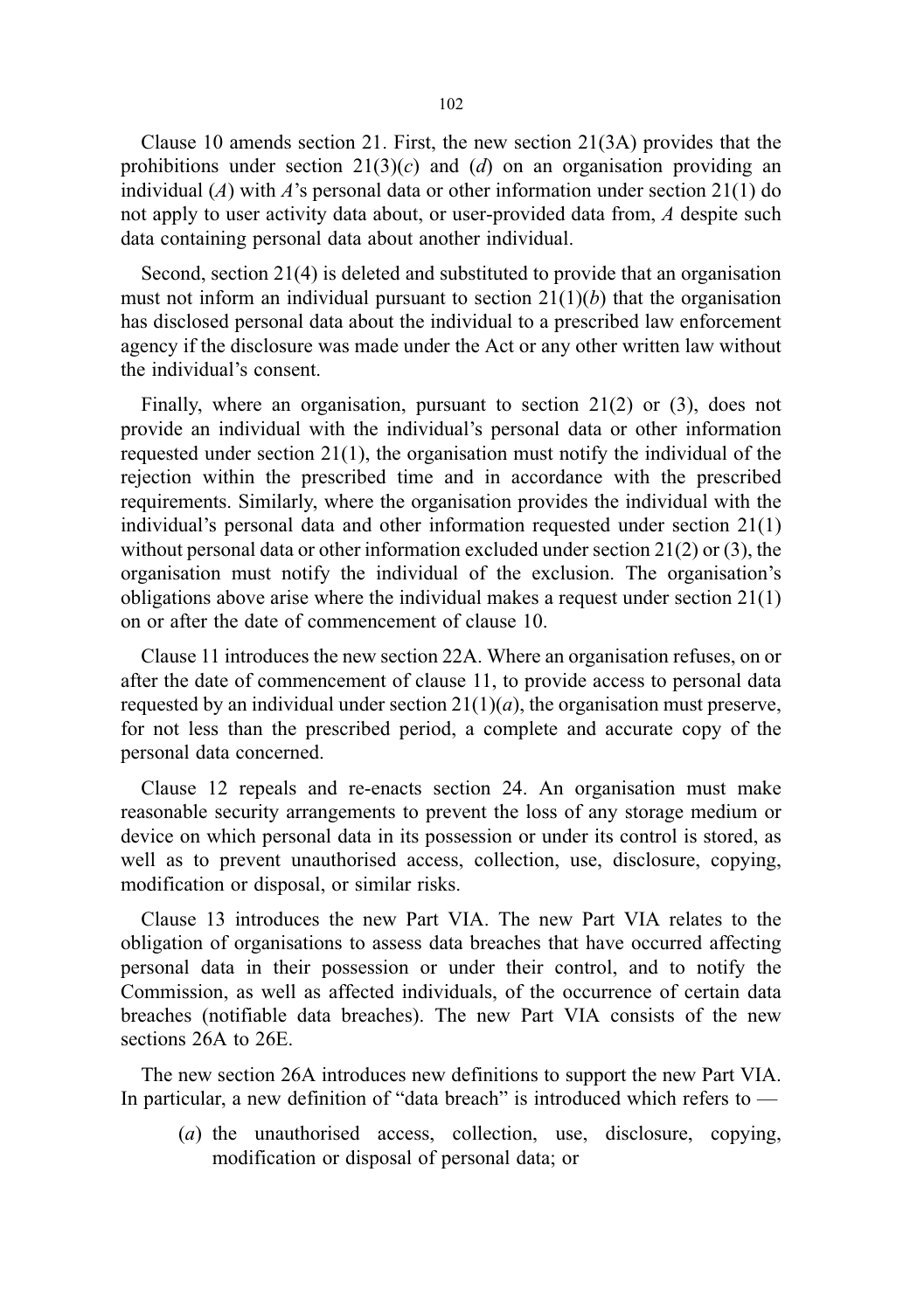Clause 10 amends section 21. First, the new section 21(3A) provides that the prohibitions under section 21(3)(*c*) and (*d*) on an organisation providing an individual (*A*) with *A*'s personal data or other information under section 21(1) do not apply to user activity data about, or user-provided data from, *A* despite such data containing personal data about another individual.

Second, section 21(4) is deleted and substituted to provide that an organisation must not inform an individual pursuant to section 21(1)(*b*) that the organisation has disclosed personal data about the individual to a prescribed law enforcement agency if the disclosure was made under the Act or any other written law without the individual's consent.

Finally, where an organisation, pursuant to section 21(2) or (3), does not provide an individual with the individual's personal data or other information requested under section 21(1), the organisation must notify the individual of the rejection within the prescribed time and in accordance with the prescribed requirements. Similarly, where the organisation provides the individual with the individual's personal data and other information requested under section 21(1) without personal data or other information excluded under section 21(2) or (3), the organisation must notify the individual of the exclusion. The organisation's obligations above arise where the individual makes a request under section 21(1) on or after the date of commencement of clause 10.

Clause 11 introduces the new section 22A. Where an organisation refuses, on or after the date of commencement of clause 11, to provide access to personal data requested by an individual under section 21(1)(*a*), the organisation must preserve, for not less than the prescribed period, a complete and accurate copy of the personal data concerned.

Clause 12 repeals and re-enacts section 24. An organisation must make reasonable security arrangements to prevent the loss of any storage medium or device on which personal data in its possession or under its control is stored, as well as to prevent unauthorised access, collection, use, disclosure, copying, modification or disposal, or similar risks.

Clause 13 introduces the new Part VIA. The new Part VIA relates to the obligation of organisations to assess data breaches that have occurred affecting personal data in their possession or under their control, and to notify the Commission, as well as affected individuals, of the occurrence of certain data breaches (notifiable data breaches). The new Part VIA consists of the new sections 26A to 26E.

The new section 26A introduces new definitions to support the new Part VIA. In particular, a new definition of "data breach" is introduced which refers to —

(*a*) the unauthorised access, collection, use, disclosure, copying, modification or disposal of personal data; or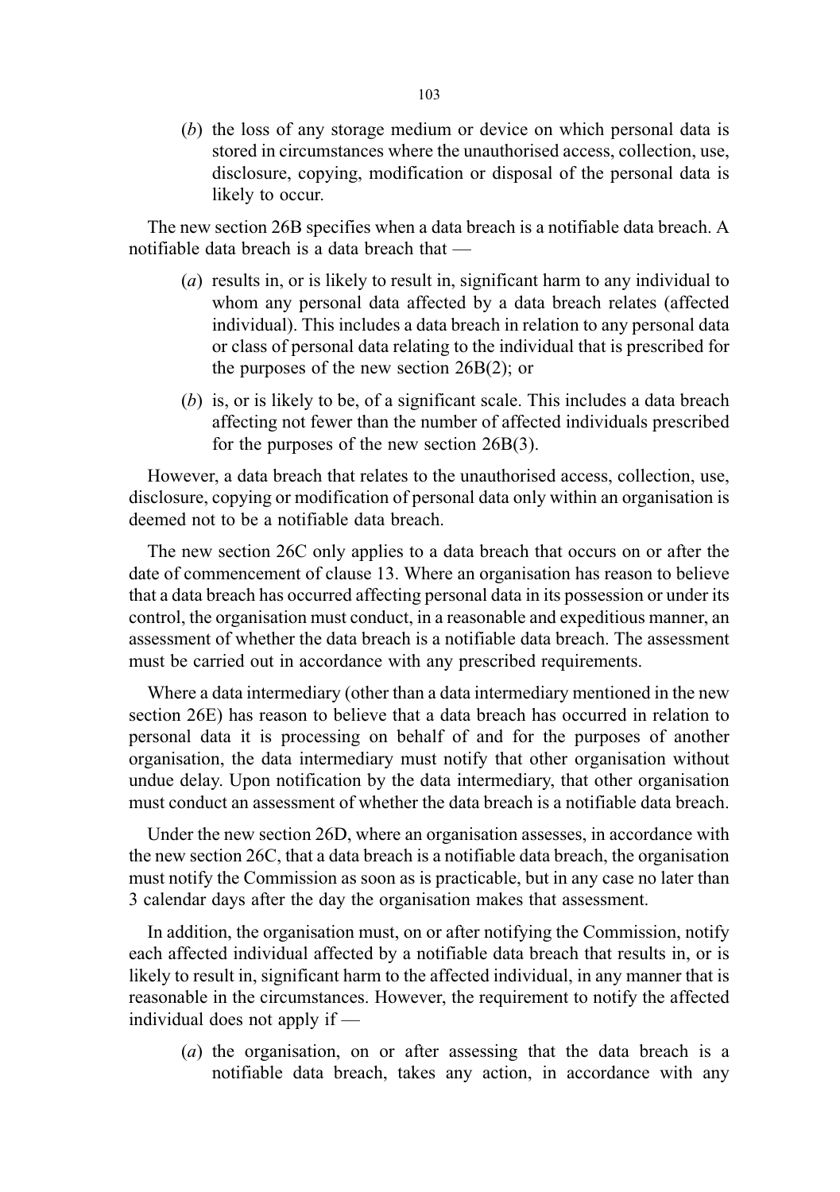(*b*) the loss of any storage medium or device on which personal data is stored in circumstances where the unauthorised access, collection, use, disclosure, copying, modification or disposal of the personal data is likely to occur.

The new section 26B specifies when a data breach is a notifiable data breach. A notifiable data breach is a data breach that —

(*a*) results in, or is likely to result in, significant harm to any individual to whom any personal data affected by a data breach relates (affected individual). This includes a data breach in relation to any personal data or class of personal data relating to the individual that is prescribed for the purposes of the new section 26B(2); or

(*b*) is, or is likely to be, of a significant scale. This includes a data breach affecting not fewer than the number of affected individuals prescribed for the purposes of the new section 26B(3).

However, a data breach that relates to the unauthorised access, collection, use, disclosure, copying or modification of personal data only within an organisation is deemed not to be a notifiable data breach.

The new section 26C only applies to a data breach that occurs on or after the date of commencement of clause 13. Where an organisation has reason to believe that a data breach has occurred affecting personal data in its possession or under its control, the organisation must conduct, in a reasonable and expeditious manner, an assessment of whether the data breach is a notifiable data breach. The assessment must be carried out in accordance with any prescribed requirements.

Where a data intermediary (other than a data intermediary mentioned in the new section 26E) has reason to believe that a data breach has occurred in relation to personal data it is processing on behalf of and for the purposes of another organisation, the data intermediary must notify that other organisation without undue delay. Upon notification by the data intermediary, that other organisation must conduct an assessment of whether the data breach is a notifiable data breach.

Under the new section 26D, where an organisation assesses, in accordance with the new section 26C, that a data breach is a notifiable data breach, the organisation must notify the Commission as soon as is practicable, but in any case no later than 3 calendar days after the day the organisation makes that assessment.

In addition, the organisation must, on or after notifying the Commission, notify each affected individual affected by a notifiable data breach that results in, or is likely to result in, significant harm to the affected individual, in any manner that is reasonable in the circumstances. However, the requirement to notify the affected individual does not apply if —

(*a*) the organisation, on or after assessing that the data breach is a notifiable data breach, takes any action, in accordance with any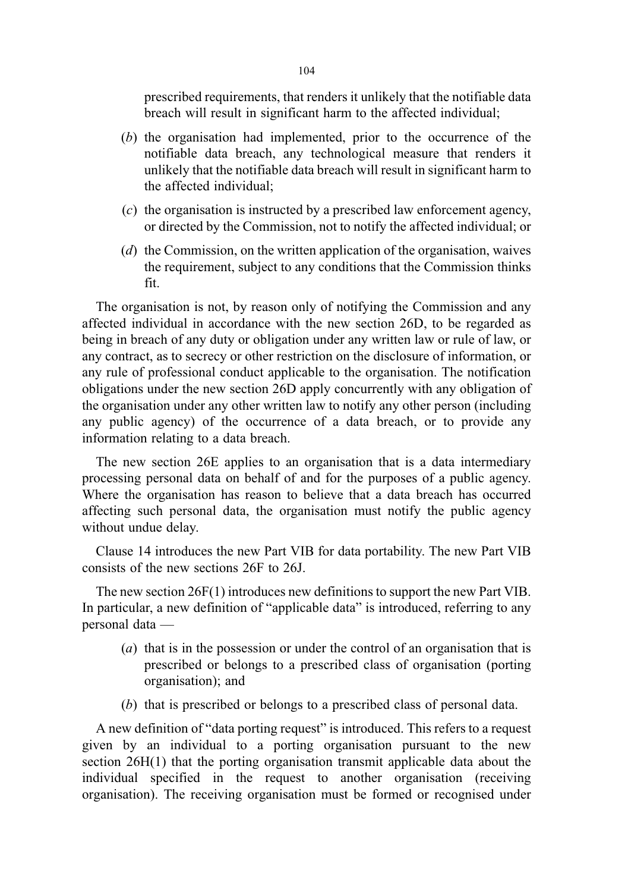prescribed requirements, that renders it unlikely that the notifiable data breach will result in significant harm to the affected individual;

(*b*) the organisation had implemented, prior to the occurrence of the notifiable data breach, any technological measure that renders it unlikely that the notifiable data breach will result in significant harm to the affected individual;

(*c*) the organisation is instructed by a prescribed law enforcement agency, or directed by the Commission, not to notify the affected individual; or

(*d*) the Commission, on the written application of the organisation, waives the requirement, subject to any conditions that the Commission thinks fit.

The organisation is not, by reason only of notifying the Commission and any affected individual in accordance with the new section 26D, to be regarded as being in breach of any duty or obligation under any written law or rule of law, or any contract, as to secrecy or other restriction on the disclosure of information, or any rule of professional conduct applicable to the organisation. The notification obligations under the new section 26D apply concurrently with any obligation of the organisation under any other written law to notify any other person (including any public agency) of the occurrence of a data breach, or to provide any information relating to a data breach.

The new section 26E applies to an organisation that is a data intermediary processing personal data on behalf of and for the purposes of a public agency. Where the organisation has reason to believe that a data breach has occurred affecting such personal data, the organisation must notify the public agency without undue delay.

Clause 14 introduces the new Part VIB for data portability. The new Part VIB consists of the new sections 26F to 26J.

The new section 26F(1) introduces new definitions to support the new Part VIB. In particular, a new definition of "applicable data" is introduced, referring to any personal data —

(*a*) that is in the possession or under the control of an organisation that is prescribed or belongs to a prescribed class of organisation (porting organisation); and

(*b*) that is prescribed or belongs to a prescribed class of personal data.

A new definition of "data porting request" is introduced. This refers to a request given by an individual to a porting organisation pursuant to the new section 26H(1) that the porting organisation transmit applicable data about the individual specified in the request to another organisation (receiving organisation). The receiving organisation must be formed or recognised under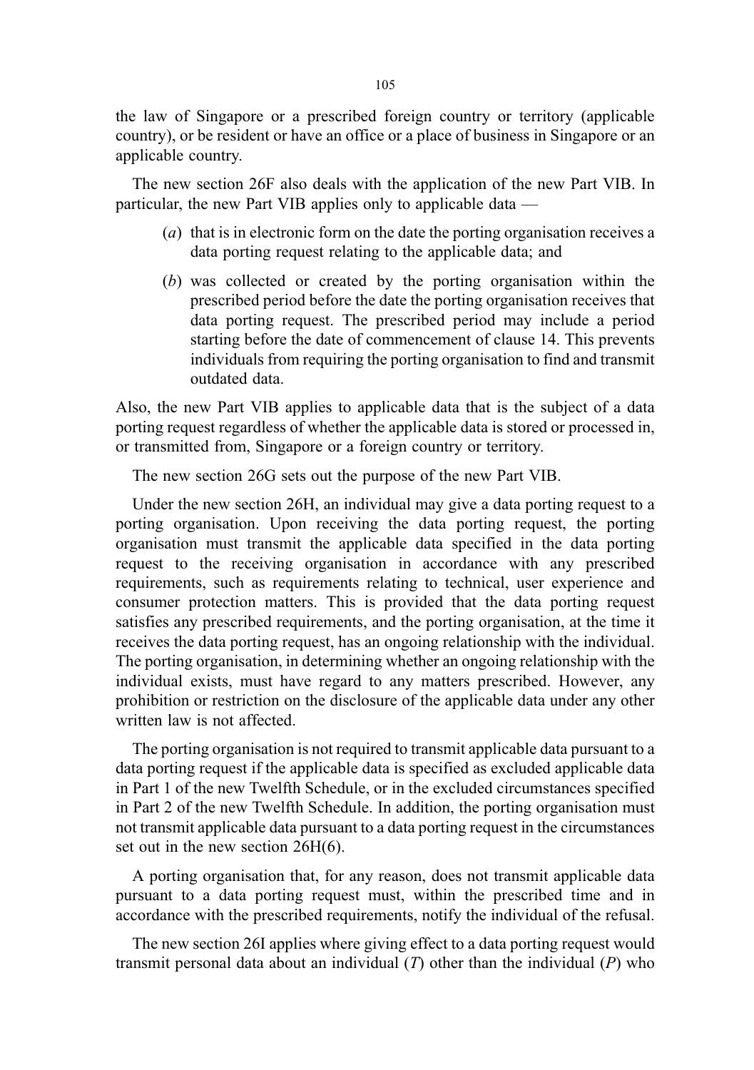the law of Singapore or a prescribed foreign country or territory (applicable country), or be resident or have an office or a place of business in Singapore or an applicable country.

The new section 26F also deals with the application of the new Part VIB. In particular, the new Part VIB applies only to applicable data —

(*a*) that is in electronic form on the date the porting organisation receives a data porting request relating to the applicable data; and

(*b*) was collected or created by the porting organisation within the prescribed period before the date the porting organisation receives that data porting request. The prescribed period may include a period starting before the date of commencement of clause 14. This prevents individuals from requiring the porting organisation to find and transmit outdated data.

Also, the new Part VIB applies to applicable data that is the subject of a data porting request regardless of whether the applicable data is stored or processed in, or transmitted from, Singapore or a foreign country or territory.

The new section 26G sets out the purpose of the new Part VIB.

Under the new section 26H, an individual may give a data porting request to a porting organisation. Upon receiving the data porting request, the porting organisation must transmit the applicable data specified in the data porting request to the receiving organisation in accordance with any prescribed requirements, such as requirements relating to technical, user experience and consumer protection matters. This is provided that the data porting request satisfies any prescribed requirements, and the porting organisation, at the time it receives the data porting request, has an ongoing relationship with the individual. The porting organisation, in determining whether an ongoing relationship with the individual exists, must have regard to any matters prescribed. However, any prohibition or restriction on the disclosure of the applicable data under any other written law is not affected.

The porting organisation is not required to transmit applicable data pursuant to a data porting request if the applicable data is specified as excluded applicable data in Part 1 of the new Twelfth Schedule, or in the excluded circumstances specified in Part 2 of the new Twelfth Schedule. In addition, the porting organisation must not transmit applicable data pursuant to a data porting request in the circumstances set out in the new section 26H(6).

A porting organisation that, for any reason, does not transmit applicable data pursuant to a data porting request must, within the prescribed time and in accordance with the prescribed requirements, notify the individual of the refusal.

The new section 26I applies where giving effect to a data porting request would transmit personal data about an individual (*T*) other than the individual (*P*) who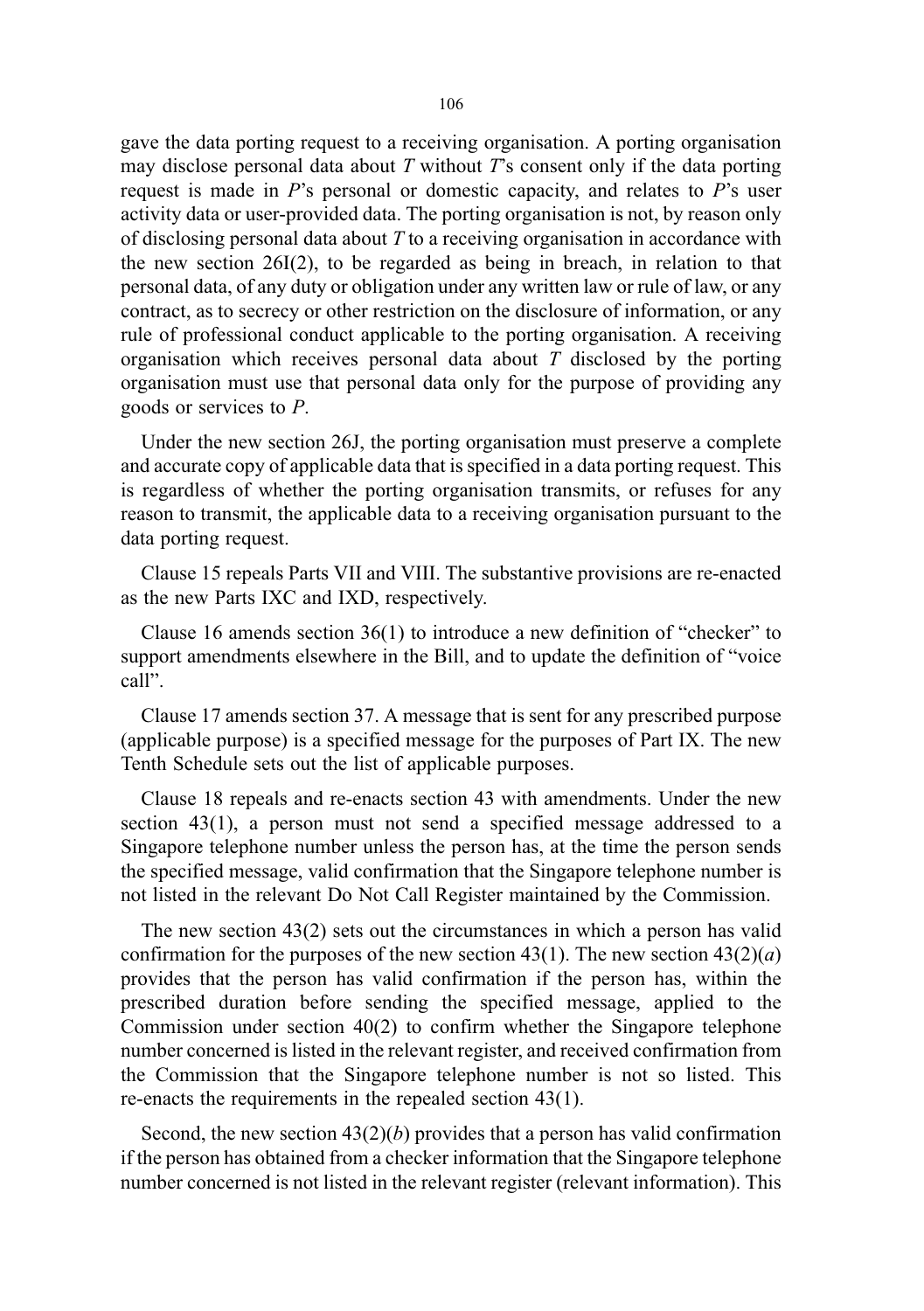gave the data porting request to a receiving organisation. A porting organisation may disclose personal data about *T* without *T*'s consent only if the data porting request is made in *P*'s personal or domestic capacity, and relates to *P*'s user activity data or user-provided data. The porting organisation is not, by reason only of disclosing personal data about *T* to a receiving organisation in accordance with the new section 26I(2), to be regarded as being in breach, in relation to that personal data, of any duty or obligation under any written law or rule of law, or any contract, as to secrecy or other restriction on the disclosure of information, or any rule of professional conduct applicable to the porting organisation. A receiving organisation which receives personal data about *T* disclosed by the porting organisation must use that personal data only for the purpose of providing any goods or services to *P*.

Under the new section 26J, the porting organisation must preserve a complete and accurate copy of applicable data that is specified in a data porting request. This is regardless of whether the porting organisation transmits, or refuses for any reason to transmit, the applicable data to a receiving organisation pursuant to the data porting request.

Clause 15 repeals Parts VII and VIII. The substantive provisions are re-enacted as the new Parts IXC and IXD, respectively.

Clause 16 amends section 36(1) to introduce a new definition of "checker" to support amendments elsewhere in the Bill, and to update the definition of "voice call".

Clause 17 amends section 37. A message that is sent for any prescribed purpose (applicable purpose) is a specified message for the purposes of Part IX. The new Tenth Schedule sets out the list of applicable purposes.

Clause 18 repeals and re-enacts section 43 with amendments. Under the new section 43(1), a person must not send a specified message addressed to a Singapore telephone number unless the person has, at the time the person sends the specified message, valid confirmation that the Singapore telephone number is not listed in the relevant Do Not Call Register maintained by the Commission.

The new section 43(2) sets out the circumstances in which a person has valid confirmation for the purposes of the new section 43(1). The new section 43(2)(*a*) provides that the person has valid confirmation if the person has, within the prescribed duration before sending the specified message, applied to the Commission under section 40(2) to confirm whether the Singapore telephone number concerned is listed in the relevant register, and received confirmation from the Commission that the Singapore telephone number is not so listed. This re-enacts the requirements in the repealed section 43(1).

Second, the new section 43(2)(*b*) provides that a person has valid confirmation if the person has obtained from a checker information that the Singapore telephone number concerned is not listed in the relevant register (relevant information). This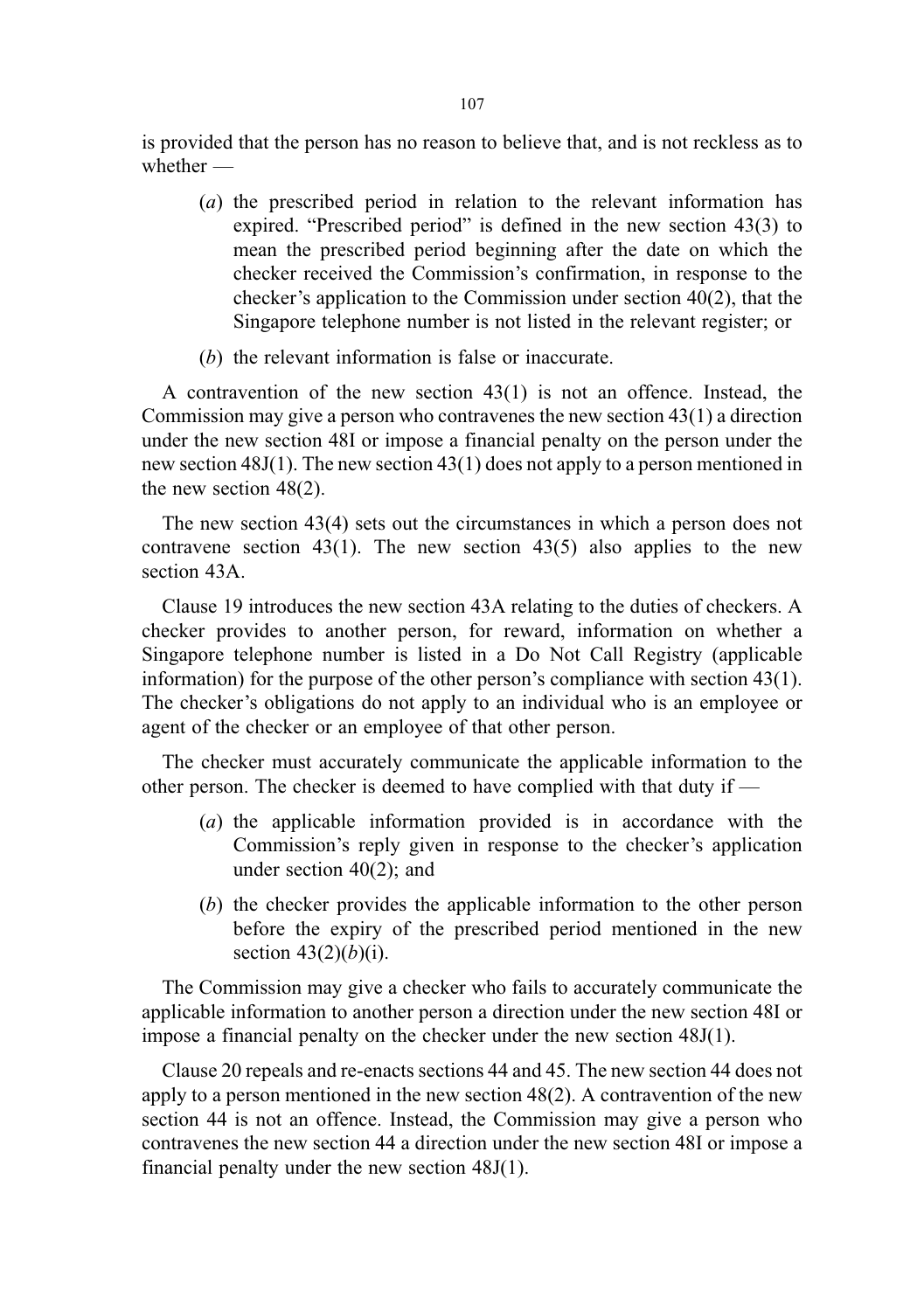is provided that the person has no reason to believe that, and is not reckless as to whether —

(*a*) the prescribed period in relation to the relevant information has expired. "Prescribed period" is defined in the new section 43(3) to mean the prescribed period beginning after the date on which the checker received the Commission's confirmation, in response to the checker's application to the Commission under section 40(2), that the Singapore telephone number is not listed in the relevant register; or

(*b*) the relevant information is false or inaccurate.

A contravention of the new section 43(1) is not an offence. Instead, the Commission may give a person who contravenes the new section 43(1) a direction under the new section 48I or impose a financial penalty on the person under the new section 48J(1). The new section 43(1) does not apply to a person mentioned in the new section 48(2).

The new section 43(4) sets out the circumstances in which a person does not contravene section 43(1). The new section 43(5) also applies to the new section 43A.

Clause 19 introduces the new section 43A relating to the duties of checkers. A checker provides to another person, for reward, information on whether a Singapore telephone number is listed in a Do Not Call Registry (applicable information) for the purpose of the other person's compliance with section 43(1). The checker's obligations do not apply to an individual who is an employee or agent of the checker or an employee of that other person.

The checker must accurately communicate the applicable information to the other person. The checker is deemed to have complied with that duty if —

(*a*) the applicable information provided is in accordance with the Commission's reply given in response to the checker's application under section 40(2); and

(*b*) the checker provides the applicable information to the other person before the expiry of the prescribed period mentioned in the new section 43(2)(*b*)(i).

The Commission may give a checker who fails to accurately communicate the applicable information to another person a direction under the new section 48I or impose a financial penalty on the checker under the new section 48J(1).

Clause 20 repeals and re-enacts sections 44 and 45. The new section 44 does not apply to a person mentioned in the new section 48(2). A contravention of the new section 44 is not an offence. Instead, the Commission may give a person who contravenes the new section 44 a direction under the new section 48I or impose a financial penalty under the new section 48J(1).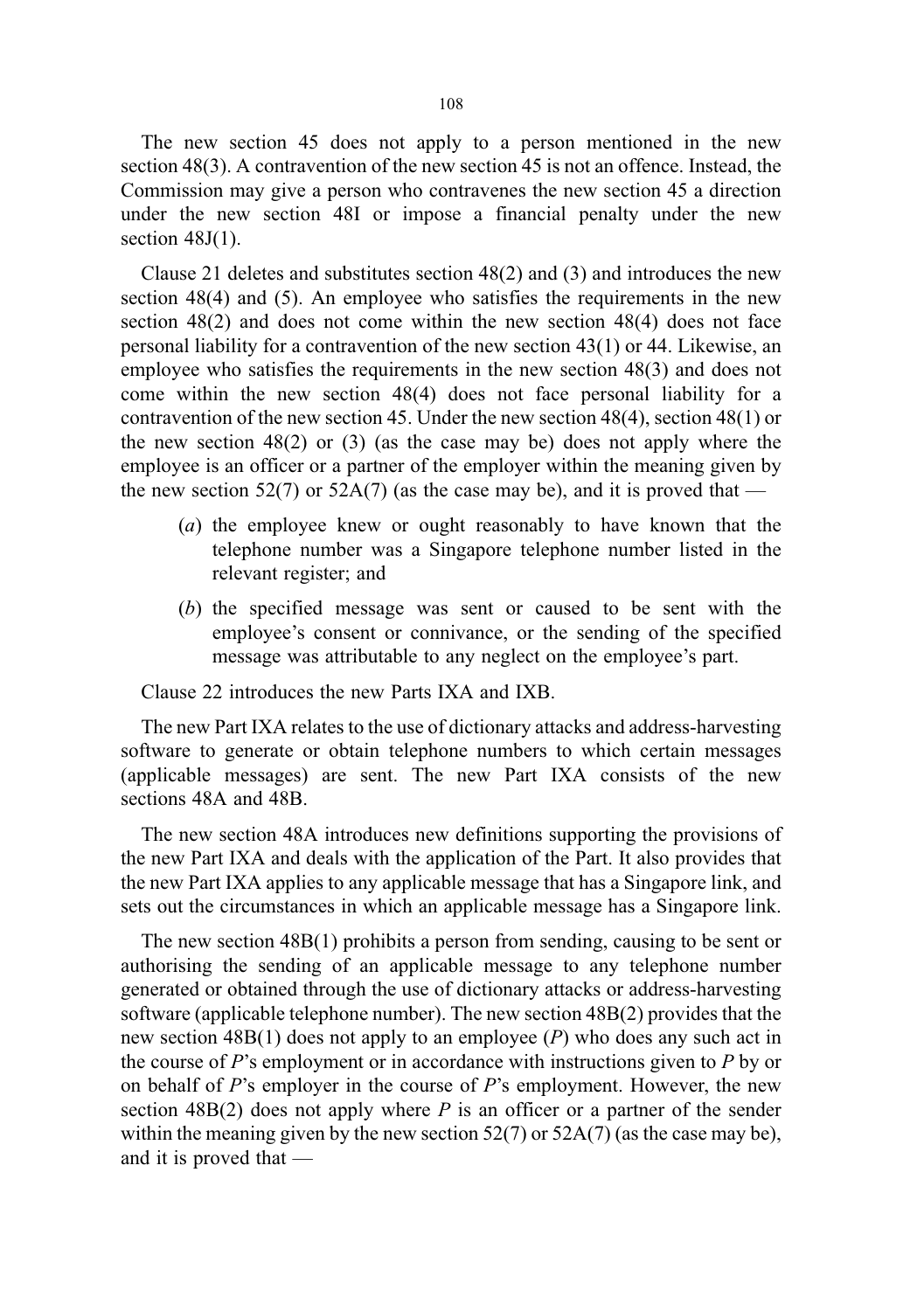The new section 45 does not apply to a person mentioned in the new section 48(3). A contravention of the new section 45 is not an offence. Instead, the Commission may give a person who contravenes the new section 45 a direction under the new section 48I or impose a financial penalty under the new section 48J(1).

Clause 21 deletes and substitutes section 48(2) and (3) and introduces the new section 48(4) and (5). An employee who satisfies the requirements in the new section 48(2) and does not come within the new section 48(4) does not face personal liability for a contravention of the new section 43(1) or 44. Likewise, an employee who satisfies the requirements in the new section 48(3) and does not come within the new section 48(4) does not face personal liability for a contravention of the new section 45. Under the new section 48(4), section 48(1) or the new section 48(2) or (3) (as the case may be) does not apply where the employee is an officer or a partner of the employer within the meaning given by the new section 52(7) or 52A(7) (as the case may be), and it is proved that —

- (*a*) the employee knew or ought reasonably to have known that the telephone number was a Singapore telephone number listed in the relevant register; and
- (*b*) the specified message was sent or caused to be sent with the employee's consent or connivance, or the sending of the specified message was attributable to any neglect on the employee's part.

Clause 22 introduces the new Parts IXA and IXB.

The new Part IXA relates to the use of dictionary attacks and address-harvesting software to generate or obtain telephone numbers to which certain messages (applicable messages) are sent. The new Part IXA consists of the new sections 48A and 48B.

The new section 48A introduces new definitions supporting the provisions of the new Part IXA and deals with the application of the Part. It also provides that the new Part IXA applies to any applicable message that has a Singapore link, and sets out the circumstances in which an applicable message has a Singapore link.

The new section 48B(1) prohibits a person from sending, causing to be sent or authorising the sending of an applicable message to any telephone number generated or obtained through the use of dictionary attacks or address-harvesting software (applicable telephone number). The new section 48B(2) provides that the new section 48B(1) does not apply to an employee (*P*) who does any such act in the course of *P*'s employment or in accordance with instructions given to *P* by or on behalf of *P*'s employer in the course of *P*'s employment. However, the new section 48B(2) does not apply where *P* is an officer or a partner of the sender within the meaning given by the new section 52(7) or 52A(7) (as the case may be), and it is proved that —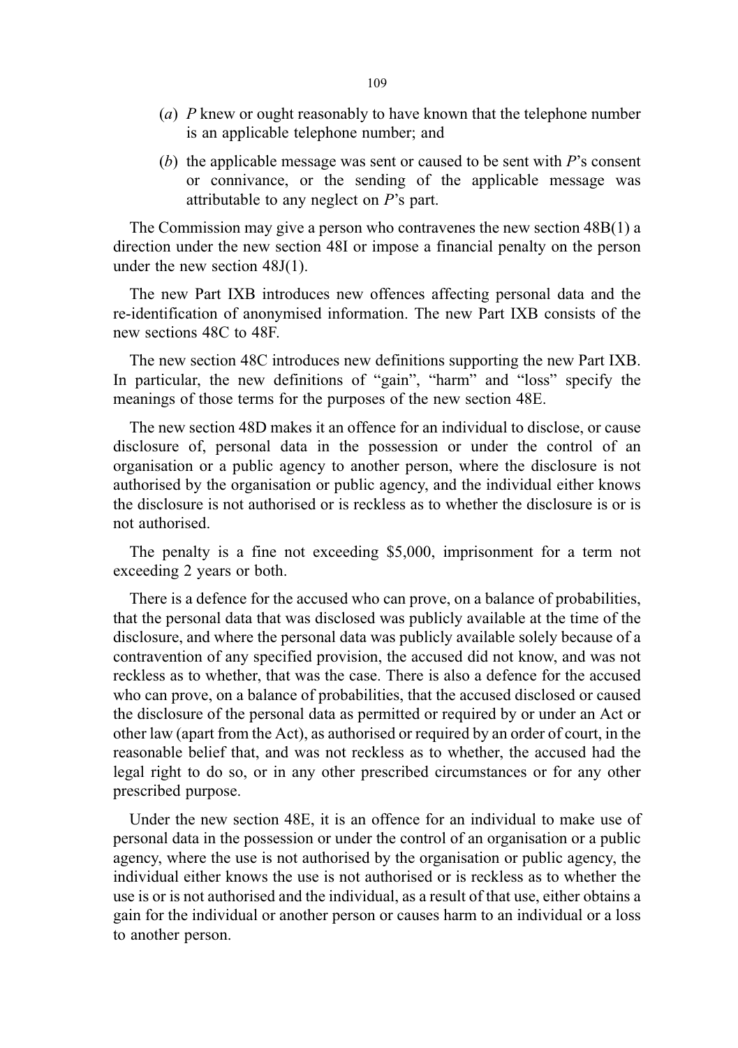(*a*) *P* knew or ought reasonably to have known that the telephone number is an applicable telephone number; and

(*b*) the applicable message was sent or caused to be sent with *P*'s consent or connivance, or the sending of the applicable message was attributable to any neglect on *P*'s part.

The Commission may give a person who contravenes the new section 48B(1) a direction under the new section 48I or impose a financial penalty on the person under the new section 48J(1).

The new Part IXB introduces new offences affecting personal data and the re-identification of anonymised information. The new Part IXB consists of the new sections 48C to 48F.

The new section 48C introduces new definitions supporting the new Part IXB. In particular, the new definitions of "gain", "harm" and "loss" specify the meanings of those terms for the purposes of the new section 48E.

The new section 48D makes it an offence for an individual to disclose, or cause disclosure of, personal data in the possession or under the control of an organisation or a public agency to another person, where the disclosure is not authorised by the organisation or public agency, and the individual either knows the disclosure is not authorised or is reckless as to whether the disclosure is or is not authorised.

The penalty is a fine not exceeding $5,000, imprisonment for a term not exceeding 2 years or both.

There is a defence for the accused who can prove, on a balance of probabilities, that the personal data that was disclosed was publicly available at the time of the disclosure, and where the personal data was publicly available solely because of a contravention of any specified provision, the accused did not know, and was not reckless as to whether, that was the case. There is also a defence for the accused who can prove, on a balance of probabilities, that the accused disclosed or caused the disclosure of the personal data as permitted or required by or under an Act or other law (apart from the Act), as authorised or required by an order of court, in the reasonable belief that, and was not reckless as to whether, the accused had the legal right to do so, or in any other prescribed circumstances or for any other prescribed purpose.

Under the new section 48E, it is an offence for an individual to make use of personal data in the possession or under the control of an organisation or a public agency, where the use is not authorised by the organisation or public agency, the individual either knows the use is not authorised or is reckless as to whether the use is or is not authorised and the individual, as a result of that use, either obtains a gain for the individual or another person or causes harm to an individual or a loss to another person.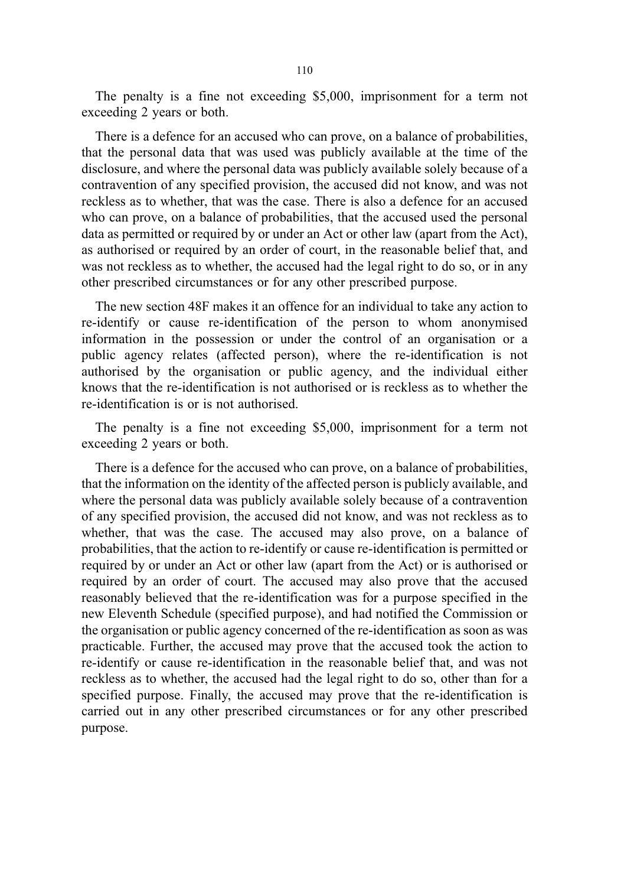The penalty is a fine not exceeding $5,000, imprisonment for a term not exceeding 2 years or both.

There is a defence for an accused who can prove, on a balance of probabilities, that the personal data that was used was publicly available at the time of the disclosure, and where the personal data was publicly available solely because of a contravention of any specified provision, the accused did not know, and was not reckless as to whether, that was the case. There is also a defence for an accused who can prove, on a balance of probabilities, that the accused used the personal data as permitted or required by or under an Act or other law (apart from the Act), as authorised or required by an order of court, in the reasonable belief that, and was not reckless as to whether, the accused had the legal right to do so, or in any other prescribed circumstances or for any other prescribed purpose.

The new section 48F makes it an offence for an individual to take any action to re-identify or cause re-identification of the person to whom anonymised information in the possession or under the control of an organisation or a public agency relates (affected person), where the re-identification is not authorised by the organisation or public agency, and the individual either knows that the re-identification is not authorised or is reckless as to whether the re-identification is or is not authorised.

The penalty is a fine not exceeding $5,000, imprisonment for a term not exceeding 2 years or both.

There is a defence for the accused who can prove, on a balance of probabilities, that the information on the identity of the affected person is publicly available, and where the personal data was publicly available solely because of a contravention of any specified provision, the accused did not know, and was not reckless as to whether, that was the case. The accused may also prove, on a balance of probabilities, that the action to re-identify or cause re-identification is permitted or required by or under an Act or other law (apart from the Act) or is authorised or required by an order of court. The accused may also prove that the accused reasonably believed that the re-identification was for a purpose specified in the new Eleventh Schedule (specified purpose), and had notified the Commission or the organisation or public agency concerned of the re-identification as soon as was practicable. Further, the accused may prove that the accused took the action to re-identify or cause re-identification in the reasonable belief that, and was not reckless as to whether, the accused had the legal right to do so, other than for a specified purpose. Finally, the accused may prove that the re-identification is carried out in any other prescribed circumstances or for any other prescribed purpose.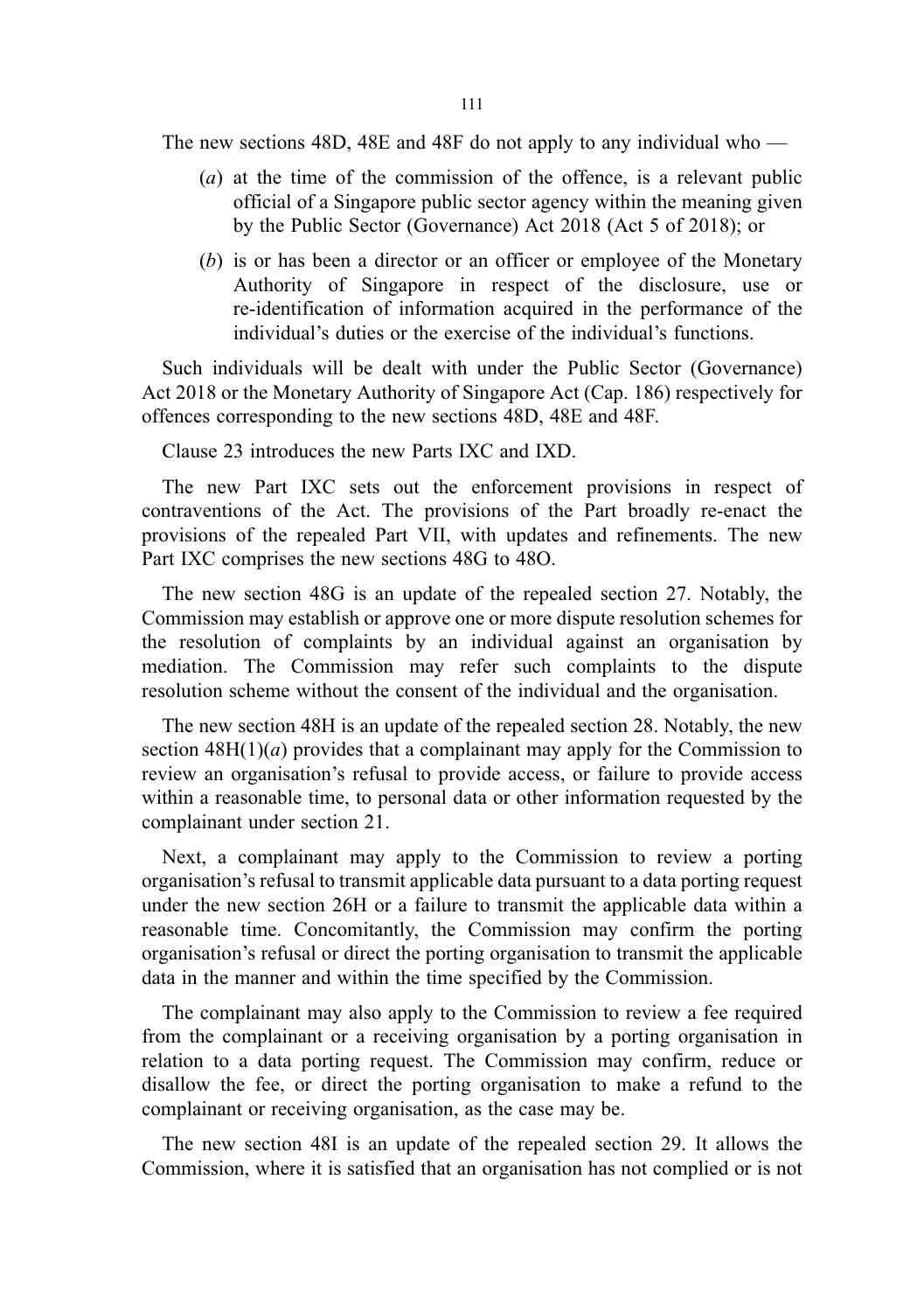The new sections 48D, 48E and 48F do not apply to any individual who —

(*a*) at the time of the commission of the offence, is a relevant public official of a Singapore public sector agency within the meaning given by the Public Sector (Governance) Act 2018 (Act 5 of 2018); or

(*b*) is or has been a director or an officer or employee of the Monetary Authority of Singapore in respect of the disclosure, use or re-identification of information acquired in the performance of the individual's duties or the exercise of the individual's functions.

Such individuals will be dealt with under the Public Sector (Governance) Act 2018 or the Monetary Authority of Singapore Act (Cap. 186) respectively for offences corresponding to the new sections 48D, 48E and 48F.

Clause 23 introduces the new Parts IXC and IXD.

The new Part IXC sets out the enforcement provisions in respect of contraventions of the Act. The provisions of the Part broadly re-enact the provisions of the repealed Part VII, with updates and refinements. The new Part IXC comprises the new sections 48G to 48O.

The new section 48G is an update of the repealed section 27. Notably, the Commission may establish or approve one or more dispute resolution schemes for the resolution of complaints by an individual against an organisation by mediation. The Commission may refer such complaints to the dispute resolution scheme without the consent of the individual and the organisation.

The new section 48H is an update of the repealed section 28. Notably, the new section 48H(1)(*a*) provides that a complainant may apply for the Commission to review an organisation's refusal to provide access, or failure to provide access within a reasonable time, to personal data or other information requested by the complainant under section 21.

Next, a complainant may apply to the Commission to review a porting organisation's refusal to transmit applicable data pursuant to a data porting request under the new section 26H or a failure to transmit the applicable data within a reasonable time. Concomitantly, the Commission may confirm the porting organisation's refusal or direct the porting organisation to transmit the applicable data in the manner and within the time specified by the Commission.

The complainant may also apply to the Commission to review a fee required from the complainant or a receiving organisation by a porting organisation in relation to a data porting request. The Commission may confirm, reduce or disallow the fee, or direct the porting organisation to make a refund to the complainant or receiving organisation, as the case may be.

The new section 48I is an update of the repealed section 29. It allows the Commission, where it is satisfied that an organisation has not complied or is not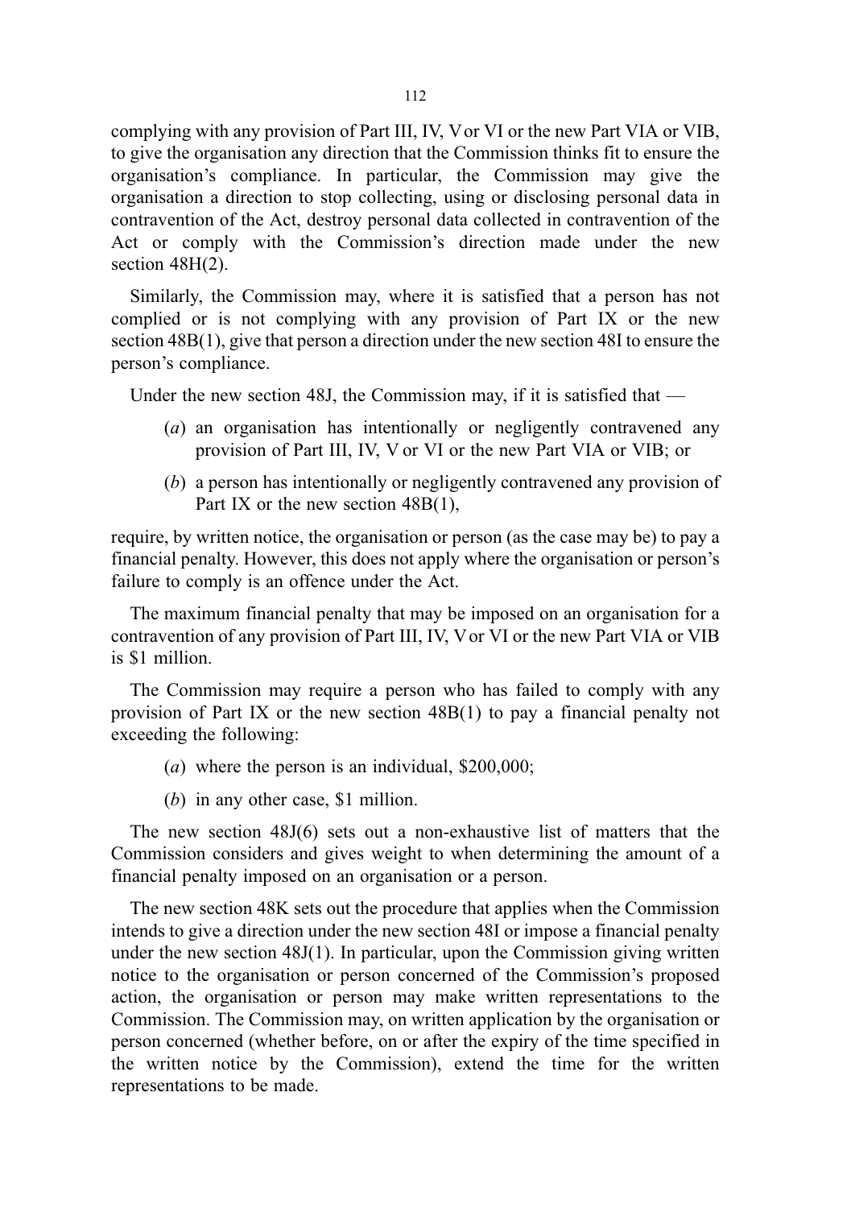complying with any provision of Part III, IV, V or VI or the new Part VIA or VIB, to give the organisation any direction that the Commission thinks fit to ensure the organisation's compliance. In particular, the Commission may give the organisation a direction to stop collecting, using or disclosing personal data in contravention of the Act, destroy personal data collected in contravention of the Act or comply with the Commission's direction made under the new section 48H(2).

Similarly, the Commission may, where it is satisfied that a person has not complied or is not complying with any provision of Part IX or the new section 48B(1), give that person a direction under the new section 48I to ensure the person's compliance.

Under the new section 48J, the Commission may, if it is satisfied that —

(*a*) an organisation has intentionally or negligently contravened any provision of Part III, IV, V or VI or the new Part VIA or VIB; or

(*b*) a person has intentionally or negligently contravened any provision of Part IX or the new section 48B(1),

require, by written notice, the organisation or person (as the case may be) to pay a financial penalty. However, this does not apply where the organisation or person's failure to comply is an offence under the Act.

The maximum financial penalty that may be imposed on an organisation for a contravention of any provision of Part III, IV, V or VI or the new Part VIA or VIB is $1 million.

The Commission may require a person who has failed to comply with any provision of Part IX or the new section 48B(1) to pay a financial penalty not exceeding the following:

(*a*) where the person is an individual, $200,000;

(*b*) in any other case, $1 million.

The new section 48J(6) sets out a non-exhaustive list of matters that the Commission considers and gives weight to when determining the amount of a financial penalty imposed on an organisation or a person.

The new section 48K sets out the procedure that applies when the Commission intends to give a direction under the new section 48I or impose a financial penalty under the new section 48J(1). In particular, upon the Commission giving written notice to the organisation or person concerned of the Commission's proposed action, the organisation or person may make written representations to the Commission. The Commission may, on written application by the organisation or person concerned (whether before, on or after the expiry of the time specified in the written notice by the Commission), extend the time for the written representations to be made.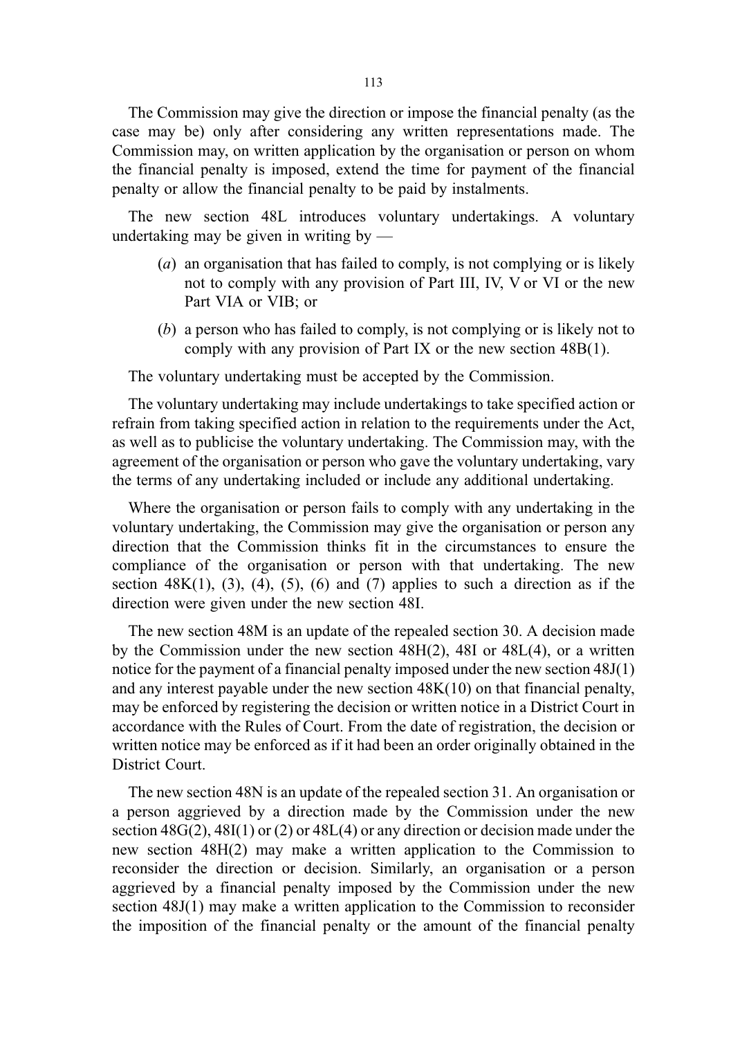The Commission may give the direction or impose the financial penalty (as the case may be) only after considering any written representations made. The Commission may, on written application by the organisation or person on whom the financial penalty is imposed, extend the time for payment of the financial penalty or allow the financial penalty to be paid by instalments.

The new section 48L introduces voluntary undertakings. A voluntary undertaking may be given in writing by —

(*a*) an organisation that has failed to comply, is not complying or is likely not to comply with any provision of Part III, IV, V or VI or the new Part VIA or VIB; or

(*b*) a person who has failed to comply, is not complying or is likely not to comply with any provision of Part IX or the new section 48B(1).

The voluntary undertaking must be accepted by the Commission.

The voluntary undertaking may include undertakings to take specified action or refrain from taking specified action in relation to the requirements under the Act, as well as to publicise the voluntary undertaking. The Commission may, with the agreement of the organisation or person who gave the voluntary undertaking, vary the terms of any undertaking included or include any additional undertaking.

Where the organisation or person fails to comply with any undertaking in the voluntary undertaking, the Commission may give the organisation or person any direction that the Commission thinks fit in the circumstances to ensure the compliance of the organisation or person with that undertaking. The new section 48K(1), (3), (4), (5), (6) and (7) applies to such a direction as if the direction were given under the new section 48I.

The new section 48M is an update of the repealed section 30. A decision made by the Commission under the new section 48H(2), 48I or 48L(4), or a written notice for the payment of a financial penalty imposed under the new section 48J(1) and any interest payable under the new section 48K(10) on that financial penalty, may be enforced by registering the decision or written notice in a District Court in accordance with the Rules of Court. From the date of registration, the decision or written notice may be enforced as if it had been an order originally obtained in the District Court.

The new section 48N is an update of the repealed section 31. An organisation or a person aggrieved by a direction made by the Commission under the new section 48G(2), 48I(1) or (2) or 48L(4) or any direction or decision made under the new section 48H(2) may make a written application to the Commission to reconsider the direction or decision. Similarly, an organisation or a person aggrieved by a financial penalty imposed by the Commission under the new section 48J(1) may make a written application to the Commission to reconsider the imposition of the financial penalty or the amount of the financial penalty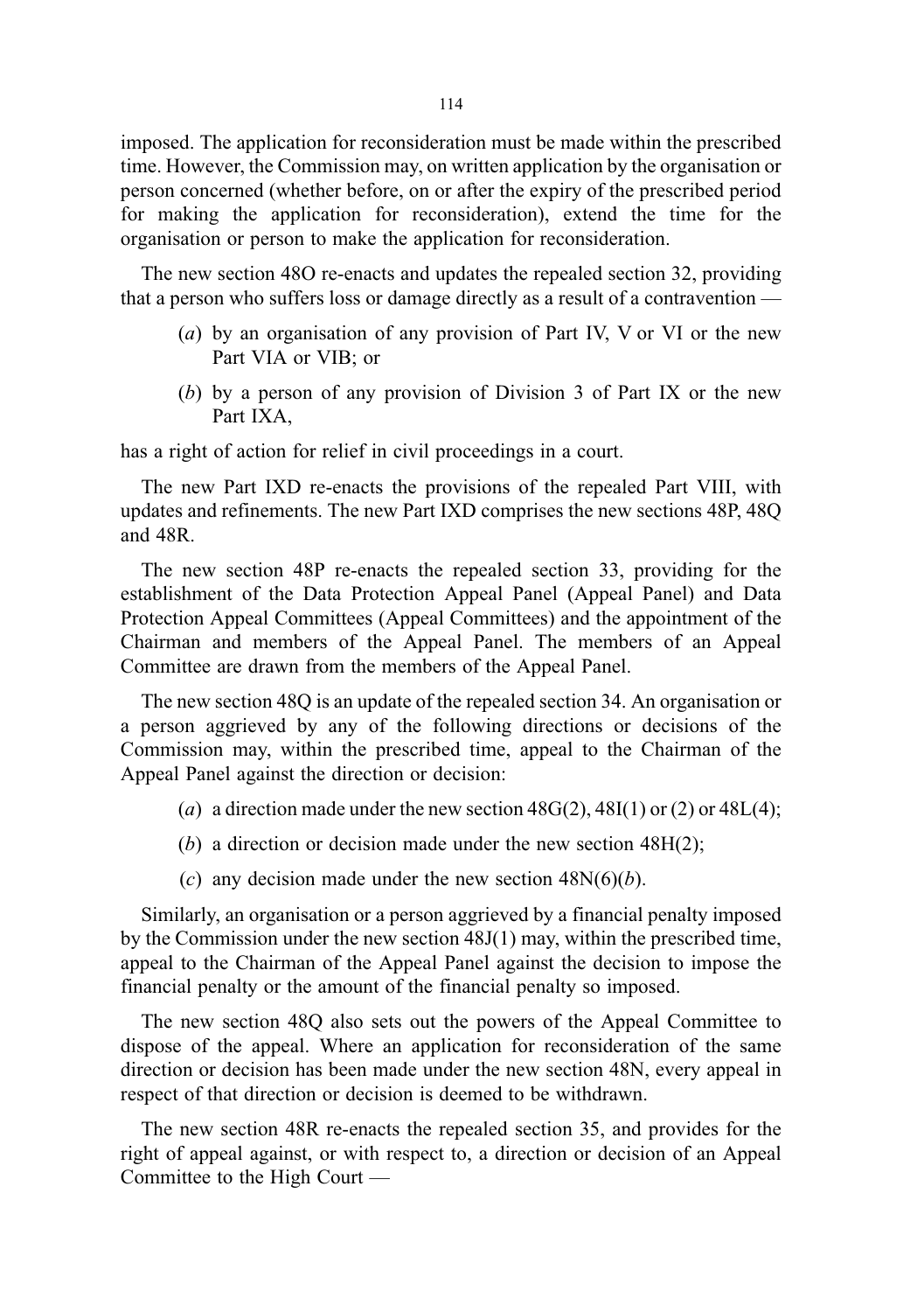imposed. The application for reconsideration must be made within the prescribed time. However, the Commission may, on written application by the organisation or person concerned (whether before, on or after the expiry of the prescribed period for making the application for reconsideration), extend the time for the organisation or person to make the application for reconsideration.

The new section 48O re-enacts and updates the repealed section 32, providing that a person who suffers loss or damage directly as a result of a contravention —

(*a*) by an organisation of any provision of Part IV, V or VI or the new Part VIA or VIB; or

(*b*) by a person of any provision of Division 3 of Part IX or the new Part IXA,

has a right of action for relief in civil proceedings in a court.

The new Part IXD re-enacts the provisions of the repealed Part VIII, with updates and refinements. The new Part IXD comprises the new sections 48P, 48Q and 48R.

The new section 48P re-enacts the repealed section 33, providing for the establishment of the Data Protection Appeal Panel (Appeal Panel) and Data Protection Appeal Committees (Appeal Committees) and the appointment of the Chairman and members of the Appeal Panel. The members of an Appeal Committee are drawn from the members of the Appeal Panel.

The new section 48Q is an update of the repealed section 34. An organisation or a person aggrieved by any of the following directions or decisions of the Commission may, within the prescribed time, appeal to the Chairman of the Appeal Panel against the direction or decision:

(*a*) a direction made under the new section 48G(2), 48I(1) or (2) or 48L(4);

(*b*) a direction or decision made under the new section 48H(2);

(*c*) any decision made under the new section 48N(6)(*b*).

Similarly, an organisation or a person aggrieved by a financial penalty imposed by the Commission under the new section 48J(1) may, within the prescribed time, appeal to the Chairman of the Appeal Panel against the decision to impose the financial penalty or the amount of the financial penalty so imposed.

The new section 48Q also sets out the powers of the Appeal Committee to dispose of the appeal. Where an application for reconsideration of the same direction or decision has been made under the new section 48N, every appeal in respect of that direction or decision is deemed to be withdrawn.

The new section 48R re-enacts the repealed section 35, and provides for the right of appeal against, or with respect to, a direction or decision of an Appeal Committee to the High Court —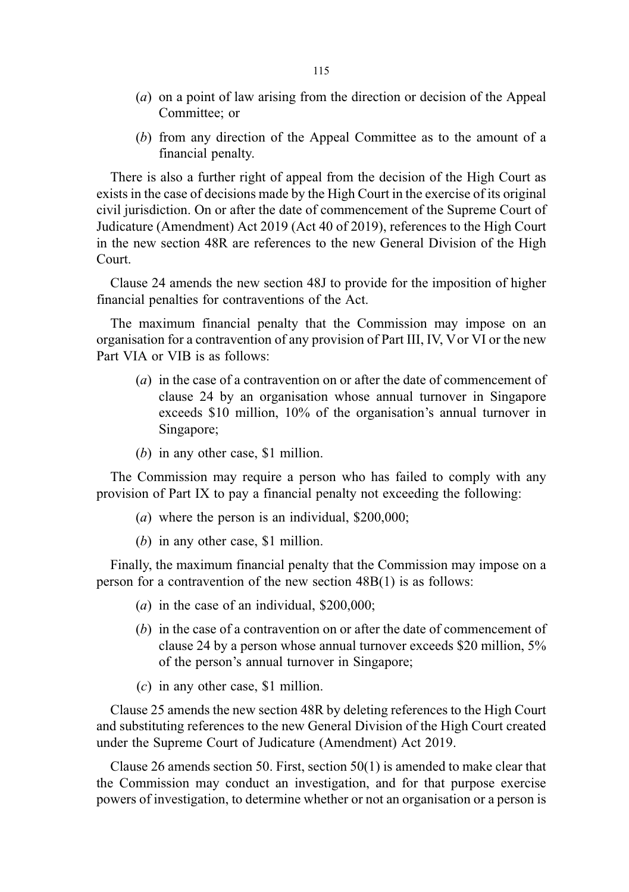(*a*) on a point of law arising from the direction or decision of the Appeal Committee; or

(*b*) from any direction of the Appeal Committee as to the amount of a financial penalty.

There is also a further right of appeal from the decision of the High Court as exists in the case of decisions made by the High Court in the exercise of its original civil jurisdiction. On or after the date of commencement of the Supreme Court of Judicature (Amendment) Act 2019 (Act 40 of 2019), references to the High Court in the new section 48R are references to the new General Division of the High Court.

Clause 24 amends the new section 48J to provide for the imposition of higher financial penalties for contraventions of the Act.

The maximum financial penalty that the Commission may impose on an organisation for a contravention of any provision of Part III, IV, V or VI or the new Part VIA or VIB is as follows:

(*a*) in the case of a contravention on or after the date of commencement of clause 24 by an organisation whose annual turnover in Singapore exceeds $10 million, 10% of the organisation's annual turnover in Singapore;

(*b*) in any other case, $1 million.

The Commission may require a person who has failed to comply with any provision of Part IX to pay a financial penalty not exceeding the following:

(*a*) where the person is an individual, $200,000;

(*b*) in any other case, $1 million.

Finally, the maximum financial penalty that the Commission may impose on a person for a contravention of the new section 48B(1) is as follows:

(*a*) in the case of an individual, $200,000;

(*b*) in the case of a contravention on or after the date of commencement of clause 24 by a person whose annual turnover exceeds $20 million, 5% of the person's annual turnover in Singapore;

(*c*) in any other case, $1 million.

Clause 25 amends the new section 48R by deleting references to the High Court and substituting references to the new General Division of the High Court created under the Supreme Court of Judicature (Amendment) Act 2019.

Clause 26 amends section 50. First, section 50(1) is amended to make clear that the Commission may conduct an investigation, and for that purpose exercise powers of investigation, to determine whether or not an organisation or a person is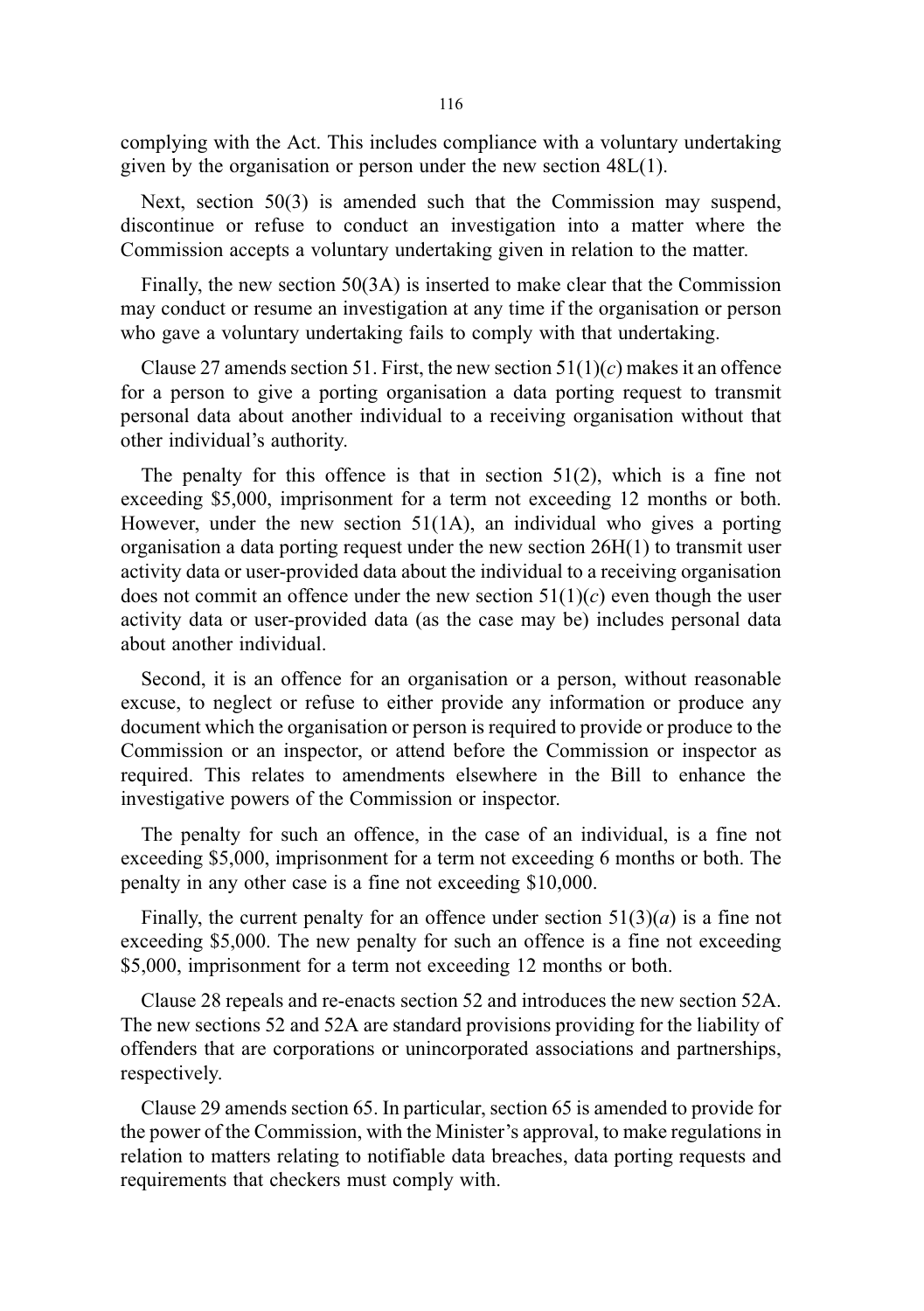complying with the Act. This includes compliance with a voluntary undertaking given by the organisation or person under the new section 48L(1).

Next, section 50(3) is amended such that the Commission may suspend, discontinue or refuse to conduct an investigation into a matter where the Commission accepts a voluntary undertaking given in relation to the matter.

Finally, the new section 50(3A) is inserted to make clear that the Commission may conduct or resume an investigation at any time if the organisation or person who gave a voluntary undertaking fails to comply with that undertaking.

Clause 27 amends section 51. First, the new section 51(1)(*c*) makes it an offence for a person to give a porting organisation a data porting request to transmit personal data about another individual to a receiving organisation without that other individual's authority.

The penalty for this offence is that in section 51(2), which is a fine not exceeding $5,000, imprisonment for a term not exceeding 12 months or both. However, under the new section 51(1A), an individual who gives a porting organisation a data porting request under the new section 26H(1) to transmit user activity data or user-provided data about the individual to a receiving organisation does not commit an offence under the new section 51(1)(*c*) even though the user activity data or user-provided data (as the case may be) includes personal data about another individual.

Second, it is an offence for an organisation or a person, without reasonable excuse, to neglect or refuse to either provide any information or produce any document which the organisation or person is required to provide or produce to the Commission or an inspector, or attend before the Commission or inspector as required. This relates to amendments elsewhere in the Bill to enhance the investigative powers of the Commission or inspector.

The penalty for such an offence, in the case of an individual, is a fine not exceeding $5,000, imprisonment for a term not exceeding 6 months or both. The penalty in any other case is a fine not exceeding $10,000.

Finally, the current penalty for an offence under section 51(3)(*a*) is a fine not exceeding $5,000. The new penalty for such an offence is a fine not exceeding $5,000, imprisonment for a term not exceeding 12 months or both.

Clause 28 repeals and re-enacts section 52 and introduces the new section 52A. The new sections 52 and 52A are standard provisions providing for the liability of offenders that are corporations or unincorporated associations and partnerships, respectively.

Clause 29 amends section 65. In particular, section 65 is amended to provide for the power of the Commission, with the Minister's approval, to make regulations in relation to matters relating to notifiable data breaches, data porting requests and requirements that checkers must comply with.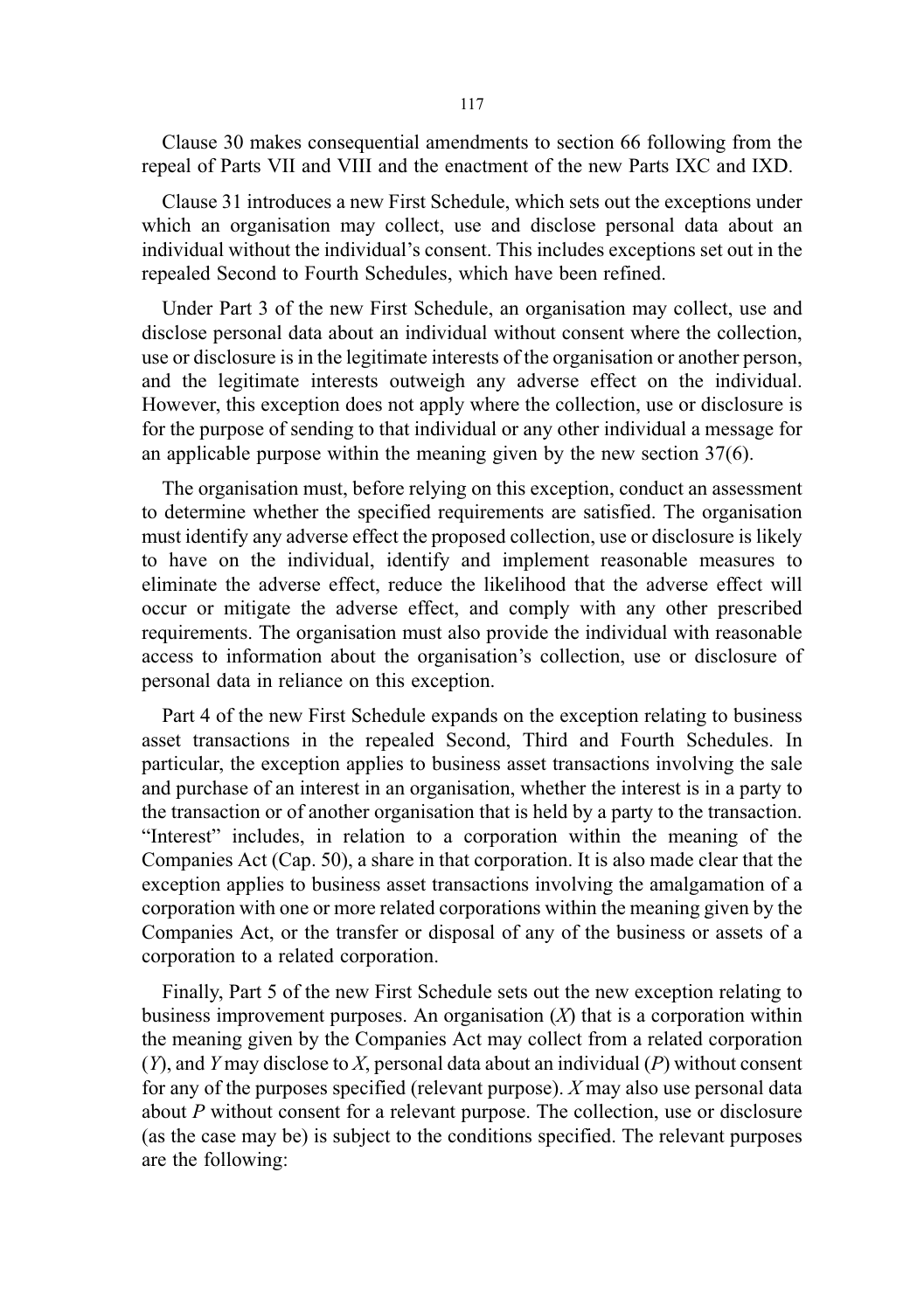Clause 30 makes consequential amendments to section 66 following from the repeal of Parts VII and VIII and the enactment of the new Parts IXC and IXD.

Clause 31 introduces a new First Schedule, which sets out the exceptions under which an organisation may collect, use and disclose personal data about an individual without the individual's consent. This includes exceptions set out in the repealed Second to Fourth Schedules, which have been refined.

Under Part 3 of the new First Schedule, an organisation may collect, use and disclose personal data about an individual without consent where the collection, use or disclosure is in the legitimate interests of the organisation or another person, and the legitimate interests outweigh any adverse effect on the individual. However, this exception does not apply where the collection, use or disclosure is for the purpose of sending to that individual or any other individual a message for an applicable purpose within the meaning given by the new section 37(6).

The organisation must, before relying on this exception, conduct an assessment to determine whether the specified requirements are satisfied. The organisation must identify any adverse effect the proposed collection, use or disclosure is likely to have on the individual, identify and implement reasonable measures to eliminate the adverse effect, reduce the likelihood that the adverse effect will occur or mitigate the adverse effect, and comply with any other prescribed requirements. The organisation must also provide the individual with reasonable access to information about the organisation's collection, use or disclosure of personal data in reliance on this exception.

Part 4 of the new First Schedule expands on the exception relating to business asset transactions in the repealed Second, Third and Fourth Schedules. In particular, the exception applies to business asset transactions involving the sale and purchase of an interest in an organisation, whether the interest is in a party to the transaction or of another organisation that is held by a party to the transaction. "Interest" includes, in relation to a corporation within the meaning of the Companies Act (Cap. 50), a share in that corporation. It is also made clear that the exception applies to business asset transactions involving the amalgamation of a corporation with one or more related corporations within the meaning given by the Companies Act, or the transfer or disposal of any of the business or assets of a corporation to a related corporation.

Finally, Part 5 of the new First Schedule sets out the new exception relating to business improvement purposes. An organisation (*X*) that is a corporation within the meaning given by the Companies Act may collect from a related corporation (*Y*), and *Y* may disclose to *X*, personal data about an individual (*P*) without consent for any of the purposes specified (relevant purpose). *X* may also use personal data about *P* without consent for a relevant purpose. The collection, use or disclosure (as the case may be) is subject to the conditions specified. The relevant purposes are the following: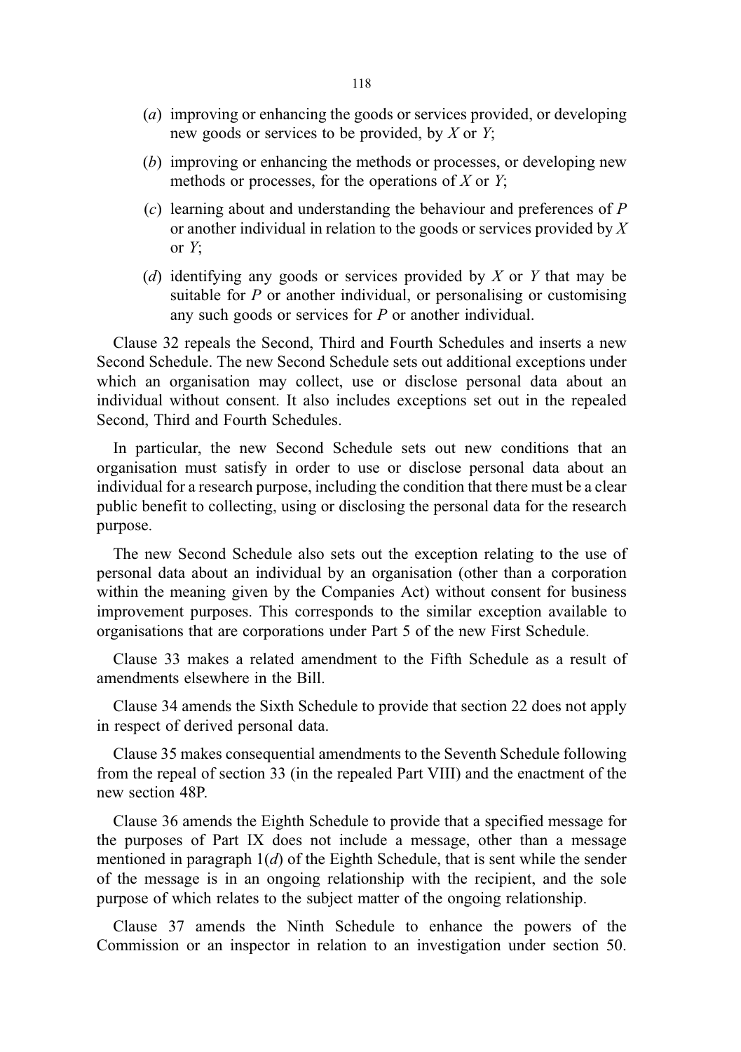(*a*) improving or enhancing the goods or services provided, or developing new goods or services to be provided, by *X* or *Y*;

(*b*) improving or enhancing the methods or processes, or developing new methods or processes, for the operations of *X* or *Y*;

(*c*) learning about and understanding the behaviour and preferences of *P* or another individual in relation to the goods or services provided by *X* or *Y*;

(*d*) identifying any goods or services provided by *X* or *Y* that may be suitable for *P* or another individual, or personalising or customising any such goods or services for *P* or another individual.

Clause 32 repeals the Second, Third and Fourth Schedules and inserts a new Second Schedule. The new Second Schedule sets out additional exceptions under which an organisation may collect, use or disclose personal data about an individual without consent. It also includes exceptions set out in the repealed Second, Third and Fourth Schedules.

In particular, the new Second Schedule sets out new conditions that an organisation must satisfy in order to use or disclose personal data about an individual for a research purpose, including the condition that there must be a clear public benefit to collecting, using or disclosing the personal data for the research purpose.

The new Second Schedule also sets out the exception relating to the use of personal data about an individual by an organisation (other than a corporation within the meaning given by the Companies Act) without consent for business improvement purposes. This corresponds to the similar exception available to organisations that are corporations under Part 5 of the new First Schedule.

Clause 33 makes a related amendment to the Fifth Schedule as a result of amendments elsewhere in the Bill.

Clause 34 amends the Sixth Schedule to provide that section 22 does not apply in respect of derived personal data.

Clause 35 makes consequential amendments to the Seventh Schedule following from the repeal of section 33 (in the repealed Part VIII) and the enactment of the new section 48P.

Clause 36 amends the Eighth Schedule to provide that a specified message for the purposes of Part IX does not include a message, other than a message mentioned in paragraph 1(*d*) of the Eighth Schedule, that is sent while the sender of the message is in an ongoing relationship with the recipient, and the sole purpose of which relates to the subject matter of the ongoing relationship.

Clause 37 amends the Ninth Schedule to enhance the powers of the Commission or an inspector in relation to an investigation under section 50.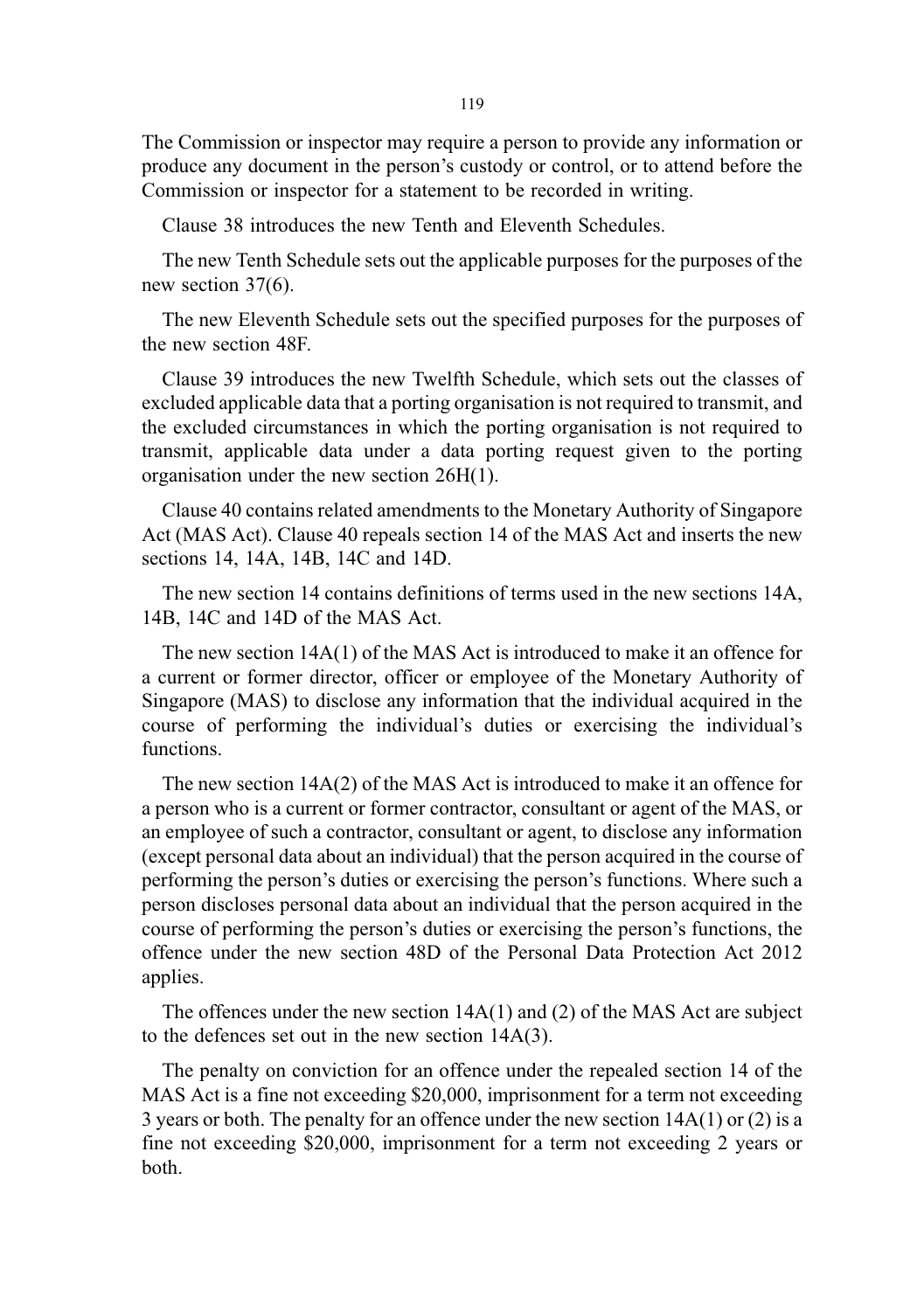The Commission or inspector may require a person to provide any information or produce any document in the person's custody or control, or to attend before the Commission or inspector for a statement to be recorded in writing.

Clause 38 introduces the new Tenth and Eleventh Schedules.

The new Tenth Schedule sets out the applicable purposes for the purposes of the new section 37(6).

The new Eleventh Schedule sets out the specified purposes for the purposes of the new section 48F.

Clause 39 introduces the new Twelfth Schedule, which sets out the classes of excluded applicable data that a porting organisation is not required to transmit, and the excluded circumstances in which the porting organisation is not required to transmit, applicable data under a data porting request given to the porting organisation under the new section 26H(1).

Clause 40 contains related amendments to the Monetary Authority of Singapore Act (MAS Act). Clause 40 repeals section 14 of the MAS Act and inserts the new sections 14, 14A, 14B, 14C and 14D.

The new section 14 contains definitions of terms used in the new sections 14A, 14B, 14C and 14D of the MAS Act.

The new section 14A(1) of the MAS Act is introduced to make it an offence for a current or former director, officer or employee of the Monetary Authority of Singapore (MAS) to disclose any information that the individual acquired in the course of performing the individual's duties or exercising the individual's functions.

The new section 14A(2) of the MAS Act is introduced to make it an offence for a person who is a current or former contractor, consultant or agent of the MAS, or an employee of such a contractor, consultant or agent, to disclose any information (except personal data about an individual) that the person acquired in the course of performing the person's duties or exercising the person's functions. Where such a person discloses personal data about an individual that the person acquired in the course of performing the person's duties or exercising the person's functions, the offence under the new section 48D of the Personal Data Protection Act 2012 applies.

The offences under the new section 14A(1) and (2) of the MAS Act are subject to the defences set out in the new section 14A(3).

The penalty on conviction for an offence under the repealed section 14 of the MAS Act is a fine not exceeding $20,000, imprisonment for a term not exceeding 3 years or both. The penalty for an offence under the new section 14A(1) or (2) is a fine not exceeding $20,000, imprisonment for a term not exceeding 2 years or both.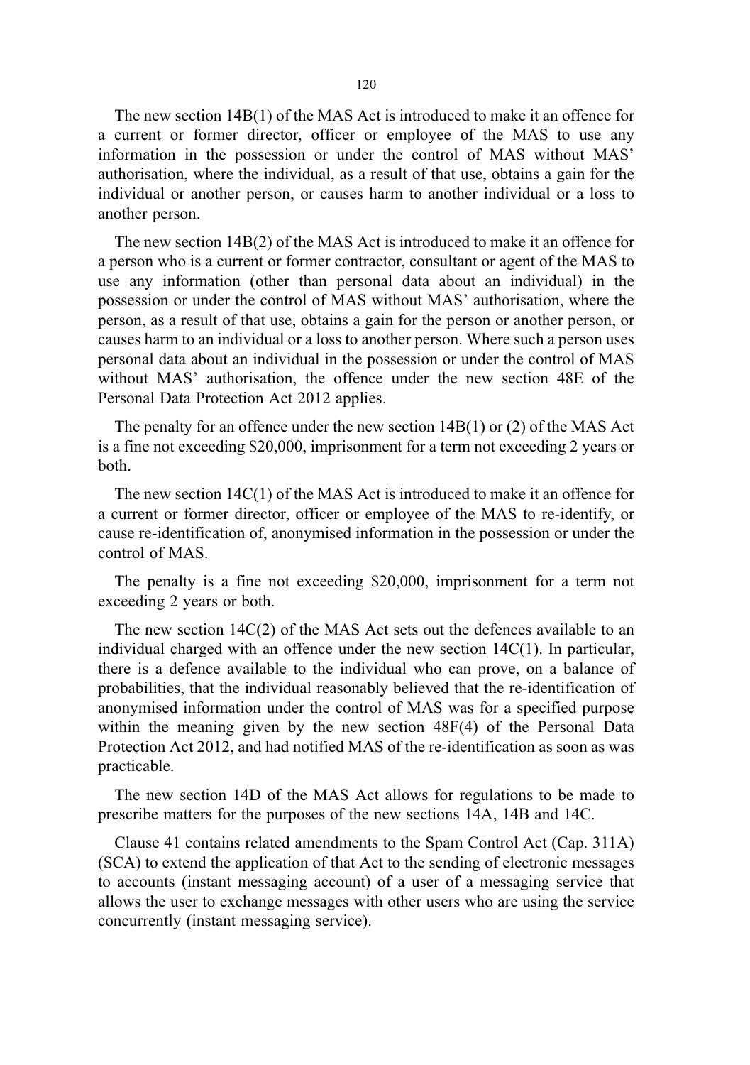The new section 14B(1) of the MAS Act is introduced to make it an offence for a current or former director, officer or employee of the MAS to use any information in the possession or under the control of MAS without MAS' authorisation, where the individual, as a result of that use, obtains a gain for the individual or another person, or causes harm to another individual or a loss to another person.

The new section 14B(2) of the MAS Act is introduced to make it an offence for a person who is a current or former contractor, consultant or agent of the MAS to use any information (other than personal data about an individual) in the possession or under the control of MAS without MAS' authorisation, where the person, as a result of that use, obtains a gain for the person or another person, or causes harm to an individual or a loss to another person. Where such a person uses personal data about an individual in the possession or under the control of MAS without MAS' authorisation, the offence under the new section 48E of the Personal Data Protection Act 2012 applies.

The penalty for an offence under the new section 14B(1) or (2) of the MAS Act is a fine not exceeding $20,000, imprisonment for a term not exceeding 2 years or both.

The new section 14C(1) of the MAS Act is introduced to make it an offence for a current or former director, officer or employee of the MAS to re-identify, or cause re-identification of, anonymised information in the possession or under the control of MAS.

The penalty is a fine not exceeding $20,000, imprisonment for a term not exceeding 2 years or both.

The new section 14C(2) of the MAS Act sets out the defences available to an individual charged with an offence under the new section 14C(1). In particular, there is a defence available to the individual who can prove, on a balance of probabilities, that the individual reasonably believed that the re-identification of anonymised information under the control of MAS was for a specified purpose within the meaning given by the new section 48F(4) of the Personal Data Protection Act 2012, and had notified MAS of the re-identification as soon as was practicable.

The new section 14D of the MAS Act allows for regulations to be made to prescribe matters for the purposes of the new sections 14A, 14B and 14C.

Clause 41 contains related amendments to the Spam Control Act (Cap. 311A) (SCA) to extend the application of that Act to the sending of electronic messages to accounts (instant messaging account) of a user of a messaging service that allows the user to exchange messages with other users who are using the service concurrently (instant messaging service).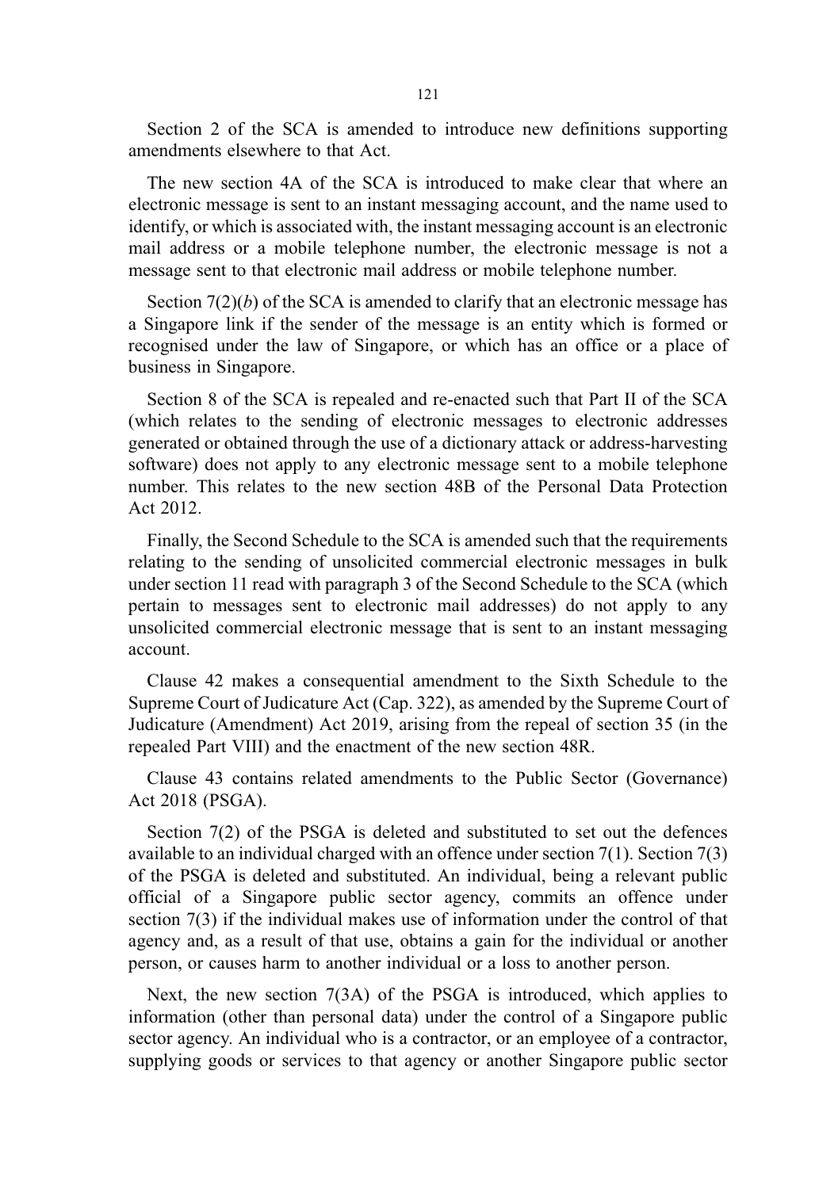Section 2 of the SCA is amended to introduce new definitions supporting amendments elsewhere to that Act.

The new section 4A of the SCA is introduced to make clear that where an electronic message is sent to an instant messaging account, and the name used to identify, or which is associated with, the instant messaging account is an electronic mail address or a mobile telephone number, the electronic message is not a message sent to that electronic mail address or mobile telephone number.

Section 7(2)(*b*) of the SCA is amended to clarify that an electronic message has a Singapore link if the sender of the message is an entity which is formed or recognised under the law of Singapore, or which has an office or a place of business in Singapore.

Section 8 of the SCA is repealed and re-enacted such that Part II of the SCA (which relates to the sending of electronic messages to electronic addresses generated or obtained through the use of a dictionary attack or address-harvesting software) does not apply to any electronic message sent to a mobile telephone number. This relates to the new section 48B of the Personal Data Protection Act 2012.

Finally, the Second Schedule to the SCA is amended such that the requirements relating to the sending of unsolicited commercial electronic messages in bulk under section 11 read with paragraph 3 of the Second Schedule to the SCA (which pertain to messages sent to electronic mail addresses) do not apply to any unsolicited commercial electronic message that is sent to an instant messaging account.

Clause 42 makes a consequential amendment to the Sixth Schedule to the Supreme Court of Judicature Act (Cap. 322), as amended by the Supreme Court of Judicature (Amendment) Act 2019, arising from the repeal of section 35 (in the repealed Part VIII) and the enactment of the new section 48R.

Clause 43 contains related amendments to the Public Sector (Governance) Act 2018 (PSGA).

Section 7(2) of the PSGA is deleted and substituted to set out the defences available to an individual charged with an offence under section 7(1). Section 7(3) of the PSGA is deleted and substituted. An individual, being a relevant public official of a Singapore public sector agency, commits an offence under section 7(3) if the individual makes use of information under the control of that agency and, as a result of that use, obtains a gain for the individual or another person, or causes harm to another individual or a loss to another person.

Next, the new section 7(3A) of the PSGA is introduced, which applies to information (other than personal data) under the control of a Singapore public sector agency. An individual who is a contractor, or an employee of a contractor, supplying goods or services to that agency or another Singapore public sector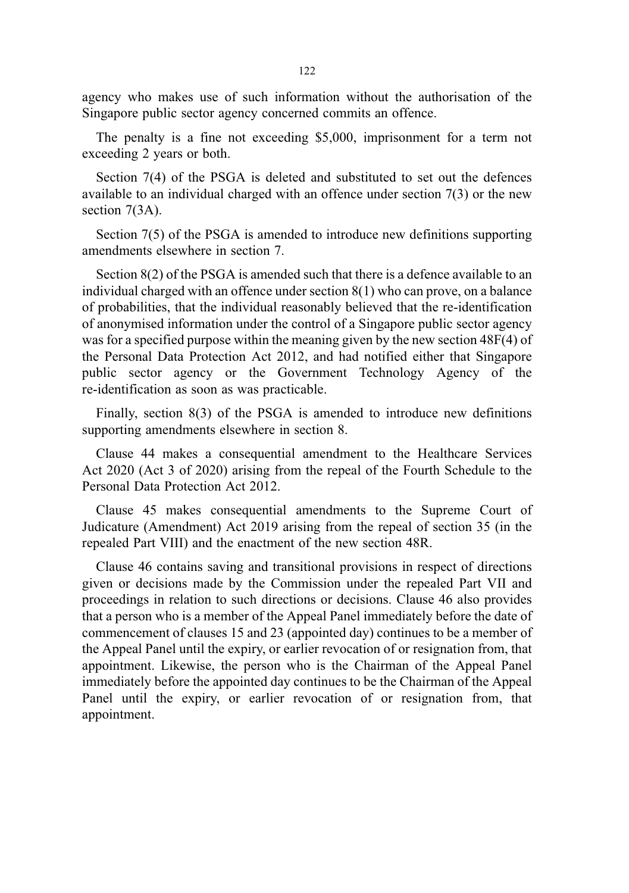agency who makes use of such information without the authorisation of the Singapore public sector agency concerned commits an offence.

The penalty is a fine not exceeding $5,000, imprisonment for a term not exceeding 2 years or both.

Section 7(4) of the PSGA is deleted and substituted to set out the defences available to an individual charged with an offence under section 7(3) or the new section 7(3A).

Section 7(5) of the PSGA is amended to introduce new definitions supporting amendments elsewhere in section 7.

Section 8(2) of the PSGA is amended such that there is a defence available to an individual charged with an offence under section 8(1) who can prove, on a balance of probabilities, that the individual reasonably believed that the re-identification of anonymised information under the control of a Singapore public sector agency was for a specified purpose within the meaning given by the new section 48F(4) of the Personal Data Protection Act 2012, and had notified either that Singapore public sector agency or the Government Technology Agency of the re-identification as soon as was practicable.

Finally, section 8(3) of the PSGA is amended to introduce new definitions supporting amendments elsewhere in section 8.

Clause 44 makes a consequential amendment to the Healthcare Services Act 2020 (Act 3 of 2020) arising from the repeal of the Fourth Schedule to the Personal Data Protection Act 2012.

Clause 45 makes consequential amendments to the Supreme Court of Judicature (Amendment) Act 2019 arising from the repeal of section 35 (in the repealed Part VIII) and the enactment of the new section 48R.

Clause 46 contains saving and transitional provisions in respect of directions given or decisions made by the Commission under the repealed Part VII and proceedings in relation to such directions or decisions. Clause 46 also provides that a person who is a member of the Appeal Panel immediately before the date of commencement of clauses 15 and 23 (appointed day) continues to be a member of the Appeal Panel until the expiry, or earlier revocation of or resignation from, that appointment. Likewise, the person who is the Chairman of the Appeal Panel immediately before the appointed day continues to be the Chairman of the Appeal Panel until the expiry, or earlier revocation of or resignation from, that appointment.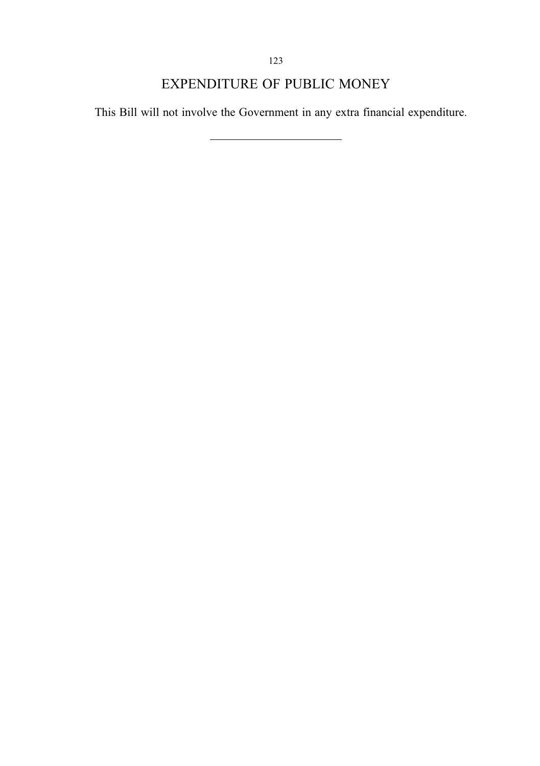# EXPENDITURE OF PUBLIC MONEY

This Bill will not involve the Government in any extra financial expenditure.

---